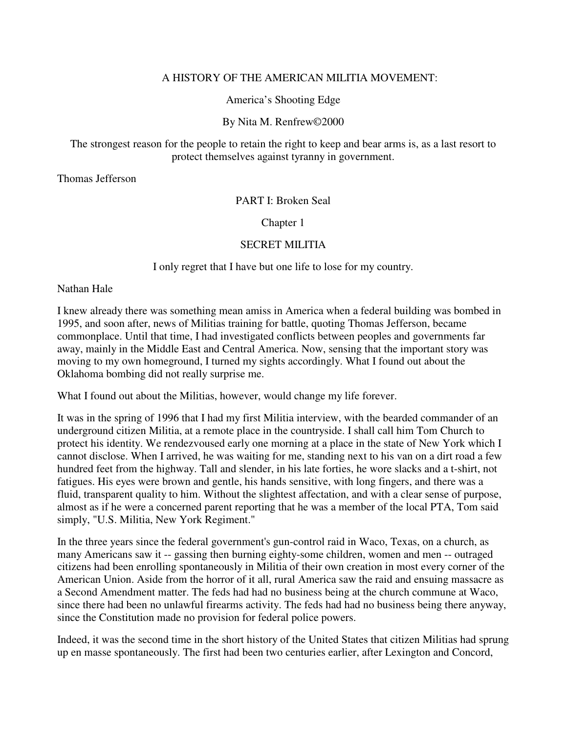# A HISTORY OF THE AMERICAN MILITIA MOVEMENT:

## America's Shooting Edge

By Nita M. Renfrew©2000

The strongest reason for the people to retain the right to keep and bear arms is, as a last resort to protect themselves against tyranny in government.

Thomas Jefferson

# PART I: Broken Seal

## Chapter 1

## SECRET MILITIA

I only regret that I have but one life to lose for my country.

Nathan Hale

I knew already there was something mean amiss in America when a federal building was bombed in 1995, and soon after, news of Militias training for battle, quoting Thomas Jefferson, became commonplace. Until that time, I had investigated conflicts between peoples and governments far away, mainly in the Middle East and Central America. Now, sensing that the important story was moving to my own homeground, I turned my sights accordingly. What I found out about the Oklahoma bombing did not really surprise me.

What I found out about the Militias, however, would change my life forever.

It was in the spring of 1996 that I had my first Militia interview, with the bearded commander of an underground citizen Militia, at a remote place in the countryside. I shall call him Tom Church to protect his identity. We rendezvoused early one morning at a place in the state of New York which I cannot disclose. When I arrived, he was waiting for me, standing next to his van on a dirt road a few hundred feet from the highway. Tall and slender, in his late forties, he wore slacks and a t-shirt, not fatigues. His eyes were brown and gentle, his hands sensitive, with long fingers, and there was a fluid, transparent quality to him. Without the slightest affectation, and with a clear sense of purpose, almost as if he were a concerned parent reporting that he was a member of the local PTA, Tom said simply, "U.S. Militia, New York Regiment."

In the three years since the federal government's gun-control raid in Waco, Texas, on a church, as many Americans saw it -- gassing then burning eighty-some children, women and men -- outraged citizens had been enrolling spontaneously in Militia of their own creation in most every corner of the American Union. Aside from the horror of it all, rural America saw the raid and ensuing massacre as a Second Amendment matter. The feds had had no business being at the church commune at Waco, since there had been no unlawful firearms activity. The feds had had no business being there anyway, since the Constitution made no provision for federal police powers.

Indeed, it was the second time in the short history of the United States that citizen Militias had sprung up en masse spontaneously. The first had been two centuries earlier, after Lexington and Concord,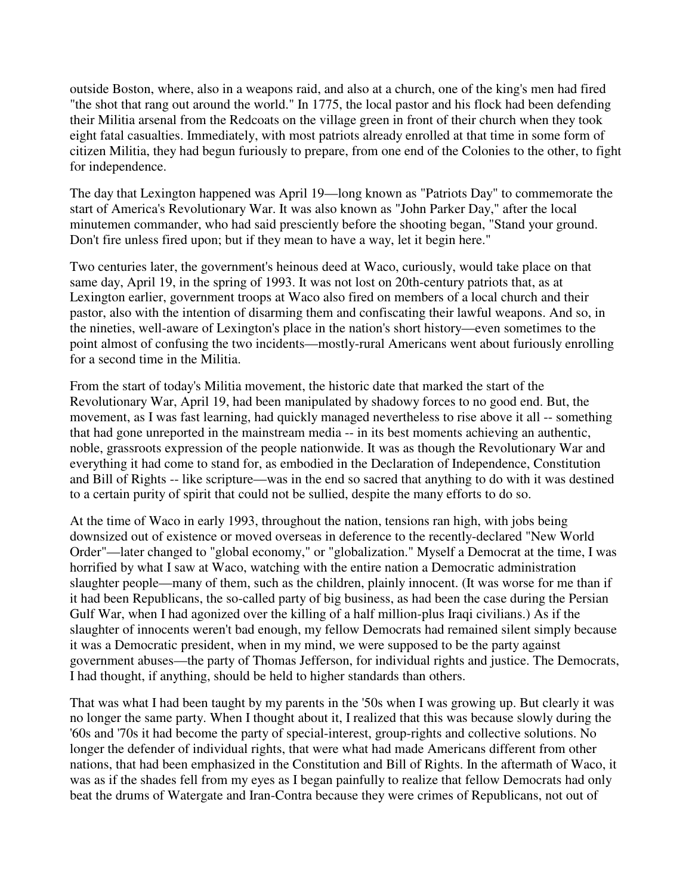outside Boston, where, also in a weapons raid, and also at a church, one of the king's men had fired "the shot that rang out around the world." In 1775, the local pastor and his flock had been defending their Militia arsenal from the Redcoats on the village green in front of their church when they took eight fatal casualties. Immediately, with most patriots already enrolled at that time in some form of citizen Militia, they had begun furiously to prepare, from one end of the Colonies to the other, to fight for independence.

The day that Lexington happened was April 19—long known as "Patriots Day" to commemorate the start of America's Revolutionary War. It was also known as "John Parker Day," after the local minutemen commander, who had said presciently before the shooting began, "Stand your ground. Don't fire unless fired upon; but if they mean to have a way, let it begin here."

Two centuries later, the government's heinous deed at Waco, curiously, would take place on that same day, April 19, in the spring of 1993. It was not lost on 20th-century patriots that, as at Lexington earlier, government troops at Waco also fired on members of a local church and their pastor, also with the intention of disarming them and confiscating their lawful weapons. And so, in the nineties, well-aware of Lexington's place in the nation's short history—even sometimes to the point almost of confusing the two incidents—mostly-rural Americans went about furiously enrolling for a second time in the Militia.

From the start of today's Militia movement, the historic date that marked the start of the Revolutionary War, April 19, had been manipulated by shadowy forces to no good end. But, the movement, as I was fast learning, had quickly managed nevertheless to rise above it all -- something that had gone unreported in the mainstream media -- in its best moments achieving an authentic, noble, grassroots expression of the people nationwide. It was as though the Revolutionary War and everything it had come to stand for, as embodied in the Declaration of Independence, Constitution and Bill of Rights -- like scripture—was in the end so sacred that anything to do with it was destined to a certain purity of spirit that could not be sullied, despite the many efforts to do so.

At the time of Waco in early 1993, throughout the nation, tensions ran high, with jobs being downsized out of existence or moved overseas in deference to the recently-declared "New World Order"—later changed to "global economy," or "globalization." Myself a Democrat at the time, I was horrified by what I saw at Waco, watching with the entire nation a Democratic administration slaughter people—many of them, such as the children, plainly innocent. (It was worse for me than if it had been Republicans, the so-called party of big business, as had been the case during the Persian Gulf War, when I had agonized over the killing of a half million-plus Iraqi civilians.) As if the slaughter of innocents weren't bad enough, my fellow Democrats had remained silent simply because it was a Democratic president, when in my mind, we were supposed to be the party against government abuses—the party of Thomas Jefferson, for individual rights and justice. The Democrats, I had thought, if anything, should be held to higher standards than others.

That was what I had been taught by my parents in the '50s when I was growing up. But clearly it was no longer the same party. When I thought about it, I realized that this was because slowly during the '60s and '70s it had become the party of special-interest, group-rights and collective solutions. No longer the defender of individual rights, that were what had made Americans different from other nations, that had been emphasized in the Constitution and Bill of Rights. In the aftermath of Waco, it was as if the shades fell from my eyes as I began painfully to realize that fellow Democrats had only beat the drums of Watergate and Iran-Contra because they were crimes of Republicans, not out of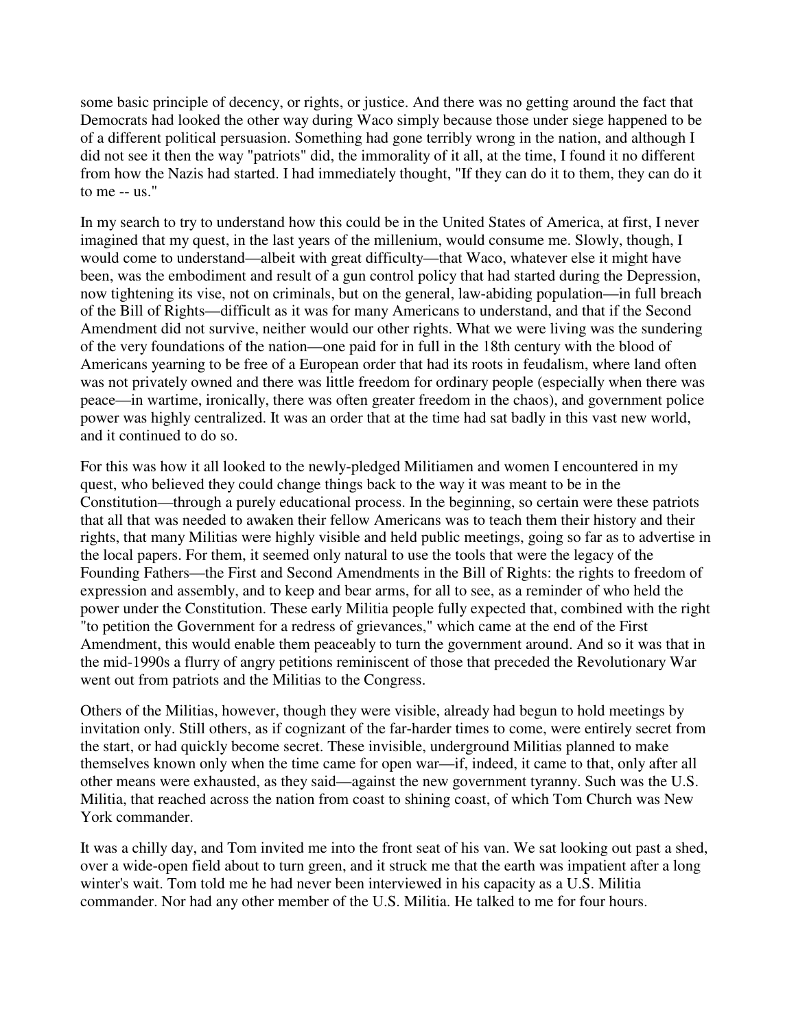some basic principle of decency, or rights, or justice. And there was no getting around the fact that Democrats had looked the other way during Waco simply because those under siege happened to be of a different political persuasion. Something had gone terribly wrong in the nation, and although I did not see it then the way "patriots" did, the immorality of it all, at the time, I found it no different from how the Nazis had started. I had immediately thought, "If they can do it to them, they can do it to me -- us."

In my search to try to understand how this could be in the United States of America, at first, I never imagined that my quest, in the last years of the millenium, would consume me. Slowly, though, I would come to understand—albeit with great difficulty—that Waco, whatever else it might have been, was the embodiment and result of a gun control policy that had started during the Depression, now tightening its vise, not on criminals, but on the general, law-abiding population—in full breach of the Bill of Rights—difficult as it was for many Americans to understand, and that if the Second Amendment did not survive, neither would our other rights. What we were living was the sundering of the very foundations of the nation—one paid for in full in the 18th century with the blood of Americans yearning to be free of a European order that had its roots in feudalism, where land often was not privately owned and there was little freedom for ordinary people (especially when there was peace—in wartime, ironically, there was often greater freedom in the chaos), and government police power was highly centralized. It was an order that at the time had sat badly in this vast new world, and it continued to do so.

For this was how it all looked to the newly-pledged Militiamen and women I encountered in my quest, who believed they could change things back to the way it was meant to be in the Constitution—through a purely educational process. In the beginning, so certain were these patriots that all that was needed to awaken their fellow Americans was to teach them their history and their rights, that many Militias were highly visible and held public meetings, going so far as to advertise in the local papers. For them, it seemed only natural to use the tools that were the legacy of the Founding Fathers—the First and Second Amendments in the Bill of Rights: the rights to freedom of expression and assembly, and to keep and bear arms, for all to see, as a reminder of who held the power under the Constitution. These early Militia people fully expected that, combined with the right "to petition the Government for a redress of grievances," which came at the end of the First Amendment, this would enable them peaceably to turn the government around. And so it was that in the mid-1990s a flurry of angry petitions reminiscent of those that preceded the Revolutionary War went out from patriots and the Militias to the Congress.

Others of the Militias, however, though they were visible, already had begun to hold meetings by invitation only. Still others, as if cognizant of the far-harder times to come, were entirely secret from the start, or had quickly become secret. These invisible, underground Militias planned to make themselves known only when the time came for open war—if, indeed, it came to that, only after all other means were exhausted, as they said—against the new government tyranny. Such was the U.S. Militia, that reached across the nation from coast to shining coast, of which Tom Church was New York commander.

It was a chilly day, and Tom invited me into the front seat of his van. We sat looking out past a shed, over a wide-open field about to turn green, and it struck me that the earth was impatient after a long winter's wait. Tom told me he had never been interviewed in his capacity as a U.S. Militia commander. Nor had any other member of the U.S. Militia. He talked to me for four hours.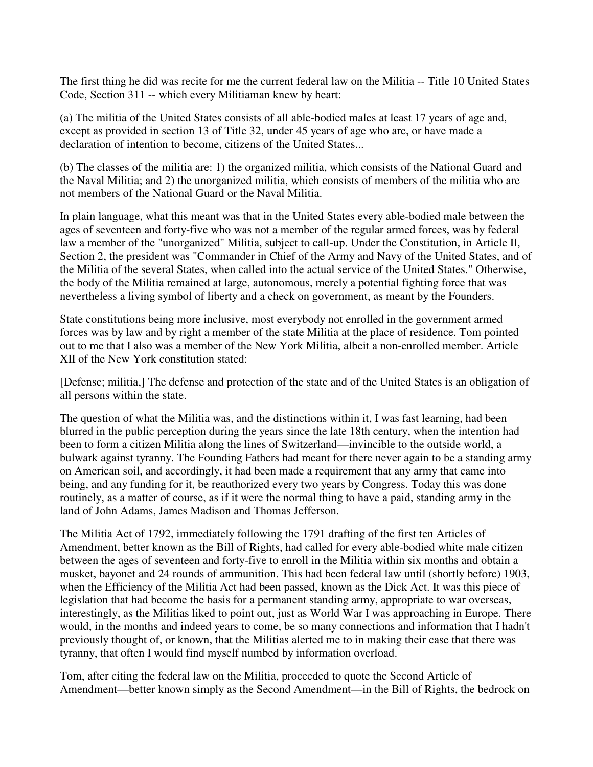The first thing he did was recite for me the current federal law on the Militia -- Title 10 United States Code, Section 311 -- which every Militiaman knew by heart:

(a) The militia of the United States consists of all able-bodied males at least 17 years of age and, except as provided in section 13 of Title 32, under 45 years of age who are, or have made a declaration of intention to become, citizens of the United States...

(b) The classes of the militia are: 1) the organized militia, which consists of the National Guard and the Naval Militia; and 2) the unorganized militia, which consists of members of the militia who are not members of the National Guard or the Naval Militia.

In plain language, what this meant was that in the United States every able-bodied male between the ages of seventeen and forty-five who was not a member of the regular armed forces, was by federal law a member of the "unorganized" Militia, subject to call-up. Under the Constitution, in Article II, Section 2, the president was "Commander in Chief of the Army and Navy of the United States, and of the Militia of the several States, when called into the actual service of the United States." Otherwise, the body of the Militia remained at large, autonomous, merely a potential fighting force that was nevertheless a living symbol of liberty and a check on government, as meant by the Founders.

State constitutions being more inclusive, most everybody not enrolled in the government armed forces was by law and by right a member of the state Militia at the place of residence. Tom pointed out to me that I also was a member of the New York Militia, albeit a non-enrolled member. Article XII of the New York constitution stated:

[Defense; militia,] The defense and protection of the state and of the United States is an obligation of all persons within the state.

The question of what the Militia was, and the distinctions within it, I was fast learning, had been blurred in the public perception during the years since the late 18th century, when the intention had been to form a citizen Militia along the lines of Switzerland—invincible to the outside world, a bulwark against tyranny. The Founding Fathers had meant for there never again to be a standing army on American soil, and accordingly, it had been made a requirement that any army that came into being, and any funding for it, be reauthorized every two years by Congress. Today this was done routinely, as a matter of course, as if it were the normal thing to have a paid, standing army in the land of John Adams, James Madison and Thomas Jefferson.

The Militia Act of 1792, immediately following the 1791 drafting of the first ten Articles of Amendment, better known as the Bill of Rights, had called for every able-bodied white male citizen between the ages of seventeen and forty-five to enroll in the Militia within six months and obtain a musket, bayonet and 24 rounds of ammunition. This had been federal law until (shortly before) 1903, when the Efficiency of the Militia Act had been passed, known as the Dick Act. It was this piece of legislation that had become the basis for a permanent standing army, appropriate to war overseas, interestingly, as the Militias liked to point out, just as World War I was approaching in Europe. There would, in the months and indeed years to come, be so many connections and information that I hadn't previously thought of, or known, that the Militias alerted me to in making their case that there was tyranny, that often I would find myself numbed by information overload.

Tom, after citing the federal law on the Militia, proceeded to quote the Second Article of Amendment—better known simply as the Second Amendment—in the Bill of Rights, the bedrock on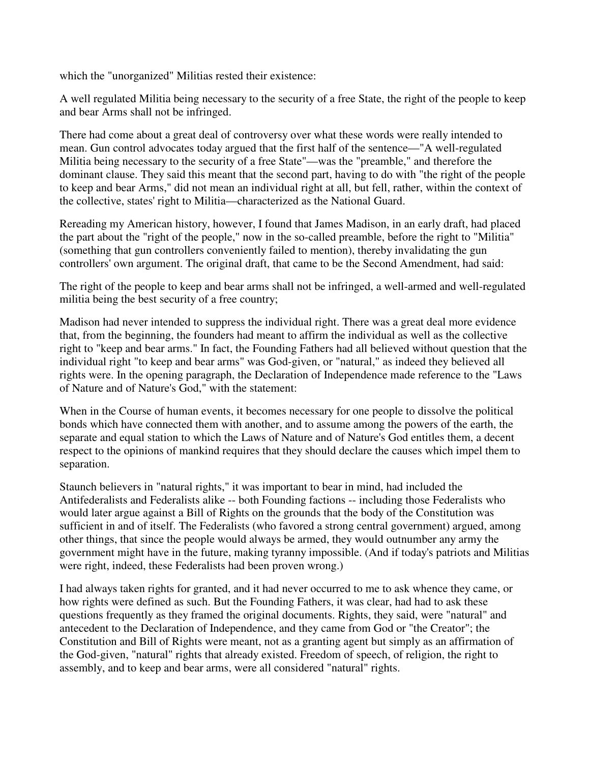which the "unorganized" Militias rested their existence:

A well regulated Militia being necessary to the security of a free State, the right of the people to keep and bear Arms shall not be infringed.

There had come about a great deal of controversy over what these words were really intended to mean. Gun control advocates today argued that the first half of the sentence—"A well-regulated Militia being necessary to the security of a free State"—was the "preamble," and therefore the dominant clause. They said this meant that the second part, having to do with "the right of the people to keep and bear Arms," did not mean an individual right at all, but fell, rather, within the context of the collective, states' right to Militia—characterized as the National Guard.

Rereading my American history, however, I found that James Madison, in an early draft, had placed the part about the "right of the people," now in the so-called preamble, before the right to "Militia" (something that gun controllers conveniently failed to mention), thereby invalidating the gun controllers' own argument. The original draft, that came to be the Second Amendment, had said:

The right of the people to keep and bear arms shall not be infringed, a well-armed and well-regulated militia being the best security of a free country;

Madison had never intended to suppress the individual right. There was a great deal more evidence that, from the beginning, the founders had meant to affirm the individual as well as the collective right to "keep and bear arms." In fact, the Founding Fathers had all believed without question that the individual right "to keep and bear arms" was God-given, or "natural," as indeed they believed all rights were. In the opening paragraph, the Declaration of Independence made reference to the "Laws of Nature and of Nature's God," with the statement:

When in the Course of human events, it becomes necessary for one people to dissolve the political bonds which have connected them with another, and to assume among the powers of the earth, the separate and equal station to which the Laws of Nature and of Nature's God entitles them, a decent respect to the opinions of mankind requires that they should declare the causes which impel them to separation.

Staunch believers in "natural rights," it was important to bear in mind, had included the Antifederalists and Federalists alike -- both Founding factions -- including those Federalists who would later argue against a Bill of Rights on the grounds that the body of the Constitution was sufficient in and of itself. The Federalists (who favored a strong central government) argued, among other things, that since the people would always be armed, they would outnumber any army the government might have in the future, making tyranny impossible. (And if today's patriots and Militias were right, indeed, these Federalists had been proven wrong.)

I had always taken rights for granted, and it had never occurred to me to ask whence they came, or how rights were defined as such. But the Founding Fathers, it was clear, had had to ask these questions frequently as they framed the original documents. Rights, they said, were "natural" and antecedent to the Declaration of Independence, and they came from God or "the Creator"; the Constitution and Bill of Rights were meant, not as a granting agent but simply as an affirmation of the God-given, "natural" rights that already existed. Freedom of speech, of religion, the right to assembly, and to keep and bear arms, were all considered "natural" rights.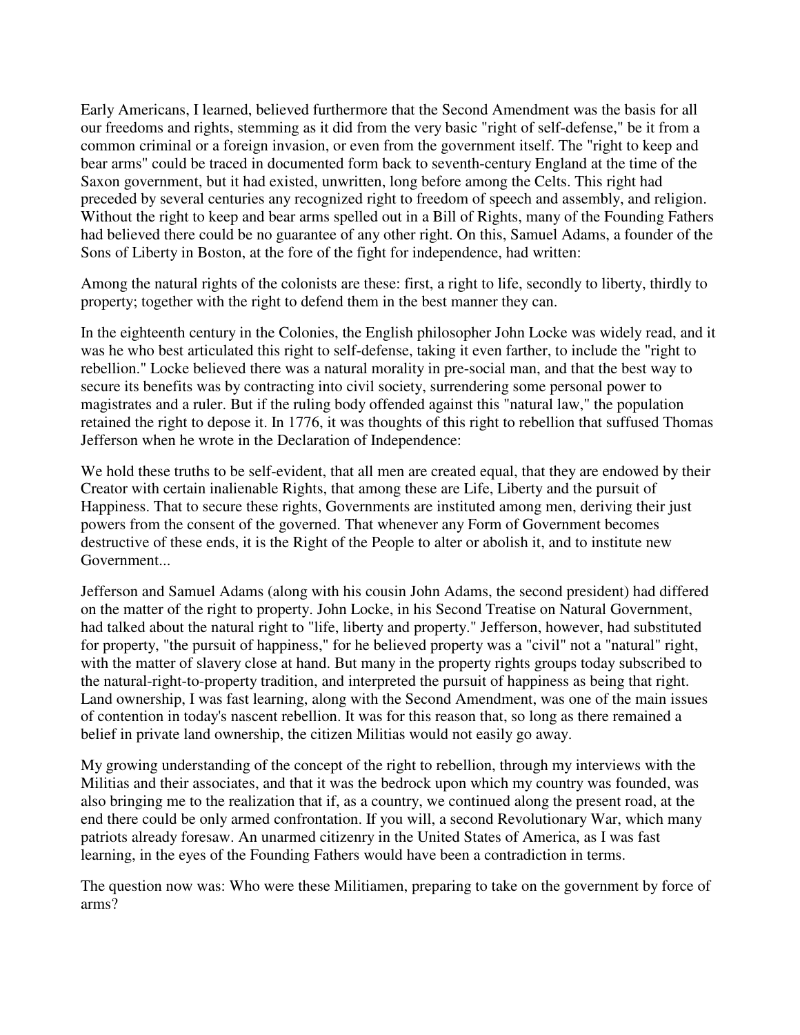Early Americans, I learned, believed furthermore that the Second Amendment was the basis for all our freedoms and rights, stemming as it did from the very basic "right of self-defense," be it from a common criminal or a foreign invasion, or even from the government itself. The "right to keep and bear arms" could be traced in documented form back to seventh-century England at the time of the Saxon government, but it had existed, unwritten, long before among the Celts. This right had preceded by several centuries any recognized right to freedom of speech and assembly, and religion. Without the right to keep and bear arms spelled out in a Bill of Rights, many of the Founding Fathers had believed there could be no guarantee of any other right. On this, Samuel Adams, a founder of the Sons of Liberty in Boston, at the fore of the fight for independence, had written:

Among the natural rights of the colonists are these: first, a right to life, secondly to liberty, thirdly to property; together with the right to defend them in the best manner they can.

In the eighteenth century in the Colonies, the English philosopher John Locke was widely read, and it was he who best articulated this right to self-defense, taking it even farther, to include the "right to rebellion." Locke believed there was a natural morality in pre-social man, and that the best way to secure its benefits was by contracting into civil society, surrendering some personal power to magistrates and a ruler. But if the ruling body offended against this "natural law," the population retained the right to depose it. In 1776, it was thoughts of this right to rebellion that suffused Thomas Jefferson when he wrote in the Declaration of Independence:

We hold these truths to be self-evident, that all men are created equal, that they are endowed by their Creator with certain inalienable Rights, that among these are Life, Liberty and the pursuit of Happiness. That to secure these rights, Governments are instituted among men, deriving their just powers from the consent of the governed. That whenever any Form of Government becomes destructive of these ends, it is the Right of the People to alter or abolish it, and to institute new Government...

Jefferson and Samuel Adams (along with his cousin John Adams, the second president) had differed on the matter of the right to property. John Locke, in his Second Treatise on Natural Government, had talked about the natural right to "life, liberty and property." Jefferson, however, had substituted for property, "the pursuit of happiness," for he believed property was a "civil" not a "natural" right, with the matter of slavery close at hand. But many in the property rights groups today subscribed to the natural-right-to-property tradition, and interpreted the pursuit of happiness as being that right. Land ownership, I was fast learning, along with the Second Amendment, was one of the main issues of contention in today's nascent rebellion. It was for this reason that, so long as there remained a belief in private land ownership, the citizen Militias would not easily go away.

My growing understanding of the concept of the right to rebellion, through my interviews with the Militias and their associates, and that it was the bedrock upon which my country was founded, was also bringing me to the realization that if, as a country, we continued along the present road, at the end there could be only armed confrontation. If you will, a second Revolutionary War, which many patriots already foresaw. An unarmed citizenry in the United States of America, as I was fast learning, in the eyes of the Founding Fathers would have been a contradiction in terms.

The question now was: Who were these Militiamen, preparing to take on the government by force of arms?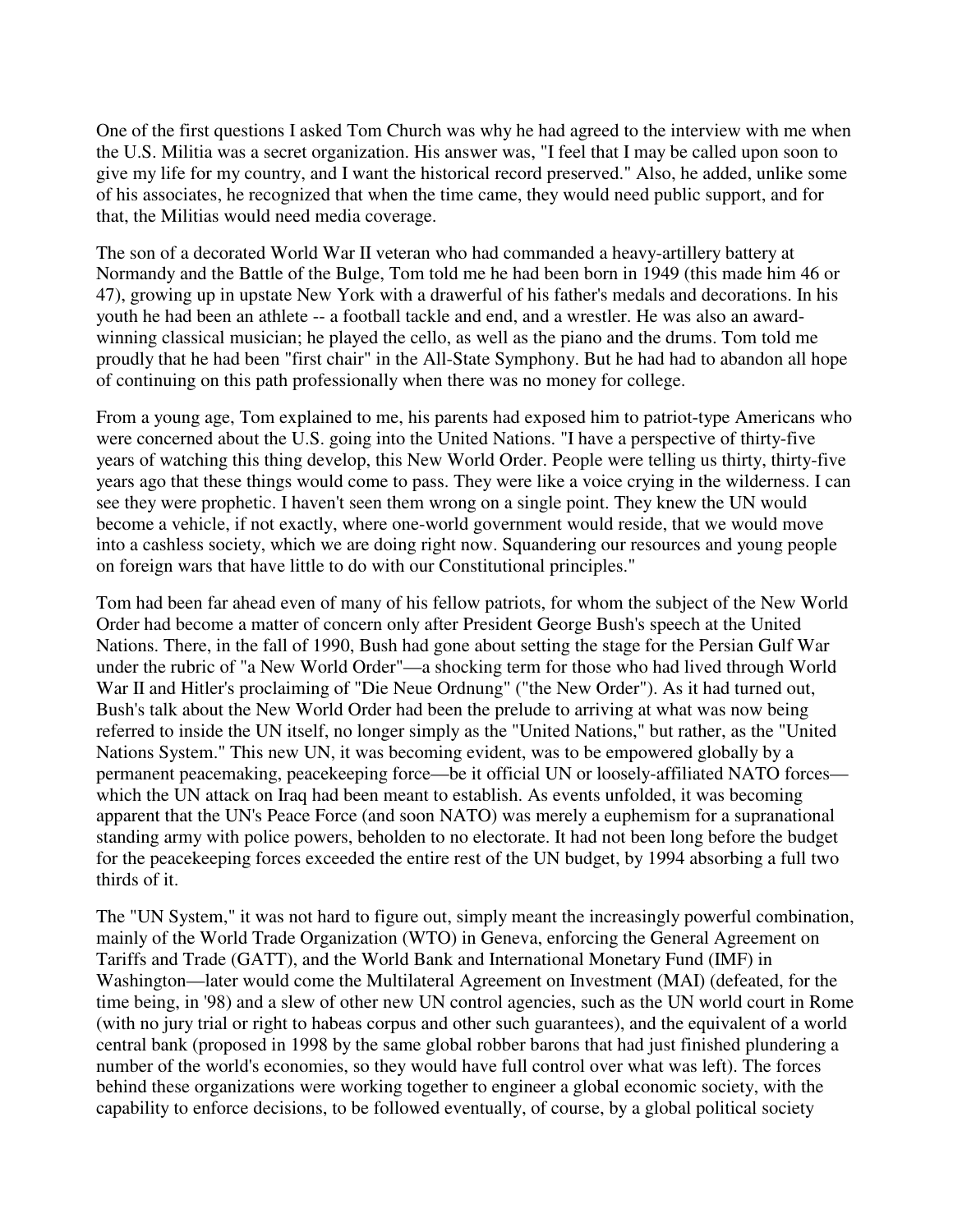One of the first questions I asked Tom Church was why he had agreed to the interview with me when the U.S. Militia was a secret organization. His answer was, "I feel that I may be called upon soon to give my life for my country, and I want the historical record preserved." Also, he added, unlike some of his associates, he recognized that when the time came, they would need public support, and for that, the Militias would need media coverage.

The son of a decorated World War II veteran who had commanded a heavy-artillery battery at Normandy and the Battle of the Bulge, Tom told me he had been born in 1949 (this made him 46 or 47), growing up in upstate New York with a drawerful of his father's medals and decorations. In his youth he had been an athlete -- a football tackle and end, and a wrestler. He was also an award-winning classical musician; he played the cello, as well as the piano and the drums. Tom told me proudly that he had been "first chair" in the All-State Symphony. But he had had to abandon all hope of continuing on this path professionally when there was no money for college.

From a young age, Tom explained to me, his parents had exposed him to patriot-type Americans who were concerned about the U.S. going into the United Nations. "I have a perspective of thirty-five years of watching this thing develop, this New World Order. People were telling us thirty, thirty-five years ago that these things would come to pass. They were like a voice crying in the wilderness. I can see they were prophetic. I haven't seen them wrong on a single point. They knew the UN would become a vehicle, if not exactly, where one-world government would reside, that we would move into a cashless society, which we are doing right now. Squandering our resources and young people on foreign wars that have little to do with our Constitutional principles."

Tom had been far ahead even of many of his fellow patriots, for whom the subject of the New World Order had become a matter of concern only after President George Bush's speech at the United Nations. There, in the fall of 1990, Bush had gone about setting the stage for the Persian Gulf War under the rubric of "a New World Order"—a shocking term for those who had lived through World War II and Hitler's proclaiming of "Die Neue Ordnung" ("the New Order"). As it had turned out, Bush's talk about the New World Order had been the prelude to arriving at what was now being referred to inside the UN itself, no longer simply as the "United Nations," but rather, as the "United Nations System." This new UN, it was becoming evident, was to be empowered globally by a permanent peacemaking, peacekeeping force—be it official UN or loosely-affiliated NATO forces—which the UN attack on Iraq had been meant to establish. As events unfolded, it was becoming apparent that the UN's Peace Force (and soon NATO) was merely a euphemism for a supranational standing army with police powers, beholden to no electorate. It had not been long before the budget for the peacekeeping forces exceeded the entire rest of the UN budget, by 1994 absorbing a full two thirds of it.

The "UN System," it was not hard to figure out, simply meant the increasingly powerful combination, mainly of the World Trade Organization (WTO) in Geneva, enforcing the General Agreement on Tariffs and Trade (GATT), and the World Bank and International Monetary Fund (IMF) in Washington—later would come the Multilateral Agreement on Investment (MAI) (defeated, for the time being, in '98) and a slew of other new UN control agencies, such as the UN world court in Rome (with no jury trial or right to habeas corpus and other such guarantees), and the equivalent of a world central bank (proposed in 1998 by the same global robber barons that had just finished plundering a number of the world's economies, so they would have full control over what was left). The forces behind these organizations were working together to engineer a global economic society, with the capability to enforce decisions, to be followed eventually, of course, by a global political society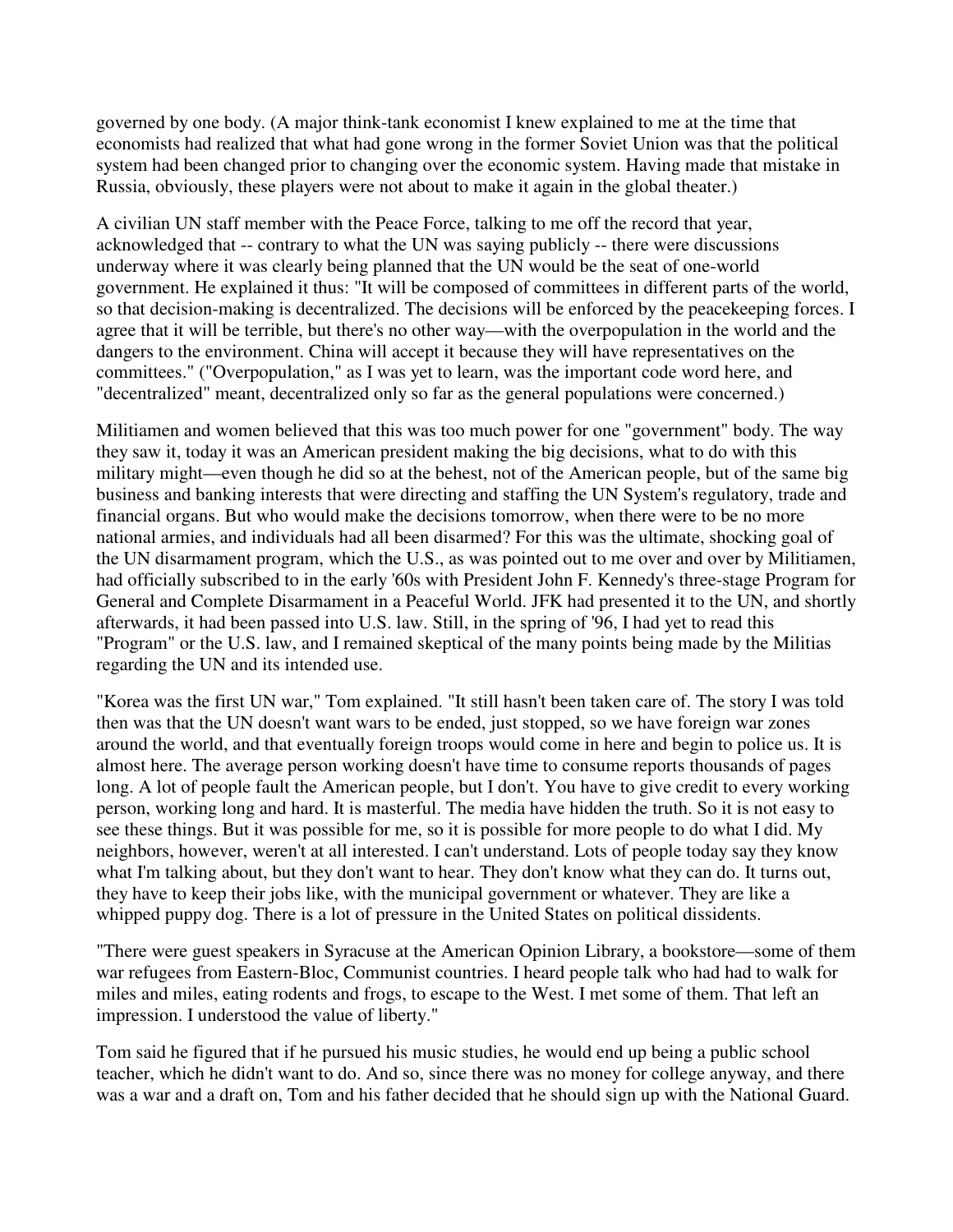governed by one body. (A major think-tank economist I knew explained to me at the time that economists had realized that what had gone wrong in the former Soviet Union was that the political system had been changed prior to changing over the economic system. Having made that mistake in Russia, obviously, these players were not about to make it again in the global theater.)

A civilian UN staff member with the Peace Force, talking to me off the record that year, acknowledged that -- contrary to what the UN was saying publicly -- there were discussions underway where it was clearly being planned that the UN would be the seat of one-world government. He explained it thus: "It will be composed of committees in different parts of the world, so that decision-making is decentralized. The decisions will be enforced by the peacekeeping forces. I agree that it will be terrible, but there's no other way—with the overpopulation in the world and the dangers to the environment. China will accept it because they will have representatives on the committees." ("Overpopulation," as I was yet to learn, was the important code word here, and "decentralized" meant, decentralized only so far as the general populations were concerned.)

Militiamen and women believed that this was too much power for one "government" body. The way they saw it, today it was an American president making the big decisions, what to do with this military might—even though he did so at the behest, not of the American people, but of the same big business and banking interests that were directing and staffing the UN System's regulatory, trade and financial organs. But who would make the decisions tomorrow, when there were to be no more national armies, and individuals had all been disarmed? For this was the ultimate, shocking goal of the UN disarmament program, which the U.S., as was pointed out to me over and over by Militiamen, had officially subscribed to in the early '60s with President John F. Kennedy's three-stage Program for General and Complete Disarmament in a Peaceful World. JFK had presented it to the UN, and shortly afterwards, it had been passed into U.S. law. Still, in the spring of '96, I had yet to read this "Program" or the U.S. law, and I remained skeptical of the many points being made by the Militias regarding the UN and its intended use.

"Korea was the first UN war," Tom explained. "It still hasn't been taken care of. The story I was told then was that the UN doesn't want wars to be ended, just stopped, so we have foreign war zones around the world, and that eventually foreign troops would come in here and begin to police us. It is almost here. The average person working doesn't have time to consume reports thousands of pages long. A lot of people fault the American people, but I don't. You have to give credit to every working person, working long and hard. It is masterful. The media have hidden the truth. So it is not easy to see these things. But it was possible for me, so it is possible for more people to do what I did. My neighbors, however, weren't at all interested. I can't understand. Lots of people today say they know what I'm talking about, but they don't want to hear. They don't know what they can do. It turns out, they have to keep their jobs like, with the municipal government or whatever. They are like a whipped puppy dog. There is a lot of pressure in the United States on political dissidents.

"There were guest speakers in Syracuse at the American Opinion Library, a bookstore—some of them war refugees from Eastern-Bloc, Communist countries. I heard people talk who had had to walk for miles and miles, eating rodents and frogs, to escape to the West. I met some of them. That left an impression. I understood the value of liberty."

Tom said he figured that if he pursued his music studies, he would end up being a public school teacher, which he didn't want to do. And so, since there was no money for college anyway, and there was a war and a draft on, Tom and his father decided that he should sign up with the National Guard.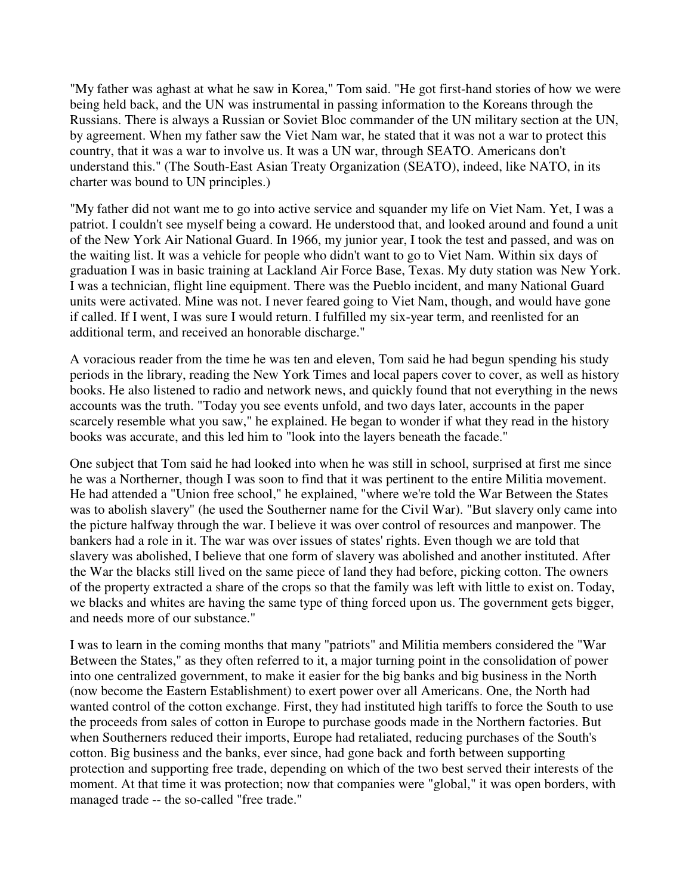"My father was aghast at what he saw in Korea," Tom said. "He got first-hand stories of how we were being held back, and the UN was instrumental in passing information to the Koreans through the Russians. There is always a Russian or Soviet Bloc commander of the UN military section at the UN, by agreement. When my father saw the Viet Nam war, he stated that it was not a war to protect this country, that it was a war to involve us. It was a UN war, through SEATO. Americans don't understand this." (The South-East Asian Treaty Organization (SEATO), indeed, like NATO, in its charter was bound to UN principles.)

"My father did not want me to go into active service and squander my life on Viet Nam. Yet, I was a patriot. I couldn't see myself being a coward. He understood that, and looked around and found a unit of the New York Air National Guard. In 1966, my junior year, I took the test and passed, and was on the waiting list. It was a vehicle for people who didn't want to go to Viet Nam. Within six days of graduation I was in basic training at Lackland Air Force Base, Texas. My duty station was New York. I was a technician, flight line equipment. There was the Pueblo incident, and many National Guard units were activated. Mine was not. I never feared going to Viet Nam, though, and would have gone if called. If I went, I was sure I would return. I fulfilled my six-year term, and reenlisted for an additional term, and received an honorable discharge."

A voracious reader from the time he was ten and eleven, Tom said he had begun spending his study periods in the library, reading the New York Times and local papers cover to cover, as well as history books. He also listened to radio and network news, and quickly found that not everything in the news accounts was the truth. "Today you see events unfold, and two days later, accounts in the paper scarcely resemble what you saw," he explained. He began to wonder if what they read in the history books was accurate, and this led him to "look into the layers beneath the facade."

One subject that Tom said he had looked into when he was still in school, surprised at first me since he was a Northerner, though I was soon to find that it was pertinent to the entire Militia movement. He had attended a "Union free school," he explained, "where we're told the War Between the States was to abolish slavery" (he used the Southerner name for the Civil War). "But slavery only came into the picture halfway through the war. I believe it was over control of resources and manpower. The bankers had a role in it. The war was over issues of states' rights. Even though we are told that slavery was abolished, I believe that one form of slavery was abolished and another instituted. After the War the blacks still lived on the same piece of land they had before, picking cotton. The owners of the property extracted a share of the crops so that the family was left with little to exist on. Today, we blacks and whites are having the same type of thing forced upon us. The government gets bigger, and needs more of our substance."

I was to learn in the coming months that many "patriots" and Militia members considered the "War Between the States," as they often referred to it, a major turning point in the consolidation of power into one centralized government, to make it easier for the big banks and big business in the North (now become the Eastern Establishment) to exert power over all Americans. One, the North had wanted control of the cotton exchange. First, they had instituted high tariffs to force the South to use the proceeds from sales of cotton in Europe to purchase goods made in the Northern factories. But when Southerners reduced their imports, Europe had retaliated, reducing purchases of the South's cotton. Big business and the banks, ever since, had gone back and forth between supporting protection and supporting free trade, depending on which of the two best served their interests of the moment. At that time it was protection; now that companies were "global," it was open borders, with managed trade -- the so-called "free trade."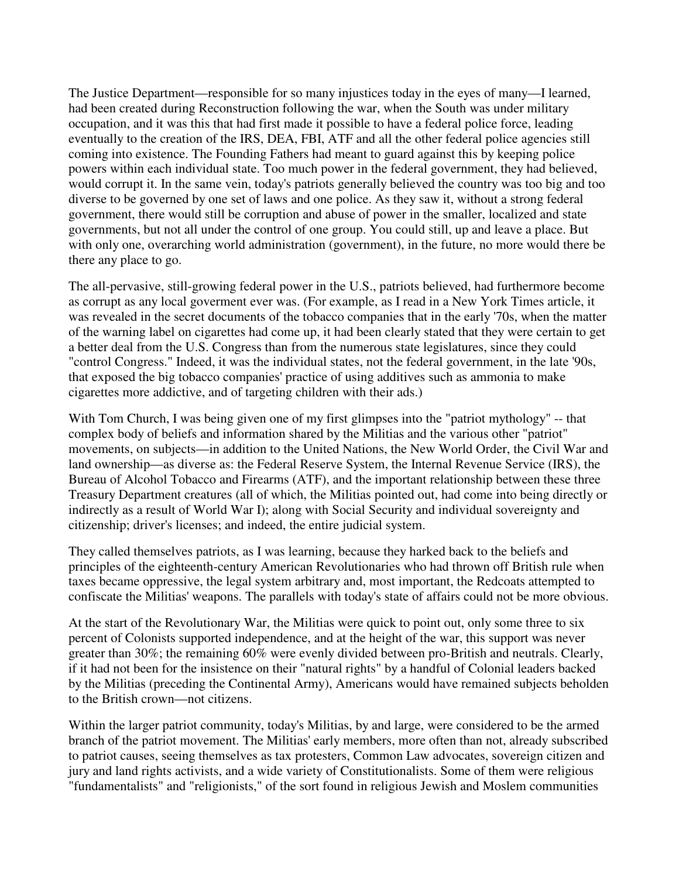The Justice Department—responsible for so many injustices today in the eyes of many—I learned, had been created during Reconstruction following the war, when the South was under military occupation, and it was this that had first made it possible to have a federal police force, leading eventually to the creation of the IRS, DEA, FBI, ATF and all the other federal police agencies still coming into existence. The Founding Fathers had meant to guard against this by keeping police powers within each individual state. Too much power in the federal government, they had believed, would corrupt it. In the same vein, today's patriots generally believed the country was too big and too diverse to be governed by one set of laws and one police. As they saw it, without a strong federal government, there would still be corruption and abuse of power in the smaller, localized and state governments, but not all under the control of one group. You could still, up and leave a place. But with only one, overarching world administration (government), in the future, no more would there be there any place to go.

The all-pervasive, still-growing federal power in the U.S., patriots believed, had furthermore become as corrupt as any local goverment ever was. (For example, as I read in a New York Times article, it was revealed in the secret documents of the tobacco companies that in the early '70s, when the matter of the warning label on cigarettes had come up, it had been clearly stated that they were certain to get a better deal from the U.S. Congress than from the numerous state legislatures, since they could "control Congress." Indeed, it was the individual states, not the federal government, in the late '90s, that exposed the big tobacco companies' practice of using additives such as ammonia to make cigarettes more addictive, and of targeting children with their ads.)

With Tom Church, I was being given one of my first glimpses into the "patriot mythology" -- that complex body of beliefs and information shared by the Militias and the various other "patriot" movements, on subjects—in addition to the United Nations, the New World Order, the Civil War and land ownership—as diverse as: the Federal Reserve System, the Internal Revenue Service (IRS), the Bureau of Alcohol Tobacco and Firearms (ATF), and the important relationship between these three Treasury Department creatures (all of which, the Militias pointed out, had come into being directly or indirectly as a result of World War I); along with Social Security and individual sovereignty and citizenship; driver's licenses; and indeed, the entire judicial system.

They called themselves patriots, as I was learning, because they harked back to the beliefs and principles of the eighteenth-century American Revolutionaries who had thrown off British rule when taxes became oppressive, the legal system arbitrary and, most important, the Redcoats attempted to confiscate the Militias' weapons. The parallels with today's state of affairs could not be more obvious.

At the start of the Revolutionary War, the Militias were quick to point out, only some three to six percent of Colonists supported independence, and at the height of the war, this support was never greater than 30%; the remaining 60% were evenly divided between pro-British and neutrals. Clearly, if it had not been for the insistence on their "natural rights" by a handful of Colonial leaders backed by the Militias (preceding the Continental Army), Americans would have remained subjects beholden to the British crown—not citizens.

Within the larger patriot community, today's Militias, by and large, were considered to be the armed branch of the patriot movement. The Militias' early members, more often than not, already subscribed to patriot causes, seeing themselves as tax protesters, Common Law advocates, sovereign citizen and jury and land rights activists, and a wide variety of Constitutionalists. Some of them were religious "fundamentalists" and "religionists," of the sort found in religious Jewish and Moslem communities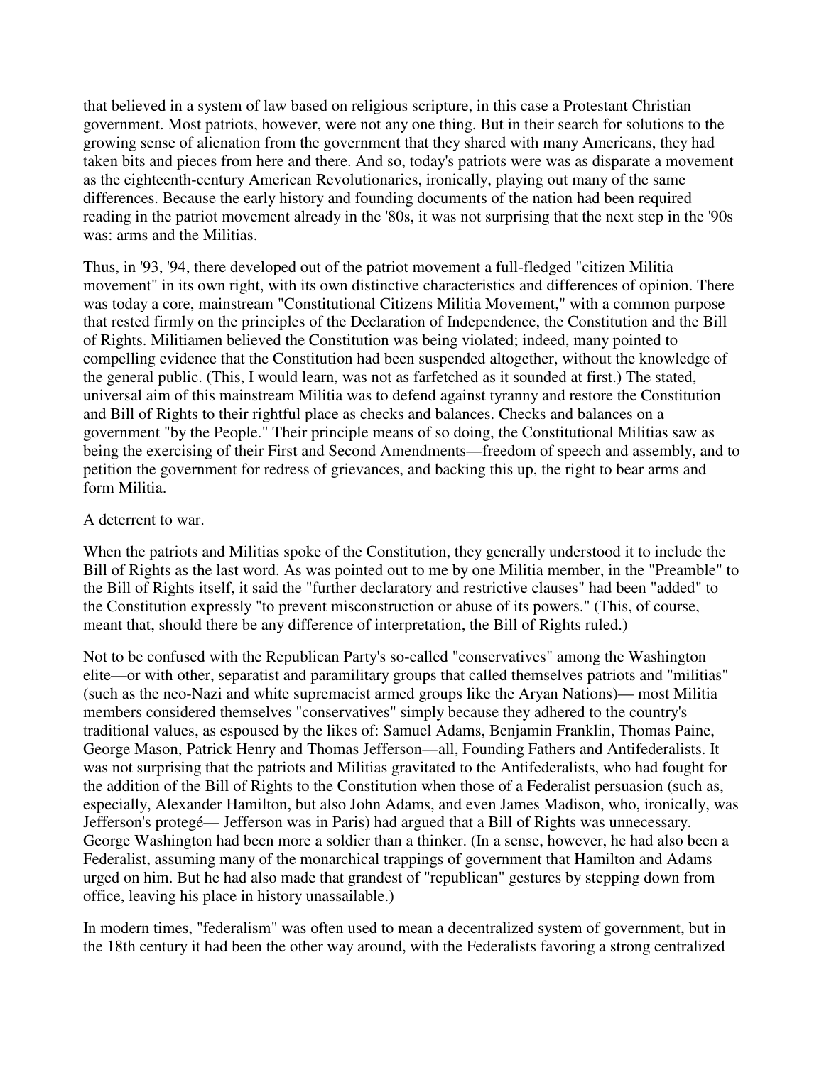that believed in a system of law based on religious scripture, in this case a Protestant Christian government. Most patriots, however, were not any one thing. But in their search for solutions to the growing sense of alienation from the government that they shared with many Americans, they had taken bits and pieces from here and there. And so, today's patriots were was as disparate a movement as the eighteenth-century American Revolutionaries, ironically, playing out many of the same differences. Because the early history and founding documents of the nation had been required reading in the patriot movement already in the '80s, it was not surprising that the next step in the '90s was: arms and the Militias.

Thus, in '93, '94, there developed out of the patriot movement a full-fledged "citizen Militia movement" in its own right, with its own distinctive characteristics and differences of opinion. There was today a core, mainstream "Constitutional Citizens Militia Movement," with a common purpose that rested firmly on the principles of the Declaration of Independence, the Constitution and the Bill of Rights. Militiamen believed the Constitution was being violated; indeed, many pointed to compelling evidence that the Constitution had been suspended altogether, without the knowledge of the general public. (This, I would learn, was not as farfetched as it sounded at first.) The stated, universal aim of this mainstream Militia was to defend against tyranny and restore the Constitution and Bill of Rights to their rightful place as checks and balances. Checks and balances on a government "by the People." Their principle means of so doing, the Constitutional Militias saw as being the exercising of their First and Second Amendments—freedom of speech and assembly, and to petition the government for redress of grievances, and backing this up, the right to bear arms and form Militia.

A deterrent to war.

When the patriots and Militias spoke of the Constitution, they generally understood it to include the Bill of Rights as the last word. As was pointed out to me by one Militia member, in the "Preamble" to the Bill of Rights itself, it said the "further declaratory and restrictive clauses" had been "added" to the Constitution expressly "to prevent misconstruction or abuse of its powers." (This, of course, meant that, should there be any difference of interpretation, the Bill of Rights ruled.)

Not to be confused with the Republican Party's so-called "conservatives" among the Washington elite—or with other, separatist and paramilitary groups that called themselves patriots and "militias" (such as the neo-Nazi and white supremacist armed groups like the Aryan Nations)— most Militia members considered themselves "conservatives" simply because they adhered to the country's traditional values, as espoused by the likes of: Samuel Adams, Benjamin Franklin, Thomas Paine, George Mason, Patrick Henry and Thomas Jefferson—all, Founding Fathers and Antifederalists. It was not surprising that the patriots and Militias gravitated to the Antifederalists, who had fought for the addition of the Bill of Rights to the Constitution when those of a Federalist persuasion (such as, especially, Alexander Hamilton, but also John Adams, and even James Madison, who, ironically, was Jefferson's protegé— Jefferson was in Paris) had argued that a Bill of Rights was unnecessary. George Washington had been more a soldier than a thinker. (In a sense, however, he had also been a Federalist, assuming many of the monarchical trappings of government that Hamilton and Adams urged on him. But he had also made that grandest of "republican" gestures by stepping down from office, leaving his place in history unassailable.)

In modern times, "federalism" was often used to mean a decentralized system of government, but in the 18th century it had been the other way around, with the Federalists favoring a strong centralized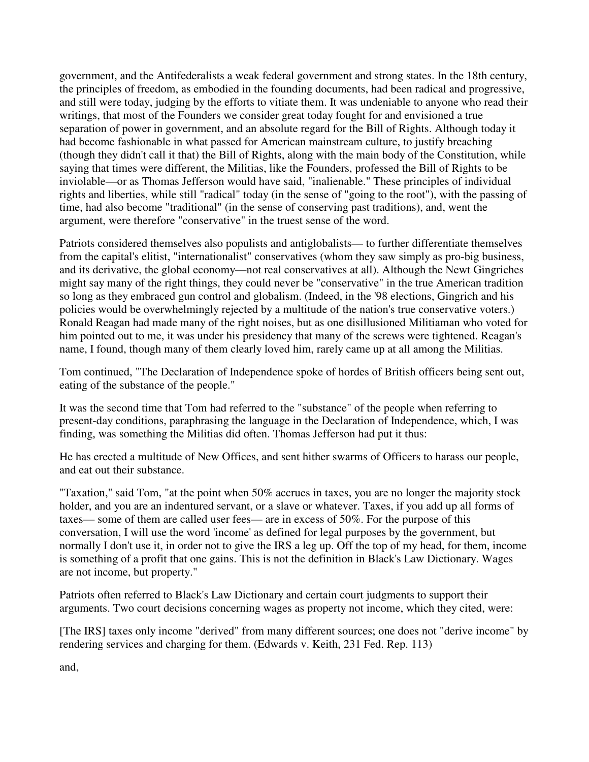government, and the Antifederalists a weak federal government and strong states. In the 18th century, the principles of freedom, as embodied in the founding documents, had been radical and progressive, and still were today, judging by the efforts to vitiate them. It was undeniable to anyone who read their writings, that most of the Founders we consider great today fought for and envisioned a true separation of power in government, and an absolute regard for the Bill of Rights. Although today it had become fashionable in what passed for American mainstream culture, to justify breaching (though they didn't call it that) the Bill of Rights, along with the main body of the Constitution, while saying that times were different, the Militias, like the Founders, professed the Bill of Rights to be inviolable—or as Thomas Jefferson would have said, "inalienable." These principles of individual rights and liberties, while still "radical" today (in the sense of "going to the root"), with the passing of time, had also become "traditional" (in the sense of conserving past traditions), and, went the argument, were therefore "conservative" in the truest sense of the word.

Patriots considered themselves also populists and antiglobalists— to further differentiate themselves from the capital's elitist, "internationalist" conservatives (whom they saw simply as pro-big business, and its derivative, the global economy—not real conservatives at all). Although the Newt Gingriches might say many of the right things, they could never be "conservative" in the true American tradition so long as they embraced gun control and globalism. (Indeed, in the '98 elections, Gingrich and his policies would be overwhelmingly rejected by a multitude of the nation's true conservative voters.) Ronald Reagan had made many of the right noises, but as one disillusioned Militiaman who voted for him pointed out to me, it was under his presidency that many of the screws were tightened. Reagan's name, I found, though many of them clearly loved him, rarely came up at all among the Militias.

Tom continued, "The Declaration of Independence spoke of hordes of British officers being sent out, eating of the substance of the people."

It was the second time that Tom had referred to the "substance" of the people when referring to present-day conditions, paraphrasing the language in the Declaration of Independence, which, I was finding, was something the Militias did often. Thomas Jefferson had put it thus:

He has erected a multitude of New Offices, and sent hither swarms of Officers to harass our people, and eat out their substance.

"Taxation," said Tom, "at the point when 50% accrues in taxes, you are no longer the majority stock holder, and you are an indentured servant, or a slave or whatever. Taxes, if you add up all forms of taxes— some of them are called user fees— are in excess of 50%. For the purpose of this conversation, I will use the word 'income' as defined for legal purposes by the government, but normally I don't use it, in order not to give the IRS a leg up. Off the top of my head, for them, income is something of a profit that one gains. This is not the definition in Black's Law Dictionary. Wages are not income, but property."

Patriots often referred to Black's Law Dictionary and certain court judgments to support their arguments. Two court decisions concerning wages as property not income, which they cited, were:

[The IRS] taxes only income "derived" from many different sources; one does not "derive income" by rendering services and charging for them. (Edwards v. Keith, 231 Fed. Rep. 113)

and,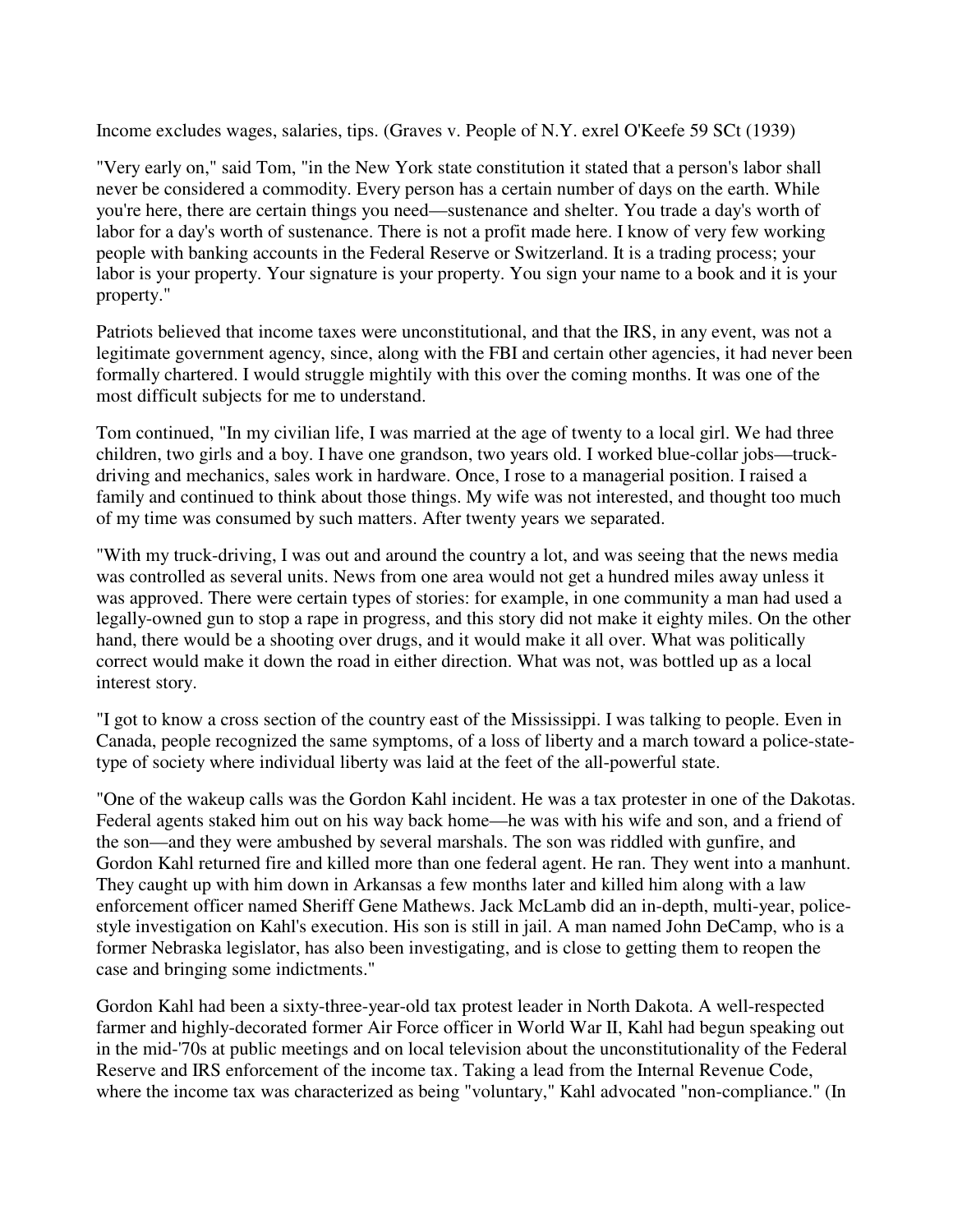Income excludes wages, salaries, tips. (Graves v. People of N.Y. exrel O'Keefe 59 SCt (1939)

"Very early on," said Tom, "in the New York state constitution it stated that a person's labor shall never be considered a commodity. Every person has a certain number of days on the earth. While you're here, there are certain things you need—sustenance and shelter. You trade a day's worth of labor for a day's worth of sustenance. There is not a profit made here. I know of very few working people with banking accounts in the Federal Reserve or Switzerland. It is a trading process; your labor is your property. Your signature is your property. You sign your name to a book and it is your property."

Patriots believed that income taxes were unconstitutional, and that the IRS, in any event, was not a legitimate government agency, since, along with the FBI and certain other agencies, it had never been formally chartered. I would struggle mightily with this over the coming months. It was one of the most difficult subjects for me to understand.

Tom continued, "In my civilian life, I was married at the age of twenty to a local girl. We had three children, two girls and a boy. I have one grandson, two years old. I worked blue-collar jobs—truck-driving and mechanics, sales work in hardware. Once, I rose to a managerial position. I raised a family and continued to think about those things. My wife was not interested, and thought too much of my time was consumed by such matters. After twenty years we separated.

"With my truck-driving, I was out and around the country a lot, and was seeing that the news media was controlled as several units. News from one area would not get a hundred miles away unless it was approved. There were certain types of stories: for example, in one community a man had used a legally-owned gun to stop a rape in progress, and this story did not make it eighty miles. On the other hand, there would be a shooting over drugs, and it would make it all over. What was politically correct would make it down the road in either direction. What was not, was bottled up as a local interest story.

"I got to know a cross section of the country east of the Mississippi. I was talking to people. Even in Canada, people recognized the same symptoms, of a loss of liberty and a march toward a police-state-type of society where individual liberty was laid at the feet of the all-powerful state.

"One of the wakeup calls was the Gordon Kahl incident. He was a tax protester in one of the Dakotas. Federal agents staked him out on his way back home—he was with his wife and son, and a friend of the son—and they were ambushed by several marshals. The son was riddled with gunfire, and Gordon Kahl returned fire and killed more than one federal agent. He ran. They went into a manhunt. They caught up with him down in Arkansas a few months later and killed him along with a law enforcement officer named Sheriff Gene Mathews. Jack McLamb did an in-depth, multi-year, police-style investigation on Kahl's execution. His son is still in jail. A man named John DeCamp, who is a former Nebraska legislator, has also been investigating, and is close to getting them to reopen the case and bringing some indictments."

Gordon Kahl had been a sixty-three-year-old tax protest leader in North Dakota. A well-respected farmer and highly-decorated former Air Force officer in World War II, Kahl had begun speaking out in the mid-'70s at public meetings and on local television about the unconstitutionality of the Federal Reserve and IRS enforcement of the income tax. Taking a lead from the Internal Revenue Code, where the income tax was characterized as being "voluntary," Kahl advocated "non-compliance." (In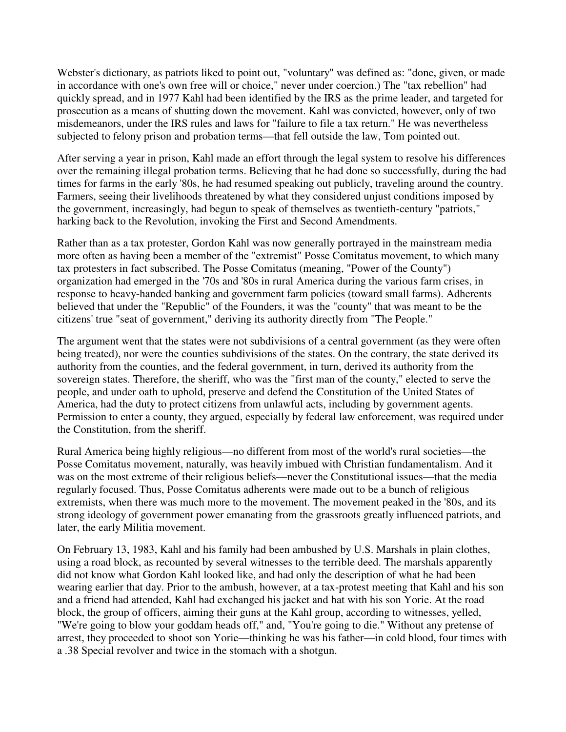Webster's dictionary, as patriots liked to point out, "voluntary" was defined as: "done, given, or made in accordance with one's own free will or choice," never under coercion.) The "tax rebellion" had quickly spread, and in 1977 Kahl had been identified by the IRS as the prime leader, and targeted for prosecution as a means of shutting down the movement. Kahl was convicted, however, only of two misdemeanors, under the IRS rules and laws for "failure to file a tax return." He was nevertheless subjected to felony prison and probation terms—that fell outside the law, Tom pointed out.

After serving a year in prison, Kahl made an effort through the legal system to resolve his differences over the remaining illegal probation terms. Believing that he had done so successfully, during the bad times for farms in the early '80s, he had resumed speaking out publicly, traveling around the country. Farmers, seeing their livelihoods threatened by what they considered unjust conditions imposed by the government, increasingly, had begun to speak of themselves as twentieth-century "patriots," harking back to the Revolution, invoking the First and Second Amendments.

Rather than as a tax protester, Gordon Kahl was now generally portrayed in the mainstream media more often as having been a member of the "extremist" Posse Comitatus movement, to which many tax protesters in fact subscribed. The Posse Comitatus (meaning, "Power of the County") organization had emerged in the '70s and '80s in rural America during the various farm crises, in response to heavy-handed banking and government farm policies (toward small farms). Adherents believed that under the "Republic" of the Founders, it was the "county" that was meant to be the citizens' true "seat of government," deriving its authority directly from "The People."

The argument went that the states were not subdivisions of a central government (as they were often being treated), nor were the counties subdivisions of the states. On the contrary, the state derived its authority from the counties, and the federal government, in turn, derived its authority from the sovereign states. Therefore, the sheriff, who was the "first man of the county," elected to serve the people, and under oath to uphold, preserve and defend the Constitution of the United States of America, had the duty to protect citizens from unlawful acts, including by government agents. Permission to enter a county, they argued, especially by federal law enforcement, was required under the Constitution, from the sheriff.

Rural America being highly religious—no different from most of the world's rural societies—the Posse Comitatus movement, naturally, was heavily imbued with Christian fundamentalism. And it was on the most extreme of their religious beliefs—never the Constitutional issues—that the media regularly focused. Thus, Posse Comitatus adherents were made out to be a bunch of religious extremists, when there was much more to the movement. The movement peaked in the '80s, and its strong ideology of government power emanating from the grassroots greatly influenced patriots, and later, the early Militia movement.

On February 13, 1983, Kahl and his family had been ambushed by U.S. Marshals in plain clothes, using a road block, as recounted by several witnesses to the terrible deed. The marshals apparently did not know what Gordon Kahl looked like, and had only the description of what he had been wearing earlier that day. Prior to the ambush, however, at a tax-protest meeting that Kahl and his son and a friend had attended, Kahl had exchanged his jacket and hat with his son Yorie. At the road block, the group of officers, aiming their guns at the Kahl group, according to witnesses, yelled, "We're going to blow your goddam heads off," and, "You're going to die." Without any pretense of arrest, they proceeded to shoot son Yorie—thinking he was his father—in cold blood, four times with a .38 Special revolver and twice in the stomach with a shotgun.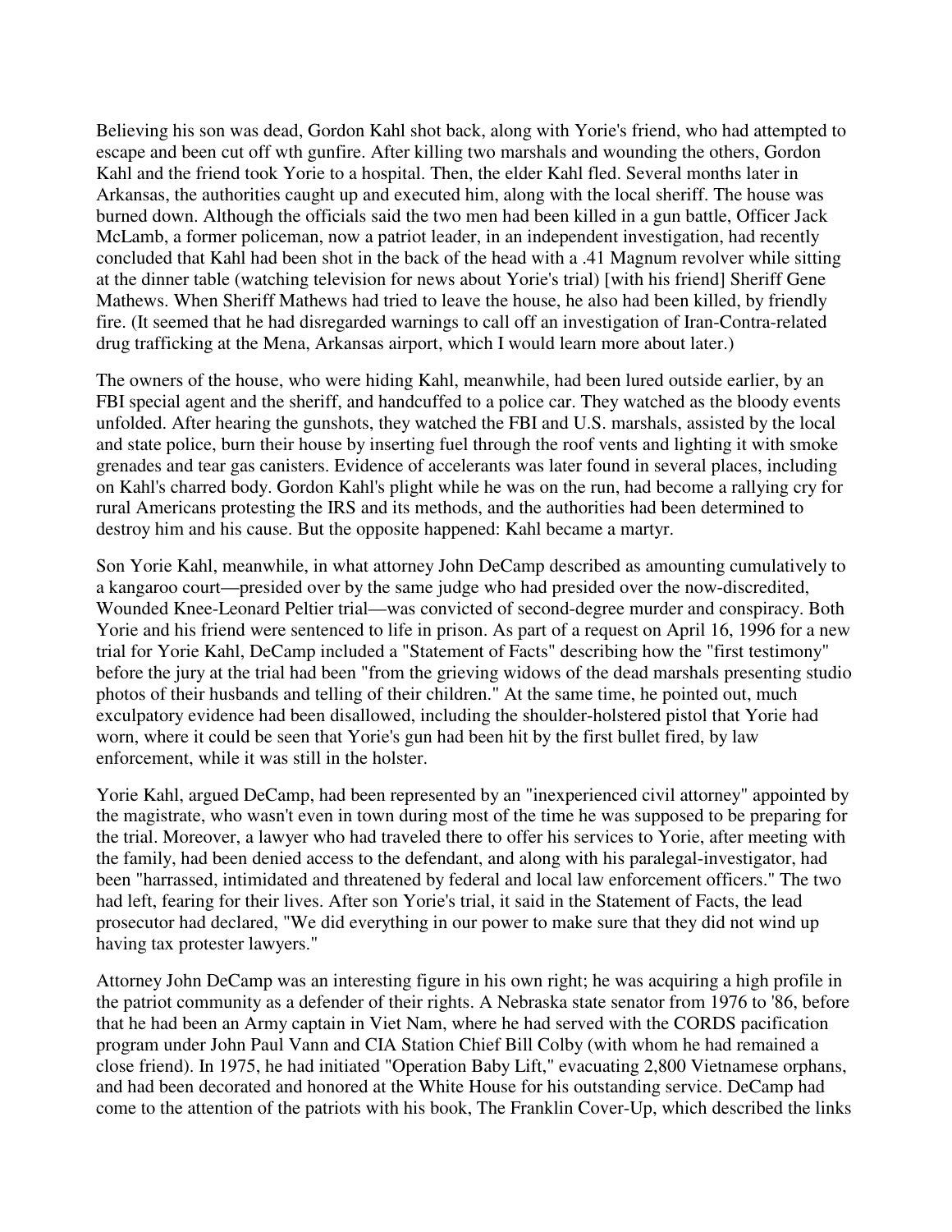Believing his son was dead, Gordon Kahl shot back, along with Yorie's friend, who had attempted to escape and been cut off wth gunfire. After killing two marshals and wounding the others, Gordon Kahl and the friend took Yorie to a hospital. Then, the elder Kahl fled. Several months later in Arkansas, the authorities caught up and executed him, along with the local sheriff. The house was burned down. Although the officials said the two men had been killed in a gun battle, Officer Jack McLamb, a former policeman, now a patriot leader, in an independent investigation, had recently concluded that Kahl had been shot in the back of the head with a .41 Magnum revolver while sitting at the dinner table (watching television for news about Yorie's trial) [with his friend] Sheriff Gene Mathews. When Sheriff Mathews had tried to leave the house, he also had been killed, by friendly fire. (It seemed that he had disregarded warnings to call off an investigation of Iran-Contra-related drug trafficking at the Mena, Arkansas airport, which I would learn more about later.)

The owners of the house, who were hiding Kahl, meanwhile, had been lured outside earlier, by an FBI special agent and the sheriff, and handcuffed to a police car. They watched as the bloody events unfolded. After hearing the gunshots, they watched the FBI and U.S. marshals, assisted by the local and state police, burn their house by inserting fuel through the roof vents and lighting it with smoke grenades and tear gas canisters. Evidence of accelerants was later found in several places, including on Kahl's charred body. Gordon Kahl's plight while he was on the run, had become a rallying cry for rural Americans protesting the IRS and its methods, and the authorities had been determined to destroy him and his cause. But the opposite happened: Kahl became a martyr.

Son Yorie Kahl, meanwhile, in what attorney John DeCamp described as amounting cumulatively to a kangaroo court—presided over by the same judge who had presided over the now-discredited, Wounded Knee-Leonard Peltier trial—was convicted of second-degree murder and conspiracy. Both Yorie and his friend were sentenced to life in prison. As part of a request on April 16, 1996 for a new trial for Yorie Kahl, DeCamp included a "Statement of Facts" describing how the "first testimony" before the jury at the trial had been "from the grieving widows of the dead marshals presenting studio photos of their husbands and telling of their children." At the same time, he pointed out, much exculpatory evidence had been disallowed, including the shoulder-holstered pistol that Yorie had worn, where it could be seen that Yorie's gun had been hit by the first bullet fired, by law enforcement, while it was still in the holster.

Yorie Kahl, argued DeCamp, had been represented by an "inexperienced civil attorney" appointed by the magistrate, who wasn't even in town during most of the time he was supposed to be preparing for the trial. Moreover, a lawyer who had traveled there to offer his services to Yorie, after meeting with the family, had been denied access to the defendant, and along with his paralegal-investigator, had been "harrassed, intimidated and threatened by federal and local law enforcement officers." The two had left, fearing for their lives. After son Yorie's trial, it said in the Statement of Facts, the lead prosecutor had declared, "We did everything in our power to make sure that they did not wind up having tax protester lawyers."

Attorney John DeCamp was an interesting figure in his own right; he was acquiring a high profile in the patriot community as a defender of their rights. A Nebraska state senator from 1976 to '86, before that he had been an Army captain in Viet Nam, where he had served with the CORDS pacification program under John Paul Vann and CIA Station Chief Bill Colby (with whom he had remained a close friend). In 1975, he had initiated "Operation Baby Lift," evacuating 2,800 Vietnamese orphans, and had been decorated and honored at the White House for his outstanding service. DeCamp had come to the attention of the patriots with his book, The Franklin Cover-Up, which described the links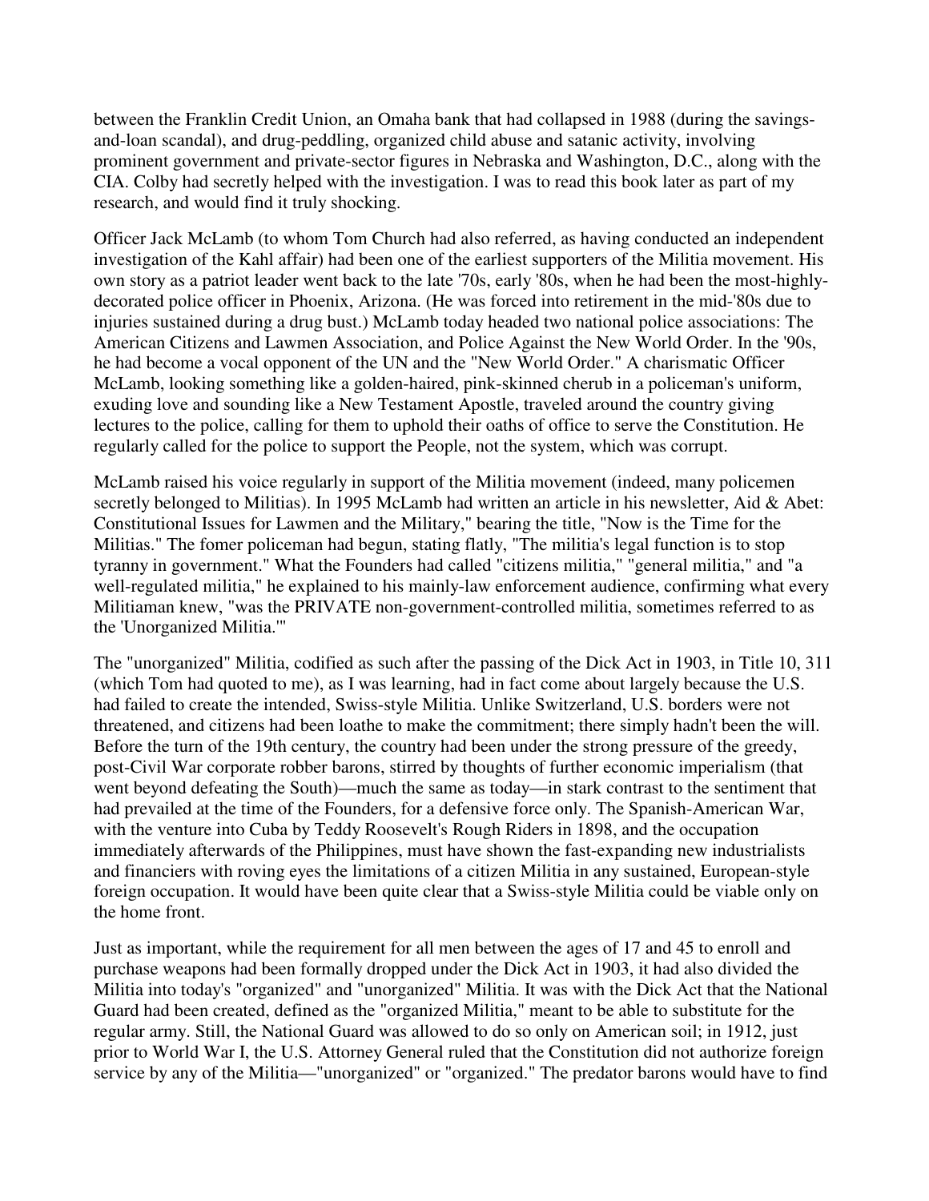between the Franklin Credit Union, an Omaha bank that had collapsed in 1988 (during the savings-and-loan scandal), and drug-peddling, organized child abuse and satanic activity, involving prominent government and private-sector figures in Nebraska and Washington, D.C., along with the CIA. Colby had secretly helped with the investigation. I was to read this book later as part of my research, and would find it truly shocking.

Officer Jack McLamb (to whom Tom Church had also referred, as having conducted an independent investigation of the Kahl affair) had been one of the earliest supporters of the Militia movement. His own story as a patriot leader went back to the late '70s, early '80s, when he had been the most-highly-decorated police officer in Phoenix, Arizona. (He was forced into retirement in the mid-'80s due to injuries sustained during a drug bust.) McLamb today headed two national police associations: The American Citizens and Lawmen Association, and Police Against the New World Order. In the '90s, he had become a vocal opponent of the UN and the "New World Order." A charismatic Officer McLamb, looking something like a golden-haired, pink-skinned cherub in a policeman's uniform, exuding love and sounding like a New Testament Apostle, traveled around the country giving lectures to the police, calling for them to uphold their oaths of office to serve the Constitution. He regularly called for the police to support the People, not the system, which was corrupt.

McLamb raised his voice regularly in support of the Militia movement (indeed, many policemen secretly belonged to Militias). In 1995 McLamb had written an article in his newsletter, Aid & Abet: Constitutional Issues for Lawmen and the Military," bearing the title, "Now is the Time for the Militias." The fomer policeman had begun, stating flatly, "The militia's legal function is to stop tyranny in government." What the Founders had called "citizens militia," "general militia," and "a well-regulated militia," he explained to his mainly-law enforcement audience, confirming what every Militiaman knew, "was the PRIVATE non-government-controlled militia, sometimes referred to as the 'Unorganized Militia.'"

The "unorganized" Militia, codified as such after the passing of the Dick Act in 1903, in Title 10, 311 (which Tom had quoted to me), as I was learning, had in fact come about largely because the U.S. had failed to create the intended, Swiss-style Militia. Unlike Switzerland, U.S. borders were not threatened, and citizens had been loathe to make the commitment; there simply hadn't been the will. Before the turn of the 19th century, the country had been under the strong pressure of the greedy, post-Civil War corporate robber barons, stirred by thoughts of further economic imperialism (that went beyond defeating the South)—much the same as today—in stark contrast to the sentiment that had prevailed at the time of the Founders, for a defensive force only. The Spanish-American War, with the venture into Cuba by Teddy Roosevelt's Rough Riders in 1898, and the occupation immediately afterwards of the Philippines, must have shown the fast-expanding new industrialists and financiers with roving eyes the limitations of a citizen Militia in any sustained, European-style foreign occupation. It would have been quite clear that a Swiss-style Militia could be viable only on the home front.

Just as important, while the requirement for all men between the ages of 17 and 45 to enroll and purchase weapons had been formally dropped under the Dick Act in 1903, it had also divided the Militia into today's "organized" and "unorganized" Militia. It was with the Dick Act that the National Guard had been created, defined as the "organized Militia," meant to be able to substitute for the regular army. Still, the National Guard was allowed to do so only on American soil; in 1912, just prior to World War I, the U.S. Attorney General ruled that the Constitution did not authorize foreign service by any of the Militia—"unorganized" or "organized." The predator barons would have to find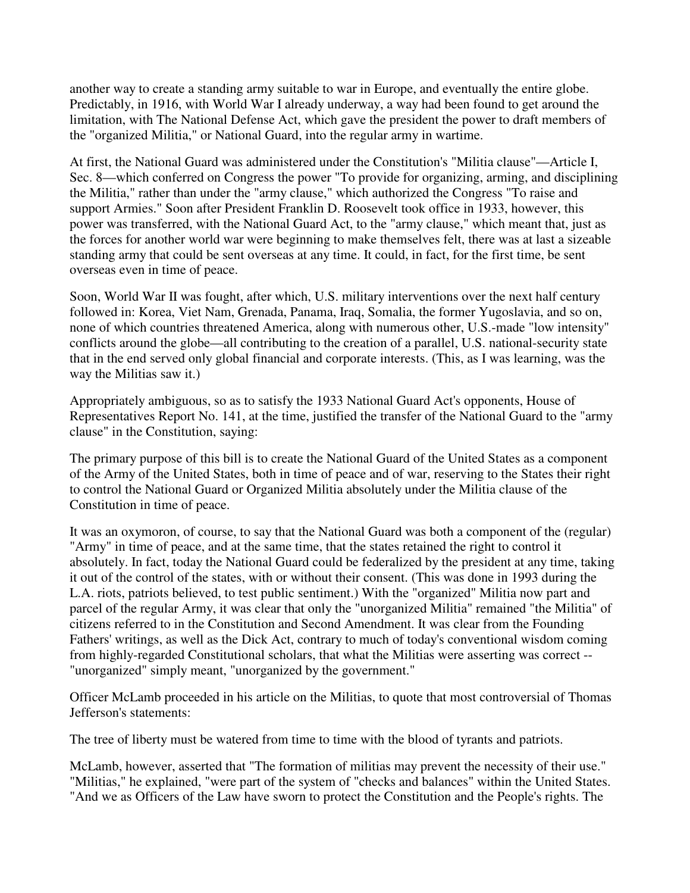another way to create a standing army suitable to war in Europe, and eventually the entire globe. Predictably, in 1916, with World War I already underway, a way had been found to get around the limitation, with The National Defense Act, which gave the president the power to draft members of the "organized Militia," or National Guard, into the regular army in wartime.

At first, the National Guard was administered under the Constitution's "Militia clause"—Article I, Sec. 8—which conferred on Congress the power "To provide for organizing, arming, and disciplining the Militia," rather than under the "army clause," which authorized the Congress "To raise and support Armies." Soon after President Franklin D. Roosevelt took office in 1933, however, this power was transferred, with the National Guard Act, to the "army clause," which meant that, just as the forces for another world war were beginning to make themselves felt, there was at last a sizeable standing army that could be sent overseas at any time. It could, in fact, for the first time, be sent overseas even in time of peace.

Soon, World War II was fought, after which, U.S. military interventions over the next half century followed in: Korea, Viet Nam, Grenada, Panama, Iraq, Somalia, the former Yugoslavia, and so on, none of which countries threatened America, along with numerous other, U.S.-made "low intensity" conflicts around the globe—all contributing to the creation of a parallel, U.S. national-security state that in the end served only global financial and corporate interests. (This, as I was learning, was the way the Militias saw it.)

Appropriately ambiguous, so as to satisfy the 1933 National Guard Act's opponents, House of Representatives Report No. 141, at the time, justified the transfer of the National Guard to the "army clause" in the Constitution, saying:

The primary purpose of this bill is to create the National Guard of the United States as a component of the Army of the United States, both in time of peace and of war, reserving to the States their right to control the National Guard or Organized Militia absolutely under the Militia clause of the Constitution in time of peace.

It was an oxymoron, of course, to say that the National Guard was both a component of the (regular) "Army" in time of peace, and at the same time, that the states retained the right to control it absolutely. In fact, today the National Guard could be federalized by the president at any time, taking it out of the control of the states, with or without their consent. (This was done in 1993 during the L.A. riots, patriots believed, to test public sentiment.) With the "organized" Militia now part and parcel of the regular Army, it was clear that only the "unorganized Militia" remained "the Militia" of citizens referred to in the Constitution and Second Amendment. It was clear from the Founding Fathers' writings, as well as the Dick Act, contrary to much of today's conventional wisdom coming from highly-regarded Constitutional scholars, that what the Militias were asserting was correct -- "unorganized" simply meant, "unorganized by the government."

Officer McLamb proceeded in his article on the Militias, to quote that most controversial of Thomas Jefferson's statements:

The tree of liberty must be watered from time to time with the blood of tyrants and patriots.

McLamb, however, asserted that "The formation of militias may prevent the necessity of their use." "Militias," he explained, "were part of the system of "checks and balances" within the United States. "And we as Officers of the Law have sworn to protect the Constitution and the People's rights. The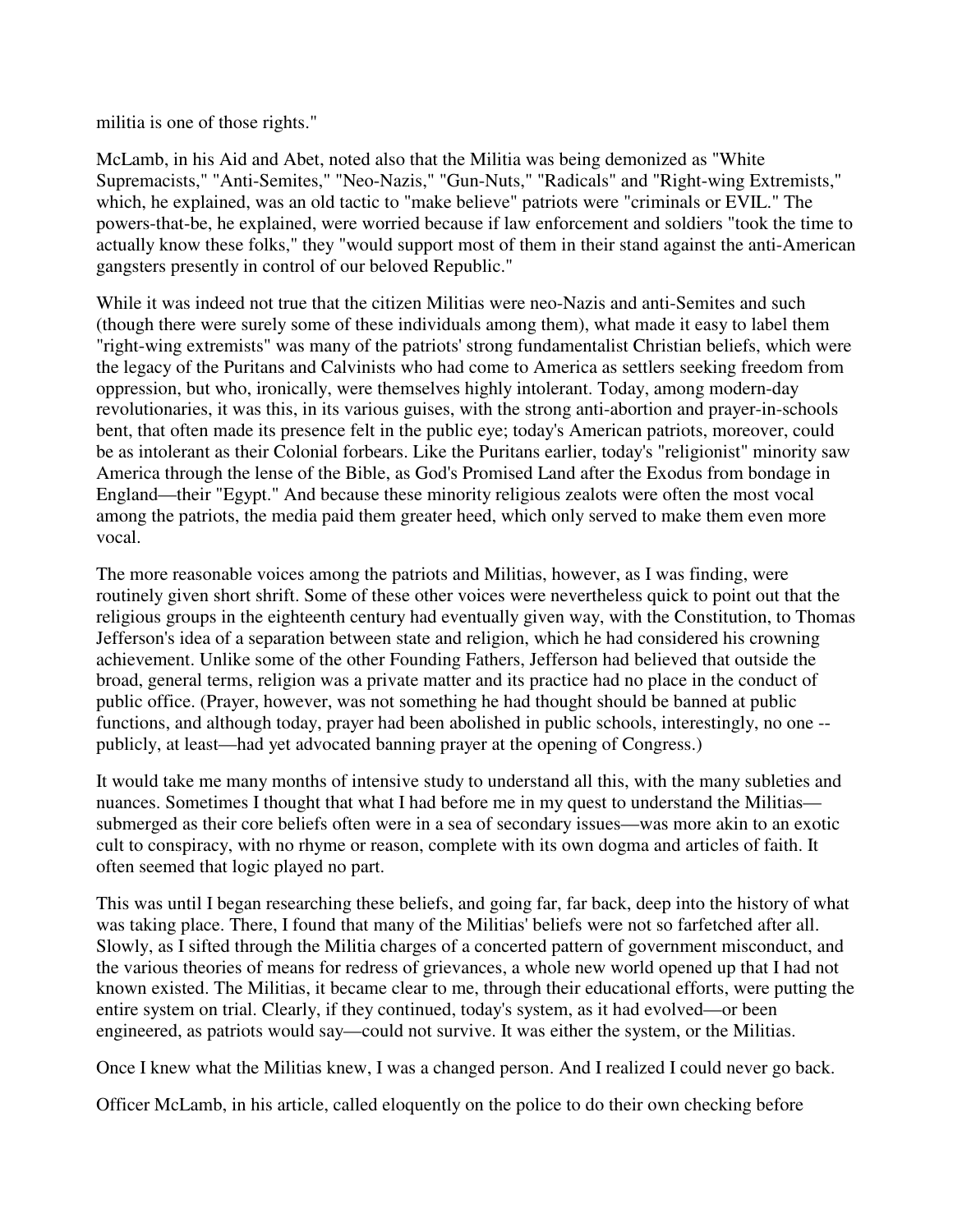militia is one of those rights."

McLamb, in his Aid and Abet, noted also that the Militia was being demonized as "White Supremacists," "Anti-Semites," "Neo-Nazis," "Gun-Nuts," "Radicals" and "Right-wing Extremists," which, he explained, was an old tactic to "make believe" patriots were "criminals or EVIL." The powers-that-be, he explained, were worried because if law enforcement and soldiers "took the time to actually know these folks," they "would support most of them in their stand against the anti-American gangsters presently in control of our beloved Republic."

While it was indeed not true that the citizen Militias were neo-Nazis and anti-Semites and such (though there were surely some of these individuals among them), what made it easy to label them "right-wing extremists" was many of the patriots' strong fundamentalist Christian beliefs, which were the legacy of the Puritans and Calvinists who had come to America as settlers seeking freedom from oppression, but who, ironically, were themselves highly intolerant. Today, among modern-day revolutionaries, it was this, in its various guises, with the strong anti-abortion and prayer-in-schools bent, that often made its presence felt in the public eye; today's American patriots, moreover, could be as intolerant as their Colonial forbears. Like the Puritans earlier, today's "religionist" minority saw America through the lense of the Bible, as God's Promised Land after the Exodus from bondage in England—their "Egypt." And because these minority religious zealots were often the most vocal among the patriots, the media paid them greater heed, which only served to make them even more vocal.

The more reasonable voices among the patriots and Militias, however, as I was finding, were routinely given short shrift. Some of these other voices were nevertheless quick to point out that the religious groups in the eighteenth century had eventually given way, with the Constitution, to Thomas Jefferson's idea of a separation between state and religion, which he had considered his crowning achievement. Unlike some of the other Founding Fathers, Jefferson had believed that outside the broad, general terms, religion was a private matter and its practice had no place in the conduct of public office. (Prayer, however, was not something he had thought should be banned at public functions, and although today, prayer had been abolished in public schools, interestingly, no one -- publicly, at least—had yet advocated banning prayer at the opening of Congress.)

It would take me many months of intensive study to understand all this, with the many subleties and nuances. Sometimes I thought that what I had before me in my quest to understand the Militias—submerged as their core beliefs often were in a sea of secondary issues—was more akin to an exotic cult to conspiracy, with no rhyme or reason, complete with its own dogma and articles of faith. It often seemed that logic played no part.

This was until I began researching these beliefs, and going far, far back, deep into the history of what was taking place. There, I found that many of the Militias' beliefs were not so farfetched after all. Slowly, as I sifted through the Militia charges of a concerted pattern of government misconduct, and the various theories of means for redress of grievances, a whole new world opened up that I had not known existed. The Militias, it became clear to me, through their educational efforts, were putting the entire system on trial. Clearly, if they continued, today's system, as it had evolved—or been engineered, as patriots would say—could not survive. It was either the system, or the Militias.

Once I knew what the Militias knew, I was a changed person. And I realized I could never go back.

Officer McLamb, in his article, called eloquently on the police to do their own checking before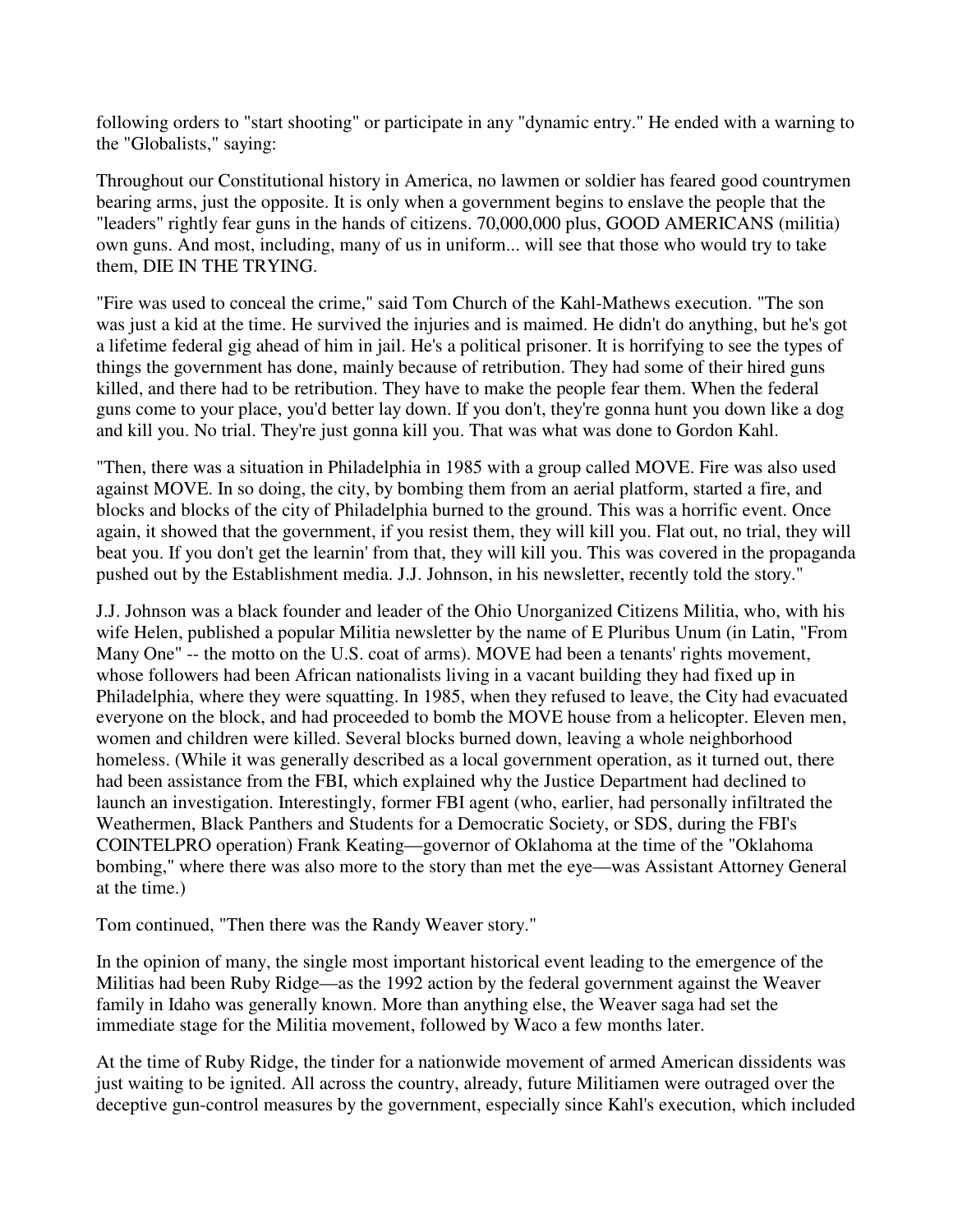following orders to "start shooting" or participate in any "dynamic entry." He ended with a warning to the "Globalists," saying:

Throughout our Constitutional history in America, no lawmen or soldier has feared good countrymen bearing arms, just the opposite. It is only when a government begins to enslave the people that the "leaders" rightly fear guns in the hands of citizens. 70,000,000 plus, GOOD AMERICANS (militia) own guns. And most, including, many of us in uniform... will see that those who would try to take them, DIE IN THE TRYING.

"Fire was used to conceal the crime," said Tom Church of the Kahl-Mathews execution. "The son was just a kid at the time. He survived the injuries and is maimed. He didn't do anything, but he's got a lifetime federal gig ahead of him in jail. He's a political prisoner. It is horrifying to see the types of things the government has done, mainly because of retribution. They had some of their hired guns killed, and there had to be retribution. They have to make the people fear them. When the federal guns come to your place, you'd better lay down. If you don't, they're gonna hunt you down like a dog and kill you. No trial. They're just gonna kill you. That was what was done to Gordon Kahl.

"Then, there was a situation in Philadelphia in 1985 with a group called MOVE. Fire was also used against MOVE. In so doing, the city, by bombing them from an aerial platform, started a fire, and blocks and blocks of the city of Philadelphia burned to the ground. This was a horrific event. Once again, it showed that the government, if you resist them, they will kill you. Flat out, no trial, they will beat you. If you don't get the learnin' from that, they will kill you. This was covered in the propaganda pushed out by the Establishment media. J.J. Johnson, in his newsletter, recently told the story."

J.J. Johnson was a black founder and leader of the Ohio Unorganized Citizens Militia, who, with his wife Helen, published a popular Militia newsletter by the name of E Pluribus Unum (in Latin, "From Many One" -- the motto on the U.S. coat of arms). MOVE had been a tenants' rights movement, whose followers had been African nationalists living in a vacant building they had fixed up in Philadelphia, where they were squatting. In 1985, when they refused to leave, the City had evacuated everyone on the block, and had proceeded to bomb the MOVE house from a helicopter. Eleven men, women and children were killed. Several blocks burned down, leaving a whole neighborhood homeless. (While it was generally described as a local government operation, as it turned out, there had been assistance from the FBI, which explained why the Justice Department had declined to launch an investigation. Interestingly, former FBI agent (who, earlier, had personally infiltrated the Weathermen, Black Panthers and Students for a Democratic Society, or SDS, during the FBI's COINTELPRO operation) Frank Keating—governor of Oklahoma at the time of the "Oklahoma bombing," where there was also more to the story than met the eye—was Assistant Attorney General at the time.)

Tom continued, "Then there was the Randy Weaver story."

In the opinion of many, the single most important historical event leading to the emergence of the Militias had been Ruby Ridge—as the 1992 action by the federal government against the Weaver family in Idaho was generally known. More than anything else, the Weaver saga had set the immediate stage for the Militia movement, followed by Waco a few months later.

At the time of Ruby Ridge, the tinder for a nationwide movement of armed American dissidents was just waiting to be ignited. All across the country, already, future Militiamen were outraged over the deceptive gun-control measures by the government, especially since Kahl's execution, which included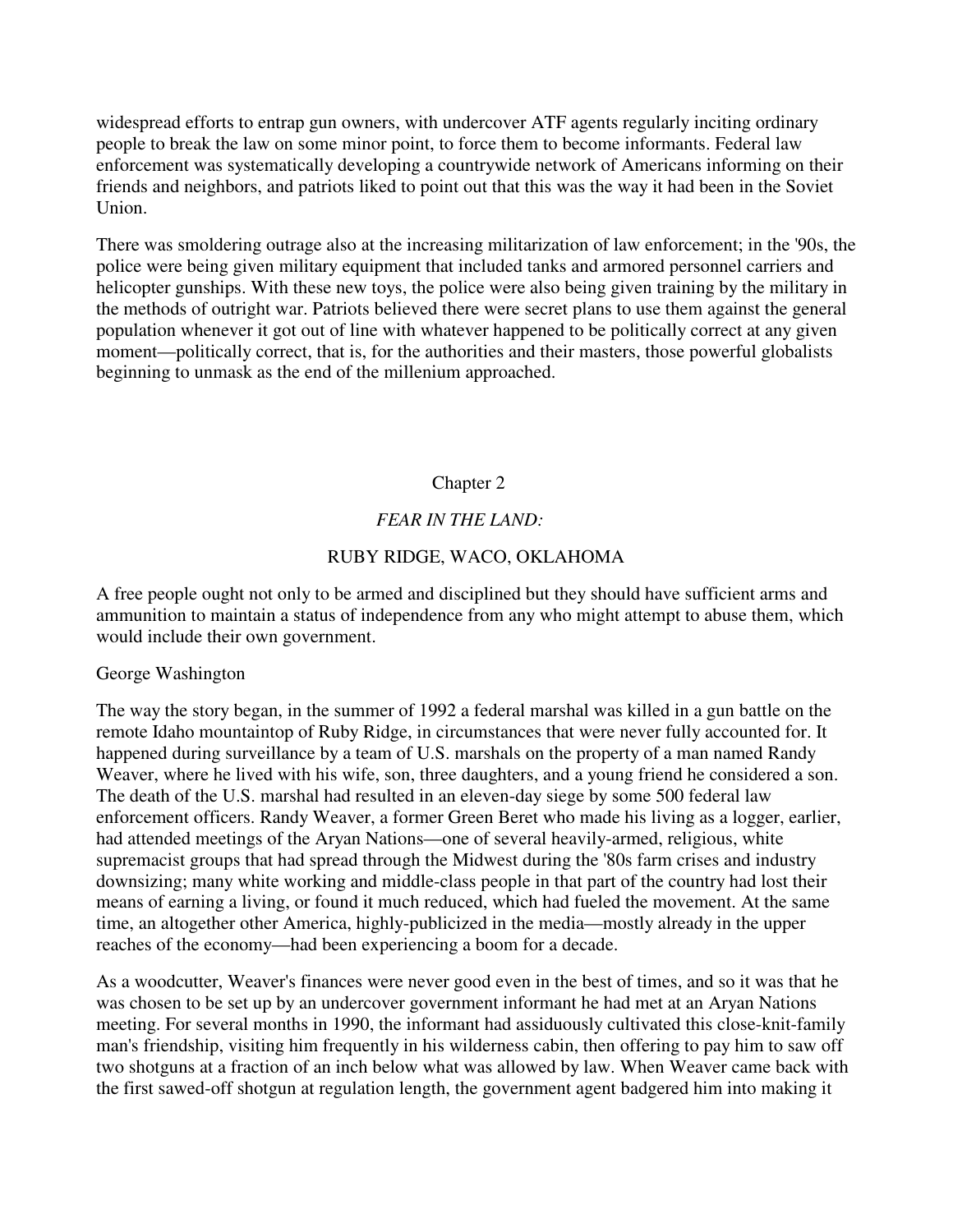widespread efforts to entrap gun owners, with undercover ATF agents regularly inciting ordinary people to break the law on some minor point, to force them to become informants. Federal law enforcement was systematically developing a countrywide network of Americans informing on their friends and neighbors, and patriots liked to point out that this was the way it had been in the Soviet Union.

There was smoldering outrage also at the increasing militarization of law enforcement; in the '90s, the police were being given military equipment that included tanks and armored personnel carriers and helicopter gunships. With these new toys, the police were also being given training by the military in the methods of outright war. Patriots believed there were secret plans to use them against the general population whenever it got out of line with whatever happened to be politically correct at any given moment—politically correct, that is, for the authorities and their masters, those powerful globalists beginning to unmask as the end of the millenium approached.

## Chapter 2

### *FEAR IN THE LAND:*

### RUBY RIDGE, WACO, OKLAHOMA

A free people ought not only to be armed and disciplined but they should have sufficient arms and ammunition to maintain a status of independence from any who might attempt to abuse them, which would include their own government.

George Washington

The way the story began, in the summer of 1992 a federal marshal was killed in a gun battle on the remote Idaho mountaintop of Ruby Ridge, in circumstances that were never fully accounted for. It happened during surveillance by a team of U.S. marshals on the property of a man named Randy Weaver, where he lived with his wife, son, three daughters, and a young friend he considered a son. The death of the U.S. marshal had resulted in an eleven-day siege by some 500 federal law enforcement officers. Randy Weaver, a former Green Beret who made his living as a logger, earlier, had attended meetings of the Aryan Nations—one of several heavily-armed, religious, white supremacist groups that had spread through the Midwest during the '80s farm crises and industry downsizing; many white working and middle-class people in that part of the country had lost their means of earning a living, or found it much reduced, which had fueled the movement. At the same time, an altogether other America, highly-publicized in the media—mostly already in the upper reaches of the economy—had been experiencing a boom for a decade.

As a woodcutter, Weaver's finances were never good even in the best of times, and so it was that he was chosen to be set up by an undercover government informant he had met at an Aryan Nations meeting. For several months in 1990, the informant had assiduously cultivated this close-knit-family man's friendship, visiting him frequently in his wilderness cabin, then offering to pay him to saw off two shotguns at a fraction of an inch below what was allowed by law. When Weaver came back with the first sawed-off shotgun at regulation length, the government agent badgered him into making it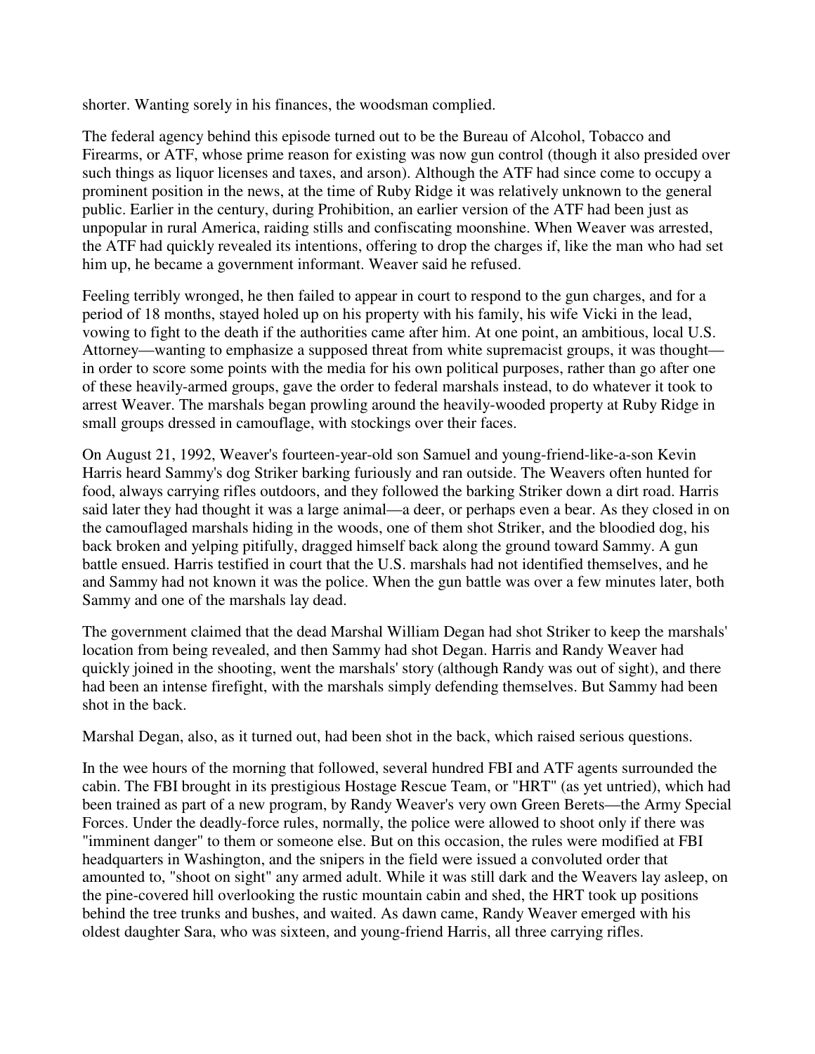shorter. Wanting sorely in his finances, the woodsman complied.

The federal agency behind this episode turned out to be the Bureau of Alcohol, Tobacco and Firearms, or ATF, whose prime reason for existing was now gun control (though it also presided over such things as liquor licenses and taxes, and arson). Although the ATF had since come to occupy a prominent position in the news, at the time of Ruby Ridge it was relatively unknown to the general public. Earlier in the century, during Prohibition, an earlier version of the ATF had been just as unpopular in rural America, raiding stills and confiscating moonshine. When Weaver was arrested, the ATF had quickly revealed its intentions, offering to drop the charges if, like the man who had set him up, he became a government informant. Weaver said he refused.

Feeling terribly wronged, he then failed to appear in court to respond to the gun charges, and for a period of 18 months, stayed holed up on his property with his family, his wife Vicki in the lead, vowing to fight to the death if the authorities came after him. At one point, an ambitious, local U.S. Attorney—wanting to emphasize a supposed threat from white supremacist groups, it was thought—in order to score some points with the media for his own political purposes, rather than go after one of these heavily-armed groups, gave the order to federal marshals instead, to do whatever it took to arrest Weaver. The marshals began prowling around the heavily-wooded property at Ruby Ridge in small groups dressed in camouflage, with stockings over their faces.

On August 21, 1992, Weaver's fourteen-year-old son Samuel and young-friend-like-a-son Kevin Harris heard Sammy's dog Striker barking furiously and ran outside. The Weavers often hunted for food, always carrying rifles outdoors, and they followed the barking Striker down a dirt road. Harris said later they had thought it was a large animal—a deer, or perhaps even a bear. As they closed in on the camouflaged marshals hiding in the woods, one of them shot Striker, and the bloodied dog, his back broken and yelping pitifully, dragged himself back along the ground toward Sammy. A gun battle ensued. Harris testified in court that the U.S. marshals had not identified themselves, and he and Sammy had not known it was the police. When the gun battle was over a few minutes later, both Sammy and one of the marshals lay dead.

The government claimed that the dead Marshal William Degan had shot Striker to keep the marshals' location from being revealed, and then Sammy had shot Degan. Harris and Randy Weaver had quickly joined in the shooting, went the marshals' story (although Randy was out of sight), and there had been an intense firefight, with the marshals simply defending themselves. But Sammy had been shot in the back.

Marshal Degan, also, as it turned out, had been shot in the back, which raised serious questions.

In the wee hours of the morning that followed, several hundred FBI and ATF agents surrounded the cabin. The FBI brought in its prestigious Hostage Rescue Team, or "HRT" (as yet untried), which had been trained as part of a new program, by Randy Weaver's very own Green Berets—the Army Special Forces. Under the deadly-force rules, normally, the police were allowed to shoot only if there was "imminent danger" to them or someone else. But on this occasion, the rules were modified at FBI headquarters in Washington, and the snipers in the field were issued a convoluted order that amounted to, "shoot on sight" any armed adult. While it was still dark and the Weavers lay asleep, on the pine-covered hill overlooking the rustic mountain cabin and shed, the HRT took up positions behind the tree trunks and bushes, and waited. As dawn came, Randy Weaver emerged with his oldest daughter Sara, who was sixteen, and young-friend Harris, all three carrying rifles.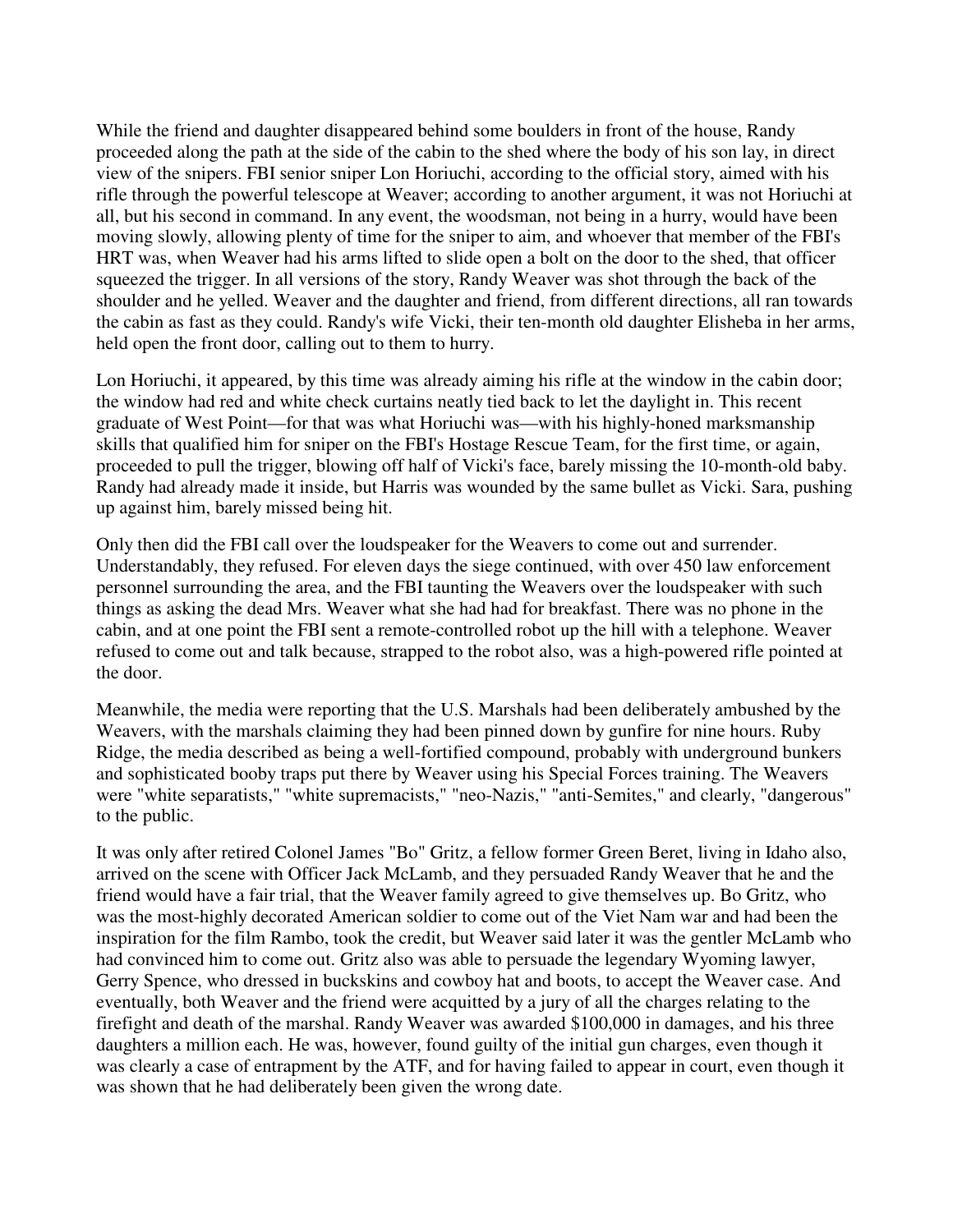While the friend and daughter disappeared behind some boulders in front of the house, Randy proceeded along the path at the side of the cabin to the shed where the body of his son lay, in direct view of the snipers. FBI senior sniper Lon Horiuchi, according to the official story, aimed with his rifle through the powerful telescope at Weaver; according to another argument, it was not Horiuchi at all, but his second in command. In any event, the woodsman, not being in a hurry, would have been moving slowly, allowing plenty of time for the sniper to aim, and whoever that member of the FBI's HRT was, when Weaver had his arms lifted to slide open a bolt on the door to the shed, that officer squeezed the trigger. In all versions of the story, Randy Weaver was shot through the back of the shoulder and he yelled. Weaver and the daughter and friend, from different directions, all ran towards the cabin as fast as they could. Randy's wife Vicki, their ten-month old daughter Elisheba in her arms, held open the front door, calling out to them to hurry.

Lon Horiuchi, it appeared, by this time was already aiming his rifle at the window in the cabin door; the window had red and white check curtains neatly tied back to let the daylight in. This recent graduate of West Point—for that was what Horiuchi was—with his highly-honed marksmanship skills that qualified him for sniper on the FBI's Hostage Rescue Team, for the first time, or again, proceeded to pull the trigger, blowing off half of Vicki's face, barely missing the 10-month-old baby. Randy had already made it inside, but Harris was wounded by the same bullet as Vicki. Sara, pushing up against him, barely missed being hit.

Only then did the FBI call over the loudspeaker for the Weavers to come out and surrender. Understandably, they refused. For eleven days the siege continued, with over 450 law enforcement personnel surrounding the area, and the FBI taunting the Weavers over the loudspeaker with such things as asking the dead Mrs. Weaver what she had had for breakfast. There was no phone in the cabin, and at one point the FBI sent a remote-controlled robot up the hill with a telephone. Weaver refused to come out and talk because, strapped to the robot also, was a high-powered rifle pointed at the door.

Meanwhile, the media were reporting that the U.S. Marshals had been deliberately ambushed by the Weavers, with the marshals claiming they had been pinned down by gunfire for nine hours. Ruby Ridge, the media described as being a well-fortified compound, probably with underground bunkers and sophisticated booby traps put there by Weaver using his Special Forces training. The Weavers were "white separatists," "white supremacists," "neo-Nazis," "anti-Semites," and clearly, "dangerous" to the public.

It was only after retired Colonel James "Bo" Gritz, a fellow former Green Beret, living in Idaho also, arrived on the scene with Officer Jack McLamb, and they persuaded Randy Weaver that he and the friend would have a fair trial, that the Weaver family agreed to give themselves up. Bo Gritz, who was the most-highly decorated American soldier to come out of the Viet Nam war and had been the inspiration for the film Rambo, took the credit, but Weaver said later it was the gentler McLamb who had convinced him to come out. Gritz also was able to persuade the legendary Wyoming lawyer, Gerry Spence, who dressed in buckskins and cowboy hat and boots, to accept the Weaver case. And eventually, both Weaver and the friend were acquitted by a jury of all the charges relating to the firefight and death of the marshal. Randy Weaver was awarded $100,000 in damages, and his three daughters a million each. He was, however, found guilty of the initial gun charges, even though it was clearly a case of entrapment by the ATF, and for having failed to appear in court, even though it was shown that he had deliberately been given the wrong date.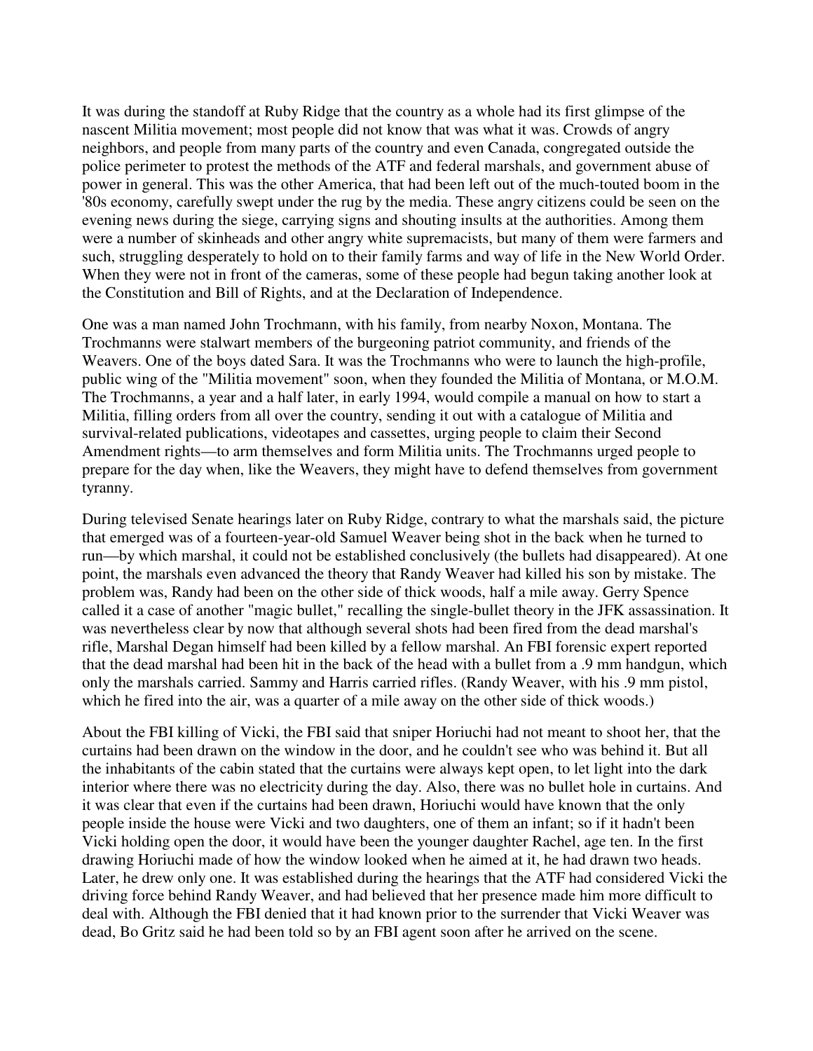It was during the standoff at Ruby Ridge that the country as a whole had its first glimpse of the nascent Militia movement; most people did not know that was what it was. Crowds of angry neighbors, and people from many parts of the country and even Canada, congregated outside the police perimeter to protest the methods of the ATF and federal marshals, and government abuse of power in general. This was the other America, that had been left out of the much-touted boom in the '80s economy, carefully swept under the rug by the media. These angry citizens could be seen on the evening news during the siege, carrying signs and shouting insults at the authorities. Among them were a number of skinheads and other angry white supremacists, but many of them were farmers and such, struggling desperately to hold on to their family farms and way of life in the New World Order. When they were not in front of the cameras, some of these people had begun taking another look at the Constitution and Bill of Rights, and at the Declaration of Independence.

One was a man named John Trochmann, with his family, from nearby Noxon, Montana. The Trochmanns were stalwart members of the burgeoning patriot community, and friends of the Weavers. One of the boys dated Sara. It was the Trochmanns who were to launch the high-profile, public wing of the "Militia movement" soon, when they founded the Militia of Montana, or M.O.M. The Trochmanns, a year and a half later, in early 1994, would compile a manual on how to start a Militia, filling orders from all over the country, sending it out with a catalogue of Militia and survival-related publications, videotapes and cassettes, urging people to claim their Second Amendment rights—to arm themselves and form Militia units. The Trochmanns urged people to prepare for the day when, like the Weavers, they might have to defend themselves from government tyranny.

During televised Senate hearings later on Ruby Ridge, contrary to what the marshals said, the picture that emerged was of a fourteen-year-old Samuel Weaver being shot in the back when he turned to run—by which marshal, it could not be established conclusively (the bullets had disappeared). At one point, the marshals even advanced the theory that Randy Weaver had killed his son by mistake. The problem was, Randy had been on the other side of thick woods, half a mile away. Gerry Spence called it a case of another "magic bullet," recalling the single-bullet theory in the JFK assassination. It was nevertheless clear by now that although several shots had been fired from the dead marshal's rifle, Marshal Degan himself had been killed by a fellow marshal. An FBI forensic expert reported that the dead marshal had been hit in the back of the head with a bullet from a .9 mm handgun, which only the marshals carried. Sammy and Harris carried rifles. (Randy Weaver, with his .9 mm pistol, which he fired into the air, was a quarter of a mile away on the other side of thick woods.)

About the FBI killing of Vicki, the FBI said that sniper Horiuchi had not meant to shoot her, that the curtains had been drawn on the window in the door, and he couldn't see who was behind it. But all the inhabitants of the cabin stated that the curtains were always kept open, to let light into the dark interior where there was no electricity during the day. Also, there was no bullet hole in curtains. And it was clear that even if the curtains had been drawn, Horiuchi would have known that the only people inside the house were Vicki and two daughters, one of them an infant; so if it hadn't been Vicki holding open the door, it would have been the younger daughter Rachel, age ten. In the first drawing Horiuchi made of how the window looked when he aimed at it, he had drawn two heads. Later, he drew only one. It was established during the hearings that the ATF had considered Vicki the driving force behind Randy Weaver, and had believed that her presence made him more difficult to deal with. Although the FBI denied that it had known prior to the surrender that Vicki Weaver was dead, Bo Gritz said he had been told so by an FBI agent soon after he arrived on the scene.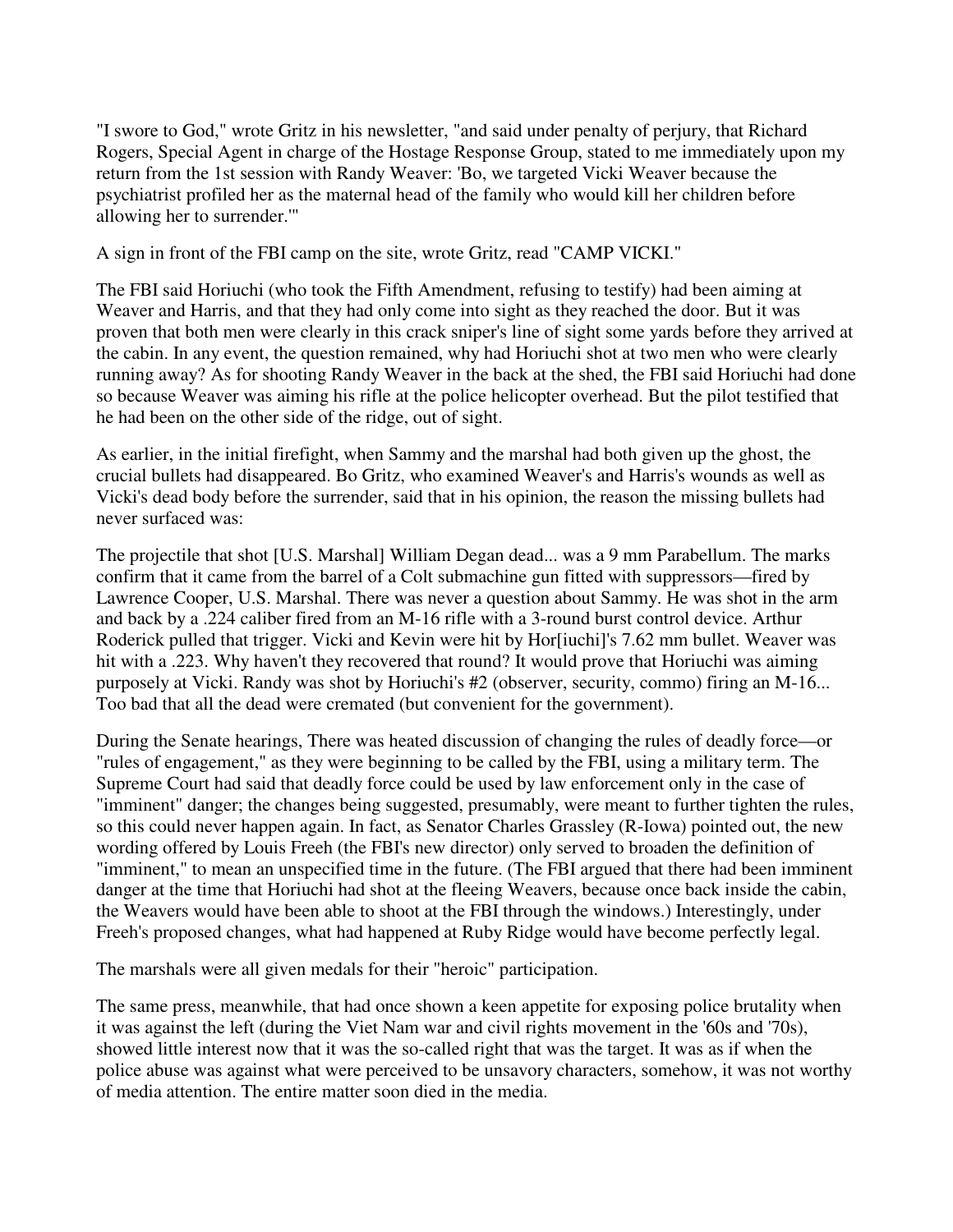"I swore to God," wrote Gritz in his newsletter, "and said under penalty of perjury, that Richard Rogers, Special Agent in charge of the Hostage Response Group, stated to me immediately upon my return from the 1st session with Randy Weaver: 'Bo, we targeted Vicki Weaver because the psychiatrist profiled her as the maternal head of the family who would kill her children before allowing her to surrender.'"

A sign in front of the FBI camp on the site, wrote Gritz, read "CAMP VICKI."

The FBI said Horiuchi (who took the Fifth Amendment, refusing to testify) had been aiming at Weaver and Harris, and that they had only come into sight as they reached the door. But it was proven that both men were clearly in this crack sniper's line of sight some yards before they arrived at the cabin. In any event, the question remained, why had Horiuchi shot at two men who were clearly running away? As for shooting Randy Weaver in the back at the shed, the FBI said Horiuchi had done so because Weaver was aiming his rifle at the police helicopter overhead. But the pilot testified that he had been on the other side of the ridge, out of sight.

As earlier, in the initial firefight, when Sammy and the marshal had both given up the ghost, the crucial bullets had disappeared. Bo Gritz, who examined Weaver's and Harris's wounds as well as Vicki's dead body before the surrender, said that in his opinion, the reason the missing bullets had never surfaced was:

The projectile that shot [U.S. Marshal] William Degan dead... was a 9 mm Parabellum. The marks confirm that it came from the barrel of a Colt submachine gun fitted with suppressors—fired by Lawrence Cooper, U.S. Marshal. There was never a question about Sammy. He was shot in the arm and back by a .224 caliber fired from an M-16 rifle with a 3-round burst control device. Arthur Roderick pulled that trigger. Vicki and Kevin were hit by Hor[iuchi]'s 7.62 mm bullet. Weaver was hit with a .223. Why haven't they recovered that round? It would prove that Horiuchi was aiming purposely at Vicki. Randy was shot by Horiuchi's #2 (observer, security, commo) firing an M-16... Too bad that all the dead were cremated (but convenient for the government).

During the Senate hearings, There was heated discussion of changing the rules of deadly force—or "rules of engagement," as they were beginning to be called by the FBI, using a military term. The Supreme Court had said that deadly force could be used by law enforcement only in the case of "imminent" danger; the changes being suggested, presumably, were meant to further tighten the rules, so this could never happen again. In fact, as Senator Charles Grassley (R-Iowa) pointed out, the new wording offered by Louis Freeh (the FBI's new director) only served to broaden the definition of "imminent," to mean an unspecified time in the future. (The FBI argued that there had been imminent danger at the time that Horiuchi had shot at the fleeing Weavers, because once back inside the cabin, the Weavers would have been able to shoot at the FBI through the windows.) Interestingly, under Freeh's proposed changes, what had happened at Ruby Ridge would have become perfectly legal.

The marshals were all given medals for their "heroic" participation.

The same press, meanwhile, that had once shown a keen appetite for exposing police brutality when it was against the left (during the Viet Nam war and civil rights movement in the '60s and '70s), showed little interest now that it was the so-called right that was the target. It was as if when the police abuse was against what were perceived to be unsavory characters, somehow, it was not worthy of media attention. The entire matter soon died in the media.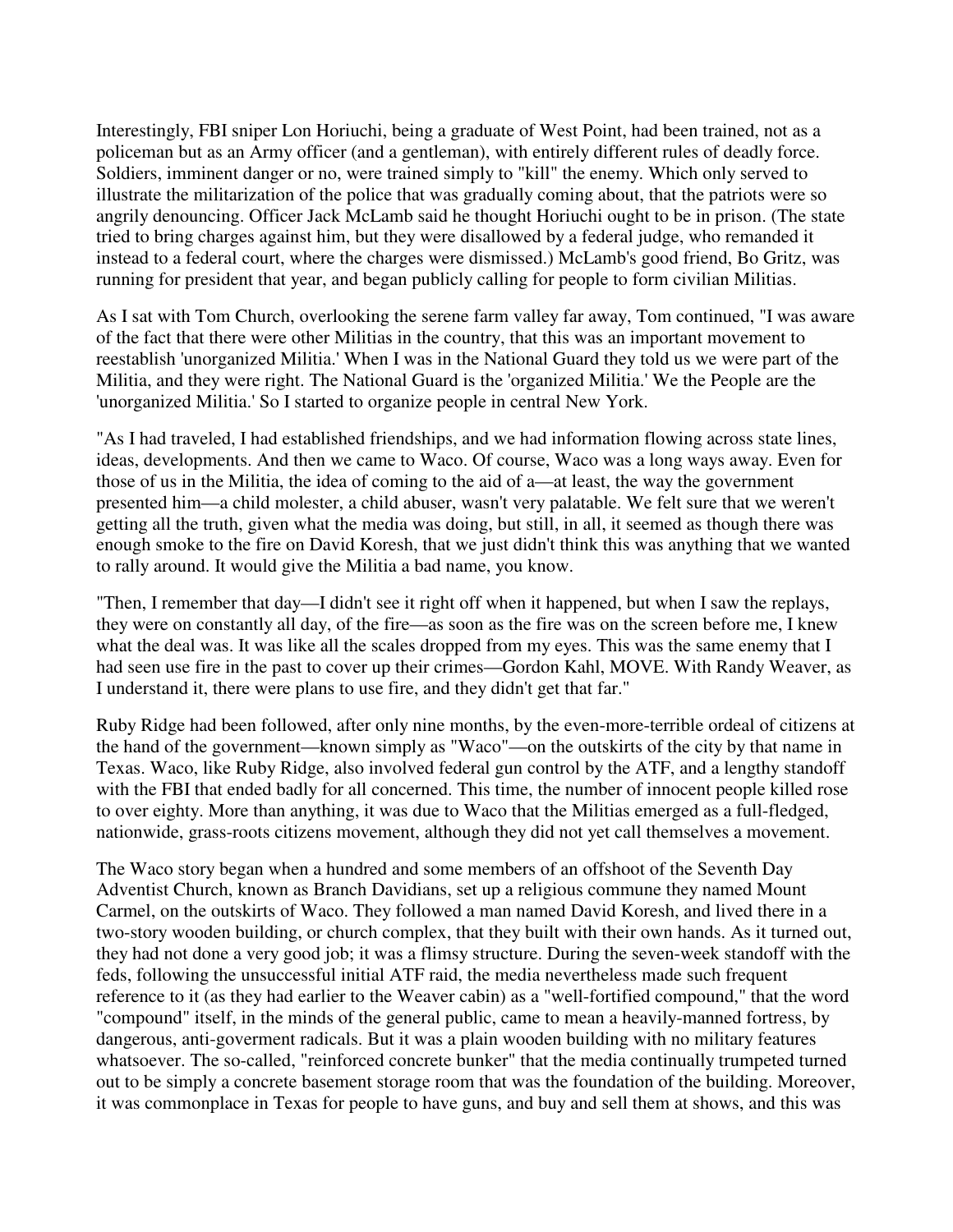Interestingly, FBI sniper Lon Horiuchi, being a graduate of West Point, had been trained, not as a policeman but as an Army officer (and a gentleman), with entirely different rules of deadly force. Soldiers, imminent danger or no, were trained simply to "kill" the enemy. Which only served to illustrate the militarization of the police that was gradually coming about, that the patriots were so angrily denouncing. Officer Jack McLamb said he thought Horiuchi ought to be in prison. (The state tried to bring charges against him, but they were disallowed by a federal judge, who remanded it instead to a federal court, where the charges were dismissed.) McLamb's good friend, Bo Gritz, was running for president that year, and began publicly calling for people to form civilian Militias.

As I sat with Tom Church, overlooking the serene farm valley far away, Tom continued, "I was aware of the fact that there were other Militias in the country, that this was an important movement to reestablish 'unorganized Militia.' When I was in the National Guard they told us we were part of the Militia, and they were right. The National Guard is the 'organized Militia.' We the People are the 'unorganized Militia.' So I started to organize people in central New York.

"As I had traveled, I had established friendships, and we had information flowing across state lines, ideas, developments. And then we came to Waco. Of course, Waco was a long ways away. Even for those of us in the Militia, the idea of coming to the aid of a—at least, the way the government presented him—a child molester, a child abuser, wasn't very palatable. We felt sure that we weren't getting all the truth, given what the media was doing, but still, in all, it seemed as though there was enough smoke to the fire on David Koresh, that we just didn't think this was anything that we wanted to rally around. It would give the Militia a bad name, you know.

"Then, I remember that day—I didn't see it right off when it happened, but when I saw the replays, they were on constantly all day, of the fire—as soon as the fire was on the screen before me, I knew what the deal was. It was like all the scales dropped from my eyes. This was the same enemy that I had seen use fire in the past to cover up their crimes—Gordon Kahl, MOVE. With Randy Weaver, as I understand it, there were plans to use fire, and they didn't get that far."

Ruby Ridge had been followed, after only nine months, by the even-more-terrible ordeal of citizens at the hand of the government—known simply as "Waco"—on the outskirts of the city by that name in Texas. Waco, like Ruby Ridge, also involved federal gun control by the ATF, and a lengthy standoff with the FBI that ended badly for all concerned. This time, the number of innocent people killed rose to over eighty. More than anything, it was due to Waco that the Militias emerged as a full-fledged, nationwide, grass-roots citizens movement, although they did not yet call themselves a movement.

The Waco story began when a hundred and some members of an offshoot of the Seventh Day Adventist Church, known as Branch Davidians, set up a religious commune they named Mount Carmel, on the outskirts of Waco. They followed a man named David Koresh, and lived there in a two-story wooden building, or church complex, that they built with their own hands. As it turned out, they had not done a very good job; it was a flimsy structure. During the seven-week standoff with the feds, following the unsuccessful initial ATF raid, the media nevertheless made such frequent reference to it (as they had earlier to the Weaver cabin) as a "well-fortified compound," that the word "compound" itself, in the minds of the general public, came to mean a heavily-manned fortress, by dangerous, anti-goverment radicals. But it was a plain wooden building with no military features whatsoever. The so-called, "reinforced concrete bunker" that the media continually trumpeted turned out to be simply a concrete basement storage room that was the foundation of the building. Moreover, it was commonplace in Texas for people to have guns, and buy and sell them at shows, and this was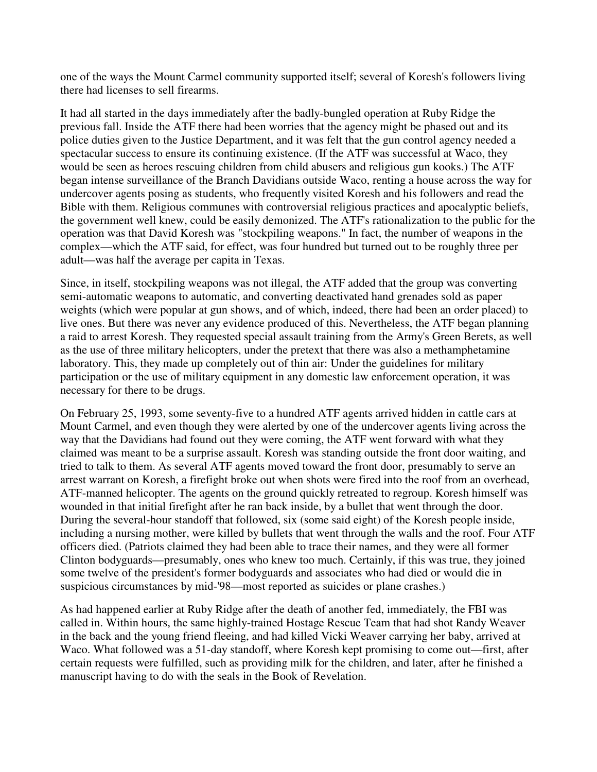one of the ways the Mount Carmel community supported itself; several of Koresh's followers living there had licenses to sell firearms.

It had all started in the days immediately after the badly-bungled operation at Ruby Ridge the previous fall. Inside the ATF there had been worries that the agency might be phased out and its police duties given to the Justice Department, and it was felt that the gun control agency needed a spectacular success to ensure its continuing existence. (If the ATF was successful at Waco, they would be seen as heroes rescuing children from child abusers and religious gun kooks.) The ATF began intense surveillance of the Branch Davidians outside Waco, renting a house across the way for undercover agents posing as students, who frequently visited Koresh and his followers and read the Bible with them. Religious communes with controversial religious practices and apocalyptic beliefs, the government well knew, could be easily demonized. The ATF's rationalization to the public for the operation was that David Koresh was "stockpiling weapons." In fact, the number of weapons in the complex—which the ATF said, for effect, was four hundred but turned out to be roughly three per adult—was half the average per capita in Texas.

Since, in itself, stockpiling weapons was not illegal, the ATF added that the group was converting semi-automatic weapons to automatic, and converting deactivated hand grenades sold as paper weights (which were popular at gun shows, and of which, indeed, there had been an order placed) to live ones. But there was never any evidence produced of this. Nevertheless, the ATF began planning a raid to arrest Koresh. They requested special assault training from the Army's Green Berets, as well as the use of three military helicopters, under the pretext that there was also a methamphetamine laboratory. This, they made up completely out of thin air: Under the guidelines for military participation or the use of military equipment in any domestic law enforcement operation, it was necessary for there to be drugs.

On February 25, 1993, some seventy-five to a hundred ATF agents arrived hidden in cattle cars at Mount Carmel, and even though they were alerted by one of the undercover agents living across the way that the Davidians had found out they were coming, the ATF went forward with what they claimed was meant to be a surprise assault. Koresh was standing outside the front door waiting, and tried to talk to them. As several ATF agents moved toward the front door, presumably to serve an arrest warrant on Koresh, a firefight broke out when shots were fired into the roof from an overhead, ATF-manned helicopter. The agents on the ground quickly retreated to regroup. Koresh himself was wounded in that initial firefight after he ran back inside, by a bullet that went through the door. During the several-hour standoff that followed, six (some said eight) of the Koresh people inside, including a nursing mother, were killed by bullets that went through the walls and the roof. Four ATF officers died. (Patriots claimed they had been able to trace their names, and they were all former Clinton bodyguards—presumably, ones who knew too much. Certainly, if this was true, they joined some twelve of the president's former bodyguards and associates who had died or would die in suspicious circumstances by mid-'98—most reported as suicides or plane crashes.)

As had happened earlier at Ruby Ridge after the death of another fed, immediately, the FBI was called in. Within hours, the same highly-trained Hostage Rescue Team that had shot Randy Weaver in the back and the young friend fleeing, and had killed Vicki Weaver carrying her baby, arrived at Waco. What followed was a 51-day standoff, where Koresh kept promising to come out—first, after certain requests were fulfilled, such as providing milk for the children, and later, after he finished a manuscript having to do with the seals in the Book of Revelation.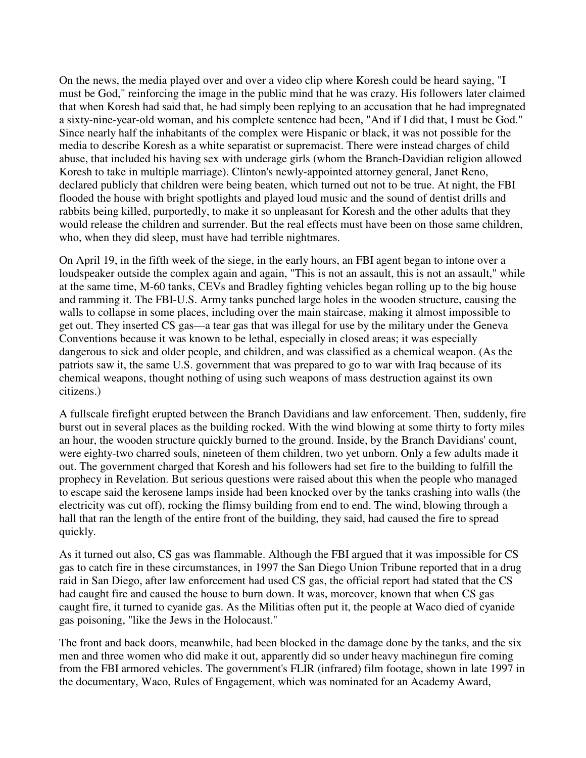On the news, the media played over and over a video clip where Koresh could be heard saying, "I must be God," reinforcing the image in the public mind that he was crazy. His followers later claimed that when Koresh had said that, he had simply been replying to an accusation that he had impregnated a sixty-nine-year-old woman, and his complete sentence had been, "And if I did that, I must be God." Since nearly half the inhabitants of the complex were Hispanic or black, it was not possible for the media to describe Koresh as a white separatist or supremacist. There were instead charges of child abuse, that included his having sex with underage girls (whom the Branch-Davidian religion allowed Koresh to take in multiple marriage). Clinton's newly-appointed attorney general, Janet Reno, declared publicly that children were being beaten, which turned out not to be true. At night, the FBI flooded the house with bright spotlights and played loud music and the sound of dentist drills and rabbits being killed, purportedly, to make it so unpleasant for Koresh and the other adults that they would release the children and surrender. But the real effects must have been on those same children, who, when they did sleep, must have had terrible nightmares.

On April 19, in the fifth week of the siege, in the early hours, an FBI agent began to intone over a loudspeaker outside the complex again and again, "This is not an assault, this is not an assault," while at the same time, M-60 tanks, CEVs and Bradley fighting vehicles began rolling up to the big house and ramming it. The FBI-U.S. Army tanks punched large holes in the wooden structure, causing the walls to collapse in some places, including over the main staircase, making it almost impossible to get out. They inserted CS gas—a tear gas that was illegal for use by the military under the Geneva Conventions because it was known to be lethal, especially in closed areas; it was especially dangerous to sick and older people, and children, and was classified as a chemical weapon. (As the patriots saw it, the same U.S. government that was prepared to go to war with Iraq because of its chemical weapons, thought nothing of using such weapons of mass destruction against its own citizens.)

A fullscale firefight erupted between the Branch Davidians and law enforcement. Then, suddenly, fire burst out in several places as the building rocked. With the wind blowing at some thirty to forty miles an hour, the wooden structure quickly burned to the ground. Inside, by the Branch Davidians' count, were eighty-two charred souls, nineteen of them children, two yet unborn. Only a few adults made it out. The government charged that Koresh and his followers had set fire to the building to fulfill the prophecy in Revelation. But serious questions were raised about this when the people who managed to escape said the kerosene lamps inside had been knocked over by the tanks crashing into walls (the electricity was cut off), rocking the flimsy building from end to end. The wind, blowing through a hall that ran the length of the entire front of the building, they said, had caused the fire to spread quickly.

As it turned out also, CS gas was flammable. Although the FBI argued that it was impossible for CS gas to catch fire in these circumstances, in 1997 the San Diego Union Tribune reported that in a drug raid in San Diego, after law enforcement had used CS gas, the official report had stated that the CS had caught fire and caused the house to burn down. It was, moreover, known that when CS gas caught fire, it turned to cyanide gas. As the Militias often put it, the people at Waco died of cyanide gas poisoning, "like the Jews in the Holocaust."

The front and back doors, meanwhile, had been blocked in the damage done by the tanks, and the six men and three women who did make it out, apparently did so under heavy machinegun fire coming from the FBI armored vehicles. The government's FLIR (infrared) film footage, shown in late 1997 in the documentary, Waco, Rules of Engagement, which was nominated for an Academy Award,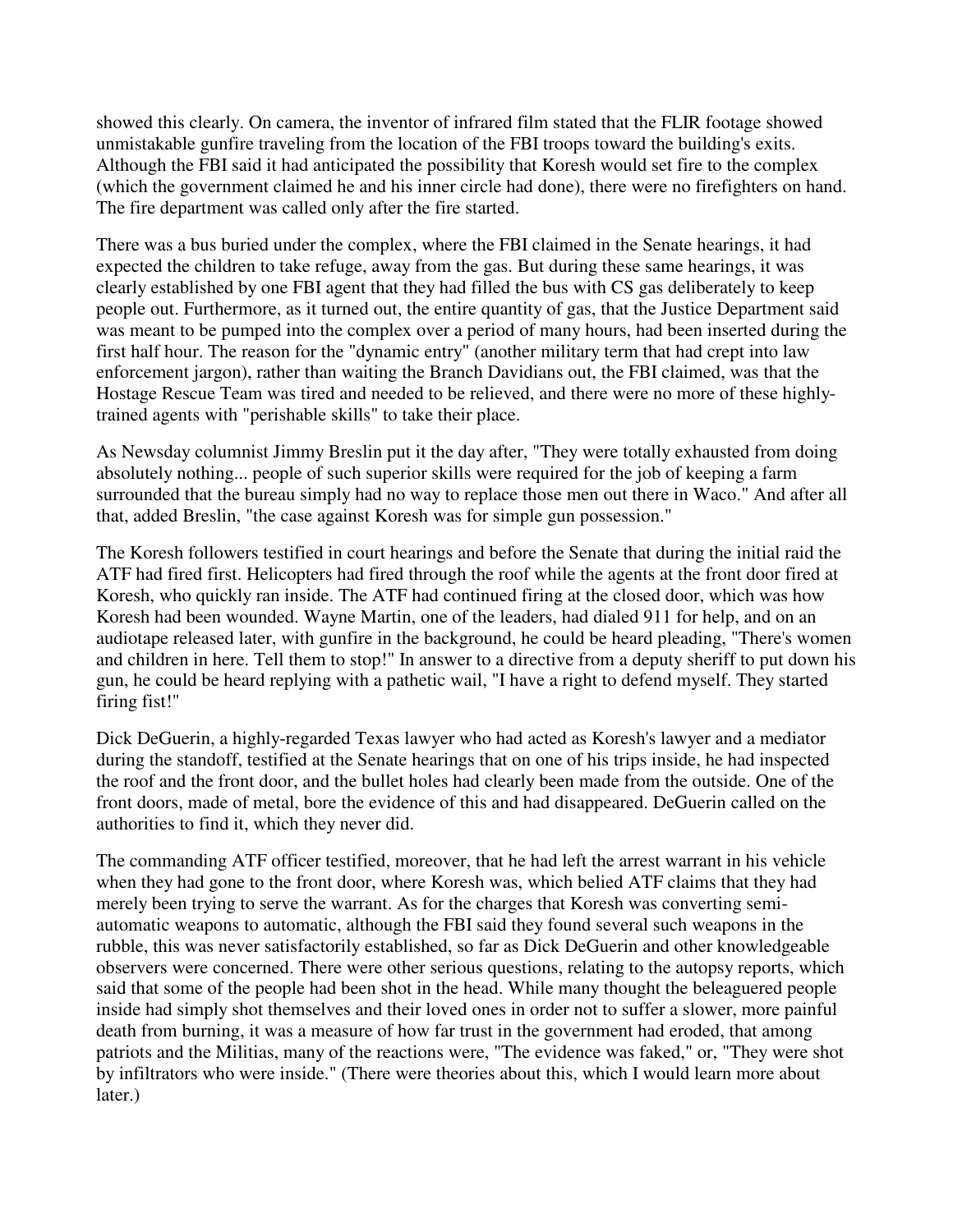showed this clearly. On camera, the inventor of infrared film stated that the FLIR footage showed unmistakable gunfire traveling from the location of the FBI troops toward the building's exits. Although the FBI said it had anticipated the possibility that Koresh would set fire to the complex (which the government claimed he and his inner circle had done), there were no firefighters on hand. The fire department was called only after the fire started.

There was a bus buried under the complex, where the FBI claimed in the Senate hearings, it had expected the children to take refuge, away from the gas. But during these same hearings, it was clearly established by one FBI agent that they had filled the bus with CS gas deliberately to keep people out. Furthermore, as it turned out, the entire quantity of gas, that the Justice Department said was meant to be pumped into the complex over a period of many hours, had been inserted during the first half hour. The reason for the "dynamic entry" (another military term that had crept into law enforcement jargon), rather than waiting the Branch Davidians out, the FBI claimed, was that the Hostage Rescue Team was tired and needed to be relieved, and there were no more of these highly-trained agents with "perishable skills" to take their place.

As Newsday columnist Jimmy Breslin put it the day after, "They were totally exhausted from doing absolutely nothing... people of such superior skills were required for the job of keeping a farm surrounded that the bureau simply had no way to replace those men out there in Waco." And after all that, added Breslin, "the case against Koresh was for simple gun possession."

The Koresh followers testified in court hearings and before the Senate that during the initial raid the ATF had fired first. Helicopters had fired through the roof while the agents at the front door fired at Koresh, who quickly ran inside. The ATF had continued firing at the closed door, which was how Koresh had been wounded. Wayne Martin, one of the leaders, had dialed 911 for help, and on an audiotape released later, with gunfire in the background, he could be heard pleading, "There's women and children in here. Tell them to stop!" In answer to a directive from a deputy sheriff to put down his gun, he could be heard replying with a pathetic wail, "I have a right to defend myself. They started firing fist!"

Dick DeGuerin, a highly-regarded Texas lawyer who had acted as Koresh's lawyer and a mediator during the standoff, testified at the Senate hearings that on one of his trips inside, he had inspected the roof and the front door, and the bullet holes had clearly been made from the outside. One of the front doors, made of metal, bore the evidence of this and had disappeared. DeGuerin called on the authorities to find it, which they never did.

The commanding ATF officer testified, moreover, that he had left the arrest warrant in his vehicle when they had gone to the front door, where Koresh was, which belied ATF claims that they had merely been trying to serve the warrant. As for the charges that Koresh was converting semi-automatic weapons to automatic, although the FBI said they found several such weapons in the rubble, this was never satisfactorily established, so far as Dick DeGuerin and other knowledgeable observers were concerned. There were other serious questions, relating to the autopsy reports, which said that some of the people had been shot in the head. While many thought the beleaguered people inside had simply shot themselves and their loved ones in order not to suffer a slower, more painful death from burning, it was a measure of how far trust in the government had eroded, that among patriots and the Militias, many of the reactions were, "The evidence was faked," or, "They were shot by infiltrators who were inside." (There were theories about this, which I would learn more about later.)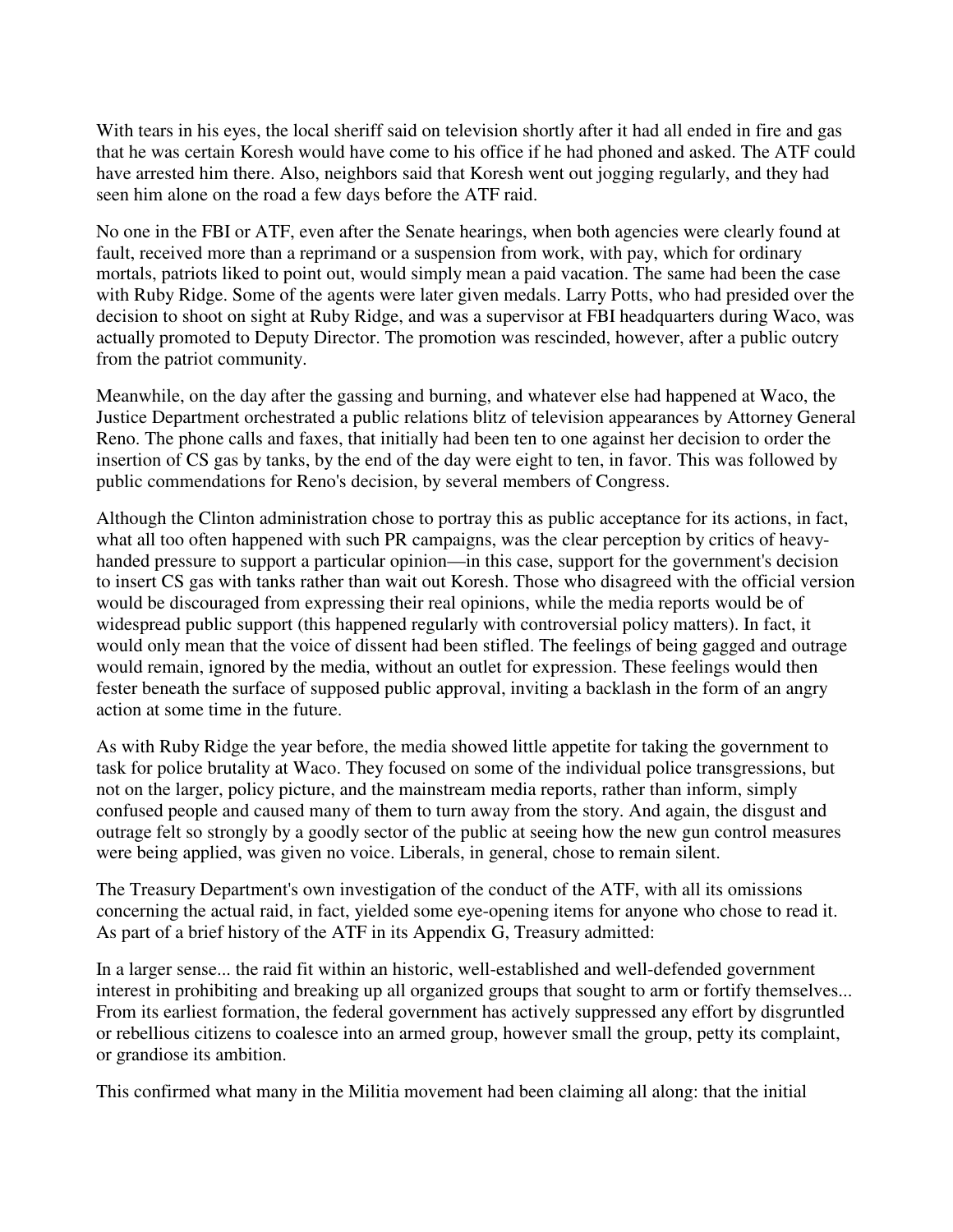With tears in his eyes, the local sheriff said on television shortly after it had all ended in fire and gas that he was certain Koresh would have come to his office if he had phoned and asked. The ATF could have arrested him there. Also, neighbors said that Koresh went out jogging regularly, and they had seen him alone on the road a few days before the ATF raid.

No one in the FBI or ATF, even after the Senate hearings, when both agencies were clearly found at fault, received more than a reprimand or a suspension from work, with pay, which for ordinary mortals, patriots liked to point out, would simply mean a paid vacation. The same had been the case with Ruby Ridge. Some of the agents were later given medals. Larry Potts, who had presided over the decision to shoot on sight at Ruby Ridge, and was a supervisor at FBI headquarters during Waco, was actually promoted to Deputy Director. The promotion was rescinded, however, after a public outcry from the patriot community.

Meanwhile, on the day after the gassing and burning, and whatever else had happened at Waco, the Justice Department orchestrated a public relations blitz of television appearances by Attorney General Reno. The phone calls and faxes, that initially had been ten to one against her decision to order the insertion of CS gas by tanks, by the end of the day were eight to ten, in favor. This was followed by public commendations for Reno's decision, by several members of Congress.

Although the Clinton administration chose to portray this as public acceptance for its actions, in fact, what all too often happened with such PR campaigns, was the clear perception by critics of heavy-handed pressure to support a particular opinion—in this case, support for the government's decision to insert CS gas with tanks rather than wait out Koresh. Those who disagreed with the official version would be discouraged from expressing their real opinions, while the media reports would be of widespread public support (this happened regularly with controversial policy matters). In fact, it would only mean that the voice of dissent had been stifled. The feelings of being gagged and outrage would remain, ignored by the media, without an outlet for expression. These feelings would then fester beneath the surface of supposed public approval, inviting a backlash in the form of an angry action at some time in the future.

As with Ruby Ridge the year before, the media showed little appetite for taking the government to task for police brutality at Waco. They focused on some of the individual police transgressions, but not on the larger, policy picture, and the mainstream media reports, rather than inform, simply confused people and caused many of them to turn away from the story. And again, the disgust and outrage felt so strongly by a goodly sector of the public at seeing how the new gun control measures were being applied, was given no voice. Liberals, in general, chose to remain silent.

The Treasury Department's own investigation of the conduct of the ATF, with all its omissions concerning the actual raid, in fact, yielded some eye-opening items for anyone who chose to read it. As part of a brief history of the ATF in its Appendix G, Treasury admitted:

In a larger sense... the raid fit within an historic, well-established and well-defended government interest in prohibiting and breaking up all organized groups that sought to arm or fortify themselves... From its earliest formation, the federal government has actively suppressed any effort by disgruntled or rebellious citizens to coalesce into an armed group, however small the group, petty its complaint, or grandiose its ambition.

This confirmed what many in the Militia movement had been claiming all along: that the initial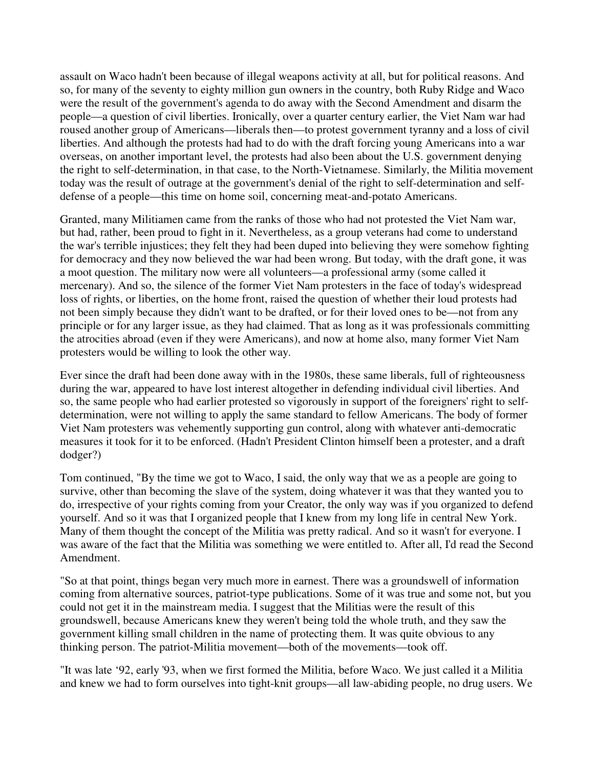assault on Waco hadn't been because of illegal weapons activity at all, but for political reasons. And so, for many of the seventy to eighty million gun owners in the country, both Ruby Ridge and Waco were the result of the government's agenda to do away with the Second Amendment and disarm the people—a question of civil liberties. Ironically, over a quarter century earlier, the Viet Nam war had roused another group of Americans—liberals then—to protest government tyranny and a loss of civil liberties. And although the protests had had to do with the draft forcing young Americans into a war overseas, on another important level, the protests had also been about the U.S. government denying the right to self-determination, in that case, to the North-Vietnamese. Similarly, the Militia movement today was the result of outrage at the government's denial of the right to self-determination and self-defense of a people—this time on home soil, concerning meat-and-potato Americans.

Granted, many Militiamen came from the ranks of those who had not protested the Viet Nam war, but had, rather, been proud to fight in it. Nevertheless, as a group veterans had come to understand the war's terrible injustices; they felt they had been duped into believing they were somehow fighting for democracy and they now believed the war had been wrong. But today, with the draft gone, it was a moot question. The military now were all volunteers—a professional army (some called it mercenary). And so, the silence of the former Viet Nam protesters in the face of today's widespread loss of rights, or liberties, on the home front, raised the question of whether their loud protests had not been simply because they didn't want to be drafted, or for their loved ones to be—not from any principle or for any larger issue, as they had claimed. That as long as it was professionals committing the atrocities abroad (even if they were Americans), and now at home also, many former Viet Nam protesters would be willing to look the other way.

Ever since the draft had been done away with in the 1980s, these same liberals, full of righteousness during the war, appeared to have lost interest altogether in defending individual civil liberties. And so, the same people who had earlier protested so vigorously in support of the foreigners' right to self-determination, were not willing to apply the same standard to fellow Americans. The body of former Viet Nam protesters was vehemently supporting gun control, along with whatever anti-democratic measures it took for it to be enforced. (Hadn't President Clinton himself been a protester, and a draft dodger?)

Tom continued, "By the time we got to Waco, I said, the only way that we as a people are going to survive, other than becoming the slave of the system, doing whatever it was that they wanted you to do, irrespective of your rights coming from your Creator, the only way was if you organized to defend yourself. And so it was that I organized people that I knew from my long life in central New York. Many of them thought the concept of the Militia was pretty radical. And so it wasn't for everyone. I was aware of the fact that the Militia was something we were entitled to. After all, I'd read the Second Amendment.

"So at that point, things began very much more in earnest. There was a groundswell of information coming from alternative sources, patriot-type publications. Some of it was true and some not, but you could not get it in the mainstream media. I suggest that the Militias were the result of this groundswell, because Americans knew they weren't being told the whole truth, and they saw the government killing small children in the name of protecting them. It was quite obvious to any thinking person. The patriot-Militia movement—both of the movements—took off.

"It was late '92, early '93, when we first formed the Militia, before Waco. We just called it a Militia and knew we had to form ourselves into tight-knit groups—all law-abiding people, no drug users. We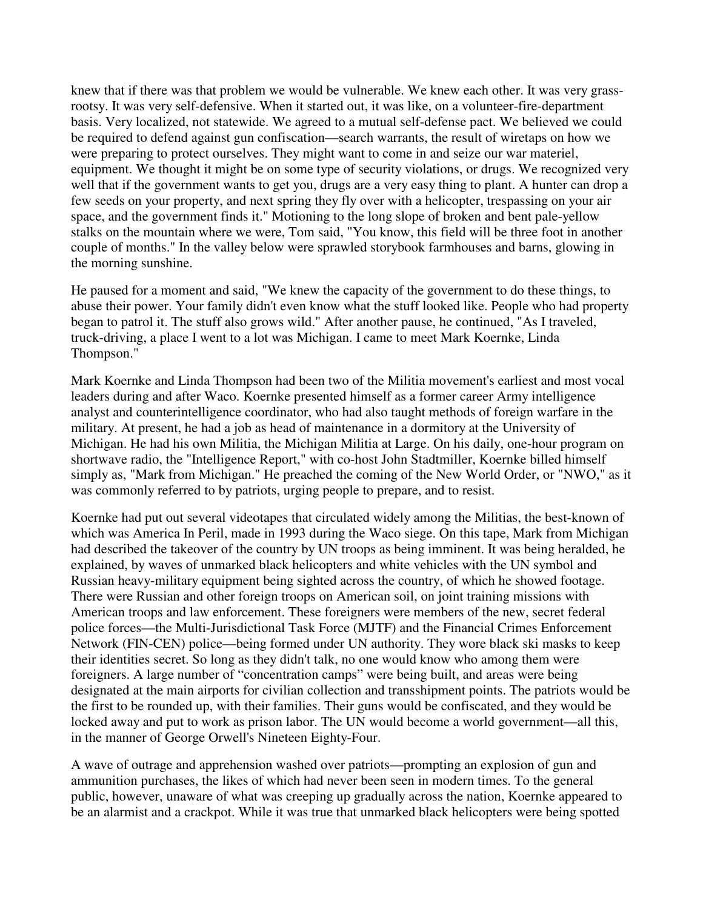knew that if there was that problem we would be vulnerable. We knew each other. It was very grass-rootsy. It was very self-defensive. When it started out, it was like, on a volunteer-fire-department basis. Very localized, not statewide. We agreed to a mutual self-defense pact. We believed we could be required to defend against gun confiscation—search warrants, the result of wiretaps on how we were preparing to protect ourselves. They might want to come in and seize our war materiel, equipment. We thought it might be on some type of security violations, or drugs. We recognized very well that if the government wants to get you, drugs are a very easy thing to plant. A hunter can drop a few seeds on your property, and next spring they fly over with a helicopter, trespassing on your air space, and the government finds it." Motioning to the long slope of broken and bent pale-yellow stalks on the mountain where we were, Tom said, "You know, this field will be three foot in another couple of months." In the valley below were sprawled storybook farmhouses and barns, glowing in the morning sunshine.

He paused for a moment and said, "We knew the capacity of the government to do these things, to abuse their power. Your family didn't even know what the stuff looked like. People who had property began to patrol it. The stuff also grows wild." After another pause, he continued, "As I traveled, truck-driving, a place I went to a lot was Michigan. I came to meet Mark Koernke, Linda Thompson."

Mark Koernke and Linda Thompson had been two of the Militia movement's earliest and most vocal leaders during and after Waco. Koernke presented himself as a former career Army intelligence analyst and counterintelligence coordinator, who had also taught methods of foreign warfare in the military. At present, he had a job as head of maintenance in a dormitory at the University of Michigan. He had his own Militia, the Michigan Militia at Large. On his daily, one-hour program on shortwave radio, the "Intelligence Report," with co-host John Stadtmiller, Koernke billed himself simply as, "Mark from Michigan." He preached the coming of the New World Order, or "NWO," as it was commonly referred to by patriots, urging people to prepare, and to resist.

Koernke had put out several videotapes that circulated widely among the Militias, the best-known of which was America In Peril, made in 1993 during the Waco siege. On this tape, Mark from Michigan had described the takeover of the country by UN troops as being imminent. It was being heralded, he explained, by waves of unmarked black helicopters and white vehicles with the UN symbol and Russian heavy-military equipment being sighted across the country, of which he showed footage. There were Russian and other foreign troops on American soil, on joint training missions with American troops and law enforcement. These foreigners were members of the new, secret federal police forces—the Multi-Jurisdictional Task Force (MJTF) and the Financial Crimes Enforcement Network (FIN-CEN) police—being formed under UN authority. They wore black ski masks to keep their identities secret. So long as they didn't talk, no one would know who among them were foreigners. A large number of "concentration camps" were being built, and areas were being designated at the main airports for civilian collection and transshipment points. The patriots would be the first to be rounded up, with their families. Their guns would be confiscated, and they would be locked away and put to work as prison labor. The UN would become a world government—all this, in the manner of George Orwell's Nineteen Eighty-Four.

A wave of outrage and apprehension washed over patriots—prompting an explosion of gun and ammunition purchases, the likes of which had never been seen in modern times. To the general public, however, unaware of what was creeping up gradually across the nation, Koernke appeared to be an alarmist and a crackpot. While it was true that unmarked black helicopters were being spotted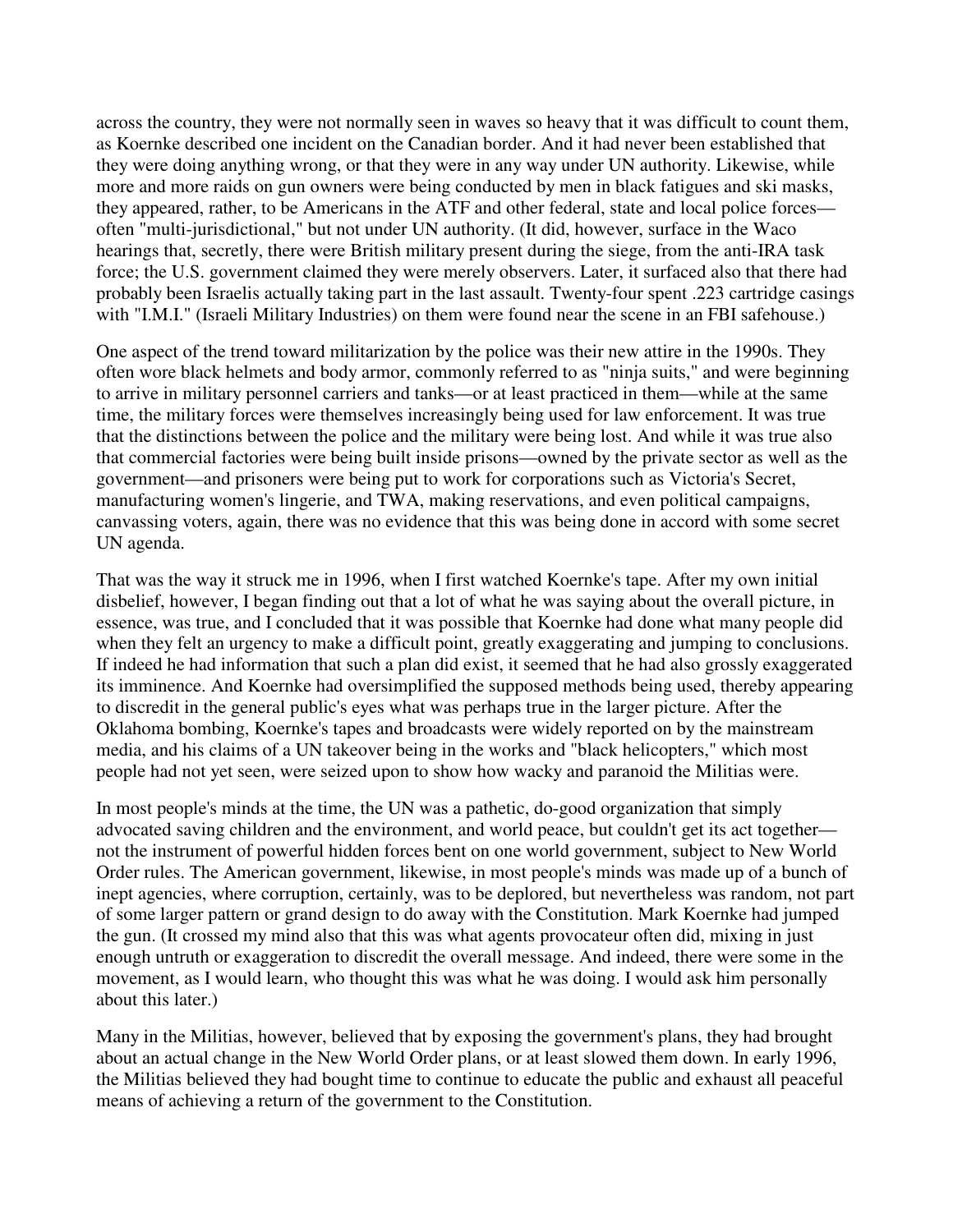across the country, they were not normally seen in waves so heavy that it was difficult to count them, as Koernke described one incident on the Canadian border. And it had never been established that they were doing anything wrong, or that they were in any way under UN authority. Likewise, while more and more raids on gun owners were being conducted by men in black fatigues and ski masks, they appeared, rather, to be Americans in the ATF and other federal, state and local police forces—often "multi-jurisdictional," but not under UN authority. (It did, however, surface in the Waco hearings that, secretly, there were British military present during the siege, from the anti-IRA task force; the U.S. government claimed they were merely observers. Later, it surfaced also that there had probably been Israelis actually taking part in the last assault. Twenty-four spent .223 cartridge casings with "I.M.I." (Israeli Military Industries) on them were found near the scene in an FBI safehouse.)

One aspect of the trend toward militarization by the police was their new attire in the 1990s. They often wore black helmets and body armor, commonly referred to as "ninja suits," and were beginning to arrive in military personnel carriers and tanks—or at least practiced in them—while at the same time, the military forces were themselves increasingly being used for law enforcement. It was true that the distinctions between the police and the military were being lost. And while it was true also that commercial factories were being built inside prisons—owned by the private sector as well as the government—and prisoners were being put to work for corporations such as Victoria's Secret, manufacturing women's lingerie, and TWA, making reservations, and even political campaigns, canvassing voters, again, there was no evidence that this was being done in accord with some secret UN agenda.

That was the way it struck me in 1996, when I first watched Koernke's tape. After my own initial disbelief, however, I began finding out that a lot of what he was saying about the overall picture, in essence, was true, and I concluded that it was possible that Koernke had done what many people did when they felt an urgency to make a difficult point, greatly exaggerating and jumping to conclusions. If indeed he had information that such a plan did exist, it seemed that he had also grossly exaggerated its imminence. And Koernke had oversimplified the supposed methods being used, thereby appearing to discredit in the general public's eyes what was perhaps true in the larger picture. After the Oklahoma bombing, Koernke's tapes and broadcasts were widely reported on by the mainstream media, and his claims of a UN takeover being in the works and "black helicopters," which most people had not yet seen, were seized upon to show how wacky and paranoid the Militias were.

In most people's minds at the time, the UN was a pathetic, do-good organization that simply advocated saving children and the environment, and world peace, but couldn't get its act together—not the instrument of powerful hidden forces bent on one world government, subject to New World Order rules. The American government, likewise, in most people's minds was made up of a bunch of inept agencies, where corruption, certainly, was to be deplored, but nevertheless was random, not part of some larger pattern or grand design to do away with the Constitution. Mark Koernke had jumped the gun. (It crossed my mind also that this was what agents provocateur often did, mixing in just enough untruth or exaggeration to discredit the overall message. And indeed, there were some in the movement, as I would learn, who thought this was what he was doing. I would ask him personally about this later.)

Many in the Militias, however, believed that by exposing the government's plans, they had brought about an actual change in the New World Order plans, or at least slowed them down. In early 1996, the Militias believed they had bought time to continue to educate the public and exhaust all peaceful means of achieving a return of the government to the Constitution.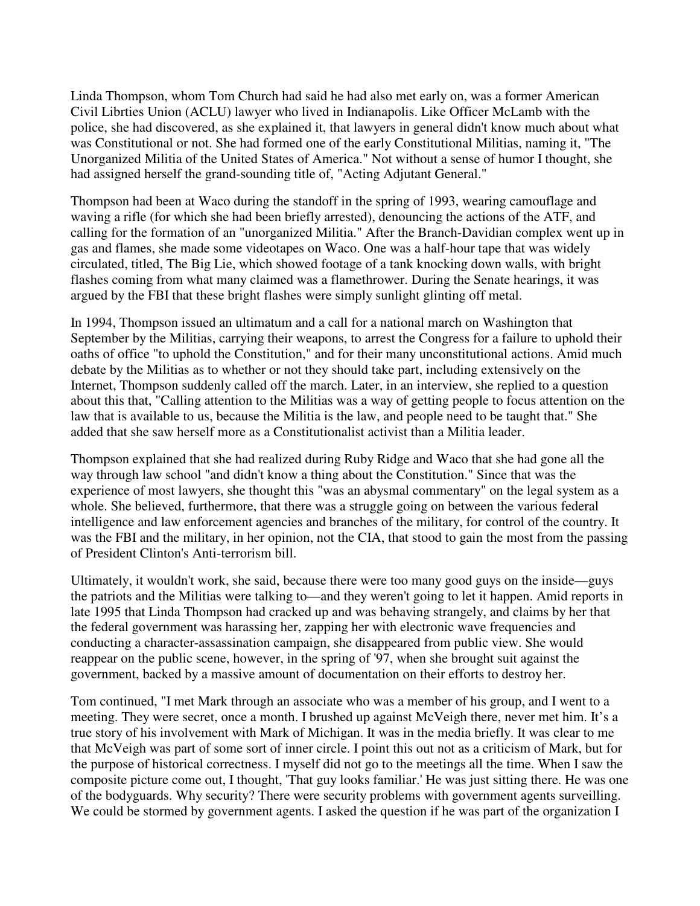Linda Thompson, whom Tom Church had said he had also met early on, was a former American Civil Librties Union (ACLU) lawyer who lived in Indianapolis. Like Officer McLamb with the police, she had discovered, as she explained it, that lawyers in general didn't know much about what was Constitutional or not. She had formed one of the early Constitutional Militias, naming it, "The Unorganized Militia of the United States of America." Not without a sense of humor I thought, she had assigned herself the grand-sounding title of, "Acting Adjutant General."

Thompson had been at Waco during the standoff in the spring of 1993, wearing camouflage and waving a rifle (for which she had been briefly arrested), denouncing the actions of the ATF, and calling for the formation of an "unorganized Militia." After the Branch-Davidian complex went up in gas and flames, she made some videotapes on Waco. One was a half-hour tape that was widely circulated, titled, The Big Lie, which showed footage of a tank knocking down walls, with bright flashes coming from what many claimed was a flamethrower. During the Senate hearings, it was argued by the FBI that these bright flashes were simply sunlight glinting off metal.

In 1994, Thompson issued an ultimatum and a call for a national march on Washington that September by the Militias, carrying their weapons, to arrest the Congress for a failure to uphold their oaths of office "to uphold the Constitution," and for their many unconstitutional actions. Amid much debate by the Militias as to whether or not they should take part, including extensively on the Internet, Thompson suddenly called off the march. Later, in an interview, she replied to a question about this that, "Calling attention to the Militias was a way of getting people to focus attention on the law that is available to us, because the Militia is the law, and people need to be taught that." She added that she saw herself more as a Constitutionalist activist than a Militia leader.

Thompson explained that she had realized during Ruby Ridge and Waco that she had gone all the way through law school "and didn't know a thing about the Constitution." Since that was the experience of most lawyers, she thought this "was an abysmal commentary" on the legal system as a whole. She believed, furthermore, that there was a struggle going on between the various federal intelligence and law enforcement agencies and branches of the military, for control of the country. It was the FBI and the military, in her opinion, not the CIA, that stood to gain the most from the passing of President Clinton's Anti-terrorism bill.

Ultimately, it wouldn't work, she said, because there were too many good guys on the inside—guys the patriots and the Militias were talking to—and they weren't going to let it happen. Amid reports in late 1995 that Linda Thompson had cracked up and was behaving strangely, and claims by her that the federal government was harassing her, zapping her with electronic wave frequencies and conducting a character-assassination campaign, she disappeared from public view. She would reappear on the public scene, however, in the spring of '97, when she brought suit against the government, backed by a massive amount of documentation on their efforts to destroy her.

Tom continued, "I met Mark through an associate who was a member of his group, and I went to a meeting. They were secret, once a month. I brushed up against McVeigh there, never met him. It's a true story of his involvement with Mark of Michigan. It was in the media briefly. It was clear to me that McVeigh was part of some sort of inner circle. I point this out not as a criticism of Mark, but for the purpose of historical correctness. I myself did not go to the meetings all the time. When I saw the composite picture come out, I thought, 'That guy looks familiar.' He was just sitting there. He was one of the bodyguards. Why security? There were security problems with government agents surveilling. We could be stormed by government agents. I asked the question if he was part of the organization I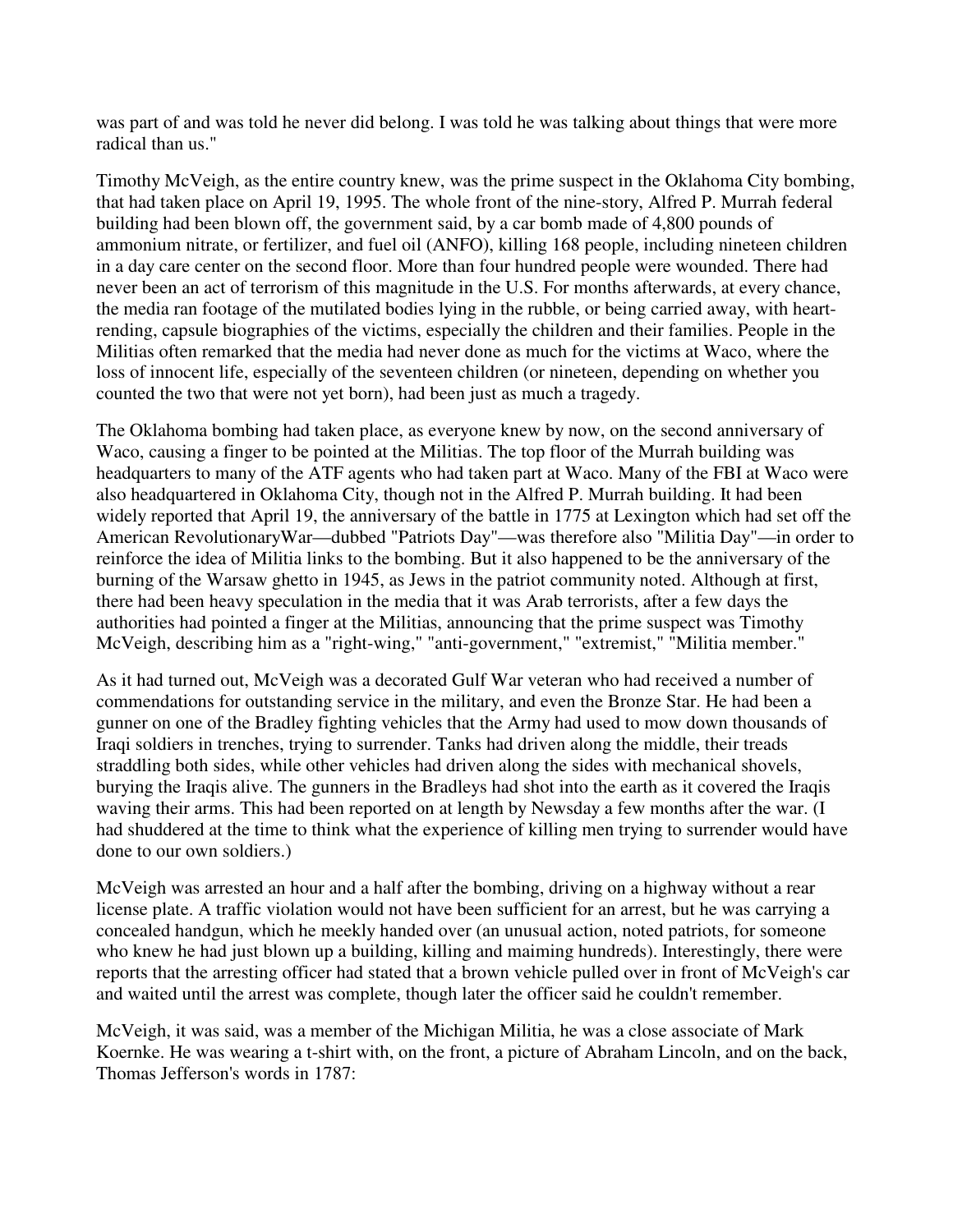was part of and was told he never did belong. I was told he was talking about things that were more radical than us."

Timothy McVeigh, as the entire country knew, was the prime suspect in the Oklahoma City bombing, that had taken place on April 19, 1995. The whole front of the nine-story, Alfred P. Murrah federal building had been blown off, the government said, by a car bomb made of 4,800 pounds of ammonium nitrate, or fertilizer, and fuel oil (ANFO), killing 168 people, including nineteen children in a day care center on the second floor. More than four hundred people were wounded. There had never been an act of terrorism of this magnitude in the U.S. For months afterwards, at every chance, the media ran footage of the mutilated bodies lying in the rubble, or being carried away, with heart-rending, capsule biographies of the victims, especially the children and their families. People in the Militias often remarked that the media had never done as much for the victims at Waco, where the loss of innocent life, especially of the seventeen children (or nineteen, depending on whether you counted the two that were not yet born), had been just as much a tragedy.

The Oklahoma bombing had taken place, as everyone knew by now, on the second anniversary of Waco, causing a finger to be pointed at the Militias. The top floor of the Murrah building was headquarters to many of the ATF agents who had taken part at Waco. Many of the FBI at Waco were also headquartered in Oklahoma City, though not in the Alfred P. Murrah building. It had been widely reported that April 19, the anniversary of the battle in 1775 at Lexington which had set off the American RevolutionaryWar—dubbed "Patriots Day"—was therefore also "Militia Day"—in order to reinforce the idea of Militia links to the bombing. But it also happened to be the anniversary of the burning of the Warsaw ghetto in 1945, as Jews in the patriot community noted. Although at first, there had been heavy speculation in the media that it was Arab terrorists, after a few days the authorities had pointed a finger at the Militias, announcing that the prime suspect was Timothy McVeigh, describing him as a "right-wing," "anti-government," "extremist," "Militia member."

As it had turned out, McVeigh was a decorated Gulf War veteran who had received a number of commendations for outstanding service in the military, and even the Bronze Star. He had been a gunner on one of the Bradley fighting vehicles that the Army had used to mow down thousands of Iraqi soldiers in trenches, trying to surrender. Tanks had driven along the middle, their treads straddling both sides, while other vehicles had driven along the sides with mechanical shovels, burying the Iraqis alive. The gunners in the Bradleys had shot into the earth as it covered the Iraqis waving their arms. This had been reported on at length by Newsday a few months after the war. (I had shuddered at the time to think what the experience of killing men trying to surrender would have done to our own soldiers.)

McVeigh was arrested an hour and a half after the bombing, driving on a highway without a rear license plate. A traffic violation would not have been sufficient for an arrest, but he was carrying a concealed handgun, which he meekly handed over (an unusual action, noted patriots, for someone who knew he had just blown up a building, killing and maiming hundreds). Interestingly, there were reports that the arresting officer had stated that a brown vehicle pulled over in front of McVeigh's car and waited until the arrest was complete, though later the officer said he couldn't remember.

McVeigh, it was said, was a member of the Michigan Militia, he was a close associate of Mark Koernke. He was wearing a t-shirt with, on the front, a picture of Abraham Lincoln, and on the back, Thomas Jefferson's words in 1787: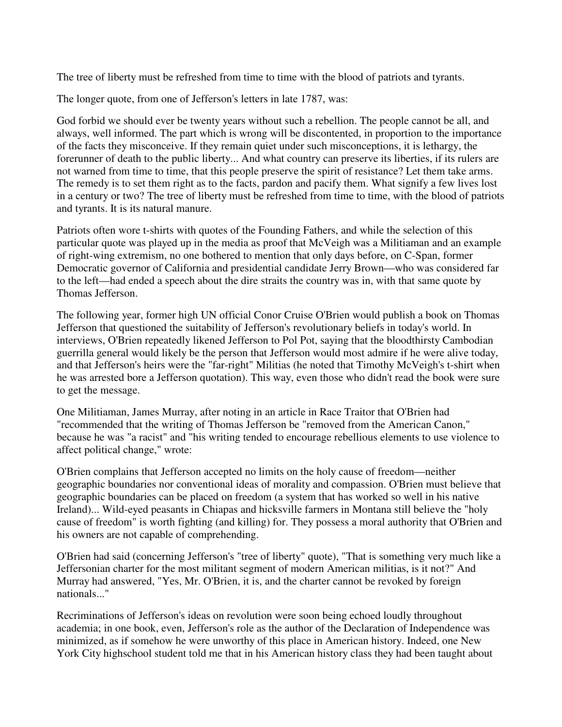The tree of liberty must be refreshed from time to time with the blood of patriots and tyrants.

The longer quote, from one of Jefferson's letters in late 1787, was:

God forbid we should ever be twenty years without such a rebellion. The people cannot be all, and always, well informed. The part which is wrong will be discontented, in proportion to the importance of the facts they misconceive. If they remain quiet under such misconceptions, it is lethargy, the forerunner of death to the public liberty... And what country can preserve its liberties, if its rulers are not warned from time to time, that this people preserve the spirit of resistance? Let them take arms. The remedy is to set them right as to the facts, pardon and pacify them. What signify a few lives lost in a century or two? The tree of liberty must be refreshed from time to time, with the blood of patriots and tyrants. It is its natural manure.

Patriots often wore t-shirts with quotes of the Founding Fathers, and while the selection of this particular quote was played up in the media as proof that McVeigh was a Militiaman and an example of right-wing extremism, no one bothered to mention that only days before, on C-Span, former Democratic governor of California and presidential candidate Jerry Brown—who was considered far to the left—had ended a speech about the dire straits the country was in, with that same quote by Thomas Jefferson.

The following year, former high UN official Conor Cruise O'Brien would publish a book on Thomas Jefferson that questioned the suitability of Jefferson's revolutionary beliefs in today's world. In interviews, O'Brien repeatedly likened Jefferson to Pol Pot, saying that the bloodthirsty Cambodian guerrilla general would likely be the person that Jefferson would most admire if he were alive today, and that Jefferson's heirs were the "far-right" Militias (he noted that Timothy McVeigh's t-shirt when he was arrested bore a Jefferson quotation). This way, even those who didn't read the book were sure to get the message.

One Militiaman, James Murray, after noting in an article in Race Traitor that O'Brien had "recommended that the writing of Thomas Jefferson be "removed from the American Canon," because he was "a racist" and "his writing tended to encourage rebellious elements to use violence to affect political change," wrote:

O'Brien complains that Jefferson accepted no limits on the holy cause of freedom—neither geographic boundaries nor conventional ideas of morality and compassion. O'Brien must believe that geographic boundaries can be placed on freedom (a system that has worked so well in his native Ireland)... Wild-eyed peasants in Chiapas and hicksville farmers in Montana still believe the "holy cause of freedom" is worth fighting (and killing) for. They possess a moral authority that O'Brien and his owners are not capable of comprehending.

O'Brien had said (concerning Jefferson's "tree of liberty" quote), "That is something very much like a Jeffersonian charter for the most militant segment of modern American militias, is it not?" And Murray had answered, "Yes, Mr. O'Brien, it is, and the charter cannot be revoked by foreign nationals..."

Recriminations of Jefferson's ideas on revolution were soon being echoed loudly throughout academia; in one book, even, Jefferson's role as the author of the Declaration of Independence was minimized, as if somehow he were unworthy of this place in American history. Indeed, one New York City highschool student told me that in his American history class they had been taught about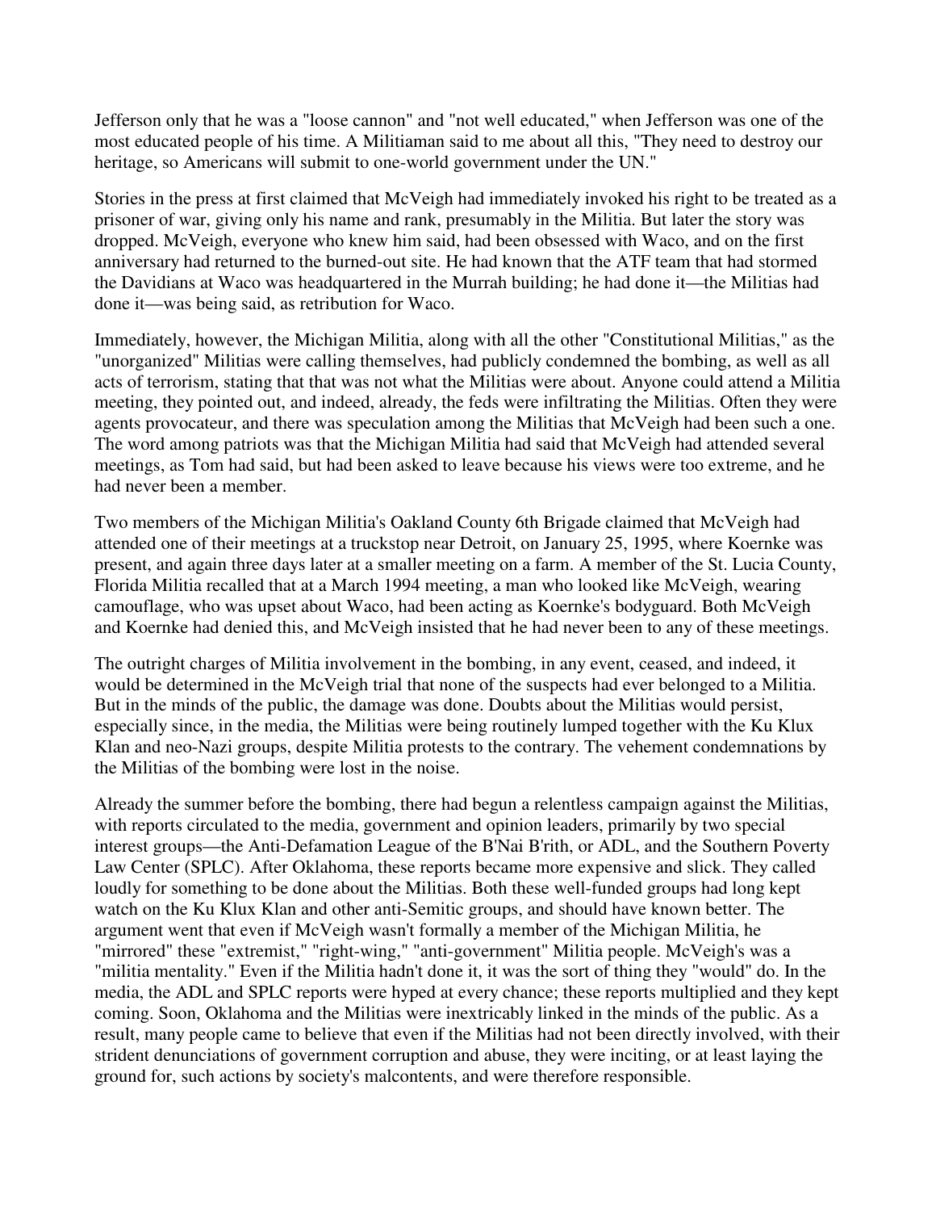Jefferson only that he was a "loose cannon" and "not well educated," when Jefferson was one of the most educated people of his time. A Militiaman said to me about all this, "They need to destroy our heritage, so Americans will submit to one-world government under the UN."

Stories in the press at first claimed that McVeigh had immediately invoked his right to be treated as a prisoner of war, giving only his name and rank, presumably in the Militia. But later the story was dropped. McVeigh, everyone who knew him said, had been obsessed with Waco, and on the first anniversary had returned to the burned-out site. He had known that the ATF team that had stormed the Davidians at Waco was headquartered in the Murrah building; he had done it—the Militias had done it—was being said, as retribution for Waco.

Immediately, however, the Michigan Militia, along with all the other "Constitutional Militias," as the "unorganized" Militias were calling themselves, had publicly condemned the bombing, as well as all acts of terrorism, stating that that was not what the Militias were about. Anyone could attend a Militia meeting, they pointed out, and indeed, already, the feds were infiltrating the Militias. Often they were agents provocateur, and there was speculation among the Militias that McVeigh had been such a one. The word among patriots was that the Michigan Militia had said that McVeigh had attended several meetings, as Tom had said, but had been asked to leave because his views were too extreme, and he had never been a member.

Two members of the Michigan Militia's Oakland County 6th Brigade claimed that McVeigh had attended one of their meetings at a truckstop near Detroit, on January 25, 1995, where Koernke was present, and again three days later at a smaller meeting on a farm. A member of the St. Lucia County, Florida Militia recalled that at a March 1994 meeting, a man who looked like McVeigh, wearing camouflage, who was upset about Waco, had been acting as Koernke's bodyguard. Both McVeigh and Koernke had denied this, and McVeigh insisted that he had never been to any of these meetings.

The outright charges of Militia involvement in the bombing, in any event, ceased, and indeed, it would be determined in the McVeigh trial that none of the suspects had ever belonged to a Militia. But in the minds of the public, the damage was done. Doubts about the Militias would persist, especially since, in the media, the Militias were being routinely lumped together with the Ku Klux Klan and neo-Nazi groups, despite Militia protests to the contrary. The vehement condemnations by the Militias of the bombing were lost in the noise.

Already the summer before the bombing, there had begun a relentless campaign against the Militias, with reports circulated to the media, government and opinion leaders, primarily by two special interest groups—the Anti-Defamation League of the B'Nai B'rith, or ADL, and the Southern Poverty Law Center (SPLC). After Oklahoma, these reports became more expensive and slick. They called loudly for something to be done about the Militias. Both these well-funded groups had long kept watch on the Ku Klux Klan and other anti-Semitic groups, and should have known better. The argument went that even if McVeigh wasn't formally a member of the Michigan Militia, he "mirrored" these "extremist," "right-wing," "anti-government" Militia people. McVeigh's was a "militia mentality." Even if the Militia hadn't done it, it was the sort of thing they "would" do. In the media, the ADL and SPLC reports were hyped at every chance; these reports multiplied and they kept coming. Soon, Oklahoma and the Militias were inextricably linked in the minds of the public. As a result, many people came to believe that even if the Militias had not been directly involved, with their strident denunciations of government corruption and abuse, they were inciting, or at least laying the ground for, such actions by society's malcontents, and were therefore responsible.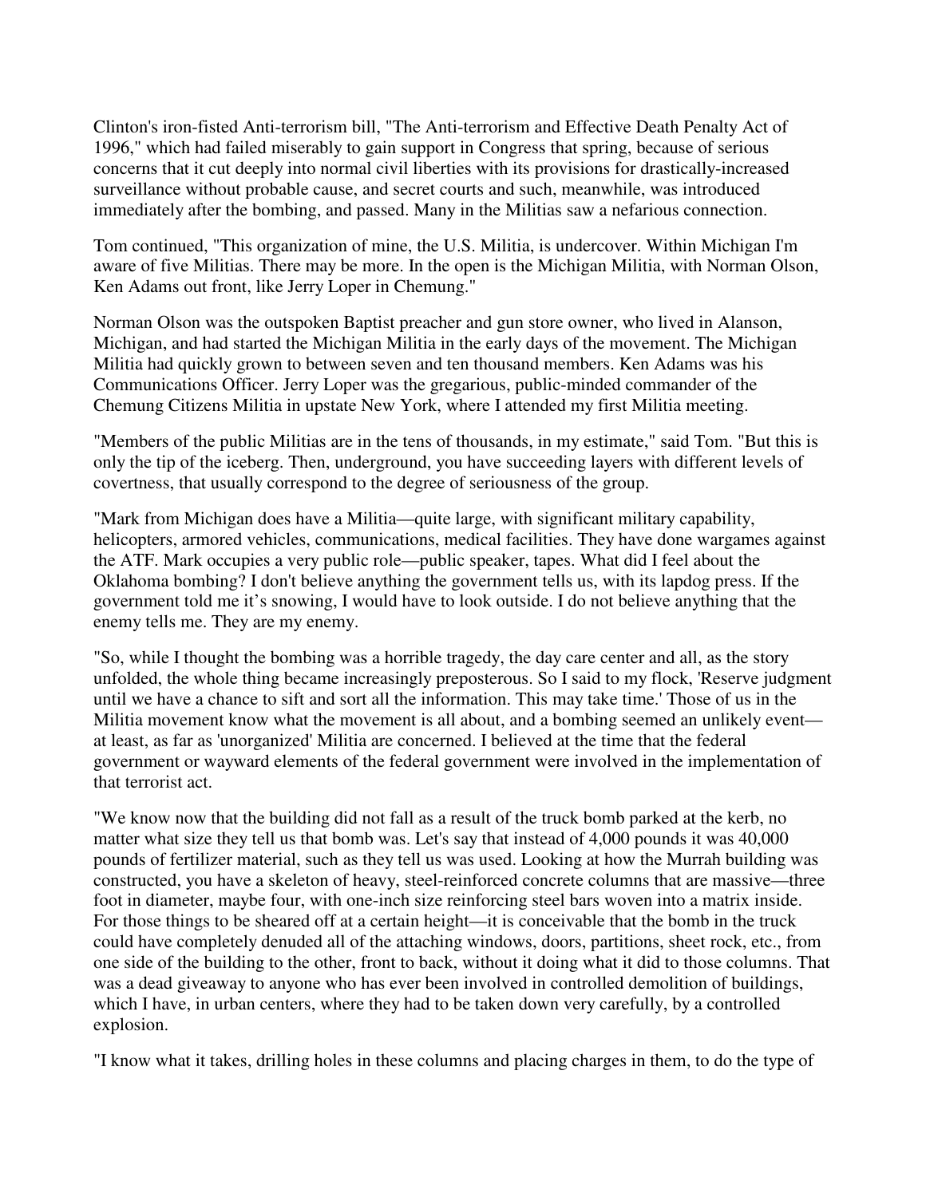Clinton's iron-fisted Anti-terrorism bill, "The Anti-terrorism and Effective Death Penalty Act of 1996," which had failed miserably to gain support in Congress that spring, because of serious concerns that it cut deeply into normal civil liberties with its provisions for drastically-increased surveillance without probable cause, and secret courts and such, meanwhile, was introduced immediately after the bombing, and passed. Many in the Militias saw a nefarious connection.

Tom continued, "This organization of mine, the U.S. Militia, is undercover. Within Michigan I'm aware of five Militias. There may be more. In the open is the Michigan Militia, with Norman Olson, Ken Adams out front, like Jerry Loper in Chemung."

Norman Olson was the outspoken Baptist preacher and gun store owner, who lived in Alanson, Michigan, and had started the Michigan Militia in the early days of the movement. The Michigan Militia had quickly grown to between seven and ten thousand members. Ken Adams was his Communications Officer. Jerry Loper was the gregarious, public-minded commander of the Chemung Citizens Militia in upstate New York, where I attended my first Militia meeting.

"Members of the public Militias are in the tens of thousands, in my estimate," said Tom. "But this is only the tip of the iceberg. Then, underground, you have succeeding layers with different levels of covertness, that usually correspond to the degree of seriousness of the group.

"Mark from Michigan does have a Militia—quite large, with significant military capability, helicopters, armored vehicles, communications, medical facilities. They have done wargames against the ATF. Mark occupies a very public role—public speaker, tapes. What did I feel about the Oklahoma bombing? I don't believe anything the government tells us, with its lapdog press. If the government told me it's snowing, I would have to look outside. I do not believe anything that the enemy tells me. They are my enemy.

"So, while I thought the bombing was a horrible tragedy, the day care center and all, as the story unfolded, the whole thing became increasingly preposterous. So I said to my flock, 'Reserve judgment until we have a chance to sift and sort all the information. This may take time.' Those of us in the Militia movement know what the movement is all about, and a bombing seemed an unlikely event—at least, as far as 'unorganized' Militia are concerned. I believed at the time that the federal government or wayward elements of the federal government were involved in the implementation of that terrorist act.

"We know now that the building did not fall as a result of the truck bomb parked at the kerb, no matter what size they tell us that bomb was. Let's say that instead of 4,000 pounds it was 40,000 pounds of fertilizer material, such as they tell us was used. Looking at how the Murrah building was constructed, you have a skeleton of heavy, steel-reinforced concrete columns that are massive—three foot in diameter, maybe four, with one-inch size reinforcing steel bars woven into a matrix inside. For those things to be sheared off at a certain height—it is conceivable that the bomb in the truck could have completely denuded all of the attaching windows, doors, partitions, sheet rock, etc., from one side of the building to the other, front to back, without it doing what it did to those columns. That was a dead giveaway to anyone who has ever been involved in controlled demolition of buildings, which I have, in urban centers, where they had to be taken down very carefully, by a controlled explosion.

"I know what it takes, drilling holes in these columns and placing charges in them, to do the type of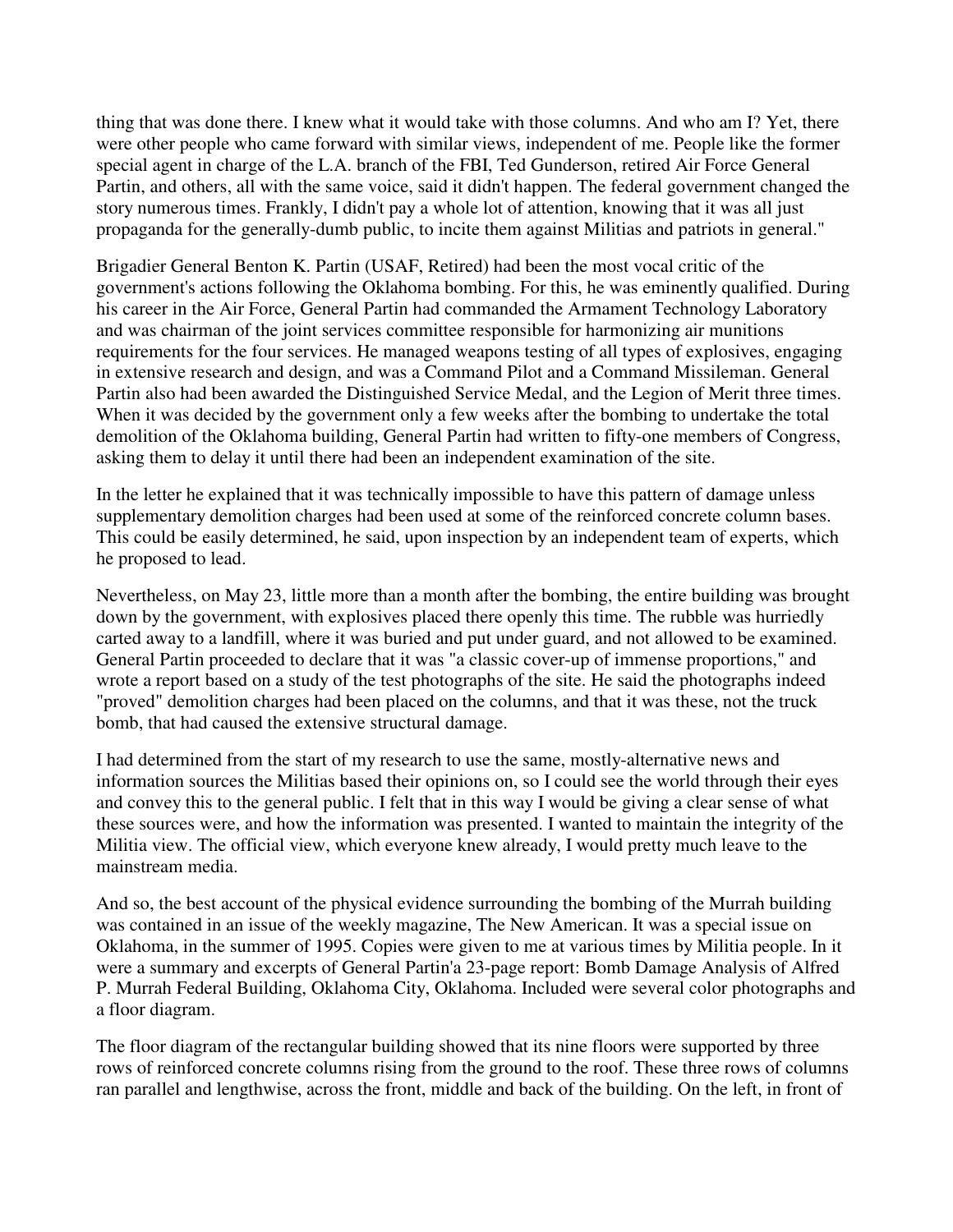thing that was done there. I knew what it would take with those columns. And who am I? Yet, there were other people who came forward with similar views, independent of me. People like the former special agent in charge of the L.A. branch of the FBI, Ted Gunderson, retired Air Force General Partin, and others, all with the same voice, said it didn't happen. The federal government changed the story numerous times. Frankly, I didn't pay a whole lot of attention, knowing that it was all just propaganda for the generally-dumb public, to incite them against Militias and patriots in general."

Brigadier General Benton K. Partin (USAF, Retired) had been the most vocal critic of the government's actions following the Oklahoma bombing. For this, he was eminently qualified. During his career in the Air Force, General Partin had commanded the Armament Technology Laboratory and was chairman of the joint services committee responsible for harmonizing air munitions requirements for the four services. He managed weapons testing of all types of explosives, engaging in extensive research and design, and was a Command Pilot and a Command Missileman. General Partin also had been awarded the Distinguished Service Medal, and the Legion of Merit three times. When it was decided by the government only a few weeks after the bombing to undertake the total demolition of the Oklahoma building, General Partin had written to fifty-one members of Congress, asking them to delay it until there had been an independent examination of the site.

In the letter he explained that it was technically impossible to have this pattern of damage unless supplementary demolition charges had been used at some of the reinforced concrete column bases. This could be easily determined, he said, upon inspection by an independent team of experts, which he proposed to lead.

Nevertheless, on May 23, little more than a month after the bombing, the entire building was brought down by the government, with explosives placed there openly this time. The rubble was hurriedly carted away to a landfill, where it was buried and put under guard, and not allowed to be examined. General Partin proceeded to declare that it was "a classic cover-up of immense proportions," and wrote a report based on a study of the test photographs of the site. He said the photographs indeed "proved" demolition charges had been placed on the columns, and that it was these, not the truck bomb, that had caused the extensive structural damage.

I had determined from the start of my research to use the same, mostly-alternative news and information sources the Militias based their opinions on, so I could see the world through their eyes and convey this to the general public. I felt that in this way I would be giving a clear sense of what these sources were, and how the information was presented. I wanted to maintain the integrity of the Militia view. The official view, which everyone knew already, I would pretty much leave to the mainstream media.

And so, the best account of the physical evidence surrounding the bombing of the Murrah building was contained in an issue of the weekly magazine, The New American. It was a special issue on Oklahoma, in the summer of 1995. Copies were given to me at various times by Militia people. In it were a summary and excerpts of General Partin'a 23-page report: Bomb Damage Analysis of Alfred P. Murrah Federal Building, Oklahoma City, Oklahoma. Included were several color photographs and a floor diagram.

The floor diagram of the rectangular building showed that its nine floors were supported by three rows of reinforced concrete columns rising from the ground to the roof. These three rows of columns ran parallel and lengthwise, across the front, middle and back of the building. On the left, in front of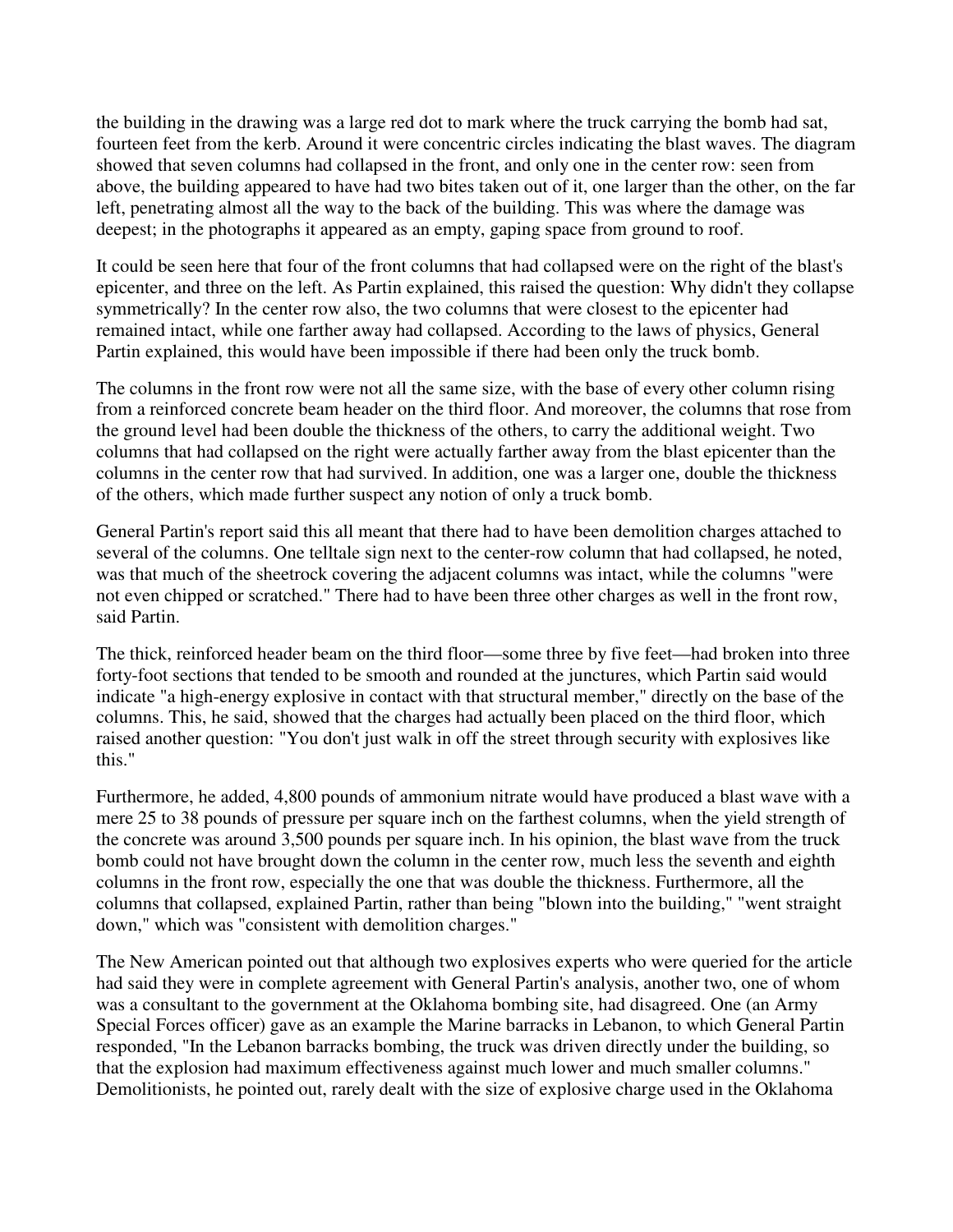the building in the drawing was a large red dot to mark where the truck carrying the bomb had sat, fourteen feet from the kerb. Around it were concentric circles indicating the blast waves. The diagram showed that seven columns had collapsed in the front, and only one in the center row: seen from above, the building appeared to have had two bites taken out of it, one larger than the other, on the far left, penetrating almost all the way to the back of the building. This was where the damage was deepest; in the photographs it appeared as an empty, gaping space from ground to roof.

It could be seen here that four of the front columns that had collapsed were on the right of the blast's epicenter, and three on the left. As Partin explained, this raised the question: Why didn't they collapse symmetrically? In the center row also, the two columns that were closest to the epicenter had remained intact, while one farther away had collapsed. According to the laws of physics, General Partin explained, this would have been impossible if there had been only the truck bomb.

The columns in the front row were not all the same size, with the base of every other column rising from a reinforced concrete beam header on the third floor. And moreover, the columns that rose from the ground level had been double the thickness of the others, to carry the additional weight. Two columns that had collapsed on the right were actually farther away from the blast epicenter than the columns in the center row that had survived. In addition, one was a larger one, double the thickness of the others, which made further suspect any notion of only a truck bomb.

General Partin's report said this all meant that there had to have been demolition charges attached to several of the columns. One telltale sign next to the center-row column that had collapsed, he noted, was that much of the sheetrock covering the adjacent columns was intact, while the columns "were not even chipped or scratched." There had to have been three other charges as well in the front row, said Partin.

The thick, reinforced header beam on the third floor—some three by five feet—had broken into three forty-foot sections that tended to be smooth and rounded at the junctures, which Partin said would indicate "a high-energy explosive in contact with that structural member," directly on the base of the columns. This, he said, showed that the charges had actually been placed on the third floor, which raised another question: "You don't just walk in off the street through security with explosives like this."

Furthermore, he added, 4,800 pounds of ammonium nitrate would have produced a blast wave with a mere 25 to 38 pounds of pressure per square inch on the farthest columns, when the yield strength of the concrete was around 3,500 pounds per square inch. In his opinion, the blast wave from the truck bomb could not have brought down the column in the center row, much less the seventh and eighth columns in the front row, especially the one that was double the thickness. Furthermore, all the columns that collapsed, explained Partin, rather than being "blown into the building," "went straight down," which was "consistent with demolition charges."

The New American pointed out that although two explosives experts who were queried for the article had said they were in complete agreement with General Partin's analysis, another two, one of whom was a consultant to the government at the Oklahoma bombing site, had disagreed. One (an Army Special Forces officer) gave as an example the Marine barracks in Lebanon, to which General Partin responded, "In the Lebanon barracks bombing, the truck was driven directly under the building, so that the explosion had maximum effectiveness against much lower and much smaller columns." Demolitionists, he pointed out, rarely dealt with the size of explosive charge used in the Oklahoma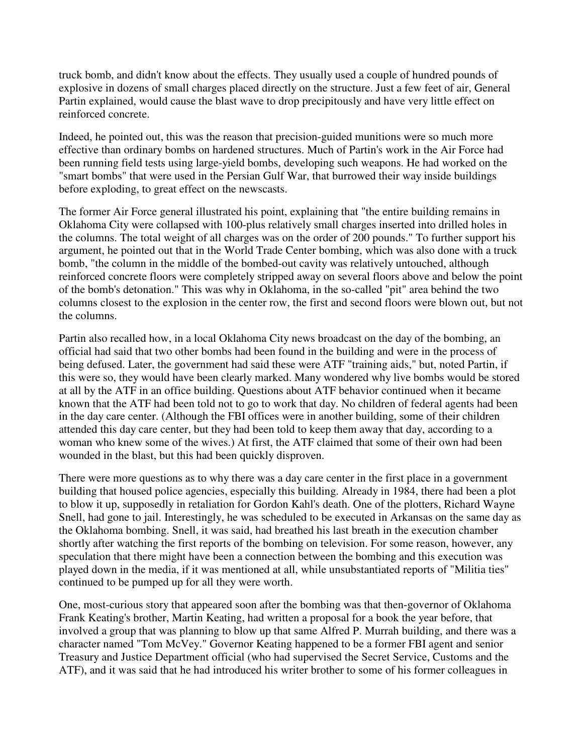truck bomb, and didn't know about the effects. They usually used a couple of hundred pounds of explosive in dozens of small charges placed directly on the structure. Just a few feet of air, General Partin explained, would cause the blast wave to drop precipitously and have very little effect on reinforced concrete.

Indeed, he pointed out, this was the reason that precision-guided munitions were so much more effective than ordinary bombs on hardened structures. Much of Partin's work in the Air Force had been running field tests using large-yield bombs, developing such weapons. He had worked on the "smart bombs" that were used in the Persian Gulf War, that burrowed their way inside buildings before exploding, to great effect on the newscasts.

The former Air Force general illustrated his point, explaining that "the entire building remains in Oklahoma City were collapsed with 100-plus relatively small charges inserted into drilled holes in the columns. The total weight of all charges was on the order of 200 pounds." To further support his argument, he pointed out that in the World Trade Center bombing, which was also done with a truck bomb, "the column in the middle of the bombed-out cavity was relatively untouched, although reinforced concrete floors were completely stripped away on several floors above and below the point of the bomb's detonation." This was why in Oklahoma, in the so-called "pit" area behind the two columns closest to the explosion in the center row, the first and second floors were blown out, but not the columns.

Partin also recalled how, in a local Oklahoma City news broadcast on the day of the bombing, an official had said that two other bombs had been found in the building and were in the process of being defused. Later, the government had said these were ATF "training aids," but, noted Partin, if this were so, they would have been clearly marked. Many wondered why live bombs would be stored at all by the ATF in an office building. Questions about ATF behavior continued when it became known that the ATF had been told not to go to work that day. No children of federal agents had been in the day care center. (Although the FBI offices were in another building, some of their children attended this day care center, but they had been told to keep them away that day, according to a woman who knew some of the wives.) At first, the ATF claimed that some of their own had been wounded in the blast, but this had been quickly disproven.

There were more questions as to why there was a day care center in the first place in a government building that housed police agencies, especially this building. Already in 1984, there had been a plot to blow it up, supposedly in retaliation for Gordon Kahl's death. One of the plotters, Richard Wayne Snell, had gone to jail. Interestingly, he was scheduled to be executed in Arkansas on the same day as the Oklahoma bombing. Snell, it was said, had breathed his last breath in the execution chamber shortly after watching the first reports of the bombing on television. For some reason, however, any speculation that there might have been a connection between the bombing and this execution was played down in the media, if it was mentioned at all, while unsubstantiated reports of "Militia ties" continued to be pumped up for all they were worth.

One, most-curious story that appeared soon after the bombing was that then-governor of Oklahoma Frank Keating's brother, Martin Keating, had written a proposal for a book the year before, that involved a group that was planning to blow up that same Alfred P. Murrah building, and there was a character named "Tom McVey." Governor Keating happened to be a former FBI agent and senior Treasury and Justice Department official (who had supervised the Secret Service, Customs and the ATF), and it was said that he had introduced his writer brother to some of his former colleagues in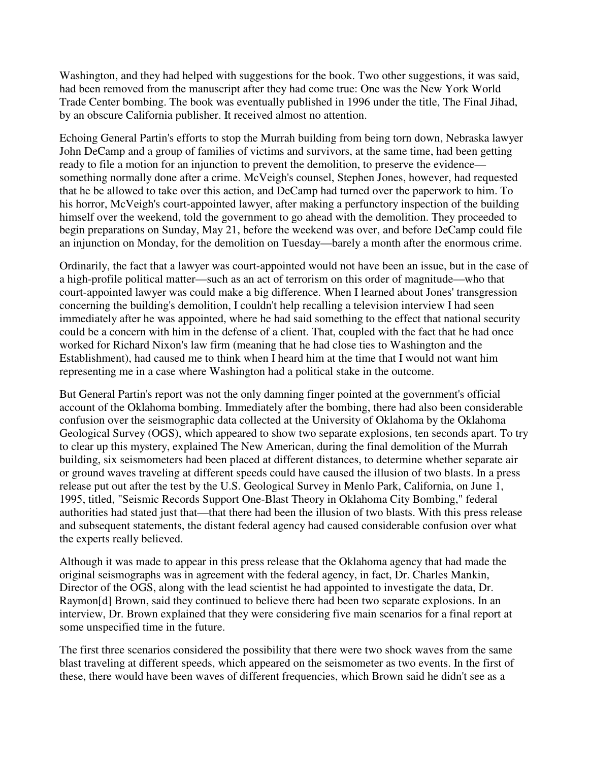Washington, and they had helped with suggestions for the book. Two other suggestions, it was said, had been removed from the manuscript after they had come true: One was the New York World Trade Center bombing. The book was eventually published in 1996 under the title, The Final Jihad, by an obscure California publisher. It received almost no attention.

Echoing General Partin's efforts to stop the Murrah building from being torn down, Nebraska lawyer John DeCamp and a group of families of victims and survivors, at the same time, had been getting ready to file a motion for an injunction to prevent the demolition, to preserve the evidence—something normally done after a crime. McVeigh's counsel, Stephen Jones, however, had requested that he be allowed to take over this action, and DeCamp had turned over the paperwork to him. To his horror, McVeigh's court-appointed lawyer, after making a perfunctory inspection of the building himself over the weekend, told the government to go ahead with the demolition. They proceeded to begin preparations on Sunday, May 21, before the weekend was over, and before DeCamp could file an injunction on Monday, for the demolition on Tuesday—barely a month after the enormous crime.

Ordinarily, the fact that a lawyer was court-appointed would not have been an issue, but in the case of a high-profile political matter—such as an act of terrorism on this order of magnitude—who that court-appointed lawyer was could make a big difference. When I learned about Jones' transgression concerning the building's demolition, I couldn't help recalling a television interview I had seen immediately after he was appointed, where he had said something to the effect that national security could be a concern with him in the defense of a client. That, coupled with the fact that he had once worked for Richard Nixon's law firm (meaning that he had close ties to Washington and the Establishment), had caused me to think when I heard him at the time that I would not want him representing me in a case where Washington had a political stake in the outcome.

But General Partin's report was not the only damning finger pointed at the government's official account of the Oklahoma bombing. Immediately after the bombing, there had also been considerable confusion over the seismographic data collected at the University of Oklahoma by the Oklahoma Geological Survey (OGS), which appeared to show two separate explosions, ten seconds apart. To try to clear up this mystery, explained The New American, during the final demolition of the Murrah building, six seismometers had been placed at different distances, to determine whether separate air or ground waves traveling at different speeds could have caused the illusion of two blasts. In a press release put out after the test by the U.S. Geological Survey in Menlo Park, California, on June 1, 1995, titled, "Seismic Records Support One-Blast Theory in Oklahoma City Bombing," federal authorities had stated just that—that there had been the illusion of two blasts. With this press release and subsequent statements, the distant federal agency had caused considerable confusion over what the experts really believed.

Although it was made to appear in this press release that the Oklahoma agency that had made the original seismographs was in agreement with the federal agency, in fact, Dr. Charles Mankin, Director of the OGS, along with the lead scientist he had appointed to investigate the data, Dr. Raymon[d] Brown, said they continued to believe there had been two separate explosions. In an interview, Dr. Brown explained that they were considering five main scenarios for a final report at some unspecified time in the future.

The first three scenarios considered the possibility that there were two shock waves from the same blast traveling at different speeds, which appeared on the seismometer as two events. In the first of these, there would have been waves of different frequencies, which Brown said he didn't see as a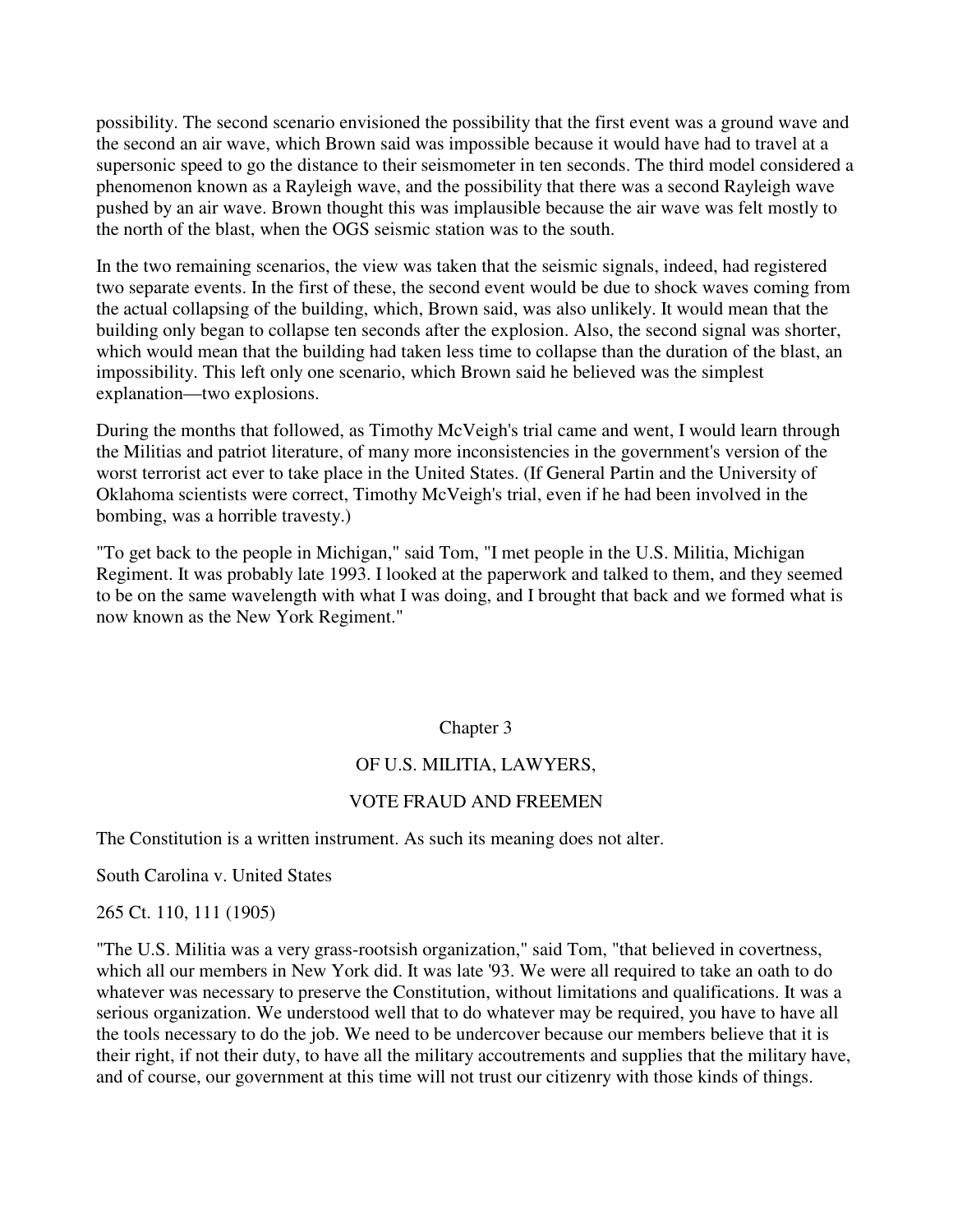possibility. The second scenario envisioned the possibility that the first event was a ground wave and the second an air wave, which Brown said was impossible because it would have had to travel at a supersonic speed to go the distance to their seismometer in ten seconds. The third model considered a phenomenon known as a Rayleigh wave, and the possibility that there was a second Rayleigh wave pushed by an air wave. Brown thought this was implausible because the air wave was felt mostly to the north of the blast, when the OGS seismic station was to the south.

In the two remaining scenarios, the view was taken that the seismic signals, indeed, had registered two separate events. In the first of these, the second event would be due to shock waves coming from the actual collapsing of the building, which, Brown said, was also unlikely. It would mean that the building only began to collapse ten seconds after the explosion. Also, the second signal was shorter, which would mean that the building had taken less time to collapse than the duration of the blast, an impossibility. This left only one scenario, which Brown said he believed was the simplest explanation—two explosions.

During the months that followed, as Timothy McVeigh's trial came and went, I would learn through the Militias and patriot literature, of many more inconsistencies in the government's version of the worst terrorist act ever to take place in the United States. (If General Partin and the University of Oklahoma scientists were correct, Timothy McVeigh's trial, even if he had been involved in the bombing, was a horrible travesty.)

"To get back to the people in Michigan," said Tom, "I met people in the U.S. Militia, Michigan Regiment. It was probably late 1993. I looked at the paperwork and talked to them, and they seemed to be on the same wavelength with what I was doing, and I brought that back and we formed what is now known as the New York Regiment."

## Chapter 3

## OF U.S. MILITIA, LAWYERS, VOTE FRAUD AND FREEMEN

The Constitution is a written instrument. As such its meaning does not alter.

South Carolina v. United States

265 Ct. 110, 111 (1905)

"The U.S. Militia was a very grass-rootsish organization," said Tom, "that believed in covertness, which all our members in New York did. It was late '93. We were all required to take an oath to do whatever was necessary to preserve the Constitution, without limitations and qualifications. It was a serious organization. We understood well that to do whatever may be required, you have to have all the tools necessary to do the job. We need to be undercover because our members believe that it is their right, if not their duty, to have all the military accoutrements and supplies that the military have, and of course, our government at this time will not trust our citizenry with those kinds of things.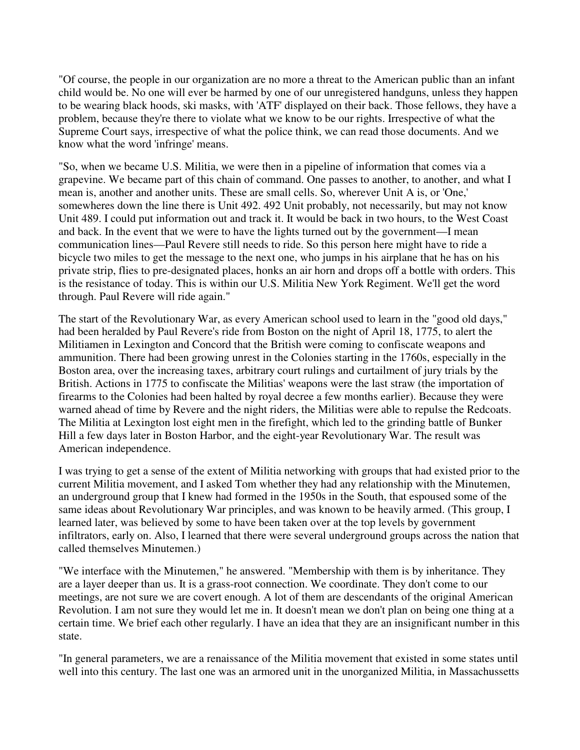"Of course, the people in our organization are no more a threat to the American public than an infant child would be. No one will ever be harmed by one of our unregistered handguns, unless they happen to be wearing black hoods, ski masks, with 'ATF' displayed on their back. Those fellows, they have a problem, because they're there to violate what we know to be our rights. Irrespective of what the Supreme Court says, irrespective of what the police think, we can read those documents. And we know what the word 'infringe' means.

"So, when we became U.S. Militia, we were then in a pipeline of information that comes via a grapevine. We became part of this chain of command. One passes to another, to another, and what I mean is, another and another units. These are small cells. So, wherever Unit A is, or 'One,' somewheres down the line there is Unit 492. 492 Unit probably, not necessarily, but may not know Unit 489. I could put information out and track it. It would be back in two hours, to the West Coast and back. In the event that we were to have the lights turned out by the government—I mean communication lines—Paul Revere still needs to ride. So this person here might have to ride a bicycle two miles to get the message to the next one, who jumps in his airplane that he has on his private strip, flies to pre-designated places, honks an air horn and drops off a bottle with orders. This is the resistance of today. This is within our U.S. Militia New York Regiment. We'll get the word through. Paul Revere will ride again."

The start of the Revolutionary War, as every American school used to learn in the "good old days," had been heralded by Paul Revere's ride from Boston on the night of April 18, 1775, to alert the Militiamen in Lexington and Concord that the British were coming to confiscate weapons and ammunition. There had been growing unrest in the Colonies starting in the 1760s, especially in the Boston area, over the increasing taxes, arbitrary court rulings and curtailment of jury trials by the British. Actions in 1775 to confiscate the Militias' weapons were the last straw (the importation of firearms to the Colonies had been halted by royal decree a few months earlier). Because they were warned ahead of time by Revere and the night riders, the Militias were able to repulse the Redcoats. The Militia at Lexington lost eight men in the firefight, which led to the grinding battle of Bunker Hill a few days later in Boston Harbor, and the eight-year Revolutionary War. The result was American independence.

I was trying to get a sense of the extent of Militia networking with groups that had existed prior to the current Militia movement, and I asked Tom whether they had any relationship with the Minutemen, an underground group that I knew had formed in the 1950s in the South, that espoused some of the same ideas about Revolutionary War principles, and was known to be heavily armed. (This group, I learned later, was believed by some to have been taken over at the top levels by government infiltrators, early on. Also, I learned that there were several underground groups across the nation that called themselves Minutemen.)

"We interface with the Minutemen," he answered. "Membership with them is by inheritance. They are a layer deeper than us. It is a grass-root connection. We coordinate. They don't come to our meetings, are not sure we are covert enough. A lot of them are descendants of the original American Revolution. I am not sure they would let me in. It doesn't mean we don't plan on being one thing at a certain time. We brief each other regularly. I have an idea that they are an insignificant number in this state.

"In general parameters, we are a renaissance of the Militia movement that existed in some states until well into this century. The last one was an armored unit in the unorganized Militia, in Massachussetts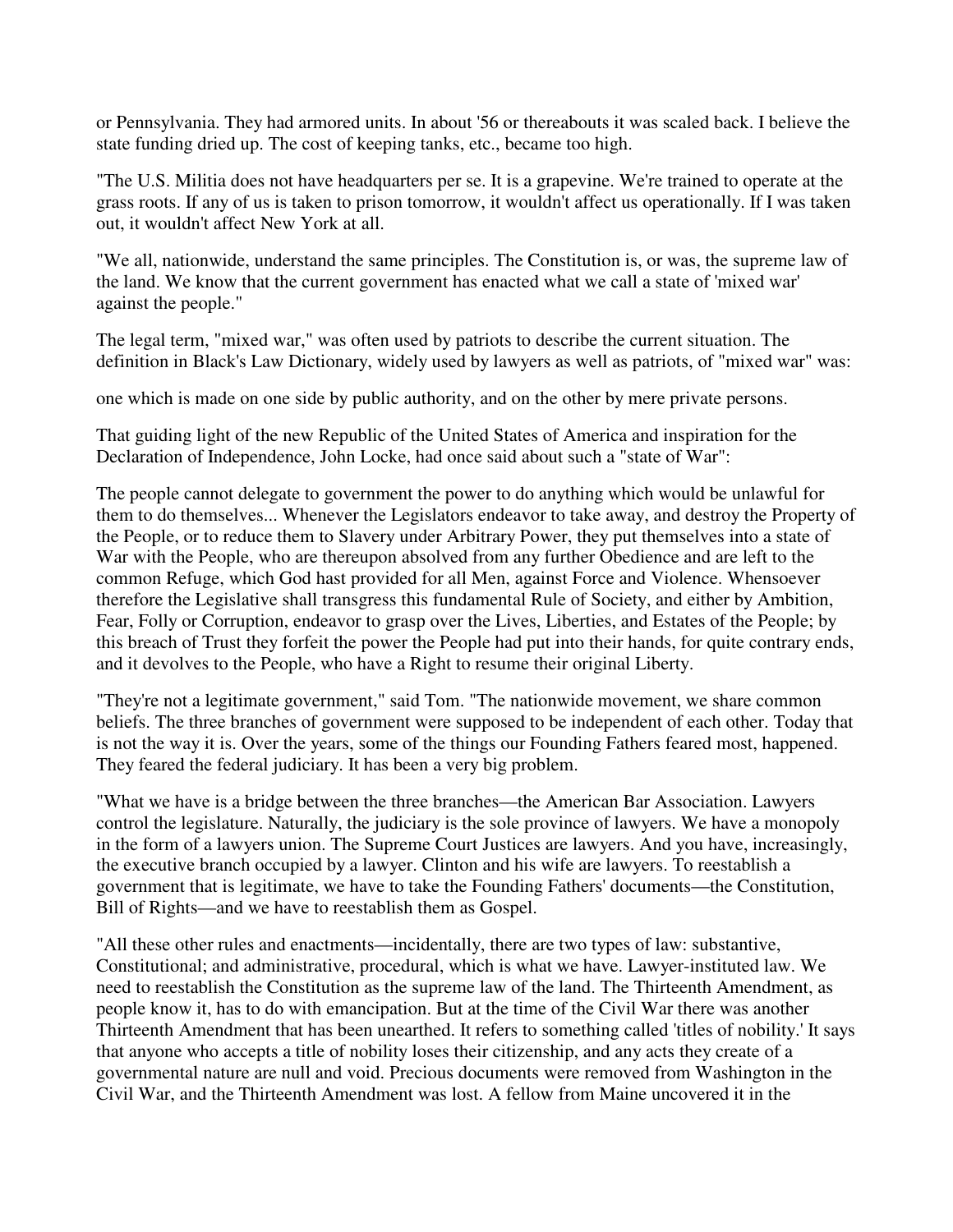or Pennsylvania. They had armored units. In about '56 or thereabouts it was scaled back. I believe the state funding dried up. The cost of keeping tanks, etc., became too high.

"The U.S. Militia does not have headquarters per se. It is a grapevine. We're trained to operate at the grass roots. If any of us is taken to prison tomorrow, it wouldn't affect us operationally. If I was taken out, it wouldn't affect New York at all.

"We all, nationwide, understand the same principles. The Constitution is, or was, the supreme law of the land. We know that the current government has enacted what we call a state of 'mixed war' against the people."

The legal term, "mixed war," was often used by patriots to describe the current situation. The definition in Black's Law Dictionary, widely used by lawyers as well as patriots, of "mixed war" was:

one which is made on one side by public authority, and on the other by mere private persons.

That guiding light of the new Republic of the United States of America and inspiration for the Declaration of Independence, John Locke, had once said about such a "state of War":

The people cannot delegate to government the power to do anything which would be unlawful for them to do themselves... Whenever the Legislators endeavor to take away, and destroy the Property of the People, or to reduce them to Slavery under Arbitrary Power, they put themselves into a state of War with the People, who are thereupon absolved from any further Obedience and are left to the common Refuge, which God hast provided for all Men, against Force and Violence. Whensoever therefore the Legislative shall transgress this fundamental Rule of Society, and either by Ambition, Fear, Folly or Corruption, endeavor to grasp over the Lives, Liberties, and Estates of the People; by this breach of Trust they forfeit the power the People had put into their hands, for quite contrary ends, and it devolves to the People, who have a Right to resume their original Liberty.

"They're not a legitimate government," said Tom. "The nationwide movement, we share common beliefs. The three branches of government were supposed to be independent of each other. Today that is not the way it is. Over the years, some of the things our Founding Fathers feared most, happened. They feared the federal judiciary. It has been a very big problem.

"What we have is a bridge between the three branches—the American Bar Association. Lawyers control the legislature. Naturally, the judiciary is the sole province of lawyers. We have a monopoly in the form of a lawyers union. The Supreme Court Justices are lawyers. And you have, increasingly, the executive branch occupied by a lawyer. Clinton and his wife are lawyers. To reestablish a government that is legitimate, we have to take the Founding Fathers' documents—the Constitution, Bill of Rights—and we have to reestablish them as Gospel.

"All these other rules and enactments—incidentally, there are two types of law: substantive, Constitutional; and administrative, procedural, which is what we have. Lawyer-instituted law. We need to reestablish the Constitution as the supreme law of the land. The Thirteenth Amendment, as people know it, has to do with emancipation. But at the time of the Civil War there was another Thirteenth Amendment that has been unearthed. It refers to something called 'titles of nobility.' It says that anyone who accepts a title of nobility loses their citizenship, and any acts they create of a governmental nature are null and void. Precious documents were removed from Washington in the Civil War, and the Thirteenth Amendment was lost. A fellow from Maine uncovered it in the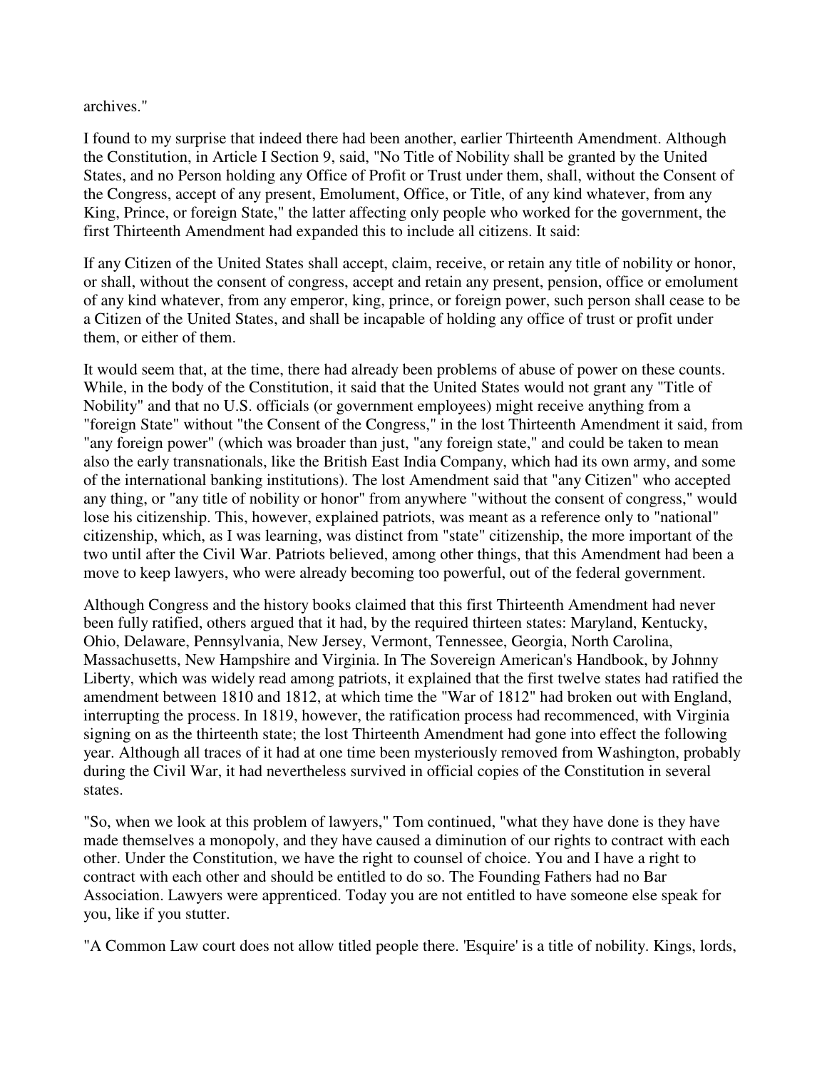archives."

I found to my surprise that indeed there had been another, earlier Thirteenth Amendment. Although the Constitution, in Article I Section 9, said, "No Title of Nobility shall be granted by the United States, and no Person holding any Office of Profit or Trust under them, shall, without the Consent of the Congress, accept of any present, Emolument, Office, or Title, of any kind whatever, from any King, Prince, or foreign State," the latter affecting only people who worked for the government, the first Thirteenth Amendment had expanded this to include all citizens. It said:

If any Citizen of the United States shall accept, claim, receive, or retain any title of nobility or honor, or shall, without the consent of congress, accept and retain any present, pension, office or emolument of any kind whatever, from any emperor, king, prince, or foreign power, such person shall cease to be a Citizen of the United States, and shall be incapable of holding any office of trust or profit under them, or either of them.

It would seem that, at the time, there had already been problems of abuse of power on these counts. While, in the body of the Constitution, it said that the United States would not grant any "Title of Nobility" and that no U.S. officials (or government employees) might receive anything from a "foreign State" without "the Consent of the Congress," in the lost Thirteenth Amendment it said, from "any foreign power" (which was broader than just, "any foreign state," and could be taken to mean also the early transnationals, like the British East India Company, which had its own army, and some of the international banking institutions). The lost Amendment said that "any Citizen" who accepted any thing, or "any title of nobility or honor" from anywhere "without the consent of congress," would lose his citizenship. This, however, explained patriots, was meant as a reference only to "national" citizenship, which, as I was learning, was distinct from "state" citizenship, the more important of the two until after the Civil War. Patriots believed, among other things, that this Amendment had been a move to keep lawyers, who were already becoming too powerful, out of the federal government.

Although Congress and the history books claimed that this first Thirteenth Amendment had never been fully ratified, others argued that it had, by the required thirteen states: Maryland, Kentucky, Ohio, Delaware, Pennsylvania, New Jersey, Vermont, Tennessee, Georgia, North Carolina, Massachusetts, New Hampshire and Virginia. In The Sovereign American's Handbook, by Johnny Liberty, which was widely read among patriots, it explained that the first twelve states had ratified the amendment between 1810 and 1812, at which time the "War of 1812" had broken out with England, interrupting the process. In 1819, however, the ratification process had recommenced, with Virginia signing on as the thirteenth state; the lost Thirteenth Amendment had gone into effect the following year. Although all traces of it had at one time been mysteriously removed from Washington, probably during the Civil War, it had nevertheless survived in official copies of the Constitution in several states.

"So, when we look at this problem of lawyers," Tom continued, "what they have done is they have made themselves a monopoly, and they have caused a diminution of our rights to contract with each other. Under the Constitution, we have the right to counsel of choice. You and I have a right to contract with each other and should be entitled to do so. The Founding Fathers had no Bar Association. Lawyers were apprenticed. Today you are not entitled to have someone else speak for you, like if you stutter.

"A Common Law court does not allow titled people there. 'Esquire' is a title of nobility. Kings, lords,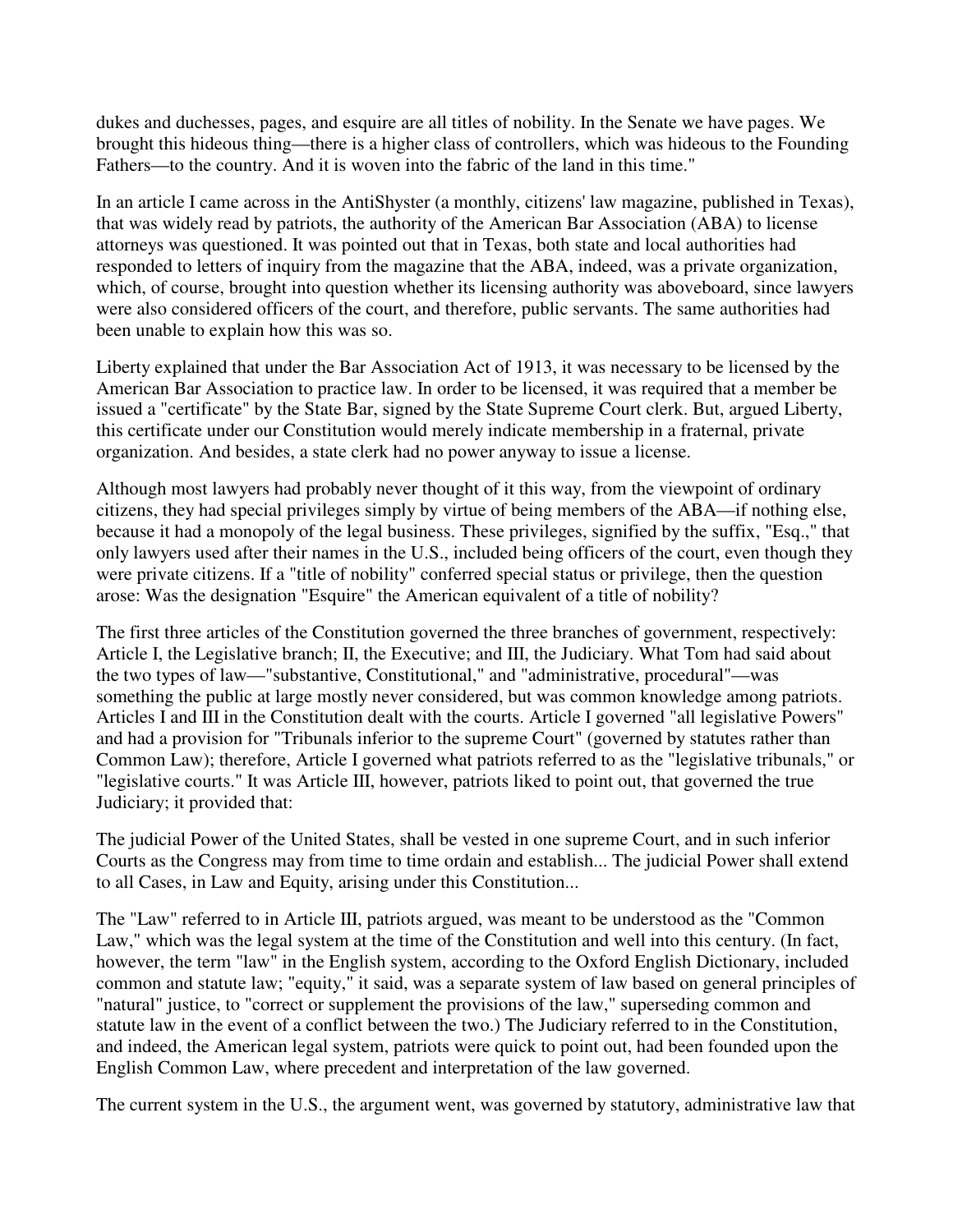dukes and duchesses, pages, and esquire are all titles of nobility. In the Senate we have pages. We brought this hideous thing—there is a higher class of controllers, which was hideous to the Founding Fathers—to the country. And it is woven into the fabric of the land in this time."

In an article I came across in the AntiShyster (a monthly, citizens' law magazine, published in Texas), that was widely read by patriots, the authority of the American Bar Association (ABA) to license attorneys was questioned. It was pointed out that in Texas, both state and local authorities had responded to letters of inquiry from the magazine that the ABA, indeed, was a private organization, which, of course, brought into question whether its licensing authority was aboveboard, since lawyers were also considered officers of the court, and therefore, public servants. The same authorities had been unable to explain how this was so.

Liberty explained that under the Bar Association Act of 1913, it was necessary to be licensed by the American Bar Association to practice law. In order to be licensed, it was required that a member be issued a "certificate" by the State Bar, signed by the State Supreme Court clerk. But, argued Liberty, this certificate under our Constitution would merely indicate membership in a fraternal, private organization. And besides, a state clerk had no power anyway to issue a license.

Although most lawyers had probably never thought of it this way, from the viewpoint of ordinary citizens, they had special privileges simply by virtue of being members of the ABA—if nothing else, because it had a monopoly of the legal business. These privileges, signified by the suffix, "Esq.," that only lawyers used after their names in the U.S., included being officers of the court, even though they were private citizens. If a "title of nobility" conferred special status or privilege, then the question arose: Was the designation "Esquire" the American equivalent of a title of nobility?

The first three articles of the Constitution governed the three branches of government, respectively: Article I, the Legislative branch; II, the Executive; and III, the Judiciary. What Tom had said about the two types of law—"substantive, Constitutional," and "administrative, procedural"—was something the public at large mostly never considered, but was common knowledge among patriots. Articles I and III in the Constitution dealt with the courts. Article I governed "all legislative Powers" and had a provision for "Tribunals inferior to the supreme Court" (governed by statutes rather than Common Law); therefore, Article I governed what patriots referred to as the "legislative tribunals," or "legislative courts." It was Article III, however, patriots liked to point out, that governed the true Judiciary; it provided that:

The judicial Power of the United States, shall be vested in one supreme Court, and in such inferior Courts as the Congress may from time to time ordain and establish... The judicial Power shall extend to all Cases, in Law and Equity, arising under this Constitution...

The "Law" referred to in Article III, patriots argued, was meant to be understood as the "Common Law," which was the legal system at the time of the Constitution and well into this century. (In fact, however, the term "law" in the English system, according to the Oxford English Dictionary, included common and statute law; "equity," it said, was a separate system of law based on general principles of "natural" justice, to "correct or supplement the provisions of the law," superseding common and statute law in the event of a conflict between the two.) The Judiciary referred to in the Constitution, and indeed, the American legal system, patriots were quick to point out, had been founded upon the English Common Law, where precedent and interpretation of the law governed.

The current system in the U.S., the argument went, was governed by statutory, administrative law that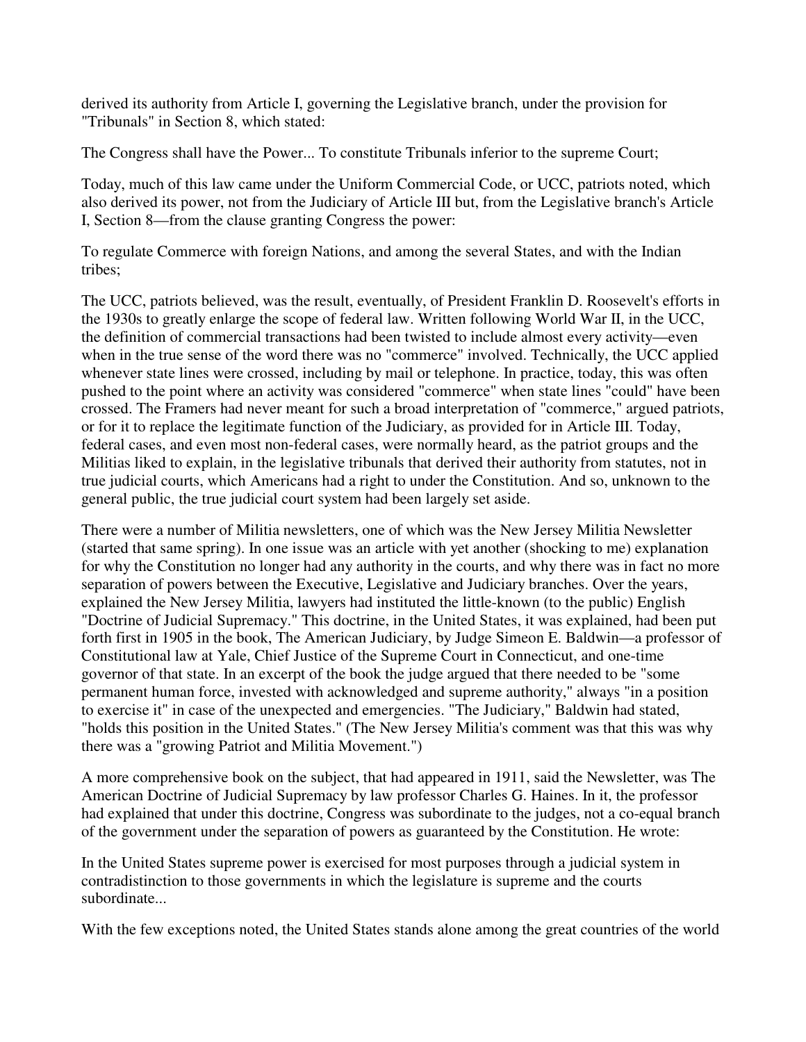derived its authority from Article I, governing the Legislative branch, under the provision for "Tribunals" in Section 8, which stated:

The Congress shall have the Power... To constitute Tribunals inferior to the supreme Court;

Today, much of this law came under the Uniform Commercial Code, or UCC, patriots noted, which also derived its power, not from the Judiciary of Article III but, from the Legislative branch's Article I, Section 8—from the clause granting Congress the power:

To regulate Commerce with foreign Nations, and among the several States, and with the Indian tribes;

The UCC, patriots believed, was the result, eventually, of President Franklin D. Roosevelt's efforts in the 1930s to greatly enlarge the scope of federal law. Written following World War II, in the UCC, the definition of commercial transactions had been twisted to include almost every activity—even when in the true sense of the word there was no "commerce" involved. Technically, the UCC applied whenever state lines were crossed, including by mail or telephone. In practice, today, this was often pushed to the point where an activity was considered "commerce" when state lines "could" have been crossed. The Framers had never meant for such a broad interpretation of "commerce," argued patriots, or for it to replace the legitimate function of the Judiciary, as provided for in Article III. Today, federal cases, and even most non-federal cases, were normally heard, as the patriot groups and the Militias liked to explain, in the legislative tribunals that derived their authority from statutes, not in true judicial courts, which Americans had a right to under the Constitution. And so, unknown to the general public, the true judicial court system had been largely set aside.

There were a number of Militia newsletters, one of which was the New Jersey Militia Newsletter (started that same spring). In one issue was an article with yet another (shocking to me) explanation for why the Constitution no longer had any authority in the courts, and why there was in fact no more separation of powers between the Executive, Legislative and Judiciary branches. Over the years, explained the New Jersey Militia, lawyers had instituted the little-known (to the public) English "Doctrine of Judicial Supremacy." This doctrine, in the United States, it was explained, had been put forth first in 1905 in the book, The American Judiciary, by Judge Simeon E. Baldwin—a professor of Constitutional law at Yale, Chief Justice of the Supreme Court in Connecticut, and one-time governor of that state. In an excerpt of the book the judge argued that there needed to be "some permanent human force, invested with acknowledged and supreme authority," always "in a position to exercise it" in case of the unexpected and emergencies. "The Judiciary," Baldwin had stated, "holds this position in the United States." (The New Jersey Militia's comment was that this was why there was a "growing Patriot and Militia Movement.")

A more comprehensive book on the subject, that had appeared in 1911, said the Newsletter, was The American Doctrine of Judicial Supremacy by law professor Charles G. Haines. In it, the professor had explained that under this doctrine, Congress was subordinate to the judges, not a co-equal branch of the government under the separation of powers as guaranteed by the Constitution. He wrote:

In the United States supreme power is exercised for most purposes through a judicial system in contradistinction to those governments in which the legislature is supreme and the courts subordinate...

With the few exceptions noted, the United States stands alone among the great countries of the world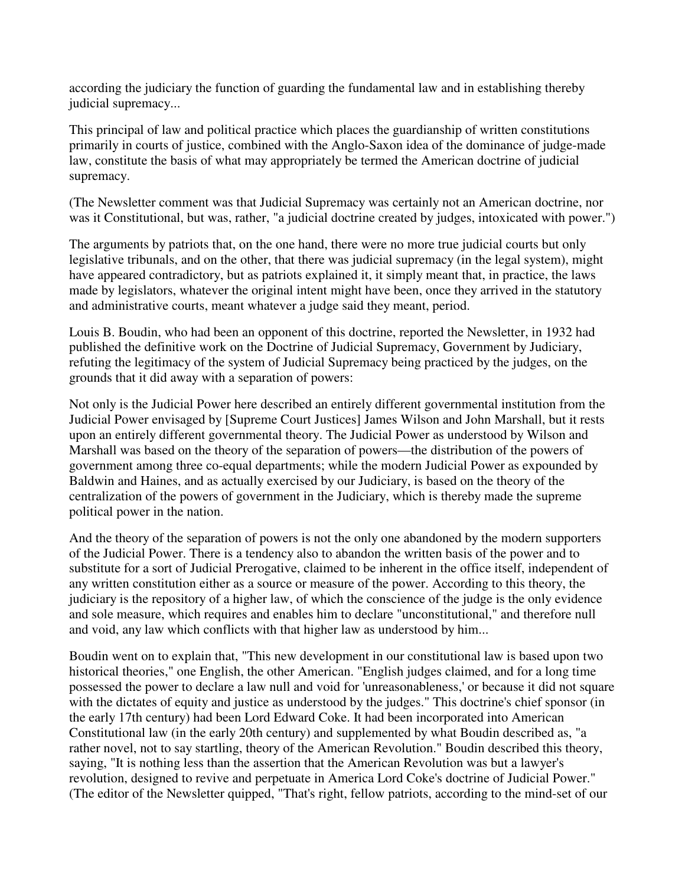according the judiciary the function of guarding the fundamental law and in establishing thereby judicial supremacy...

This principal of law and political practice which places the guardianship of written constitutions primarily in courts of justice, combined with the Anglo-Saxon idea of the dominance of judge-made law, constitute the basis of what may appropriately be termed the American doctrine of judicial supremacy.

(The Newsletter comment was that Judicial Supremacy was certainly not an American doctrine, nor was it Constitutional, but was, rather, "a judicial doctrine created by judges, intoxicated with power.")

The arguments by patriots that, on the one hand, there were no more true judicial courts but only legislative tribunals, and on the other, that there was judicial supremacy (in the legal system), might have appeared contradictory, but as patriots explained it, it simply meant that, in practice, the laws made by legislators, whatever the original intent might have been, once they arrived in the statutory and administrative courts, meant whatever a judge said they meant, period.

Louis B. Boudin, who had been an opponent of this doctrine, reported the Newsletter, in 1932 had published the definitive work on the Doctrine of Judicial Supremacy, Government by Judiciary, refuting the legitimacy of the system of Judicial Supremacy being practiced by the judges, on the grounds that it did away with a separation of powers:

Not only is the Judicial Power here described an entirely different governmental institution from the Judicial Power envisaged by [Supreme Court Justices] James Wilson and John Marshall, but it rests upon an entirely different governmental theory. The Judicial Power as understood by Wilson and Marshall was based on the theory of the separation of powers—the distribution of the powers of government among three co-equal departments; while the modern Judicial Power as expounded by Baldwin and Haines, and as actually exercised by our Judiciary, is based on the theory of the centralization of the powers of government in the Judiciary, which is thereby made the supreme political power in the nation.

And the theory of the separation of powers is not the only one abandoned by the modern supporters of the Judicial Power. There is a tendency also to abandon the written basis of the power and to substitute for a sort of Judicial Prerogative, claimed to be inherent in the office itself, independent of any written constitution either as a source or measure of the power. According to this theory, the judiciary is the repository of a higher law, of which the conscience of the judge is the only evidence and sole measure, which requires and enables him to declare "unconstitutional," and therefore null and void, any law which conflicts with that higher law as understood by him...

Boudin went on to explain that, "This new development in our constitutional law is based upon two historical theories," one English, the other American. "English judges claimed, and for a long time possessed the power to declare a law null and void for 'unreasonableness,' or because it did not square with the dictates of equity and justice as understood by the judges." This doctrine's chief sponsor (in the early 17th century) had been Lord Edward Coke. It had been incorporated into American Constitutional law (in the early 20th century) and supplemented by what Boudin described as, "a rather novel, not to say startling, theory of the American Revolution." Boudin described this theory, saying, "It is nothing less than the assertion that the American Revolution was but a lawyer's revolution, designed to revive and perpetuate in America Lord Coke's doctrine of Judicial Power." (The editor of the Newsletter quipped, "That's right, fellow patriots, according to the mind-set of our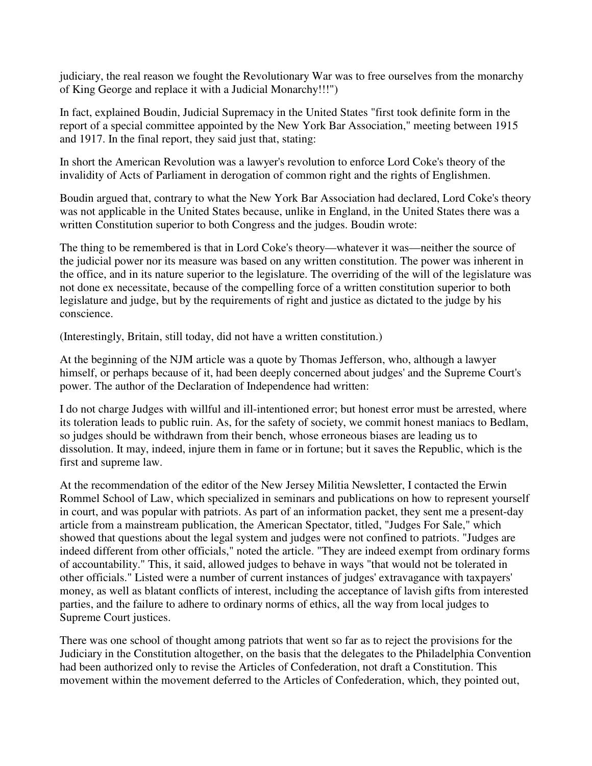judiciary, the real reason we fought the Revolutionary War was to free ourselves from the monarchy of King George and replace it with a Judicial Monarchy!!!")

In fact, explained Boudin, Judicial Supremacy in the United States "first took definite form in the report of a special committee appointed by the New York Bar Association," meeting between 1915 and 1917. In the final report, they said just that, stating:

In short the American Revolution was a lawyer's revolution to enforce Lord Coke's theory of the invalidity of Acts of Parliament in derogation of common right and the rights of Englishmen.

Boudin argued that, contrary to what the New York Bar Association had declared, Lord Coke's theory was not applicable in the United States because, unlike in England, in the United States there was a written Constitution superior to both Congress and the judges. Boudin wrote:

The thing to be remembered is that in Lord Coke's theory—whatever it was—neither the source of the judicial power nor its measure was based on any written constitution. The power was inherent in the office, and in its nature superior to the legislature. The overriding of the will of the legislature was not done ex necessitate, because of the compelling force of a written constitution superior to both legislature and judge, but by the requirements of right and justice as dictated to the judge by his conscience.

(Interestingly, Britain, still today, did not have a written constitution.)

At the beginning of the NJM article was a quote by Thomas Jefferson, who, although a lawyer himself, or perhaps because of it, had been deeply concerned about judges' and the Supreme Court's power. The author of the Declaration of Independence had written:

I do not charge Judges with willful and ill-intentioned error; but honest error must be arrested, where its toleration leads to public ruin. As, for the safety of society, we commit honest maniacs to Bedlam, so judges should be withdrawn from their bench, whose erroneous biases are leading us to dissolution. It may, indeed, injure them in fame or in fortune; but it saves the Republic, which is the first and supreme law.

At the recommendation of the editor of the New Jersey Militia Newsletter, I contacted the Erwin Rommel School of Law, which specialized in seminars and publications on how to represent yourself in court, and was popular with patriots. As part of an information packet, they sent me a present-day article from a mainstream publication, the American Spectator, titled, "Judges For Sale," which showed that questions about the legal system and judges were not confined to patriots. "Judges are indeed different from other officials," noted the article. "They are indeed exempt from ordinary forms of accountability." This, it said, allowed judges to behave in ways "that would not be tolerated in other officials." Listed were a number of current instances of judges' extravagance with taxpayers' money, as well as blatant conflicts of interest, including the acceptance of lavish gifts from interested parties, and the failure to adhere to ordinary norms of ethics, all the way from local judges to Supreme Court justices.

There was one school of thought among patriots that went so far as to reject the provisions for the Judiciary in the Constitution altogether, on the basis that the delegates to the Philadelphia Convention had been authorized only to revise the Articles of Confederation, not draft a Constitution. This movement within the movement deferred to the Articles of Confederation, which, they pointed out,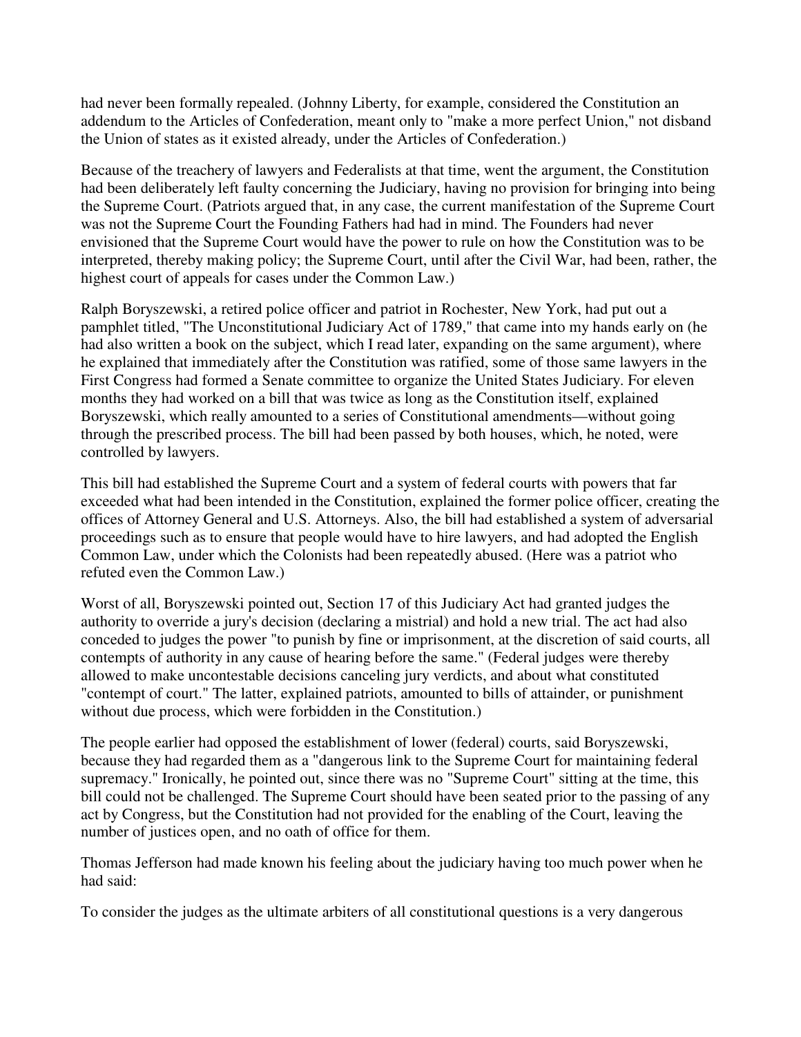had never been formally repealed. (Johnny Liberty, for example, considered the Constitution an addendum to the Articles of Confederation, meant only to "make a more perfect Union," not disband the Union of states as it existed already, under the Articles of Confederation.)

Because of the treachery of lawyers and Federalists at that time, went the argument, the Constitution had been deliberately left faulty concerning the Judiciary, having no provision for bringing into being the Supreme Court. (Patriots argued that, in any case, the current manifestation of the Supreme Court was not the Supreme Court the Founding Fathers had had in mind. The Founders had never envisioned that the Supreme Court would have the power to rule on how the Constitution was to be interpreted, thereby making policy; the Supreme Court, until after the Civil War, had been, rather, the highest court of appeals for cases under the Common Law.)

Ralph Boryszewski, a retired police officer and patriot in Rochester, New York, had put out a pamphlet titled, "The Unconstitutional Judiciary Act of 1789," that came into my hands early on (he had also written a book on the subject, which I read later, expanding on the same argument), where he explained that immediately after the Constitution was ratified, some of those same lawyers in the First Congress had formed a Senate committee to organize the United States Judiciary. For eleven months they had worked on a bill that was twice as long as the Constitution itself, explained Boryszewski, which really amounted to a series of Constitutional amendments—without going through the prescribed process. The bill had been passed by both houses, which, he noted, were controlled by lawyers.

This bill had established the Supreme Court and a system of federal courts with powers that far exceeded what had been intended in the Constitution, explained the former police officer, creating the offices of Attorney General and U.S. Attorneys. Also, the bill had established a system of adversarial proceedings such as to ensure that people would have to hire lawyers, and had adopted the English Common Law, under which the Colonists had been repeatedly abused. (Here was a patriot who refuted even the Common Law.)

Worst of all, Boryszewski pointed out, Section 17 of this Judiciary Act had granted judges the authority to override a jury's decision (declaring a mistrial) and hold a new trial. The act had also conceded to judges the power "to punish by fine or imprisonment, at the discretion of said courts, all contempts of authority in any cause of hearing before the same." (Federal judges were thereby allowed to make uncontestable decisions canceling jury verdicts, and about what constituted "contempt of court." The latter, explained patriots, amounted to bills of attainder, or punishment without due process, which were forbidden in the Constitution.)

The people earlier had opposed the establishment of lower (federal) courts, said Boryszewski, because they had regarded them as a "dangerous link to the Supreme Court for maintaining federal supremacy." Ironically, he pointed out, since there was no "Supreme Court" sitting at the time, this bill could not be challenged. The Supreme Court should have been seated prior to the passing of any act by Congress, but the Constitution had not provided for the enabling of the Court, leaving the number of justices open, and no oath of office for them.

Thomas Jefferson had made known his feeling about the judiciary having too much power when he had said:

To consider the judges as the ultimate arbiters of all constitutional questions is a very dangerous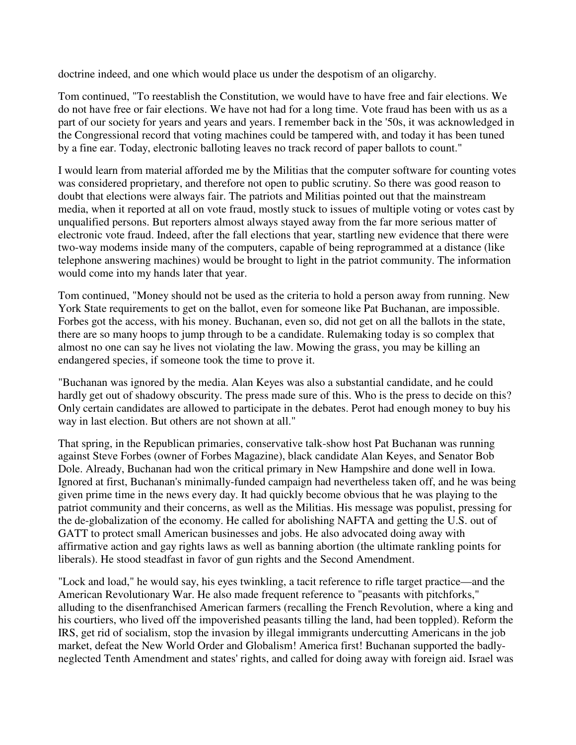doctrine indeed, and one which would place us under the despotism of an oligarchy.

Tom continued, "To reestablish the Constitution, we would have to have free and fair elections. We do not have free or fair elections. We have not had for a long time. Vote fraud has been with us as a part of our society for years and years and years. I remember back in the '50s, it was acknowledged in the Congressional record that voting machines could be tampered with, and today it has been tuned by a fine ear. Today, electronic balloting leaves no track record of paper ballots to count."

I would learn from material afforded me by the Militias that the computer software for counting votes was considered proprietary, and therefore not open to public scrutiny. So there was good reason to doubt that elections were always fair. The patriots and Militias pointed out that the mainstream media, when it reported at all on vote fraud, mostly stuck to issues of multiple voting or votes cast by unqualified persons. But reporters almost always stayed away from the far more serious matter of electronic vote fraud. Indeed, after the fall elections that year, startling new evidence that there were two-way modems inside many of the computers, capable of being reprogrammed at a distance (like telephone answering machines) would be brought to light in the patriot community. The information would come into my hands later that year.

Tom continued, "Money should not be used as the criteria to hold a person away from running. New York State requirements to get on the ballot, even for someone like Pat Buchanan, are impossible. Forbes got the access, with his money. Buchanan, even so, did not get on all the ballots in the state, there are so many hoops to jump through to be a candidate. Rulemaking today is so complex that almost no one can say he lives not violating the law. Mowing the grass, you may be killing an endangered species, if someone took the time to prove it.

"Buchanan was ignored by the media. Alan Keyes was also a substantial candidate, and he could hardly get out of shadowy obscurity. The press made sure of this. Who is the press to decide on this? Only certain candidates are allowed to participate in the debates. Perot had enough money to buy his way in last election. But others are not shown at all."

That spring, in the Republican primaries, conservative talk-show host Pat Buchanan was running against Steve Forbes (owner of Forbes Magazine), black candidate Alan Keyes, and Senator Bob Dole. Already, Buchanan had won the critical primary in New Hampshire and done well in Iowa. Ignored at first, Buchanan's minimally-funded campaign had nevertheless taken off, and he was being given prime time in the news every day. It had quickly become obvious that he was playing to the patriot community and their concerns, as well as the Militias. His message was populist, pressing for the de-globalization of the economy. He called for abolishing NAFTA and getting the U.S. out of GATT to protect small American businesses and jobs. He also advocated doing away with affirmative action and gay rights laws as well as banning abortion (the ultimate rankling points for liberals). He stood steadfast in favor of gun rights and the Second Amendment.

"Lock and load," he would say, his eyes twinkling, a tacit reference to rifle target practice—and the American Revolutionary War. He also made frequent reference to "peasants with pitchforks," alluding to the disenfranchised American farmers (recalling the French Revolution, where a king and his courtiers, who lived off the impoverished peasants tilling the land, had been toppled). Reform the IRS, get rid of socialism, stop the invasion by illegal immigrants undercutting Americans in the job market, defeat the New World Order and Globalism! America first! Buchanan supported the badly-neglected Tenth Amendment and states' rights, and called for doing away with foreign aid. Israel was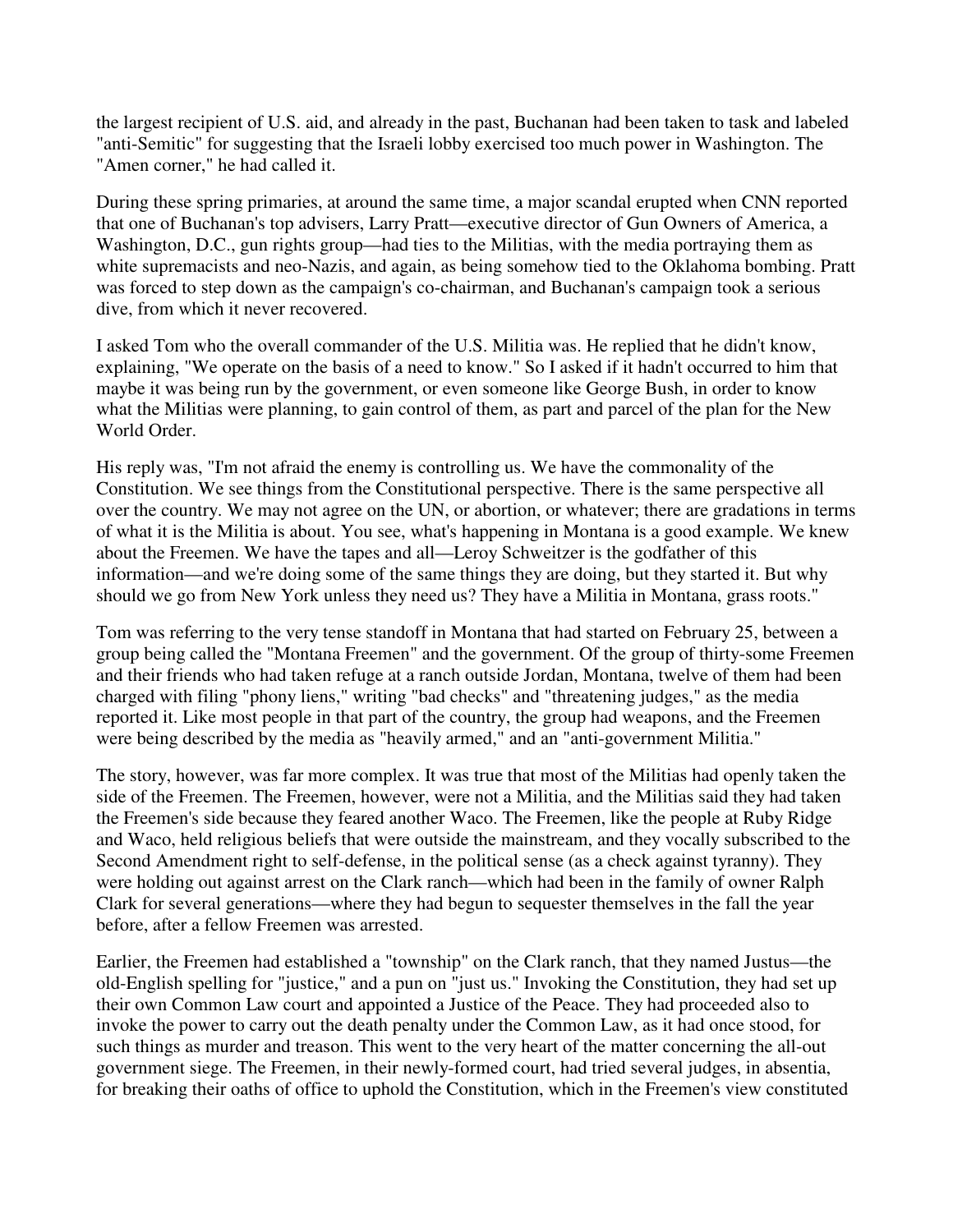the largest recipient of U.S. aid, and already in the past, Buchanan had been taken to task and labeled "anti-Semitic" for suggesting that the Israeli lobby exercised too much power in Washington. The "Amen corner," he had called it.

During these spring primaries, at around the same time, a major scandal erupted when CNN reported that one of Buchanan's top advisers, Larry Pratt—executive director of Gun Owners of America, a Washington, D.C., gun rights group—had ties to the Militias, with the media portraying them as white supremacists and neo-Nazis, and again, as being somehow tied to the Oklahoma bombing. Pratt was forced to step down as the campaign's co-chairman, and Buchanan's campaign took a serious dive, from which it never recovered.

I asked Tom who the overall commander of the U.S. Militia was. He replied that he didn't know, explaining, "We operate on the basis of a need to know." So I asked if it hadn't occurred to him that maybe it was being run by the government, or even someone like George Bush, in order to know what the Militias were planning, to gain control of them, as part and parcel of the plan for the New World Order.

His reply was, "I'm not afraid the enemy is controlling us. We have the commonality of the Constitution. We see things from the Constitutional perspective. There is the same perspective all over the country. We may not agree on the UN, or abortion, or whatever; there are gradations in terms of what it is the Militia is about. You see, what's happening in Montana is a good example. We knew about the Freemen. We have the tapes and all—Leroy Schweitzer is the godfather of this information—and we're doing some of the same things they are doing, but they started it. But why should we go from New York unless they need us? They have a Militia in Montana, grass roots."

Tom was referring to the very tense standoff in Montana that had started on February 25, between a group being called the "Montana Freemen" and the government. Of the group of thirty-some Freemen and their friends who had taken refuge at a ranch outside Jordan, Montana, twelve of them had been charged with filing "phony liens," writing "bad checks" and "threatening judges," as the media reported it. Like most people in that part of the country, the group had weapons, and the Freemen were being described by the media as "heavily armed," and an "anti-government Militia."

The story, however, was far more complex. It was true that most of the Militias had openly taken the side of the Freemen. The Freemen, however, were not a Militia, and the Militias said they had taken the Freemen's side because they feared another Waco. The Freemen, like the people at Ruby Ridge and Waco, held religious beliefs that were outside the mainstream, and they vocally subscribed to the Second Amendment right to self-defense, in the political sense (as a check against tyranny). They were holding out against arrest on the Clark ranch—which had been in the family of owner Ralph Clark for several generations—where they had begun to sequester themselves in the fall the year before, after a fellow Freemen was arrested.

Earlier, the Freemen had established a "township" on the Clark ranch, that they named Justus—the old-English spelling for "justice," and a pun on "just us." Invoking the Constitution, they had set up their own Common Law court and appointed a Justice of the Peace. They had proceeded also to invoke the power to carry out the death penalty under the Common Law, as it had once stood, for such things as murder and treason. This went to the very heart of the matter concerning the all-out government siege. The Freemen, in their newly-formed court, had tried several judges, in absentia, for breaking their oaths of office to uphold the Constitution, which in the Freemen's view constituted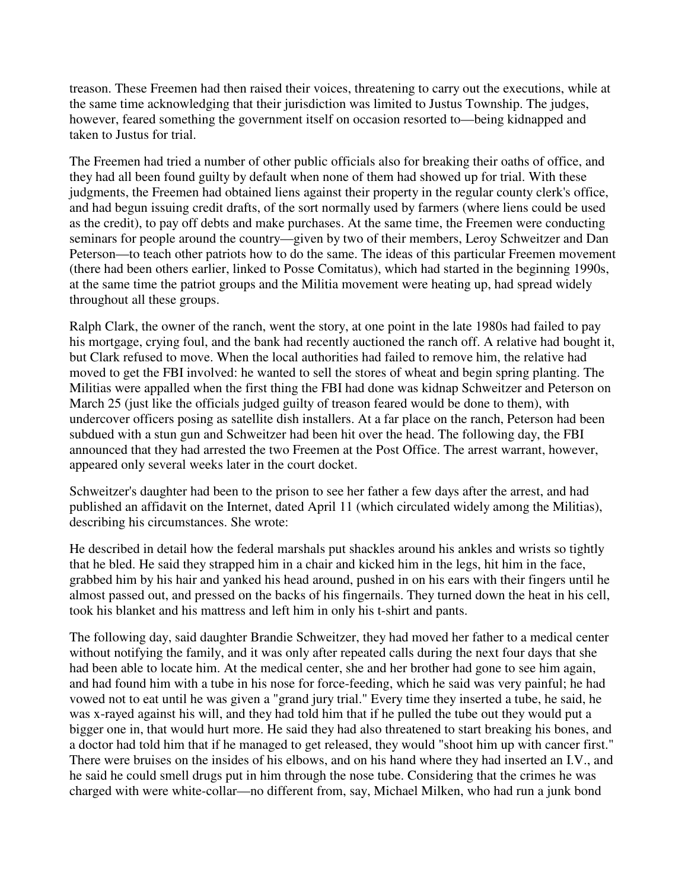treason. These Freemen had then raised their voices, threatening to carry out the executions, while at the same time acknowledging that their jurisdiction was limited to Justus Township. The judges, however, feared something the government itself on occasion resorted to—being kidnapped and taken to Justus for trial.

The Freemen had tried a number of other public officials also for breaking their oaths of office, and they had all been found guilty by default when none of them had showed up for trial. With these judgments, the Freemen had obtained liens against their property in the regular county clerk's office, and had begun issuing credit drafts, of the sort normally used by farmers (where liens could be used as the credit), to pay off debts and make purchases. At the same time, the Freemen were conducting seminars for people around the country—given by two of their members, Leroy Schweitzer and Dan Peterson—to teach other patriots how to do the same. The ideas of this particular Freemen movement (there had been others earlier, linked to Posse Comitatus), which had started in the beginning 1990s, at the same time the patriot groups and the Militia movement were heating up, had spread widely throughout all these groups.

Ralph Clark, the owner of the ranch, went the story, at one point in the late 1980s had failed to pay his mortgage, crying foul, and the bank had recently auctioned the ranch off. A relative had bought it, but Clark refused to move. When the local authorities had failed to remove him, the relative had moved to get the FBI involved: he wanted to sell the stores of wheat and begin spring planting. The Militias were appalled when the first thing the FBI had done was kidnap Schweitzer and Peterson on March 25 (just like the officials judged guilty of treason feared would be done to them), with undercover officers posing as satellite dish installers. At a far place on the ranch, Peterson had been subdued with a stun gun and Schweitzer had been hit over the head. The following day, the FBI announced that they had arrested the two Freemen at the Post Office. The arrest warrant, however, appeared only several weeks later in the court docket.

Schweitzer's daughter had been to the prison to see her father a few days after the arrest, and had published an affidavit on the Internet, dated April 11 (which circulated widely among the Militias), describing his circumstances. She wrote:

He described in detail how the federal marshals put shackles around his ankles and wrists so tightly that he bled. He said they strapped him in a chair and kicked him in the legs, hit him in the face, grabbed him by his hair and yanked his head around, pushed in on his ears with their fingers until he almost passed out, and pressed on the backs of his fingernails. They turned down the heat in his cell, took his blanket and his mattress and left him in only his t-shirt and pants.

The following day, said daughter Brandie Schweitzer, they had moved her father to a medical center without notifying the family, and it was only after repeated calls during the next four days that she had been able to locate him. At the medical center, she and her brother had gone to see him again, and had found him with a tube in his nose for force-feeding, which he said was very painful; he had vowed not to eat until he was given a "grand jury trial." Every time they inserted a tube, he said, he was x-rayed against his will, and they had told him that if he pulled the tube out they would put a bigger one in, that would hurt more. He said they had also threatened to start breaking his bones, and a doctor had told him that if he managed to get released, they would "shoot him up with cancer first." There were bruises on the insides of his elbows, and on his hand where they had inserted an I.V., and he said he could smell drugs put in him through the nose tube. Considering that the crimes he was charged with were white-collar—no different from, say, Michael Milken, who had run a junk bond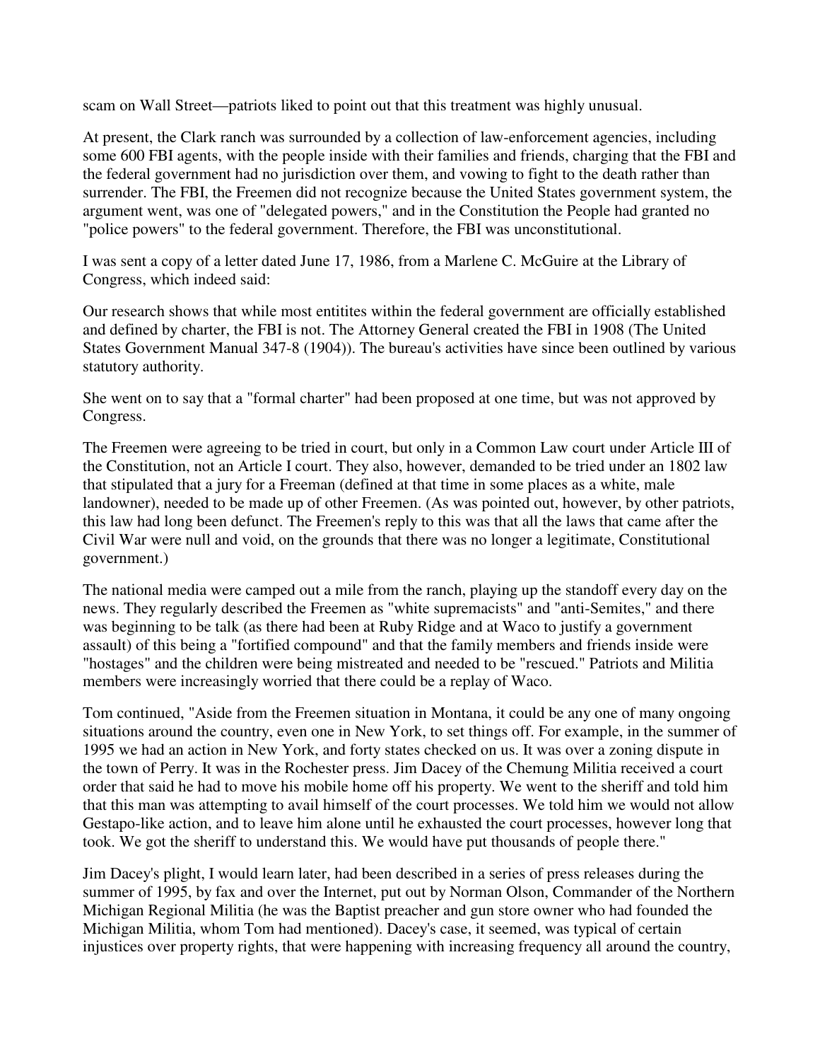scam on Wall Street—patriots liked to point out that this treatment was highly unusual.

At present, the Clark ranch was surrounded by a collection of law-enforcement agencies, including some 600 FBI agents, with the people inside with their families and friends, charging that the FBI and the federal government had no jurisdiction over them, and vowing to fight to the death rather than surrender. The FBI, the Freemen did not recognize because the United States government system, the argument went, was one of "delegated powers," and in the Constitution the People had granted no "police powers" to the federal government. Therefore, the FBI was unconstitutional.

I was sent a copy of a letter dated June 17, 1986, from a Marlene C. McGuire at the Library of Congress, which indeed said:

Our research shows that while most entitites within the federal government are officially established and defined by charter, the FBI is not. The Attorney General created the FBI in 1908 (The United States Government Manual 347-8 (1904)). The bureau's activities have since been outlined by various statutory authority.

She went on to say that a "formal charter" had been proposed at one time, but was not approved by Congress.

The Freemen were agreeing to be tried in court, but only in a Common Law court under Article III of the Constitution, not an Article I court. They also, however, demanded to be tried under an 1802 law that stipulated that a jury for a Freeman (defined at that time in some places as a white, male landowner), needed to be made up of other Freemen. (As was pointed out, however, by other patriots, this law had long been defunct. The Freemen's reply to this was that all the laws that came after the Civil War were null and void, on the grounds that there was no longer a legitimate, Constitutional government.)

The national media were camped out a mile from the ranch, playing up the standoff every day on the news. They regularly described the Freemen as "white supremacists" and "anti-Semites," and there was beginning to be talk (as there had been at Ruby Ridge and at Waco to justify a government assault) of this being a "fortified compound" and that the family members and friends inside were "hostages" and the children were being mistreated and needed to be "rescued." Patriots and Militia members were increasingly worried that there could be a replay of Waco.

Tom continued, "Aside from the Freemen situation in Montana, it could be any one of many ongoing situations around the country, even one in New York, to set things off. For example, in the summer of 1995 we had an action in New York, and forty states checked on us. It was over a zoning dispute in the town of Perry. It was in the Rochester press. Jim Dacey of the Chemung Militia received a court order that said he had to move his mobile home off his property. We went to the sheriff and told him that this man was attempting to avail himself of the court processes. We told him we would not allow Gestapo-like action, and to leave him alone until he exhausted the court processes, however long that took. We got the sheriff to understand this. We would have put thousands of people there."

Jim Dacey's plight, I would learn later, had been described in a series of press releases during the summer of 1995, by fax and over the Internet, put out by Norman Olson, Commander of the Northern Michigan Regional Militia (he was the Baptist preacher and gun store owner who had founded the Michigan Militia, whom Tom had mentioned). Dacey's case, it seemed, was typical of certain injustices over property rights, that were happening with increasing frequency all around the country,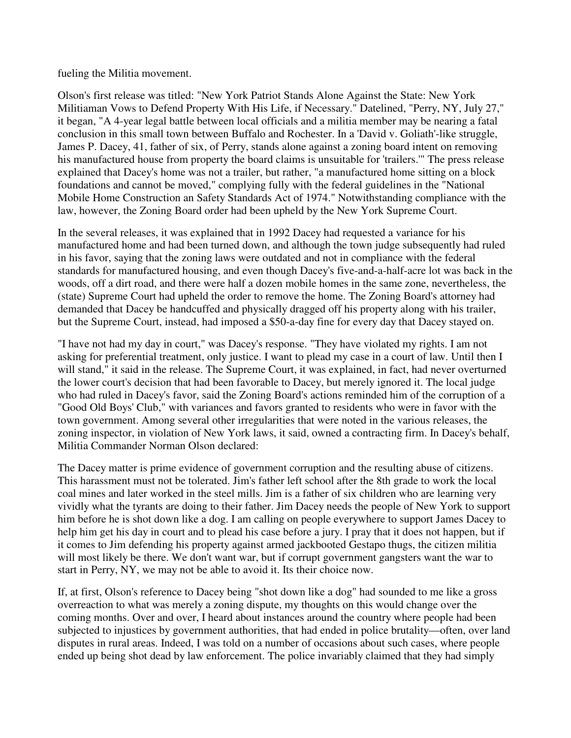fueling the Militia movement.

Olson's first release was titled: "New York Patriot Stands Alone Against the State: New York Militiaman Vows to Defend Property With His Life, if Necessary." Datelined, "Perry, NY, July 27," it began, "A 4-year legal battle between local officials and a militia member may be nearing a fatal conclusion in this small town between Buffalo and Rochester. In a 'David v. Goliath'-like struggle, James P. Dacey, 41, father of six, of Perry, stands alone against a zoning board intent on removing his manufactured house from property the board claims is unsuitable for 'trailers.'" The press release explained that Dacey's home was not a trailer, but rather, "a manufactured home sitting on a block foundations and cannot be moved," complying fully with the federal guidelines in the "National Mobile Home Construction an Safety Standards Act of 1974." Notwithstanding compliance with the law, however, the Zoning Board order had been upheld by the New York Supreme Court.

In the several releases, it was explained that in 1992 Dacey had requested a variance for his manufactured home and had been turned down, and although the town judge subsequently had ruled in his favor, saying that the zoning laws were outdated and not in compliance with the federal standards for manufactured housing, and even though Dacey's five-and-a-half-acre lot was back in the woods, off a dirt road, and there were half a dozen mobile homes in the same zone, nevertheless, the (state) Supreme Court had upheld the order to remove the home. The Zoning Board's attorney had demanded that Dacey be handcuffed and physically dragged off his property along with his trailer, but the Supreme Court, instead, had imposed a $50-a-day fine for every day that Dacey stayed on.

"I have not had my day in court," was Dacey's response. "They have violated my rights. I am not asking for preferential treatment, only justice. I want to plead my case in a court of law. Until then I will stand," it said in the release. The Supreme Court, it was explained, in fact, had never overturned the lower court's decision that had been favorable to Dacey, but merely ignored it. The local judge who had ruled in Dacey's favor, said the Zoning Board's actions reminded him of the corruption of a "Good Old Boys' Club," with variances and favors granted to residents who were in favor with the town government. Among several other irregularities that were noted in the various releases, the zoning inspector, in violation of New York laws, it said, owned a contracting firm. In Dacey's behalf, Militia Commander Norman Olson declared:

The Dacey matter is prime evidence of government corruption and the resulting abuse of citizens. This harassment must not be tolerated. Jim's father left school after the 8th grade to work the local coal mines and later worked in the steel mills. Jim is a father of six children who are learning very vividly what the tyrants are doing to their father. Jim Dacey needs the people of New York to support him before he is shot down like a dog. I am calling on people everywhere to support James Dacey to help him get his day in court and to plead his case before a jury. I pray that it does not happen, but if it comes to Jim defending his property against armed jackbooted Gestapo thugs, the citizen militia will most likely be there. We don't want war, but if corrupt government gangsters want the war to start in Perry, NY, we may not be able to avoid it. Its their choice now.

If, at first, Olson's reference to Dacey being "shot down like a dog" had sounded to me like a gross overreaction to what was merely a zoning dispute, my thoughts on this would change over the coming months. Over and over, I heard about instances around the country where people had been subjected to injustices by government authorities, that had ended in police brutality—often, over land disputes in rural areas. Indeed, I was told on a number of occasions about such cases, where people ended up being shot dead by law enforcement. The police invariably claimed that they had simply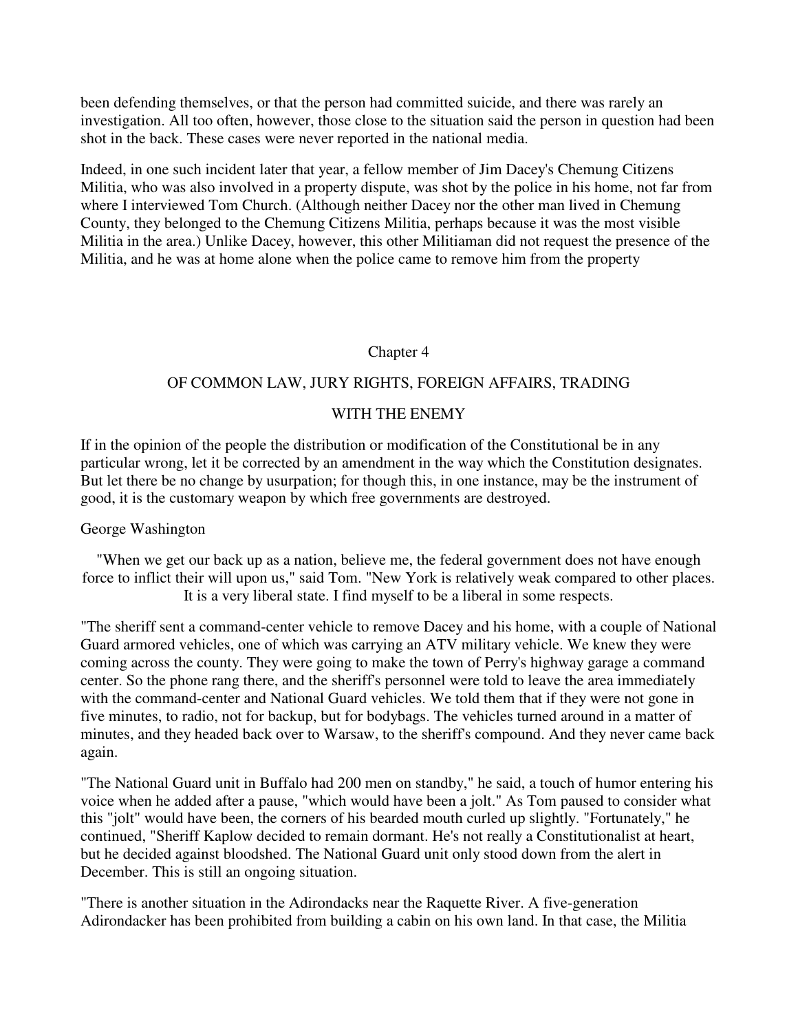been defending themselves, or that the person had committed suicide, and there was rarely an investigation. All too often, however, those close to the situation said the person in question had been shot in the back. These cases were never reported in the national media.

Indeed, in one such incident later that year, a fellow member of Jim Dacey's Chemung Citizens Militia, who was also involved in a property dispute, was shot by the police in his home, not far from where I interviewed Tom Church. (Although neither Dacey nor the other man lived in Chemung County, they belonged to the Chemung Citizens Militia, perhaps because it was the most visible Militia in the area.) Unlike Dacey, however, this other Militiaman did not request the presence of the Militia, and he was at home alone when the police came to remove him from the property

## Chapter 4

### OF COMMON LAW, JURY RIGHTS, FOREIGN AFFAIRS, TRADING WITH THE ENEMY

If in the opinion of the people the distribution or modification of the Constitutional be in any particular wrong, let it be corrected by an amendment in the way which the Constitution designates. But let there be no change by usurpation; for though this, in one instance, may be the instrument of good, it is the customary weapon by which free governments are destroyed.

George Washington

"When we get our back up as a nation, believe me, the federal government does not have enough force to inflict their will upon us," said Tom. "New York is relatively weak compared to other places. It is a very liberal state. I find myself to be a liberal in some respects.

"The sheriff sent a command-center vehicle to remove Dacey and his home, with a couple of National Guard armored vehicles, one of which was carrying an ATV military vehicle. We knew they were coming across the county. They were going to make the town of Perry's highway garage a command center. So the phone rang there, and the sheriff's personnel were told to leave the area immediately with the command-center and National Guard vehicles. We told them that if they were not gone in five minutes, to radio, not for backup, but for bodybags. The vehicles turned around in a matter of minutes, and they headed back over to Warsaw, to the sheriff's compound. And they never came back again.

"The National Guard unit in Buffalo had 200 men on standby," he said, a touch of humor entering his voice when he added after a pause, "which would have been a jolt." As Tom paused to consider what this "jolt" would have been, the corners of his bearded mouth curled up slightly. "Fortunately," he continued, "Sheriff Kaplow decided to remain dormant. He's not really a Constitutionalist at heart, but he decided against bloodshed. The National Guard unit only stood down from the alert in December. This is still an ongoing situation.

"There is another situation in the Adirondacks near the Raquette River. A five-generation Adirondacker has been prohibited from building a cabin on his own land. In that case, the Militia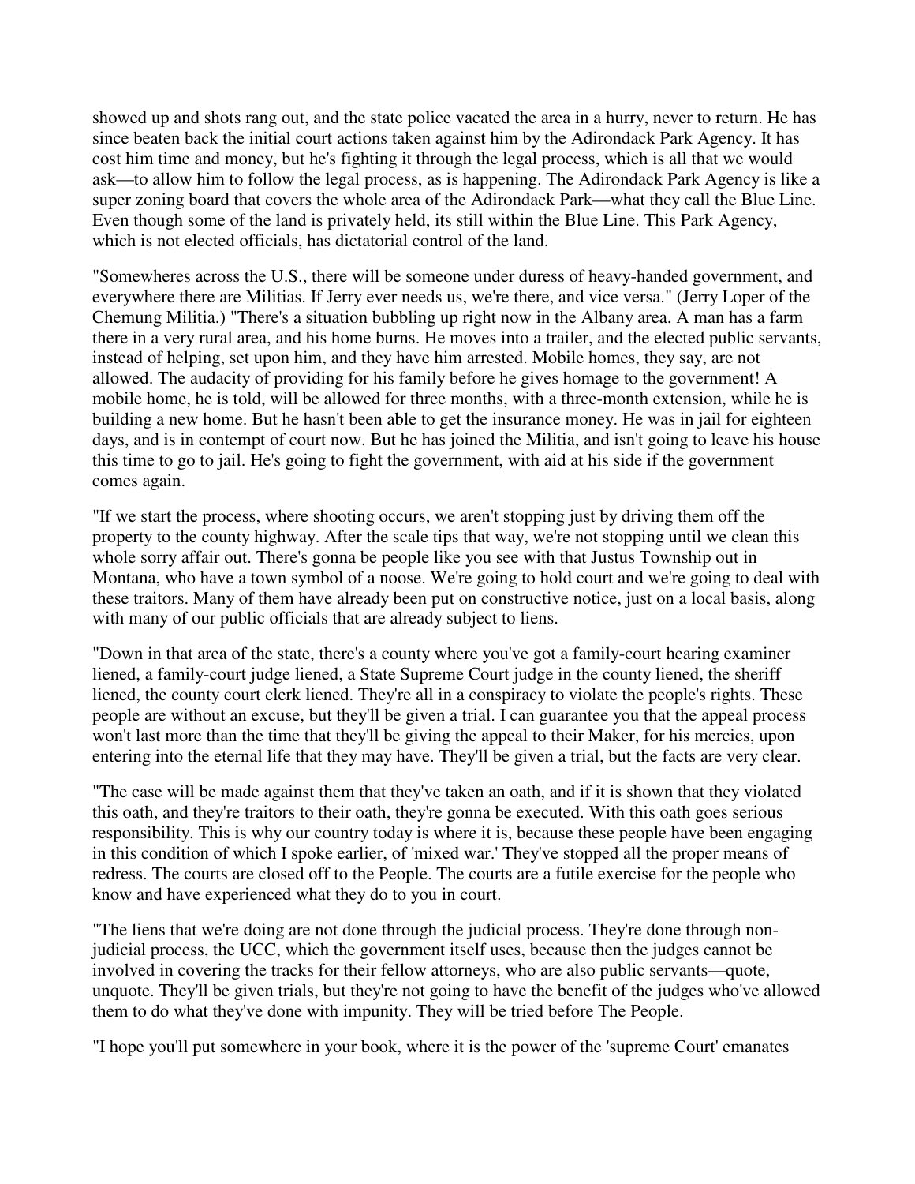showed up and shots rang out, and the state police vacated the area in a hurry, never to return. He has since beaten back the initial court actions taken against him by the Adirondack Park Agency. It has cost him time and money, but he's fighting it through the legal process, which is all that we would ask—to allow him to follow the legal process, as is happening. The Adirondack Park Agency is like a super zoning board that covers the whole area of the Adirondack Park—what they call the Blue Line. Even though some of the land is privately held, its still within the Blue Line. This Park Agency, which is not elected officials, has dictatorial control of the land.

"Somewheres across the U.S., there will be someone under duress of heavy-handed government, and everywhere there are Militias. If Jerry ever needs us, we're there, and vice versa." (Jerry Loper of the Chemung Militia.) "There's a situation bubbling up right now in the Albany area. A man has a farm there in a very rural area, and his home burns. He moves into a trailer, and the elected public servants, instead of helping, set upon him, and they have him arrested. Mobile homes, they say, are not allowed. The audacity of providing for his family before he gives homage to the government! A mobile home, he is told, will be allowed for three months, with a three-month extension, while he is building a new home. But he hasn't been able to get the insurance money. He was in jail for eighteen days, and is in contempt of court now. But he has joined the Militia, and isn't going to leave his house this time to go to jail. He's going to fight the government, with aid at his side if the government comes again.

"If we start the process, where shooting occurs, we aren't stopping just by driving them off the property to the county highway. After the scale tips that way, we're not stopping until we clean this whole sorry affair out. There's gonna be people like you see with that Justus Township out in Montana, who have a town symbol of a noose. We're going to hold court and we're going to deal with these traitors. Many of them have already been put on constructive notice, just on a local basis, along with many of our public officials that are already subject to liens.

"Down in that area of the state, there's a county where you've got a family-court hearing examiner liened, a family-court judge liened, a State Supreme Court judge in the county liened, the sheriff liened, the county court clerk liened. They're all in a conspiracy to violate the people's rights. These people are without an excuse, but they'll be given a trial. I can guarantee you that the appeal process won't last more than the time that they'll be giving the appeal to their Maker, for his mercies, upon entering into the eternal life that they may have. They'll be given a trial, but the facts are very clear.

"The case will be made against them that they've taken an oath, and if it is shown that they violated this oath, and they're traitors to their oath, they're gonna be executed. With this oath goes serious responsibility. This is why our country today is where it is, because these people have been engaging in this condition of which I spoke earlier, of 'mixed war.' They've stopped all the proper means of redress. The courts are closed off to the People. The courts are a futile exercise for the people who know and have experienced what they do to you in court.

"The liens that we're doing are not done through the judicial process. They're done through non-judicial process, the UCC, which the government itself uses, because then the judges cannot be involved in covering the tracks for their fellow attorneys, who are also public servants—quote, unquote. They'll be given trials, but they're not going to have the benefit of the judges who've allowed them to do what they've done with impunity. They will be tried before The People.

"I hope you'll put somewhere in your book, where it is the power of the 'supreme Court' emanates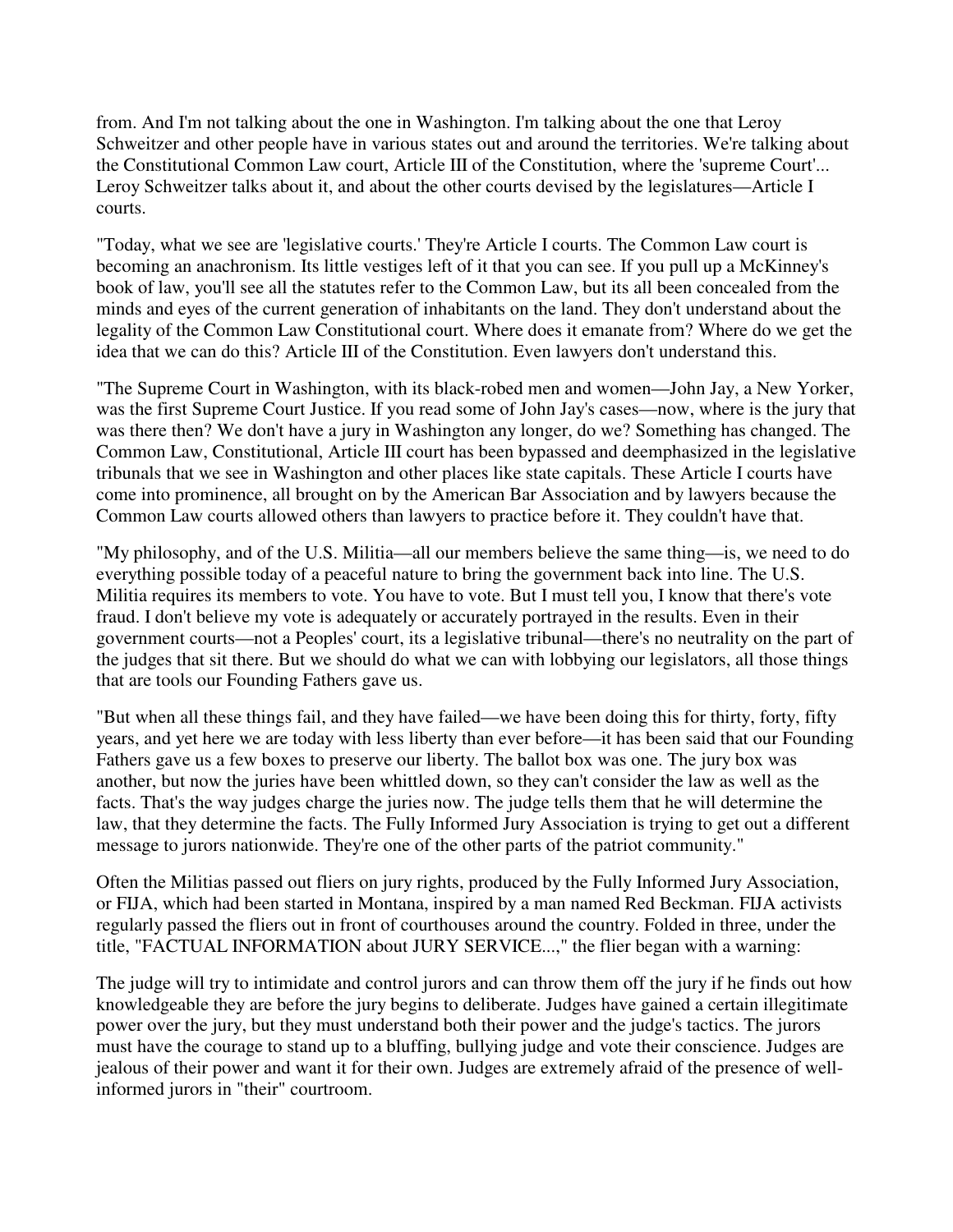from. And I'm not talking about the one in Washington. I'm talking about the one that Leroy Schweitzer and other people have in various states out and around the territories. We're talking about the Constitutional Common Law court, Article III of the Constitution, where the 'supreme Court'... Leroy Schweitzer talks about it, and about the other courts devised by the legislatures—Article I courts.

"Today, what we see are 'legislative courts.' They're Article I courts. The Common Law court is becoming an anachronism. Its little vestiges left of it that you can see. If you pull up a McKinney's book of law, you'll see all the statutes refer to the Common Law, but its all been concealed from the minds and eyes of the current generation of inhabitants on the land. They don't understand about the legality of the Common Law Constitutional court. Where does it emanate from? Where do we get the idea that we can do this? Article III of the Constitution. Even lawyers don't understand this.

"The Supreme Court in Washington, with its black-robed men and women—John Jay, a New Yorker, was the first Supreme Court Justice. If you read some of John Jay's cases—now, where is the jury that was there then? We don't have a jury in Washington any longer, do we? Something has changed. The Common Law, Constitutional, Article III court has been bypassed and deemphasized in the legislative tribunals that we see in Washington and other places like state capitals. These Article I courts have come into prominence, all brought on by the American Bar Association and by lawyers because the Common Law courts allowed others than lawyers to practice before it. They couldn't have that.

"My philosophy, and of the U.S. Militia—all our members believe the same thing—is, we need to do everything possible today of a peaceful nature to bring the government back into line. The U.S. Militia requires its members to vote. You have to vote. But I must tell you, I know that there's vote fraud. I don't believe my vote is adequately or accurately portrayed in the results. Even in their government courts—not a Peoples' court, its a legislative tribunal—there's no neutrality on the part of the judges that sit there. But we should do what we can with lobbying our legislators, all those things that are tools our Founding Fathers gave us.

"But when all these things fail, and they have failed—we have been doing this for thirty, forty, fifty years, and yet here we are today with less liberty than ever before—it has been said that our Founding Fathers gave us a few boxes to preserve our liberty. The ballot box was one. The jury box was another, but now the juries have been whittled down, so they can't consider the law as well as the facts. That's the way judges charge the juries now. The judge tells them that he will determine the law, that they determine the facts. The Fully Informed Jury Association is trying to get out a different message to jurors nationwide. They're one of the other parts of the patriot community."

Often the Militias passed out fliers on jury rights, produced by the Fully Informed Jury Association, or FIJA, which had been started in Montana, inspired by a man named Red Beckman. FIJA activists regularly passed the fliers out in front of courthouses around the country. Folded in three, under the title, "FACTUAL INFORMATION about JURY SERVICE...," the flier began with a warning:

The judge will try to intimidate and control jurors and can throw them off the jury if he finds out how knowledgeable they are before the jury begins to deliberate. Judges have gained a certain illegitimate power over the jury, but they must understand both their power and the judge's tactics. The jurors must have the courage to stand up to a bluffing, bullying judge and vote their conscience. Judges are jealous of their power and want it for their own. Judges are extremely afraid of the presence of well-informed jurors in "their" courtroom.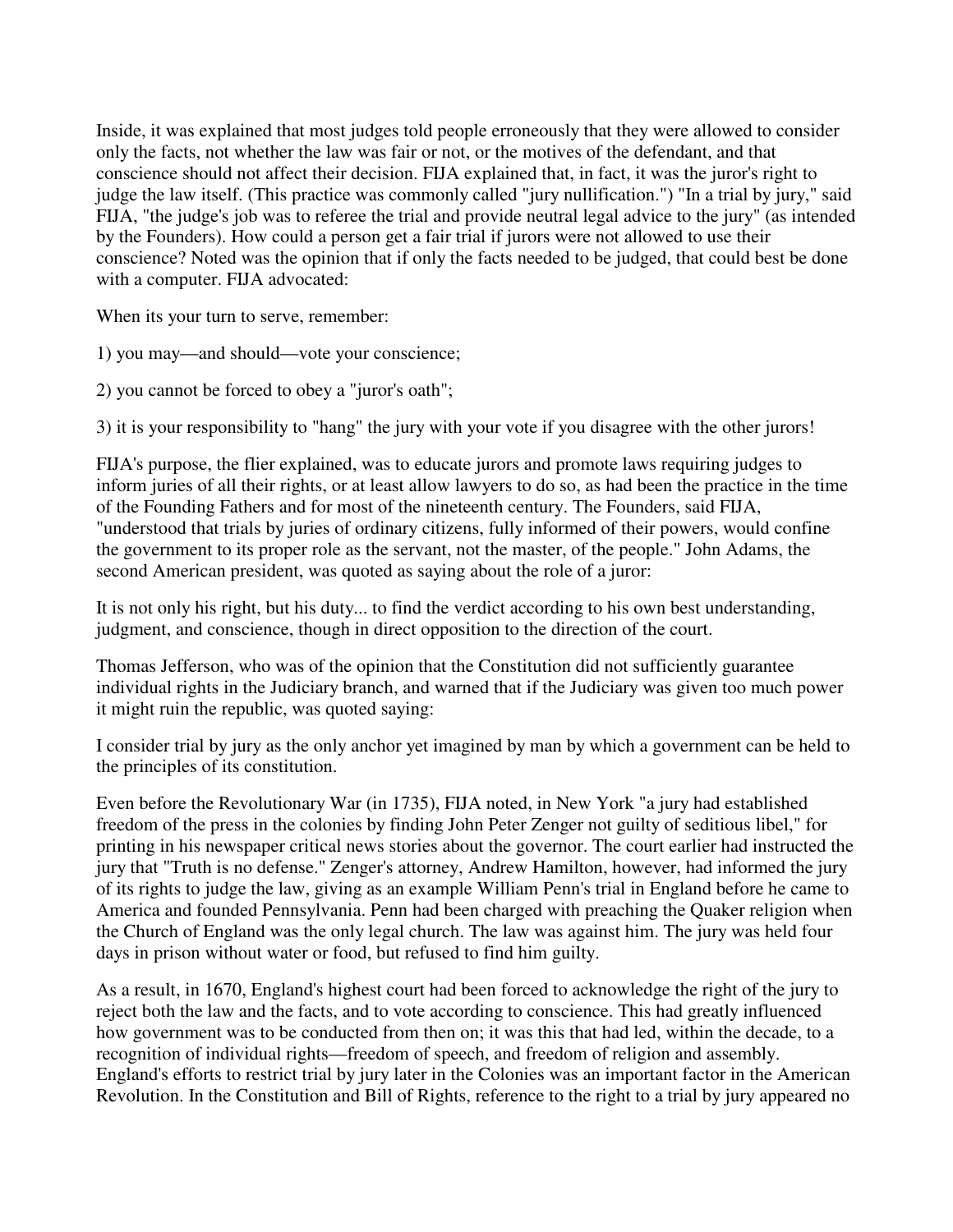Inside, it was explained that most judges told people erroneously that they were allowed to consider only the facts, not whether the law was fair or not, or the motives of the defendant, and that conscience should not affect their decision. FIJA explained that, in fact, it was the juror's right to judge the law itself. (This practice was commonly called "jury nullification.") "In a trial by jury," said FIJA, "the judge's job was to referee the trial and provide neutral legal advice to the jury" (as intended by the Founders). How could a person get a fair trial if jurors were not allowed to use their conscience? Noted was the opinion that if only the facts needed to be judged, that could best be done with a computer. FIJA advocated:

When its your turn to serve, remember:

1) you may—and should—vote your conscience;

2) you cannot be forced to obey a "juror's oath";

3) it is your responsibility to "hang" the jury with your vote if you disagree with the other jurors!

FIJA's purpose, the flier explained, was to educate jurors and promote laws requiring judges to inform juries of all their rights, or at least allow lawyers to do so, as had been the practice in the time of the Founding Fathers and for most of the nineteenth century. The Founders, said FIJA, "understood that trials by juries of ordinary citizens, fully informed of their powers, would confine the government to its proper role as the servant, not the master, of the people." John Adams, the second American president, was quoted as saying about the role of a juror:

It is not only his right, but his duty... to find the verdict according to his own best understanding, judgment, and conscience, though in direct opposition to the direction of the court.

Thomas Jefferson, who was of the opinion that the Constitution did not sufficiently guarantee individual rights in the Judiciary branch, and warned that if the Judiciary was given too much power it might ruin the republic, was quoted saying:

I consider trial by jury as the only anchor yet imagined by man by which a government can be held to the principles of its constitution.

Even before the Revolutionary War (in 1735), FIJA noted, in New York "a jury had established freedom of the press in the colonies by finding John Peter Zenger not guilty of seditious libel," for printing in his newspaper critical news stories about the governor. The court earlier had instructed the jury that "Truth is no defense." Zenger's attorney, Andrew Hamilton, however, had informed the jury of its rights to judge the law, giving as an example William Penn's trial in England before he came to America and founded Pennsylvania. Penn had been charged with preaching the Quaker religion when the Church of England was the only legal church. The law was against him. The jury was held four days in prison without water or food, but refused to find him guilty.

As a result, in 1670, England's highest court had been forced to acknowledge the right of the jury to reject both the law and the facts, and to vote according to conscience. This had greatly influenced how government was to be conducted from then on; it was this that had led, within the decade, to a recognition of individual rights—freedom of speech, and freedom of religion and assembly. England's efforts to restrict trial by jury later in the Colonies was an important factor in the American Revolution. In the Constitution and Bill of Rights, reference to the right to a trial by jury appeared no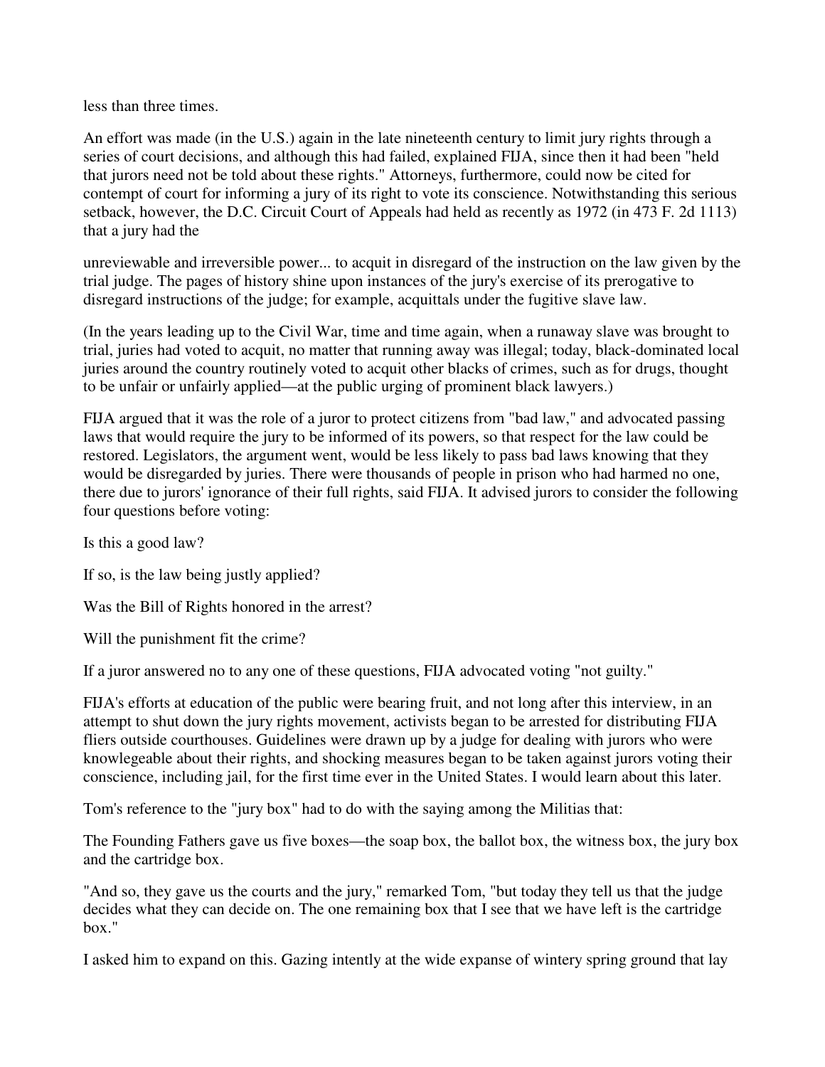less than three times.

An effort was made (in the U.S.) again in the late nineteenth century to limit jury rights through a series of court decisions, and although this had failed, explained FIJA, since then it had been "held that jurors need not be told about these rights." Attorneys, furthermore, could now be cited for contempt of court for informing a jury of its right to vote its conscience. Notwithstanding this serious setback, however, the D.C. Circuit Court of Appeals had held as recently as 1972 (in 473 F. 2d 1113) that a jury had the

unreviewable and irreversible power... to acquit in disregard of the instruction on the law given by the trial judge. The pages of history shine upon instances of the jury's exercise of its prerogative to disregard instructions of the judge; for example, acquittals under the fugitive slave law.

(In the years leading up to the Civil War, time and time again, when a runaway slave was brought to trial, juries had voted to acquit, no matter that running away was illegal; today, black-dominated local juries around the country routinely voted to acquit other blacks of crimes, such as for drugs, thought to be unfair or unfairly applied—at the public urging of prominent black lawyers.)

FIJA argued that it was the role of a juror to protect citizens from "bad law," and advocated passing laws that would require the jury to be informed of its powers, so that respect for the law could be restored. Legislators, the argument went, would be less likely to pass bad laws knowing that they would be disregarded by juries. There were thousands of people in prison who had harmed no one, there due to jurors' ignorance of their full rights, said FIJA. It advised jurors to consider the following four questions before voting:

Is this a good law?

If so, is the law being justly applied?

Was the Bill of Rights honored in the arrest?

Will the punishment fit the crime?

If a juror answered no to any one of these questions, FIJA advocated voting "not guilty."

FIJA's efforts at education of the public were bearing fruit, and not long after this interview, in an attempt to shut down the jury rights movement, activists began to be arrested for distributing FIJA fliers outside courthouses. Guidelines were drawn up by a judge for dealing with jurors who were knowlegeable about their rights, and shocking measures began to be taken against jurors voting their conscience, including jail, for the first time ever in the United States. I would learn about this later.

Tom's reference to the "jury box" had to do with the saying among the Militias that:

The Founding Fathers gave us five boxes—the soap box, the ballot box, the witness box, the jury box and the cartridge box.

"And so, they gave us the courts and the jury," remarked Tom, "but today they tell us that the judge decides what they can decide on. The one remaining box that I see that we have left is the cartridge box."

I asked him to expand on this. Gazing intently at the wide expanse of wintery spring ground that lay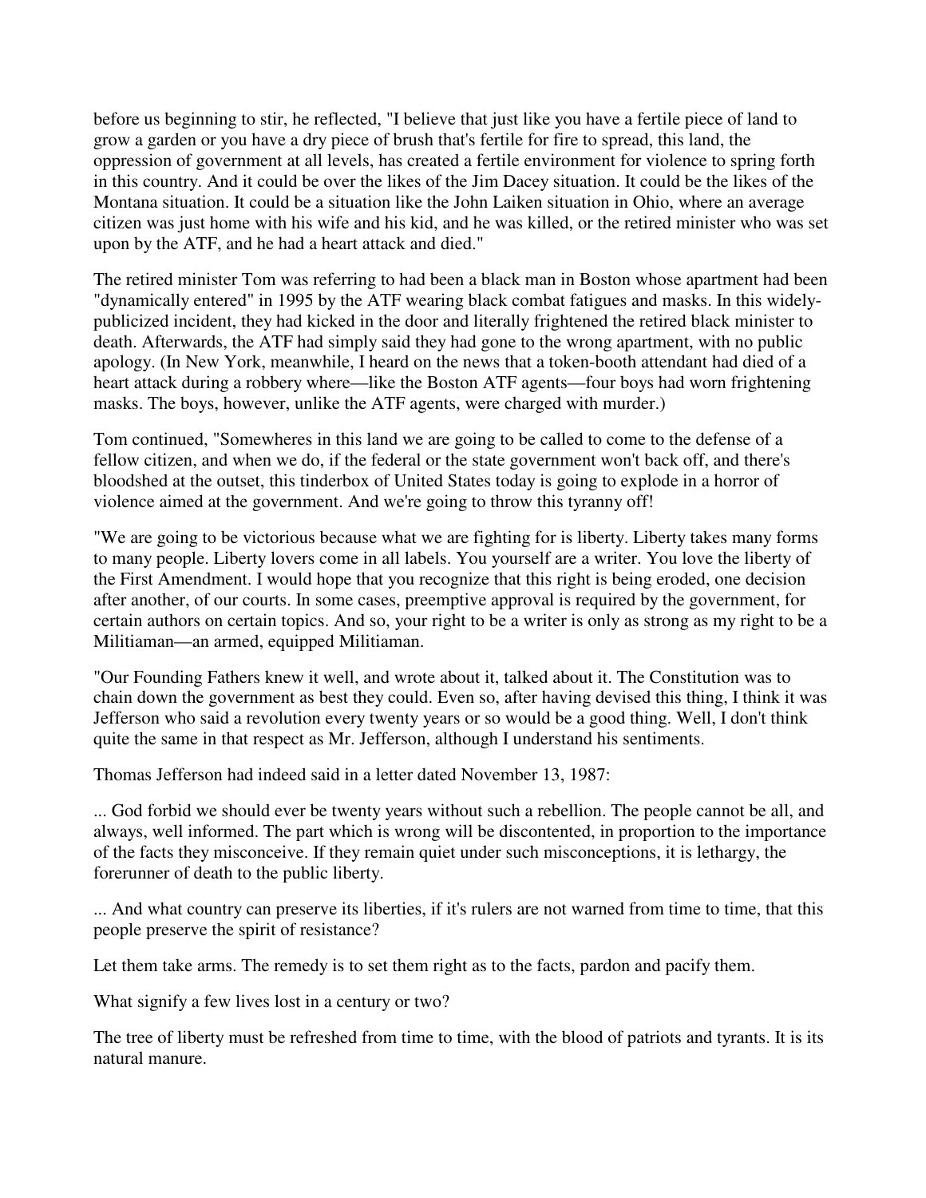before us beginning to stir, he reflected, "I believe that just like you have a fertile piece of land to grow a garden or you have a dry piece of brush that's fertile for fire to spread, this land, the oppression of government at all levels, has created a fertile environment for violence to spring forth in this country. And it could be over the likes of the Jim Dacey situation. It could be the likes of the Montana situation. It could be a situation like the John Laiken situation in Ohio, where an average citizen was just home with his wife and his kid, and he was killed, or the retired minister who was set upon by the ATF, and he had a heart attack and died."

The retired minister Tom was referring to had been a black man in Boston whose apartment had been "dynamically entered" in 1995 by the ATF wearing black combat fatigues and masks. In this widely-publicized incident, they had kicked in the door and literally frightened the retired black minister to death. Afterwards, the ATF had simply said they had gone to the wrong apartment, with no public apology. (In New York, meanwhile, I heard on the news that a token-booth attendant had died of a heart attack during a robbery where—like the Boston ATF agents—four boys had worn frightening masks. The boys, however, unlike the ATF agents, were charged with murder.)

Tom continued, "Somewheres in this land we are going to be called to come to the defense of a fellow citizen, and when we do, if the federal or the state government won't back off, and there's bloodshed at the outset, this tinderbox of United States today is going to explode in a horror of violence aimed at the government. And we're going to throw this tyranny off!

"We are going to be victorious because what we are fighting for is liberty. Liberty takes many forms to many people. Liberty lovers come in all labels. You yourself are a writer. You love the liberty of the First Amendment. I would hope that you recognize that this right is being eroded, one decision after another, of our courts. In some cases, preemptive approval is required by the government, for certain authors on certain topics. And so, your right to be a writer is only as strong as my right to be a Militiaman—an armed, equipped Militiaman.

"Our Founding Fathers knew it well, and wrote about it, talked about it. The Constitution was to chain down the government as best they could. Even so, after having devised this thing, I think it was Jefferson who said a revolution every twenty years or so would be a good thing. Well, I don't think quite the same in that respect as Mr. Jefferson, although I understand his sentiments.

Thomas Jefferson had indeed said in a letter dated November 13, 1987:

... God forbid we should ever be twenty years without such a rebellion. The people cannot be all, and always, well informed. The part which is wrong will be discontented, in proportion to the importance of the facts they misconceive. If they remain quiet under such misconceptions, it is lethargy, the forerunner of death to the public liberty.

... And what country can preserve its liberties, if it's rulers are not warned from time to time, that this people preserve the spirit of resistance?

Let them take arms. The remedy is to set them right as to the facts, pardon and pacify them.

What signify a few lives lost in a century or two?

The tree of liberty must be refreshed from time to time, with the blood of patriots and tyrants. It is its natural manure.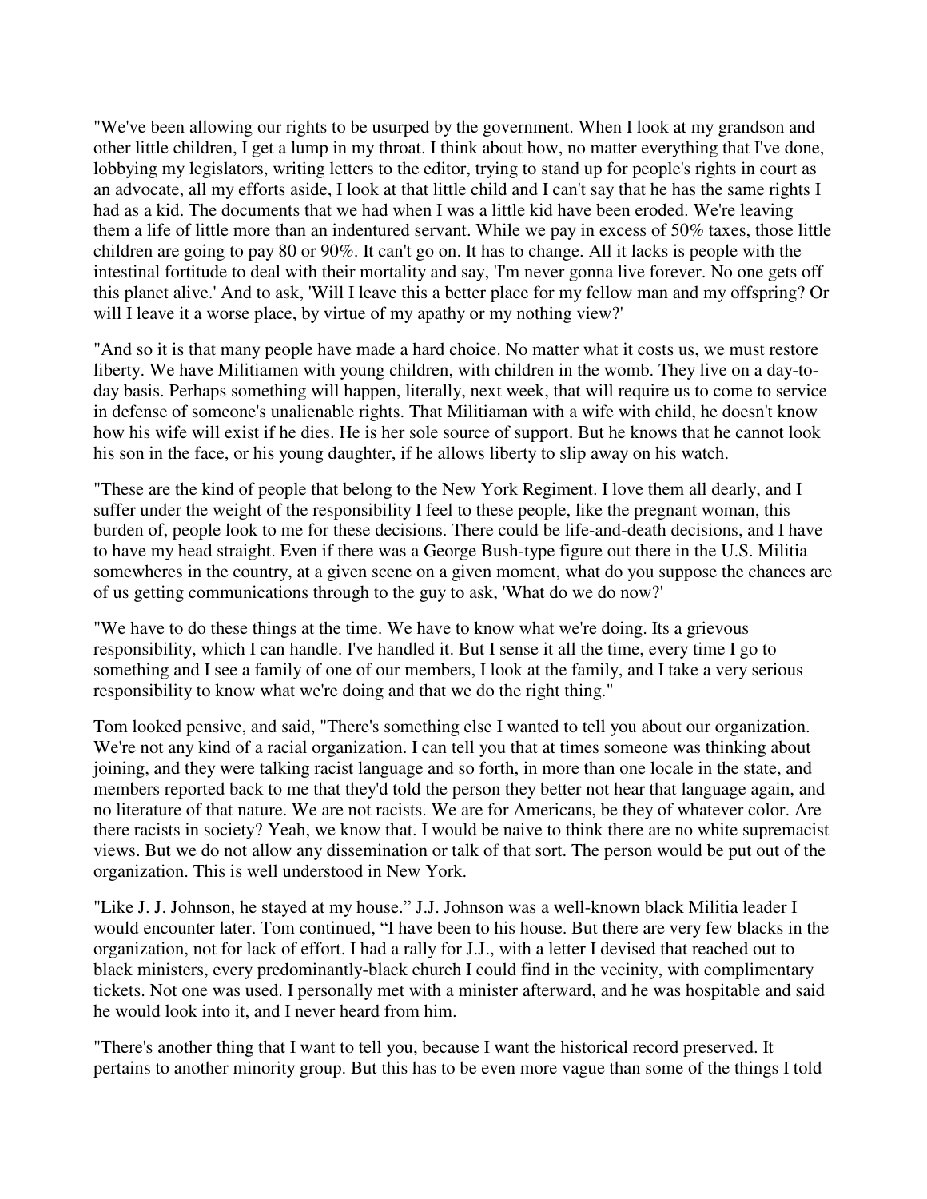"We've been allowing our rights to be usurped by the government. When I look at my grandson and other little children, I get a lump in my throat. I think about how, no matter everything that I've done, lobbying my legislators, writing letters to the editor, trying to stand up for people's rights in court as an advocate, all my efforts aside, I look at that little child and I can't say that he has the same rights I had as a kid. The documents that we had when I was a little kid have been eroded. We're leaving them a life of little more than an indentured servant. While we pay in excess of 50% taxes, those little children are going to pay 80 or 90%. It can't go on. It has to change. All it lacks is people with the intestinal fortitude to deal with their mortality and say, 'I'm never gonna live forever. No one gets off this planet alive.' And to ask, 'Will I leave this a better place for my fellow man and my offspring? Or will I leave it a worse place, by virtue of my apathy or my nothing view?'

"And so it is that many people have made a hard choice. No matter what it costs us, we must restore liberty. We have Militiamen with young children, with children in the womb. They live on a day-to-day basis. Perhaps something will happen, literally, next week, that will require us to come to service in defense of someone's unalienable rights. That Militiaman with a wife with child, he doesn't know how his wife will exist if he dies. He is her sole source of support. But he knows that he cannot look his son in the face, or his young daughter, if he allows liberty to slip away on his watch.

"These are the kind of people that belong to the New York Regiment. I love them all dearly, and I suffer under the weight of the responsibility I feel to these people, like the pregnant woman, this burden of, people look to me for these decisions. There could be life-and-death decisions, and I have to have my head straight. Even if there was a George Bush-type figure out there in the U.S. Militia somewheres in the country, at a given scene on a given moment, what do you suppose the chances are of us getting communications through to the guy to ask, 'What do we do now?'

"We have to do these things at the time. We have to know what we're doing. Its a grievous responsibility, which I can handle. I've handled it. But I sense it all the time, every time I go to something and I see a family of one of our members, I look at the family, and I take a very serious responsibility to know what we're doing and that we do the right thing."

Tom looked pensive, and said, "There's something else I wanted to tell you about our organization. We're not any kind of a racial organization. I can tell you that at times someone was thinking about joining, and they were talking racist language and so forth, in more than one locale in the state, and members reported back to me that they'd told the person they better not hear that language again, and no literature of that nature. We are not racists. We are for Americans, be they of whatever color. Are there racists in society? Yeah, we know that. I would be naive to think there are no white supremacist views. But we do not allow any dissemination or talk of that sort. The person would be put out of the organization. This is well understood in New York.

"Like J. J. Johnson, he stayed at my house." J.J. Johnson was a well-known black Militia leader I would encounter later. Tom continued, "I have been to his house. But there are very few blacks in the organization, not for lack of effort. I had a rally for J.J., with a letter I devised that reached out to black ministers, every predominantly-black church I could find in the vecinity, with complimentary tickets. Not one was used. I personally met with a minister afterward, and he was hospitable and said he would look into it, and I never heard from him.

"There's another thing that I want to tell you, because I want the historical record preserved. It pertains to another minority group. But this has to be even more vague than some of the things I told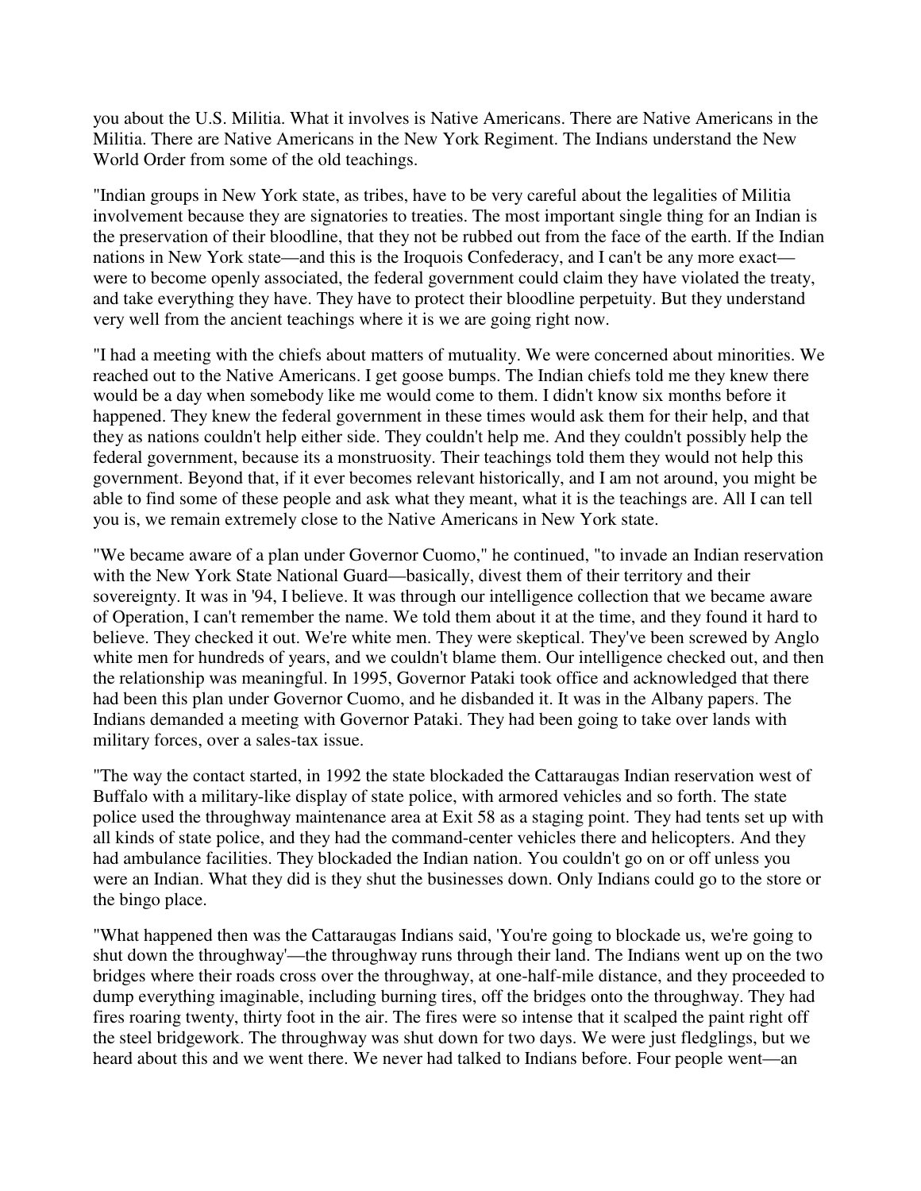you about the U.S. Militia. What it involves is Native Americans. There are Native Americans in the Militia. There are Native Americans in the New York Regiment. The Indians understand the New World Order from some of the old teachings.

"Indian groups in New York state, as tribes, have to be very careful about the legalities of Militia involvement because they are signatories to treaties. The most important single thing for an Indian is the preservation of their bloodline, that they not be rubbed out from the face of the earth. If the Indian nations in New York state—and this is the Iroquois Confederacy, and I can't be any more exact—were to become openly associated, the federal government could claim they have violated the treaty, and take everything they have. They have to protect their bloodline perpetuity. But they understand very well from the ancient teachings where it is we are going right now.

"I had a meeting with the chiefs about matters of mutuality. We were concerned about minorities. We reached out to the Native Americans. I get goose bumps. The Indian chiefs told me they knew there would be a day when somebody like me would come to them. I didn't know six months before it happened. They knew the federal government in these times would ask them for their help, and that they as nations couldn't help either side. They couldn't help me. And they couldn't possibly help the federal government, because its a monstruosity. Their teachings told them they would not help this government. Beyond that, if it ever becomes relevant historically, and I am not around, you might be able to find some of these people and ask what they meant, what it is the teachings are. All I can tell you is, we remain extremely close to the Native Americans in New York state.

"We became aware of a plan under Governor Cuomo," he continued, "to invade an Indian reservation with the New York State National Guard—basically, divest them of their territory and their sovereignty. It was in '94, I believe. It was through our intelligence collection that we became aware of Operation, I can't remember the name. We told them about it at the time, and they found it hard to believe. They checked it out. We're white men. They were skeptical. They've been screwed by Anglo white men for hundreds of years, and we couldn't blame them. Our intelligence checked out, and then the relationship was meaningful. In 1995, Governor Pataki took office and acknowledged that there had been this plan under Governor Cuomo, and he disbanded it. It was in the Albany papers. The Indians demanded a meeting with Governor Pataki. They had been going to take over lands with military forces, over a sales-tax issue.

"The way the contact started, in 1992 the state blockaded the Cattaraugas Indian reservation west of Buffalo with a military-like display of state police, with armored vehicles and so forth. The state police used the throughway maintenance area at Exit 58 as a staging point. They had tents set up with all kinds of state police, and they had the command-center vehicles there and helicopters. And they had ambulance facilities. They blockaded the Indian nation. You couldn't go on or off unless you were an Indian. What they did is they shut the businesses down. Only Indians could go to the store or the bingo place.

"What happened then was the Cattaraugas Indians said, 'You're going to blockade us, we're going to shut down the throughway'—the throughway runs through their land. The Indians went up on the two bridges where their roads cross over the throughway, at one-half-mile distance, and they proceeded to dump everything imaginable, including burning tires, off the bridges onto the throughway. They had fires roaring twenty, thirty foot in the air. The fires were so intense that it scalped the paint right off the steel bridgework. The throughway was shut down for two days. We were just fledglings, but we heard about this and we went there. We never had talked to Indians before. Four people went—an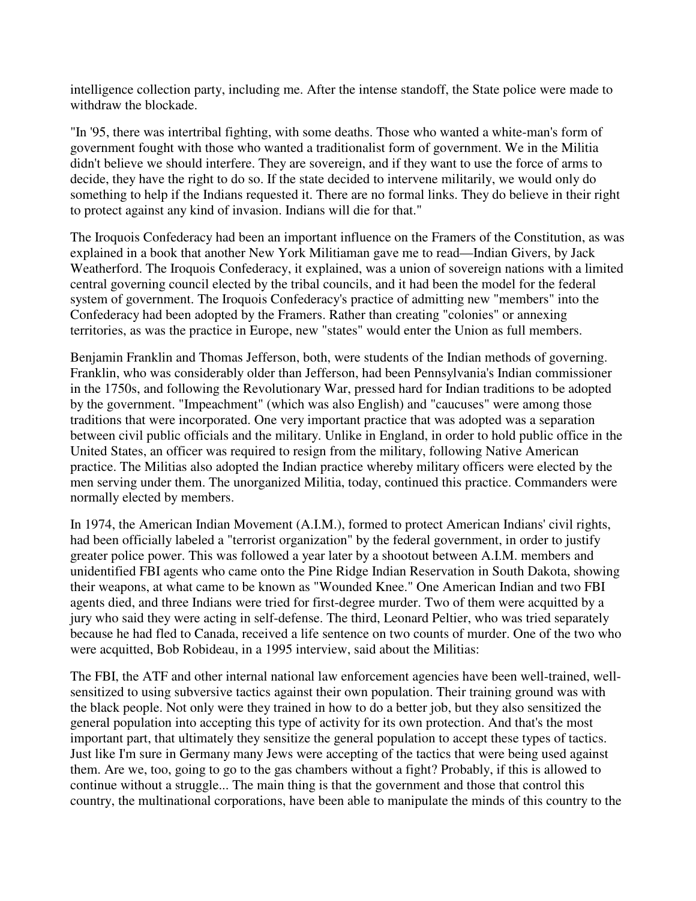intelligence collection party, including me. After the intense standoff, the State police were made to withdraw the blockade.

"In '95, there was intertribal fighting, with some deaths. Those who wanted a white-man's form of government fought with those who wanted a traditionalist form of government. We in the Militia didn't believe we should interfere. They are sovereign, and if they want to use the force of arms to decide, they have the right to do so. If the state decided to intervene militarily, we would only do something to help if the Indians requested it. There are no formal links. They do believe in their right to protect against any kind of invasion. Indians will die for that."

The Iroquois Confederacy had been an important influence on the Framers of the Constitution, as was explained in a book that another New York Militiaman gave me to read—Indian Givers, by Jack Weatherford. The Iroquois Confederacy, it explained, was a union of sovereign nations with a limited central governing council elected by the tribal councils, and it had been the model for the federal system of government. The Iroquois Confederacy's practice of admitting new "members" into the Confederacy had been adopted by the Framers. Rather than creating "colonies" or annexing territories, as was the practice in Europe, new "states" would enter the Union as full members.

Benjamin Franklin and Thomas Jefferson, both, were students of the Indian methods of governing. Franklin, who was considerably older than Jefferson, had been Pennsylvania's Indian commissioner in the 1750s, and following the Revolutionary War, pressed hard for Indian traditions to be adopted by the government. "Impeachment" (which was also English) and "caucuses" were among those traditions that were incorporated. One very important practice that was adopted was a separation between civil public officials and the military. Unlike in England, in order to hold public office in the United States, an officer was required to resign from the military, following Native American practice. The Militias also adopted the Indian practice whereby military officers were elected by the men serving under them. The unorganized Militia, today, continued this practice. Commanders were normally elected by members.

In 1974, the American Indian Movement (A.I.M.), formed to protect American Indians' civil rights, had been officially labeled a "terrorist organization" by the federal government, in order to justify greater police power. This was followed a year later by a shootout between A.I.M. members and unidentified FBI agents who came onto the Pine Ridge Indian Reservation in South Dakota, showing their weapons, at what came to be known as "Wounded Knee." One American Indian and two FBI agents died, and three Indians were tried for first-degree murder. Two of them were acquitted by a jury who said they were acting in self-defense. The third, Leonard Peltier, who was tried separately because he had fled to Canada, received a life sentence on two counts of murder. One of the two who were acquitted, Bob Robideau, in a 1995 interview, said about the Militias:

The FBI, the ATF and other internal national law enforcement agencies have been well-trained, well-sensitized to using subversive tactics against their own population. Their training ground was with the black people. Not only were they trained in how to do a better job, but they also sensitized the general population into accepting this type of activity for its own protection. And that's the most important part, that ultimately they sensitize the general population to accept these types of tactics. Just like I'm sure in Germany many Jews were accepting of the tactics that were being used against them. Are we, too, going to go to the gas chambers without a fight? Probably, if this is allowed to continue without a struggle... The main thing is that the government and those that control this country, the multinational corporations, have been able to manipulate the minds of this country to the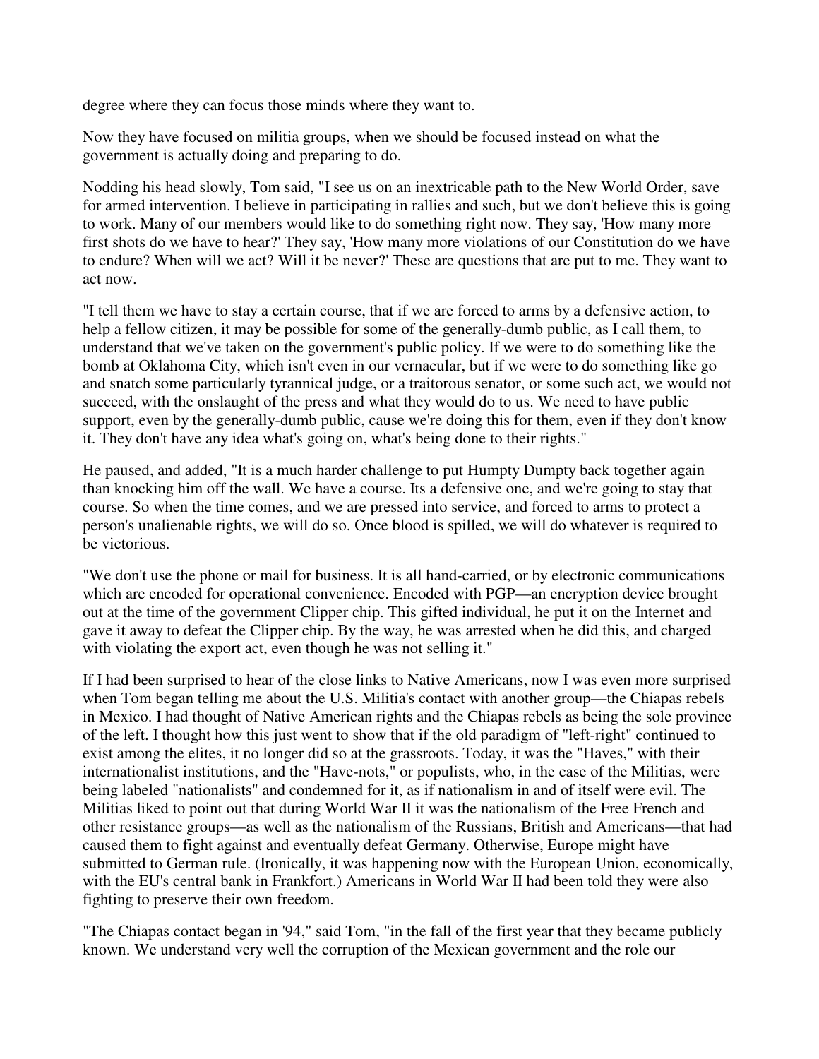degree where they can focus those minds where they want to.

Now they have focused on militia groups, when we should be focused instead on what the government is actually doing and preparing to do.

Nodding his head slowly, Tom said, "I see us on an inextricable path to the New World Order, save for armed intervention. I believe in participating in rallies and such, but we don't believe this is going to work. Many of our members would like to do something right now. They say, 'How many more first shots do we have to hear?' They say, 'How many more violations of our Constitution do we have to endure? When will we act? Will it be never?' These are questions that are put to me. They want to act now.

"I tell them we have to stay a certain course, that if we are forced to arms by a defensive action, to help a fellow citizen, it may be possible for some of the generally-dumb public, as I call them, to understand that we've taken on the government's public policy. If we were to do something like the bomb at Oklahoma City, which isn't even in our vernacular, but if we were to do something like go and snatch some particularly tyrannical judge, or a traitorous senator, or some such act, we would not succeed, with the onslaught of the press and what they would do to us. We need to have public support, even by the generally-dumb public, cause we're doing this for them, even if they don't know it. They don't have any idea what's going on, what's being done to their rights."

He paused, and added, "It is a much harder challenge to put Humpty Dumpty back together again than knocking him off the wall. We have a course. Its a defensive one, and we're going to stay that course. So when the time comes, and we are pressed into service, and forced to arms to protect a person's unalienable rights, we will do so. Once blood is spilled, we will do whatever is required to be victorious.

"We don't use the phone or mail for business. It is all hand-carried, or by electronic communications which are encoded for operational convenience. Encoded with PGP—an encryption device brought out at the time of the government Clipper chip. This gifted individual, he put it on the Internet and gave it away to defeat the Clipper chip. By the way, he was arrested when he did this, and charged with violating the export act, even though he was not selling it."

If I had been surprised to hear of the close links to Native Americans, now I was even more surprised when Tom began telling me about the U.S. Militia's contact with another group—the Chiapas rebels in Mexico. I had thought of Native American rights and the Chiapas rebels as being the sole province of the left. I thought how this just went to show that if the old paradigm of "left-right" continued to exist among the elites, it no longer did so at the grassroots. Today, it was the "Haves," with their internationalist institutions, and the "Have-nots," or populists, who, in the case of the Militias, were being labeled "nationalists" and condemned for it, as if nationalism in and of itself were evil. The Militias liked to point out that during World War II it was the nationalism of the Free French and other resistance groups—as well as the nationalism of the Russians, British and Americans—that had caused them to fight against and eventually defeat Germany. Otherwise, Europe might have submitted to German rule. (Ironically, it was happening now with the European Union, economically, with the EU's central bank in Frankfort.) Americans in World War II had been told they were also fighting to preserve their own freedom.

"The Chiapas contact began in '94," said Tom, "in the fall of the first year that they became publicly known. We understand very well the corruption of the Mexican government and the role our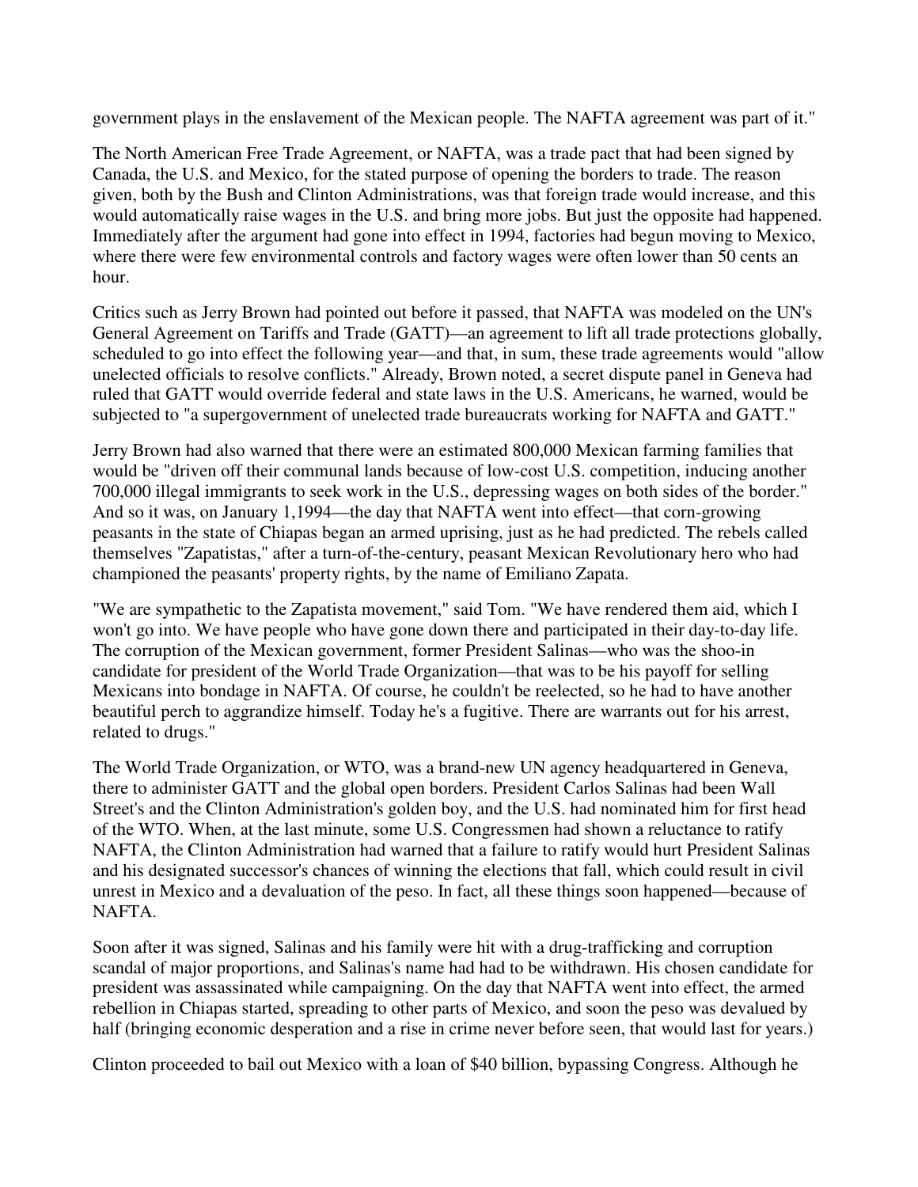government plays in the enslavement of the Mexican people. The NAFTA agreement was part of it."

The North American Free Trade Agreement, or NAFTA, was a trade pact that had been signed by Canada, the U.S. and Mexico, for the stated purpose of opening the borders to trade. The reason given, both by the Bush and Clinton Administrations, was that foreign trade would increase, and this would automatically raise wages in the U.S. and bring more jobs. But just the opposite had happened. Immediately after the argument had gone into effect in 1994, factories had begun moving to Mexico, where there were few environmental controls and factory wages were often lower than 50 cents an hour.

Critics such as Jerry Brown had pointed out before it passed, that NAFTA was modeled on the UN's General Agreement on Tariffs and Trade (GATT)—an agreement to lift all trade protections globally, scheduled to go into effect the following year—and that, in sum, these trade agreements would "allow unelected officials to resolve conflicts." Already, Brown noted, a secret dispute panel in Geneva had ruled that GATT would override federal and state laws in the U.S. Americans, he warned, would be subjected to "a supergovernment of unelected trade bureaucrats working for NAFTA and GATT."

Jerry Brown had also warned that there were an estimated 800,000 Mexican farming families that would be "driven off their communal lands because of low-cost U.S. competition, inducing another 700,000 illegal immigrants to seek work in the U.S., depressing wages on both sides of the border." And so it was, on January 1,1994—the day that NAFTA went into effect—that corn-growing peasants in the state of Chiapas began an armed uprising, just as he had predicted. The rebels called themselves "Zapatistas," after a turn-of-the-century, peasant Mexican Revolutionary hero who had championed the peasants' property rights, by the name of Emiliano Zapata.

"We are sympathetic to the Zapatista movement," said Tom. "We have rendered them aid, which I won't go into. We have people who have gone down there and participated in their day-to-day life. The corruption of the Mexican government, former President Salinas—who was the shoo-in candidate for president of the World Trade Organization—that was to be his payoff for selling Mexicans into bondage in NAFTA. Of course, he couldn't be reelected, so he had to have another beautiful perch to aggrandize himself. Today he's a fugitive. There are warrants out for his arrest, related to drugs."

The World Trade Organization, or WTO, was a brand-new UN agency headquartered in Geneva, there to administer GATT and the global open borders. President Carlos Salinas had been Wall Street's and the Clinton Administration's golden boy, and the U.S. had nominated him for first head of the WTO. When, at the last minute, some U.S. Congressmen had shown a reluctance to ratify NAFTA, the Clinton Administration had warned that a failure to ratify would hurt President Salinas and his designated successor's chances of winning the elections that fall, which could result in civil unrest in Mexico and a devaluation of the peso. In fact, all these things soon happened—because of NAFTA.

Soon after it was signed, Salinas and his family were hit with a drug-trafficking and corruption scandal of major proportions, and Salinas's name had had to be withdrawn. His chosen candidate for president was assassinated while campaigning. On the day that NAFTA went into effect, the armed rebellion in Chiapas started, spreading to other parts of Mexico, and soon the peso was devalued by half (bringing economic desperation and a rise in crime never before seen, that would last for years.)

Clinton proceeded to bail out Mexico with a loan of $40 billion, bypassing Congress. Although he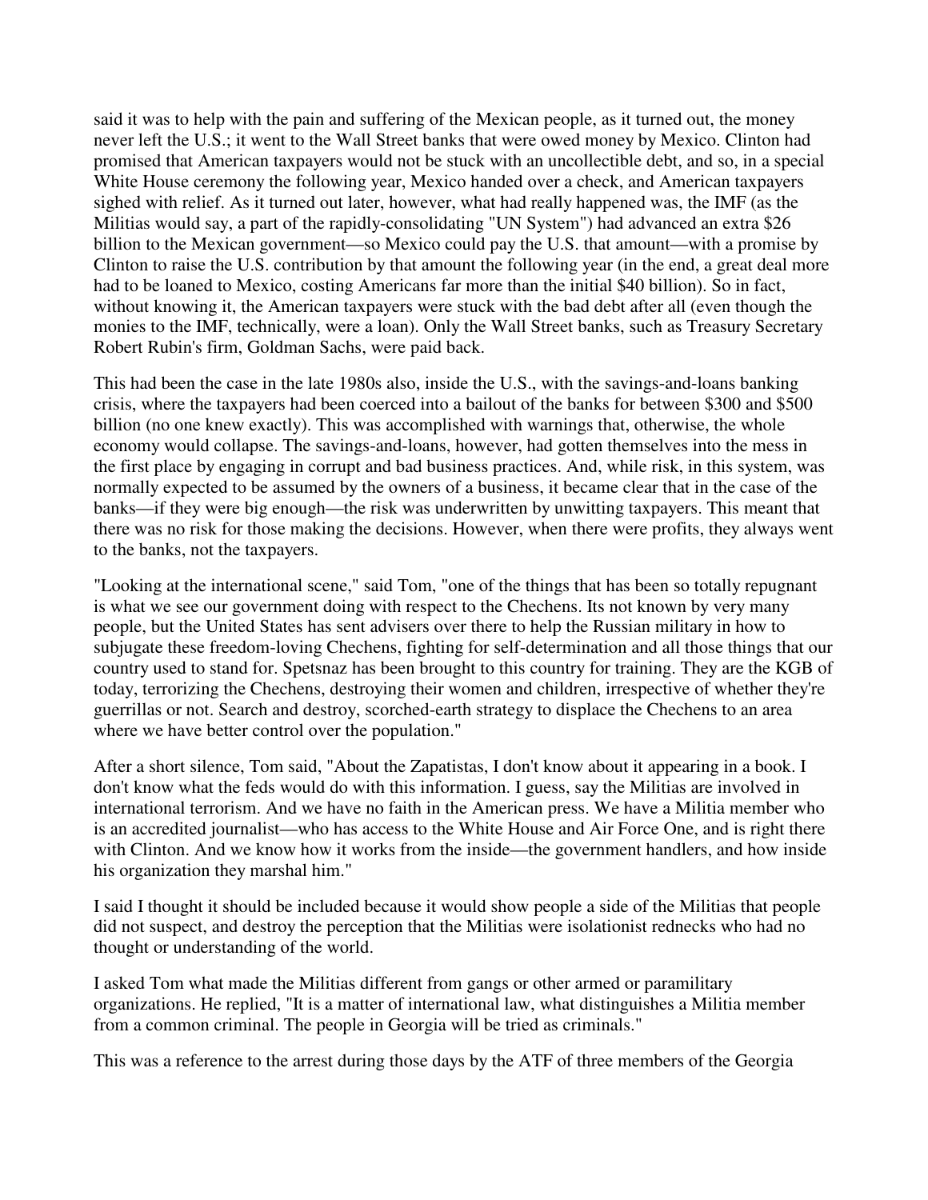said it was to help with the pain and suffering of the Mexican people, as it turned out, the money never left the U.S.; it went to the Wall Street banks that were owed money by Mexico. Clinton had promised that American taxpayers would not be stuck with an uncollectible debt, and so, in a special White House ceremony the following year, Mexico handed over a check, and American taxpayers sighed with relief. As it turned out later, however, what had really happened was, the IMF (as the Militias would say, a part of the rapidly-consolidating "UN System") had advanced an extra $26 billion to the Mexican government—so Mexico could pay the U.S. that amount—with a promise by Clinton to raise the U.S. contribution by that amount the following year (in the end, a great deal more had to be loaned to Mexico, costing Americans far more than the initial $40 billion). So in fact, without knowing it, the American taxpayers were stuck with the bad debt after all (even though the monies to the IMF, technically, were a loan). Only the Wall Street banks, such as Treasury Secretary Robert Rubin's firm, Goldman Sachs, were paid back.

This had been the case in the late 1980s also, inside the U.S., with the savings-and-loans banking crisis, where the taxpayers had been coerced into a bailout of the banks for between $300 and $500 billion (no one knew exactly). This was accomplished with warnings that, otherwise, the whole economy would collapse. The savings-and-loans, however, had gotten themselves into the mess in the first place by engaging in corrupt and bad business practices. And, while risk, in this system, was normally expected to be assumed by the owners of a business, it became clear that in the case of the banks—if they were big enough—the risk was underwritten by unwitting taxpayers. This meant that there was no risk for those making the decisions. However, when there were profits, they always went to the banks, not the taxpayers.

"Looking at the international scene," said Tom, "one of the things that has been so totally repugnant is what we see our government doing with respect to the Chechens. Its not known by very many people, but the United States has sent advisers over there to help the Russian military in how to subjugate these freedom-loving Chechens, fighting for self-determination and all those things that our country used to stand for. Spetsnaz has been brought to this country for training. They are the KGB of today, terrorizing the Chechens, destroying their women and children, irrespective of whether they're guerrillas or not. Search and destroy, scorched-earth strategy to displace the Chechens to an area where we have better control over the population."

After a short silence, Tom said, "About the Zapatistas, I don't know about it appearing in a book. I don't know what the feds would do with this information. I guess, say the Militias are involved in international terrorism. And we have no faith in the American press. We have a Militia member who is an accredited journalist—who has access to the White House and Air Force One, and is right there with Clinton. And we know how it works from the inside—the government handlers, and how inside his organization they marshal him."

I said I thought it should be included because it would show people a side of the Militias that people did not suspect, and destroy the perception that the Militias were isolationist rednecks who had no thought or understanding of the world.

I asked Tom what made the Militias different from gangs or other armed or paramilitary organizations. He replied, "It is a matter of international law, what distinguishes a Militia member from a common criminal. The people in Georgia will be tried as criminals."

This was a reference to the arrest during those days by the ATF of three members of the Georgia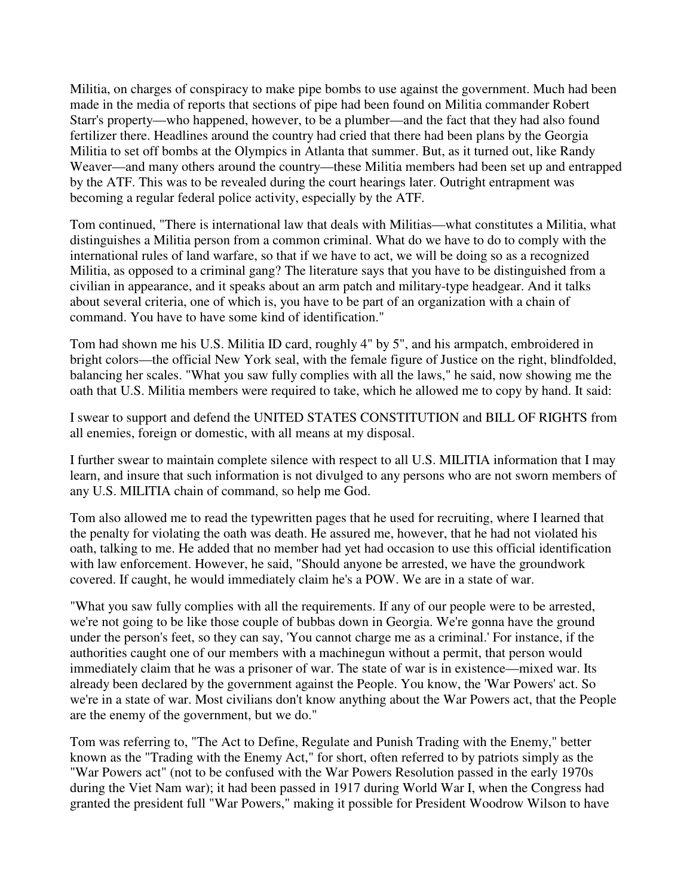Militia, on charges of conspiracy to make pipe bombs to use against the government. Much had been made in the media of reports that sections of pipe had been found on Militia commander Robert Starr's property—who happened, however, to be a plumber—and the fact that they had also found fertilizer there. Headlines around the country had cried that there had been plans by the Georgia Militia to set off bombs at the Olympics in Atlanta that summer. But, as it turned out, like Randy Weaver—and many others around the country—these Militia members had been set up and entrapped by the ATF. This was to be revealed during the court hearings later. Outright entrapment was becoming a regular federal police activity, especially by the ATF.

Tom continued, "There is international law that deals with Militias—what constitutes a Militia, what distinguishes a Militia person from a common criminal. What do we have to do to comply with the international rules of land warfare, so that if we have to act, we will be doing so as a recognized Militia, as opposed to a criminal gang? The literature says that you have to be distinguished from a civilian in appearance, and it speaks about an arm patch and military-type headgear. And it talks about several criteria, one of which is, you have to be part of an organization with a chain of command. You have to have some kind of identification."

Tom had shown me his U.S. Militia ID card, roughly 4" by 5", and his armpatch, embroidered in bright colors—the official New York seal, with the female figure of Justice on the right, blindfolded, balancing her scales. "What you saw fully complies with all the laws," he said, now showing me the oath that U.S. Militia members were required to take, which he allowed me to copy by hand. It said:

I swear to support and defend the UNITED STATES CONSTITUTION and BILL OF RIGHTS from all enemies, foreign or domestic, with all means at my disposal.

I further swear to maintain complete silence with respect to all U.S. MILITIA information that I may learn, and insure that such information is not divulged to any persons who are not sworn members of any U.S. MILITIA chain of command, so help me God.

Tom also allowed me to read the typewritten pages that he used for recruiting, where I learned that the penalty for violating the oath was death. He assured me, however, that he had not violated his oath, talking to me. He added that no member had yet had occasion to use this official identification with law enforcement. However, he said, "Should anyone be arrested, we have the groundwork covered. If caught, he would immediately claim he's a POW. We are in a state of war.

"What you saw fully complies with all the requirements. If any of our people were to be arrested, we're not going to be like those couple of bubbas down in Georgia. We're gonna have the ground under the person's feet, so they can say, 'You cannot charge me as a criminal.' For instance, if the authorities caught one of our members with a machinegun without a permit, that person would immediately claim that he was a prisoner of war. The state of war is in existence—mixed war. Its already been declared by the government against the People. You know, the 'War Powers' act. So we're in a state of war. Most civilians don't know anything about the War Powers act, that the People are the enemy of the government, but we do."

Tom was referring to, "The Act to Define, Regulate and Punish Trading with the Enemy," better known as the "Trading with the Enemy Act," for short, often referred to by patriots simply as the "War Powers act" (not to be confused with the War Powers Resolution passed in the early 1970s during the Viet Nam war); it had been passed in 1917 during World War I, when the Congress had granted the president full "War Powers," making it possible for President Woodrow Wilson to have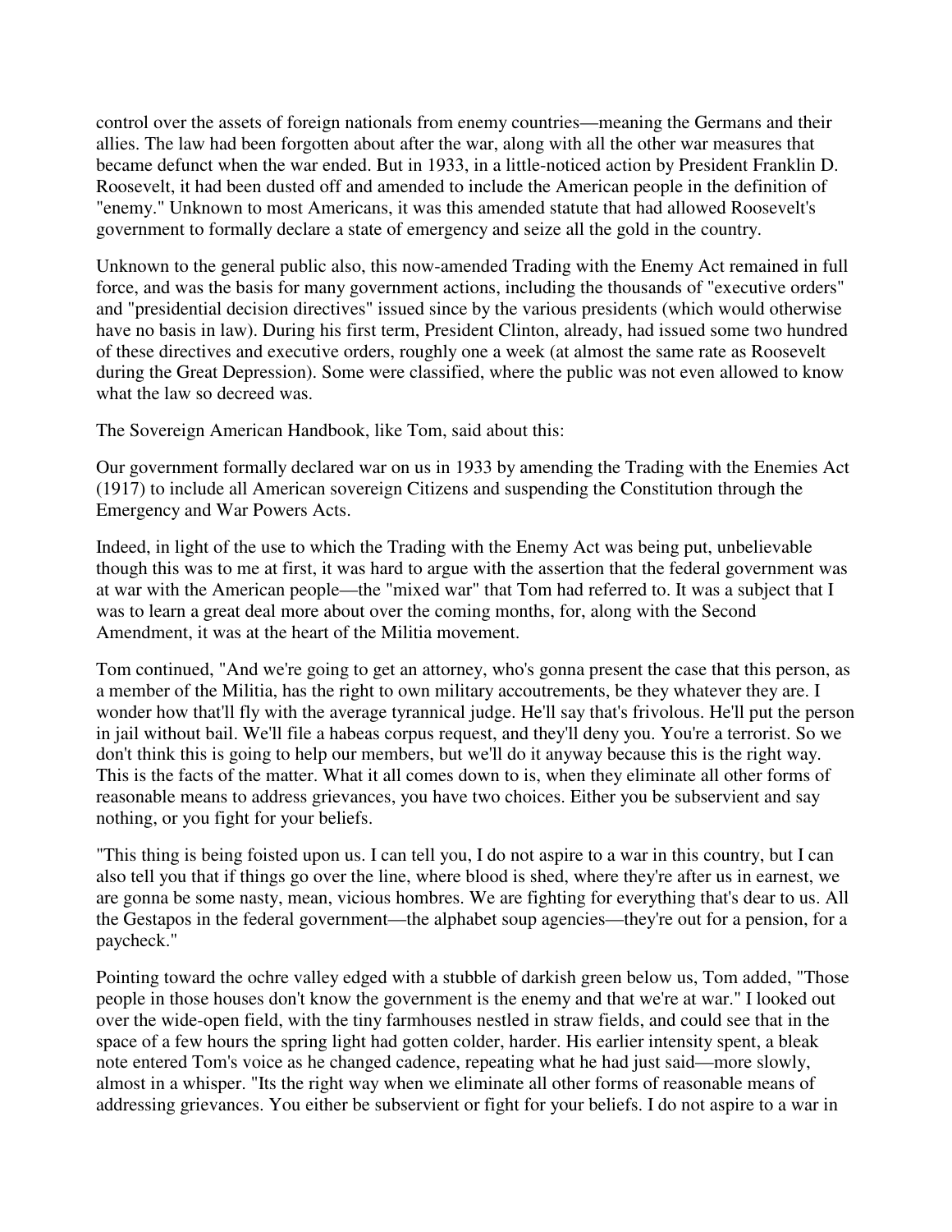control over the assets of foreign nationals from enemy countries—meaning the Germans and their allies. The law had been forgotten about after the war, along with all the other war measures that became defunct when the war ended. But in 1933, in a little-noticed action by President Franklin D. Roosevelt, it had been dusted off and amended to include the American people in the definition of "enemy." Unknown to most Americans, it was this amended statute that had allowed Roosevelt's government to formally declare a state of emergency and seize all the gold in the country.

Unknown to the general public also, this now-amended Trading with the Enemy Act remained in full force, and was the basis for many government actions, including the thousands of "executive orders" and "presidential decision directives" issued since by the various presidents (which would otherwise have no basis in law). During his first term, President Clinton, already, had issued some two hundred of these directives and executive orders, roughly one a week (at almost the same rate as Roosevelt during the Great Depression). Some were classified, where the public was not even allowed to know what the law so decreed was.

The Sovereign American Handbook, like Tom, said about this:

Our government formally declared war on us in 1933 by amending the Trading with the Enemies Act (1917) to include all American sovereign Citizens and suspending the Constitution through the Emergency and War Powers Acts.

Indeed, in light of the use to which the Trading with the Enemy Act was being put, unbelievable though this was to me at first, it was hard to argue with the assertion that the federal government was at war with the American people—the "mixed war" that Tom had referred to. It was a subject that I was to learn a great deal more about over the coming months, for, along with the Second Amendment, it was at the heart of the Militia movement.

Tom continued, "And we're going to get an attorney, who's gonna present the case that this person, as a member of the Militia, has the right to own military accoutrements, be they whatever they are. I wonder how that'll fly with the average tyrannical judge. He'll say that's frivolous. He'll put the person in jail without bail. We'll file a habeas corpus request, and they'll deny you. You're a terrorist. So we don't think this is going to help our members, but we'll do it anyway because this is the right way. This is the facts of the matter. What it all comes down to is, when they eliminate all other forms of reasonable means to address grievances, you have two choices. Either you be subservient and say nothing, or you fight for your beliefs.

"This thing is being foisted upon us. I can tell you, I do not aspire to a war in this country, but I can also tell you that if things go over the line, where blood is shed, where they're after us in earnest, we are gonna be some nasty, mean, vicious hombres. We are fighting for everything that's dear to us. All the Gestapos in the federal government—the alphabet soup agencies—they're out for a pension, for a paycheck."

Pointing toward the ochre valley edged with a stubble of darkish green below us, Tom added, "Those people in those houses don't know the government is the enemy and that we're at war." I looked out over the wide-open field, with the tiny farmhouses nestled in straw fields, and could see that in the space of a few hours the spring light had gotten colder, harder. His earlier intensity spent, a bleak note entered Tom's voice as he changed cadence, repeating what he had just said—more slowly, almost in a whisper. "Its the right way when we eliminate all other forms of reasonable means of addressing grievances. You either be subservient or fight for your beliefs. I do not aspire to a war in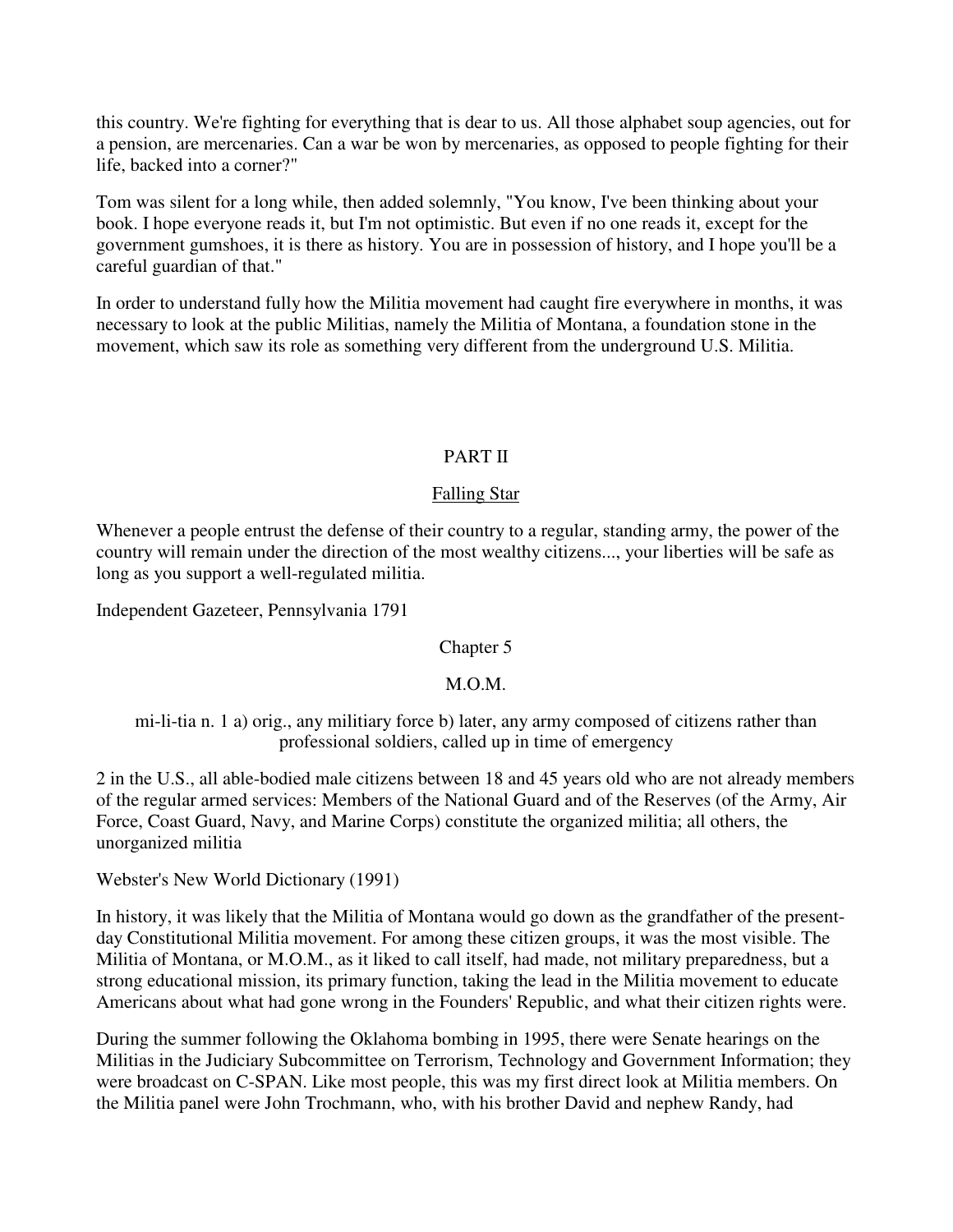this country. We're fighting for everything that is dear to us. All those alphabet soup agencies, out for a pension, are mercenaries. Can a war be won by mercenaries, as opposed to people fighting for their life, backed into a corner?"

Tom was silent for a long while, then added solemnly, "You know, I've been thinking about your book. I hope everyone reads it, but I'm not optimistic. But even if no one reads it, except for the government gumshoes, it is there as history. You are in possession of history, and I hope you'll be a careful guardian of that."

In order to understand fully how the Militia movement had caught fire everywhere in months, it was necessary to look at the public Militias, namely the Militia of Montana, a foundation stone in the movement, which saw its role as something very different from the underground U.S. Militia.

# PART II

## Falling Star

Whenever a people entrust the defense of their country to a regular, standing army, the power of the country will remain under the direction of the most wealthy citizens..., your liberties will be safe as long as you support a well-regulated militia.

Independent Gazeteer, Pennsylvania 1791

## Chapter 5

## M.O.M.

mi-li-tia n. 1 a) orig., any militiary force b) later, any army composed of citizens rather than professional soldiers, called up in time of emergency

2 in the U.S., all able-bodied male citizens between 18 and 45 years old who are not already members of the regular armed services: Members of the National Guard and of the Reserves (of the Army, Air Force, Coast Guard, Navy, and Marine Corps) constitute the organized militia; all others, the unorganized militia

Webster's New World Dictionary (1991)

In history, it was likely that the Militia of Montana would go down as the grandfather of the present-day Constitutional Militia movement. For among these citizen groups, it was the most visible. The Militia of Montana, or M.O.M., as it liked to call itself, had made, not military preparedness, but a strong educational mission, its primary function, taking the lead in the Militia movement to educate Americans about what had gone wrong in the Founders' Republic, and what their citizen rights were.

During the summer following the Oklahoma bombing in 1995, there were Senate hearings on the Militias in the Judiciary Subcommittee on Terrorism, Technology and Government Information; they were broadcast on C-SPAN. Like most people, this was my first direct look at Militia members. On the Militia panel were John Trochmann, who, with his brother David and nephew Randy, had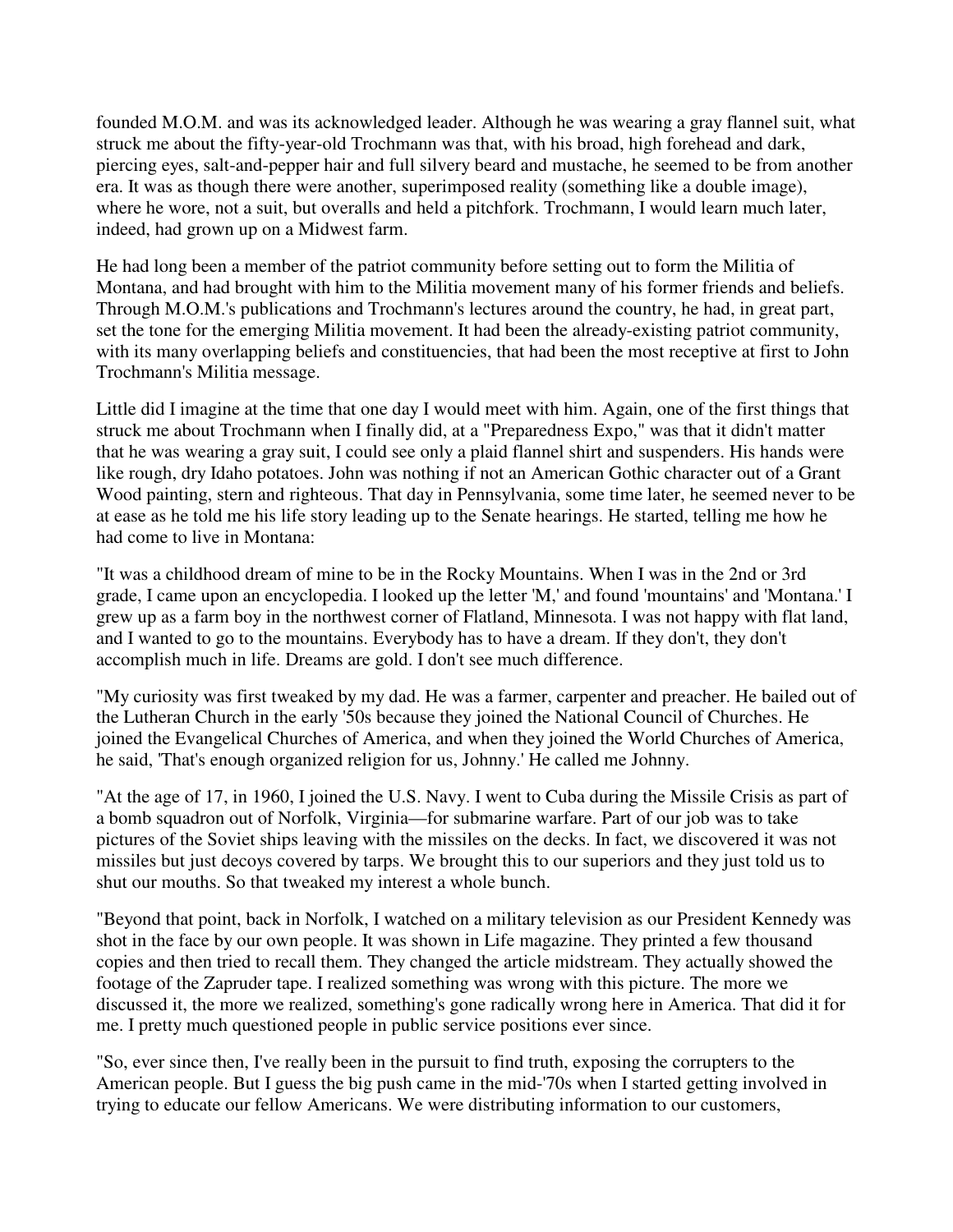founded M.O.M. and was its acknowledged leader. Although he was wearing a gray flannel suit, what struck me about the fifty-year-old Trochmann was that, with his broad, high forehead and dark, piercing eyes, salt-and-pepper hair and full silvery beard and mustache, he seemed to be from another era. It was as though there were another, superimposed reality (something like a double image), where he wore, not a suit, but overalls and held a pitchfork. Trochmann, I would learn much later, indeed, had grown up on a Midwest farm.

He had long been a member of the patriot community before setting out to form the Militia of Montana, and had brought with him to the Militia movement many of his former friends and beliefs. Through M.O.M.'s publications and Trochmann's lectures around the country, he had, in great part, set the tone for the emerging Militia movement. It had been the already-existing patriot community, with its many overlapping beliefs and constituencies, that had been the most receptive at first to John Trochmann's Militia message.

Little did I imagine at the time that one day I would meet with him. Again, one of the first things that struck me about Trochmann when I finally did, at a "Preparedness Expo," was that it didn't matter that he was wearing a gray suit, I could see only a plaid flannel shirt and suspenders. His hands were like rough, dry Idaho potatoes. John was nothing if not an American Gothic character out of a Grant Wood painting, stern and righteous. That day in Pennsylvania, some time later, he seemed never to be at ease as he told me his life story leading up to the Senate hearings. He started, telling me how he had come to live in Montana:

"It was a childhood dream of mine to be in the Rocky Mountains. When I was in the 2nd or 3rd grade, I came upon an encyclopedia. I looked up the letter 'M,' and found 'mountains' and 'Montana.' I grew up as a farm boy in the northwest corner of Flatland, Minnesota. I was not happy with flat land, and I wanted to go to the mountains. Everybody has to have a dream. If they don't, they don't accomplish much in life. Dreams are gold. I don't see much difference.

"My curiosity was first tweaked by my dad. He was a farmer, carpenter and preacher. He bailed out of the Lutheran Church in the early '50s because they joined the National Council of Churches. He joined the Evangelical Churches of America, and when they joined the World Churches of America, he said, 'That's enough organized religion for us, Johnny.' He called me Johnny.

"At the age of 17, in 1960, I joined the U.S. Navy. I went to Cuba during the Missile Crisis as part of a bomb squadron out of Norfolk, Virginia—for submarine warfare. Part of our job was to take pictures of the Soviet ships leaving with the missiles on the decks. In fact, we discovered it was not missiles but just decoys covered by tarps. We brought this to our superiors and they just told us to shut our mouths. So that tweaked my interest a whole bunch.

"Beyond that point, back in Norfolk, I watched on a military television as our President Kennedy was shot in the face by our own people. It was shown in Life magazine. They printed a few thousand copies and then tried to recall them. They changed the article midstream. They actually showed the footage of the Zapruder tape. I realized something was wrong with this picture. The more we discussed it, the more we realized, something's gone radically wrong here in America. That did it for me. I pretty much questioned people in public service positions ever since.

"So, ever since then, I've really been in the pursuit to find truth, exposing the corrupters to the American people. But I guess the big push came in the mid-'70s when I started getting involved in trying to educate our fellow Americans. We were distributing information to our customers,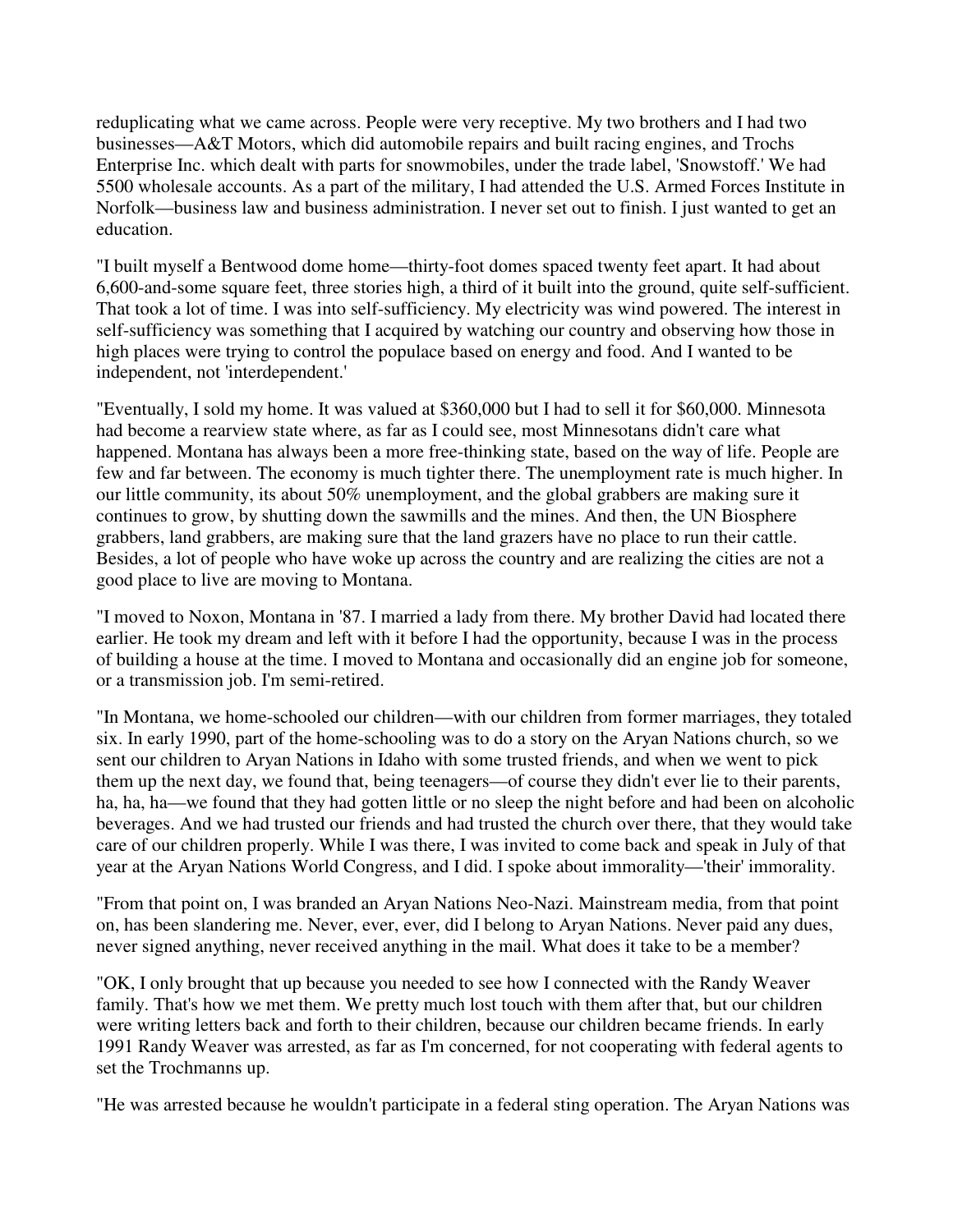reduplicating what we came across. People were very receptive. My two brothers and I had two businesses—A&T Motors, which did automobile repairs and built racing engines, and Trochs Enterprise Inc. which dealt with parts for snowmobiles, under the trade label, 'Snowstoff.' We had 5500 wholesale accounts. As a part of the military, I had attended the U.S. Armed Forces Institute in Norfolk—business law and business administration. I never set out to finish. I just wanted to get an education.

"I built myself a Bentwood dome home—thirty-foot domes spaced twenty feet apart. It had about 6,600-and-some square feet, three stories high, a third of it built into the ground, quite self-sufficient. That took a lot of time. I was into self-sufficiency. My electricity was wind powered. The interest in self-sufficiency was something that I acquired by watching our country and observing how those in high places were trying to control the populace based on energy and food. And I wanted to be independent, not 'interdependent.'

"Eventually, I sold my home. It was valued at $360,000 but I had to sell it for $60,000. Minnesota had become a rearview state where, as far as I could see, most Minnesotans didn't care what happened. Montana has always been a more free-thinking state, based on the way of life. People are few and far between. The economy is much tighter there. The unemployment rate is much higher. In our little community, its about 50% unemployment, and the global grabbers are making sure it continues to grow, by shutting down the sawmills and the mines. And then, the UN Biosphere grabbers, land grabbers, are making sure that the land grazers have no place to run their cattle. Besides, a lot of people who have woke up across the country and are realizing the cities are not a good place to live are moving to Montana.

"I moved to Noxon, Montana in '87. I married a lady from there. My brother David had located there earlier. He took my dream and left with it before I had the opportunity, because I was in the process of building a house at the time. I moved to Montana and occasionally did an engine job for someone, or a transmission job. I'm semi-retired.

"In Montana, we home-schooled our children—with our children from former marriages, they totaled six. In early 1990, part of the home-schooling was to do a story on the Aryan Nations church, so we sent our children to Aryan Nations in Idaho with some trusted friends, and when we went to pick them up the next day, we found that, being teenagers—of course they didn't ever lie to their parents, ha, ha, ha—we found that they had gotten little or no sleep the night before and had been on alcoholic beverages. And we had trusted our friends and had trusted the church over there, that they would take care of our children properly. While I was there, I was invited to come back and speak in July of that year at the Aryan Nations World Congress, and I did. I spoke about immorality—'their' immorality.

"From that point on, I was branded an Aryan Nations Neo-Nazi. Mainstream media, from that point on, has been slandering me. Never, ever, ever, did I belong to Aryan Nations. Never paid any dues, never signed anything, never received anything in the mail. What does it take to be a member?

"OK, I only brought that up because you needed to see how I connected with the Randy Weaver family. That's how we met them. We pretty much lost touch with them after that, but our children were writing letters back and forth to their children, because our children became friends. In early 1991 Randy Weaver was arrested, as far as I'm concerned, for not cooperating with federal agents to set the Trochmanns up.

"He was arrested because he wouldn't participate in a federal sting operation. The Aryan Nations was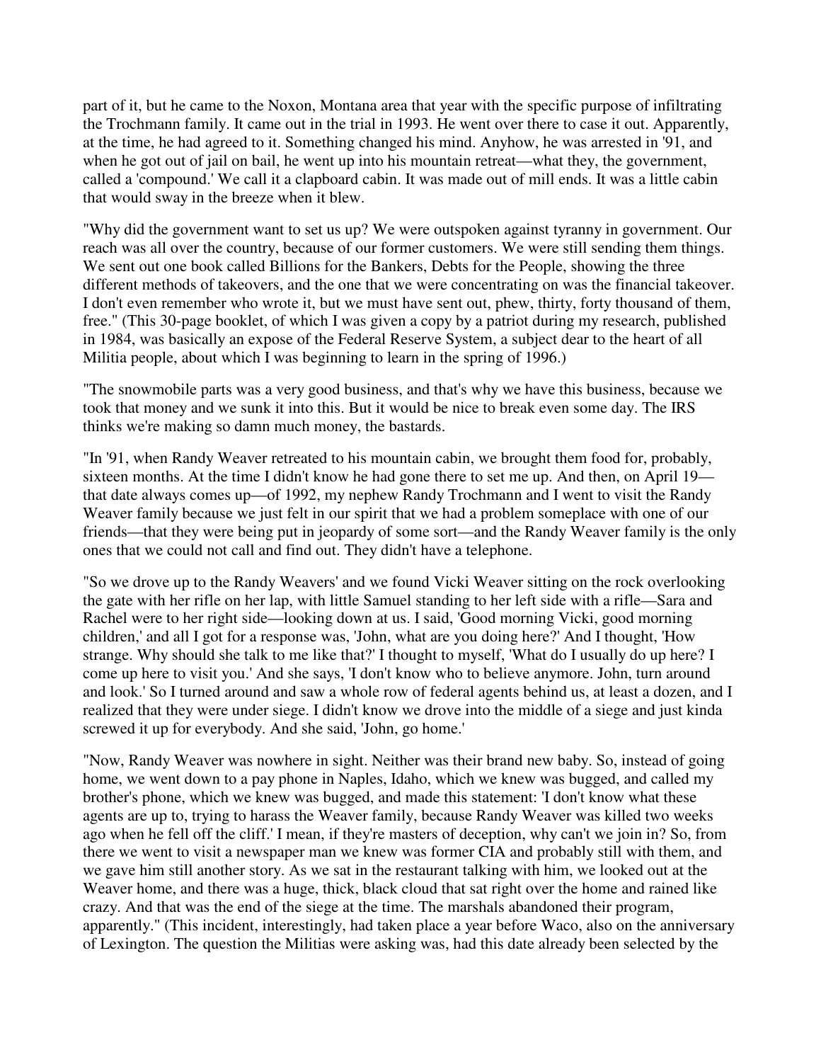part of it, but he came to the Noxon, Montana area that year with the specific purpose of infiltrating the Trochmann family. It came out in the trial in 1993. He went over there to case it out. Apparently, at the time, he had agreed to it. Something changed his mind. Anyhow, he was arrested in '91, and when he got out of jail on bail, he went up into his mountain retreat—what they, the government, called a 'compound.' We call it a clapboard cabin. It was made out of mill ends. It was a little cabin that would sway in the breeze when it blew.

"Why did the government want to set us up? We were outspoken against tyranny in government. Our reach was all over the country, because of our former customers. We were still sending them things. We sent out one book called Billions for the Bankers, Debts for the People, showing the three different methods of takeovers, and the one that we were concentrating on was the financial takeover. I don't even remember who wrote it, but we must have sent out, phew, thirty, forty thousand of them, free." (This 30-page booklet, of which I was given a copy by a patriot during my research, published in 1984, was basically an expose of the Federal Reserve System, a subject dear to the heart of all Militia people, about which I was beginning to learn in the spring of 1996.)

"The snowmobile parts was a very good business, and that's why we have this business, because we took that money and we sunk it into this. But it would be nice to break even some day. The IRS thinks we're making so damn much money, the bastards.

"In '91, when Randy Weaver retreated to his mountain cabin, we brought them food for, probably, sixteen months. At the time I didn't know he had gone there to set me up. And then, on April 19—that date always comes up—of 1992, my nephew Randy Trochmann and I went to visit the Randy Weaver family because we just felt in our spirit that we had a problem someplace with one of our friends—that they were being put in jeopardy of some sort—and the Randy Weaver family is the only ones that we could not call and find out. They didn't have a telephone.

"So we drove up to the Randy Weavers' and we found Vicki Weaver sitting on the rock overlooking the gate with her rifle on her lap, with little Samuel standing to her left side with a rifle—Sara and Rachel were to her right side—looking down at us. I said, 'Good morning Vicki, good morning children,' and all I got for a response was, 'John, what are you doing here?' And I thought, 'How strange. Why should she talk to me like that?' I thought to myself, 'What do I usually do up here? I come up here to visit you.' And she says, 'I don't know who to believe anymore. John, turn around and look.' So I turned around and saw a whole row of federal agents behind us, at least a dozen, and I realized that they were under siege. I didn't know we drove into the middle of a siege and just kinda screwed it up for everybody. And she said, 'John, go home.'

"Now, Randy Weaver was nowhere in sight. Neither was their brand new baby. So, instead of going home, we went down to a pay phone in Naples, Idaho, which we knew was bugged, and called my brother's phone, which we knew was bugged, and made this statement: 'I don't know what these agents are up to, trying to harass the Weaver family, because Randy Weaver was killed two weeks ago when he fell off the cliff.' I mean, if they're masters of deception, why can't we join in? So, from there we went to visit a newspaper man we knew was former CIA and probably still with them, and we gave him still another story. As we sat in the restaurant talking with him, we looked out at the Weaver home, and there was a huge, thick, black cloud that sat right over the home and rained like crazy. And that was the end of the siege at the time. The marshals abandoned their program, apparently." (This incident, interestingly, had taken place a year before Waco, also on the anniversary of Lexington. The question the Militias were asking was, had this date already been selected by the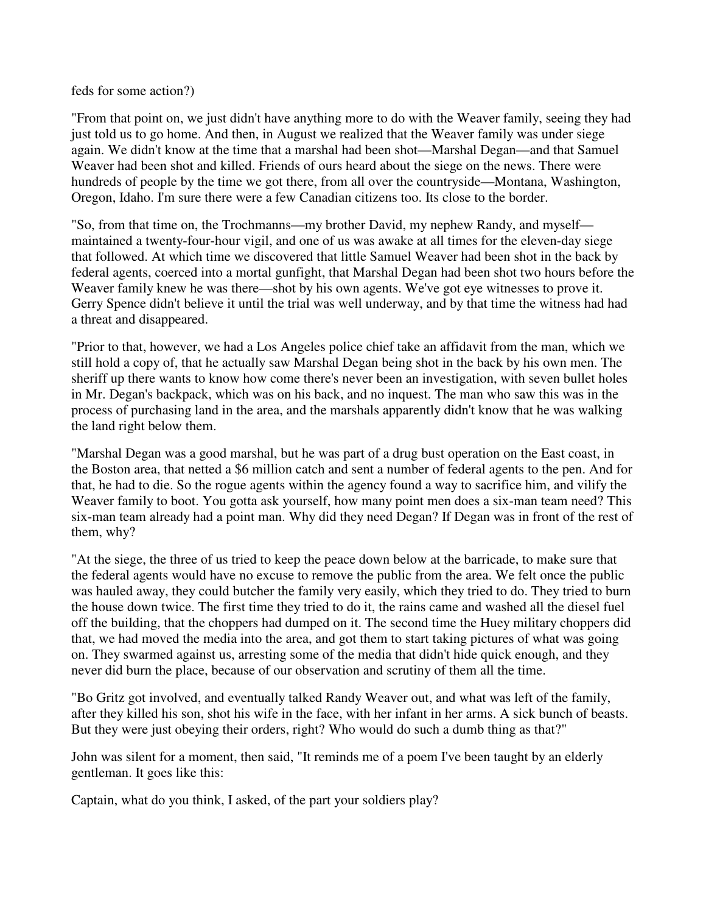feds for some action?)

"From that point on, we just didn't have anything more to do with the Weaver family, seeing they had just told us to go home. And then, in August we realized that the Weaver family was under siege again. We didn't know at the time that a marshal had been shot—Marshal Degan—and that Samuel Weaver had been shot and killed. Friends of ours heard about the siege on the news. There were hundreds of people by the time we got there, from all over the countryside—Montana, Washington, Oregon, Idaho. I'm sure there were a few Canadian citizens too. Its close to the border.

"So, from that time on, the Trochmanns—my brother David, my nephew Randy, and myself—maintained a twenty-four-hour vigil, and one of us was awake at all times for the eleven-day siege that followed. At which time we discovered that little Samuel Weaver had been shot in the back by federal agents, coerced into a mortal gunfight, that Marshal Degan had been shot two hours before the Weaver family knew he was there—shot by his own agents. We've got eye witnesses to prove it. Gerry Spence didn't believe it until the trial was well underway, and by that time the witness had had a threat and disappeared.

"Prior to that, however, we had a Los Angeles police chief take an affidavit from the man, which we still hold a copy of, that he actually saw Marshal Degan being shot in the back by his own men. The sheriff up there wants to know how come there's never been an investigation, with seven bullet holes in Mr. Degan's backpack, which was on his back, and no inquest. The man who saw this was in the process of purchasing land in the area, and the marshals apparently didn't know that he was walking the land right below them.

"Marshal Degan was a good marshal, but he was part of a drug bust operation on the East coast, in the Boston area, that netted a $6 million catch and sent a number of federal agents to the pen. And for that, he had to die. So the rogue agents within the agency found a way to sacrifice him, and vilify the Weaver family to boot. You gotta ask yourself, how many point men does a six-man team need? This six-man team already had a point man. Why did they need Degan? If Degan was in front of the rest of them, why?

"At the siege, the three of us tried to keep the peace down below at the barricade, to make sure that the federal agents would have no excuse to remove the public from the area. We felt once the public was hauled away, they could butcher the family very easily, which they tried to do. They tried to burn the house down twice. The first time they tried to do it, the rains came and washed all the diesel fuel off the building, that the choppers had dumped on it. The second time the Huey military choppers did that, we had moved the media into the area, and got them to start taking pictures of what was going on. They swarmed against us, arresting some of the media that didn't hide quick enough, and they never did burn the place, because of our observation and scrutiny of them all the time.

"Bo Gritz got involved, and eventually talked Randy Weaver out, and what was left of the family, after they killed his son, shot his wife in the face, with her infant in her arms. A sick bunch of beasts. But they were just obeying their orders, right? Who would do such a dumb thing as that?"

John was silent for a moment, then said, "It reminds me of a poem I've been taught by an elderly gentleman. It goes like this:

Captain, what do you think, I asked, of the part your soldiers play?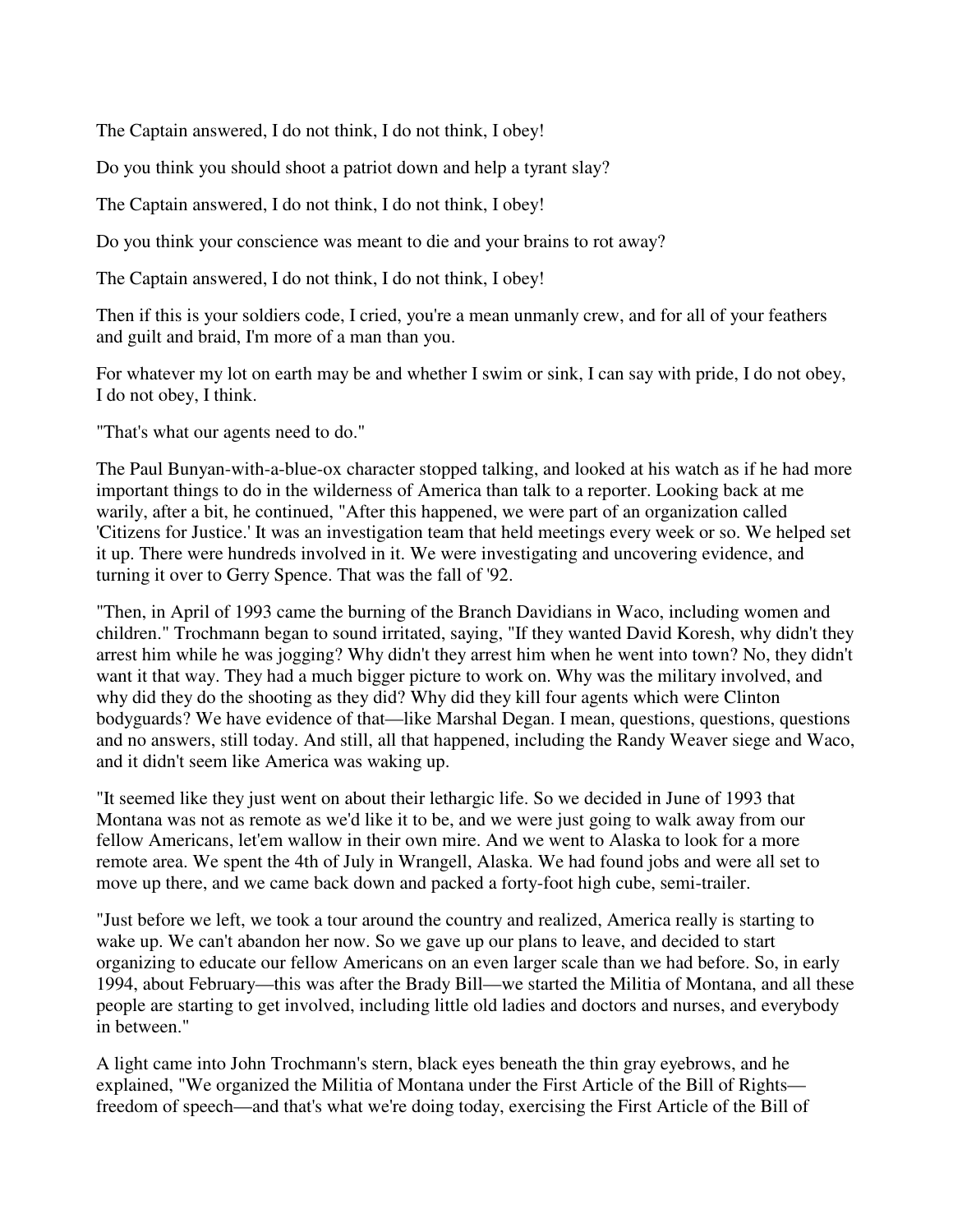The Captain answered, I do not think, I do not think, I obey!

Do you think you should shoot a patriot down and help a tyrant slay?

The Captain answered, I do not think, I do not think, I obey!

Do you think your conscience was meant to die and your brains to rot away?

The Captain answered, I do not think, I do not think, I obey!

Then if this is your soldiers code, I cried, you're a mean unmanly crew, and for all of your feathers and guilt and braid, I'm more of a man than you.

For whatever my lot on earth may be and whether I swim or sink, I can say with pride, I do not obey, I do not obey, I think.

"That's what our agents need to do."

The Paul Bunyan-with-a-blue-ox character stopped talking, and looked at his watch as if he had more important things to do in the wilderness of America than talk to a reporter. Looking back at me warily, after a bit, he continued, "After this happened, we were part of an organization called 'Citizens for Justice.' It was an investigation team that held meetings every week or so. We helped set it up. There were hundreds involved in it. We were investigating and uncovering evidence, and turning it over to Gerry Spence. That was the fall of '92.

"Then, in April of 1993 came the burning of the Branch Davidians in Waco, including women and children." Trochmann began to sound irritated, saying, "If they wanted David Koresh, why didn't they arrest him while he was jogging? Why didn't they arrest him when he went into town? No, they didn't want it that way. They had a much bigger picture to work on. Why was the military involved, and why did they do the shooting as they did? Why did they kill four agents which were Clinton bodyguards? We have evidence of that—like Marshal Degan. I mean, questions, questions, questions and no answers, still today. And still, all that happened, including the Randy Weaver siege and Waco, and it didn't seem like America was waking up.

"It seemed like they just went on about their lethargic life. So we decided in June of 1993 that Montana was not as remote as we'd like it to be, and we were just going to walk away from our fellow Americans, let'em wallow in their own mire. And we went to Alaska to look for a more remote area. We spent the 4th of July in Wrangell, Alaska. We had found jobs and were all set to move up there, and we came back down and packed a forty-foot high cube, semi-trailer.

"Just before we left, we took a tour around the country and realized, America really is starting to wake up. We can't abandon her now. So we gave up our plans to leave, and decided to start organizing to educate our fellow Americans on an even larger scale than we had before. So, in early 1994, about February—this was after the Brady Bill—we started the Militia of Montana, and all these people are starting to get involved, including little old ladies and doctors and nurses, and everybody in between."

A light came into John Trochmann's stern, black eyes beneath the thin gray eyebrows, and he explained, "We organized the Militia of Montana under the First Article of the Bill of Rights—freedom of speech—and that's what we're doing today, exercising the First Article of the Bill of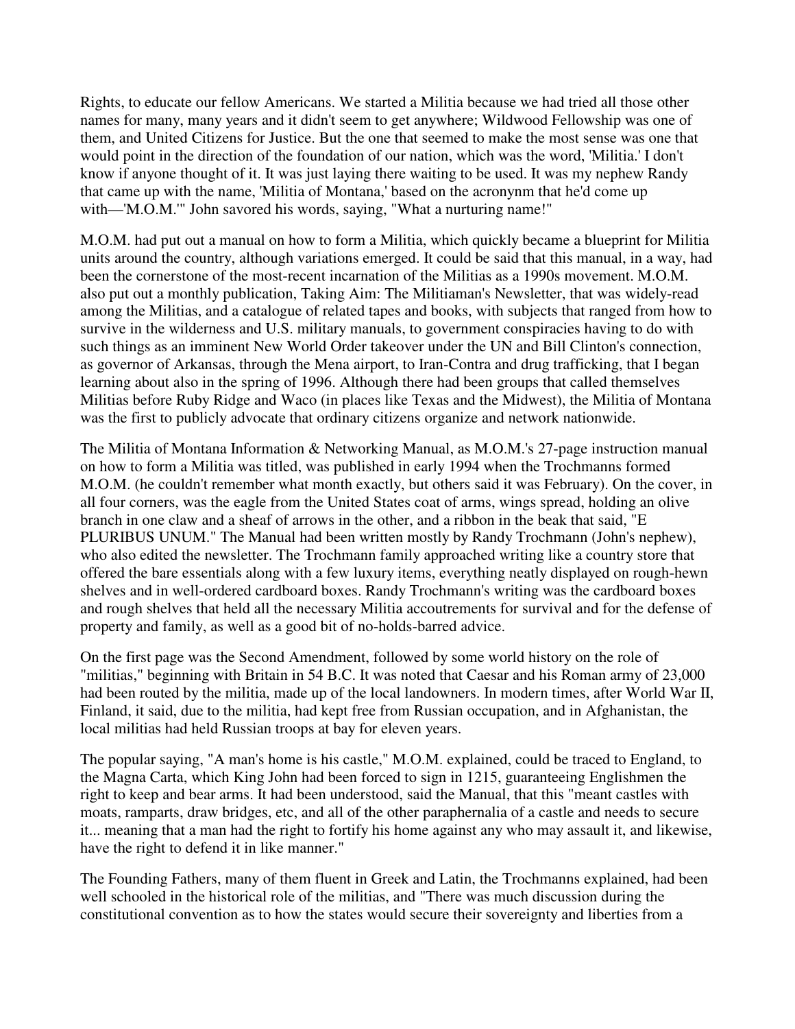Rights, to educate our fellow Americans. We started a Militia because we had tried all those other names for many, many years and it didn't seem to get anywhere; Wildwood Fellowship was one of them, and United Citizens for Justice. But the one that seemed to make the most sense was one that would point in the direction of the foundation of our nation, which was the word, 'Militia.' I don't know if anyone thought of it. It was just laying there waiting to be used. It was my nephew Randy that came up with the name, 'Militia of Montana,' based on the acronynm that he'd come up with—'M.O.M.'" John savored his words, saying, "What a nurturing name!"

M.O.M. had put out a manual on how to form a Militia, which quickly became a blueprint for Militia units around the country, although variations emerged. It could be said that this manual, in a way, had been the cornerstone of the most-recent incarnation of the Militias as a 1990s movement. M.O.M. also put out a monthly publication, Taking Aim: The Militiaman's Newsletter, that was widely-read among the Militias, and a catalogue of related tapes and books, with subjects that ranged from how to survive in the wilderness and U.S. military manuals, to government conspiracies having to do with such things as an imminent New World Order takeover under the UN and Bill Clinton's connection, as governor of Arkansas, through the Mena airport, to Iran-Contra and drug trafficking, that I began learning about also in the spring of 1996. Although there had been groups that called themselves Militias before Ruby Ridge and Waco (in places like Texas and the Midwest), the Militia of Montana was the first to publicly advocate that ordinary citizens organize and network nationwide.

The Militia of Montana Information & Networking Manual, as M.O.M.'s 27-page instruction manual on how to form a Militia was titled, was published in early 1994 when the Trochmanns formed M.O.M. (he couldn't remember what month exactly, but others said it was February). On the cover, in all four corners, was the eagle from the United States coat of arms, wings spread, holding an olive branch in one claw and a sheaf of arrows in the other, and a ribbon in the beak that said, "E PLURIBUS UNUM." The Manual had been written mostly by Randy Trochmann (John's nephew), who also edited the newsletter. The Trochmann family approached writing like a country store that offered the bare essentials along with a few luxury items, everything neatly displayed on rough-hewn shelves and in well-ordered cardboard boxes. Randy Trochmann's writing was the cardboard boxes and rough shelves that held all the necessary Militia accoutrements for survival and for the defense of property and family, as well as a good bit of no-holds-barred advice.

On the first page was the Second Amendment, followed by some world history on the role of "militias," beginning with Britain in 54 B.C. It was noted that Caesar and his Roman army of 23,000 had been routed by the militia, made up of the local landowners. In modern times, after World War II, Finland, it said, due to the militia, had kept free from Russian occupation, and in Afghanistan, the local militias had held Russian troops at bay for eleven years.

The popular saying, "A man's home is his castle," M.O.M. explained, could be traced to England, to the Magna Carta, which King John had been forced to sign in 1215, guaranteeing Englishmen the right to keep and bear arms. It had been understood, said the Manual, that this "meant castles with moats, ramparts, draw bridges, etc, and all of the other paraphernalia of a castle and needs to secure it... meaning that a man had the right to fortify his home against any who may assault it, and likewise, have the right to defend it in like manner."

The Founding Fathers, many of them fluent in Greek and Latin, the Trochmanns explained, had been well schooled in the historical role of the militias, and "There was much discussion during the constitutional convention as to how the states would secure their sovereignty and liberties from a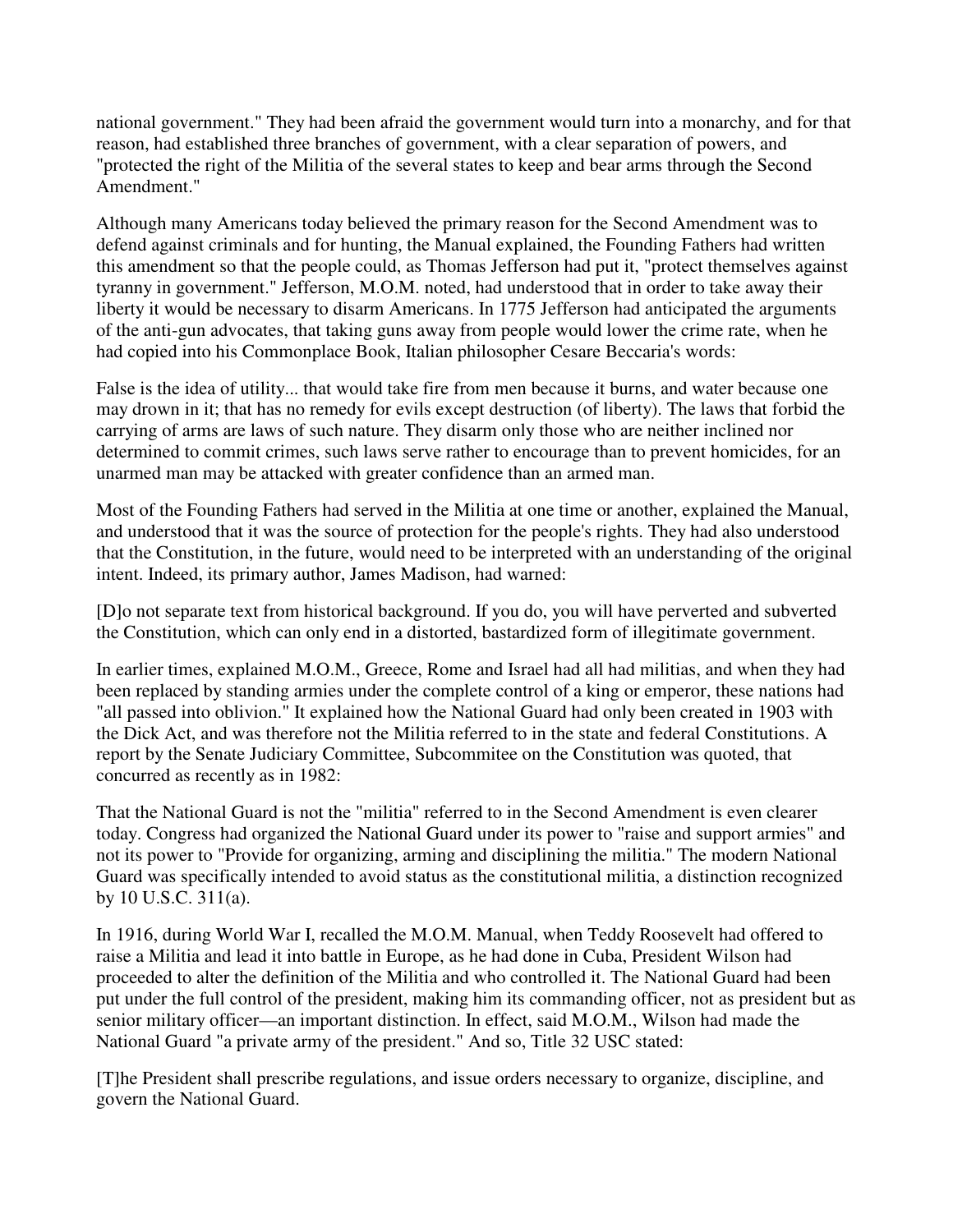national government." They had been afraid the government would turn into a monarchy, and for that reason, had established three branches of government, with a clear separation of powers, and "protected the right of the Militia of the several states to keep and bear arms through the Second Amendment."

Although many Americans today believed the primary reason for the Second Amendment was to defend against criminals and for hunting, the Manual explained, the Founding Fathers had written this amendment so that the people could, as Thomas Jefferson had put it, "protect themselves against tyranny in government." Jefferson, M.O.M. noted, had understood that in order to take away their liberty it would be necessary to disarm Americans. In 1775 Jefferson had anticipated the arguments of the anti-gun advocates, that taking guns away from people would lower the crime rate, when he had copied into his Commonplace Book, Italian philosopher Cesare Beccaria's words:

False is the idea of utility... that would take fire from men because it burns, and water because one may drown in it; that has no remedy for evils except destruction (of liberty). The laws that forbid the carrying of arms are laws of such nature. They disarm only those who are neither inclined nor determined to commit crimes, such laws serve rather to encourage than to prevent homicides, for an unarmed man may be attacked with greater confidence than an armed man.

Most of the Founding Fathers had served in the Militia at one time or another, explained the Manual, and understood that it was the source of protection for the people's rights. They had also understood that the Constitution, in the future, would need to be interpreted with an understanding of the original intent. Indeed, its primary author, James Madison, had warned:

[D]o not separate text from historical background. If you do, you will have perverted and subverted the Constitution, which can only end in a distorted, bastardized form of illegitimate government.

In earlier times, explained M.O.M., Greece, Rome and Israel had all had militias, and when they had been replaced by standing armies under the complete control of a king or emperor, these nations had "all passed into oblivion." It explained how the National Guard had only been created in 1903 with the Dick Act, and was therefore not the Militia referred to in the state and federal Constitutions. A report by the Senate Judiciary Committee, Subcommitee on the Constitution was quoted, that concurred as recently as in 1982:

That the National Guard is not the "militia" referred to in the Second Amendment is even clearer today. Congress had organized the National Guard under its power to "raise and support armies" and not its power to "Provide for organizing, arming and disciplining the militia." The modern National Guard was specifically intended to avoid status as the constitutional militia, a distinction recognized by 10 U.S.C. 311(a).

In 1916, during World War I, recalled the M.O.M. Manual, when Teddy Roosevelt had offered to raise a Militia and lead it into battle in Europe, as he had done in Cuba, President Wilson had proceeded to alter the definition of the Militia and who controlled it. The National Guard had been put under the full control of the president, making him its commanding officer, not as president but as senior military officer—an important distinction. In effect, said M.O.M., Wilson had made the National Guard "a private army of the president." And so, Title 32 USC stated:

[T]he President shall prescribe regulations, and issue orders necessary to organize, discipline, and govern the National Guard.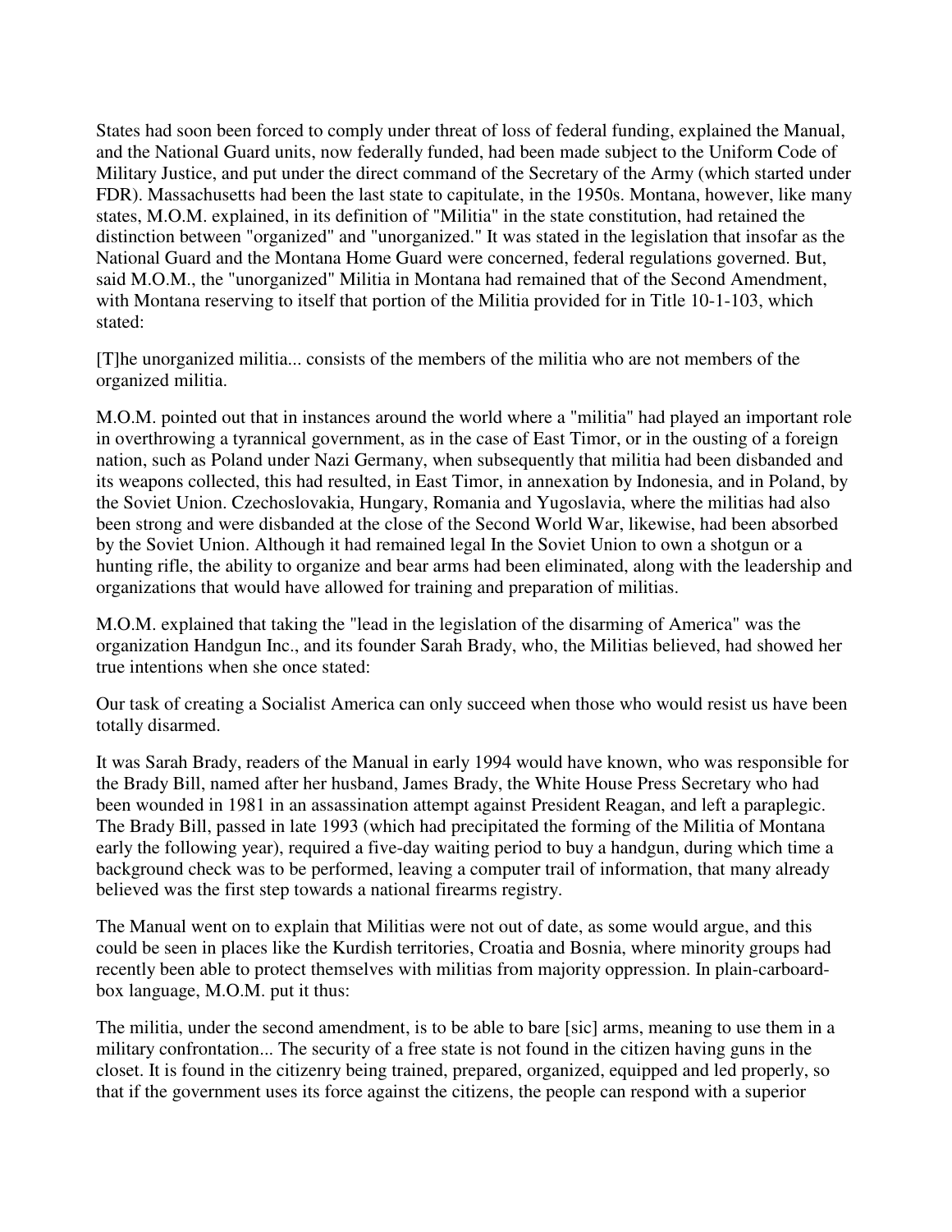States had soon been forced to comply under threat of loss of federal funding, explained the Manual, and the National Guard units, now federally funded, had been made subject to the Uniform Code of Military Justice, and put under the direct command of the Secretary of the Army (which started under FDR). Massachusetts had been the last state to capitulate, in the 1950s. Montana, however, like many states, M.O.M. explained, in its definition of "Militia" in the state constitution, had retained the distinction between "organized" and "unorganized." It was stated in the legislation that insofar as the National Guard and the Montana Home Guard were concerned, federal regulations governed. But, said M.O.M., the "unorganized" Militia in Montana had remained that of the Second Amendment, with Montana reserving to itself that portion of the Militia provided for in Title 10-1-103, which stated:

[T]he unorganized militia... consists of the members of the militia who are not members of the organized militia.

M.O.M. pointed out that in instances around the world where a "militia" had played an important role in overthrowing a tyrannical government, as in the case of East Timor, or in the ousting of a foreign nation, such as Poland under Nazi Germany, when subsequently that militia had been disbanded and its weapons collected, this had resulted, in East Timor, in annexation by Indonesia, and in Poland, by the Soviet Union. Czechoslovakia, Hungary, Romania and Yugoslavia, where the militias had also been strong and were disbanded at the close of the Second World War, likewise, had been absorbed by the Soviet Union. Although it had remained legal In the Soviet Union to own a shotgun or a hunting rifle, the ability to organize and bear arms had been eliminated, along with the leadership and organizations that would have allowed for training and preparation of militias.

M.O.M. explained that taking the "lead in the legislation of the disarming of America" was the organization Handgun Inc., and its founder Sarah Brady, who, the Militias believed, had showed her true intentions when she once stated:

Our task of creating a Socialist America can only succeed when those who would resist us have been totally disarmed.

It was Sarah Brady, readers of the Manual in early 1994 would have known, who was responsible for the Brady Bill, named after her husband, James Brady, the White House Press Secretary who had been wounded in 1981 in an assassination attempt against President Reagan, and left a paraplegic. The Brady Bill, passed in late 1993 (which had precipitated the forming of the Militia of Montana early the following year), required a five-day waiting period to buy a handgun, during which time a background check was to be performed, leaving a computer trail of information, that many already believed was the first step towards a national firearms registry.

The Manual went on to explain that Militias were not out of date, as some would argue, and this could be seen in places like the Kurdish territories, Croatia and Bosnia, where minority groups had recently been able to protect themselves with militias from majority oppression. In plain-carboard-box language, M.O.M. put it thus:

The militia, under the second amendment, is to be able to bare [sic] arms, meaning to use them in a military confrontation... The security of a free state is not found in the citizen having guns in the closet. It is found in the citizenry being trained, prepared, organized, equipped and led properly, so that if the government uses its force against the citizens, the people can respond with a superior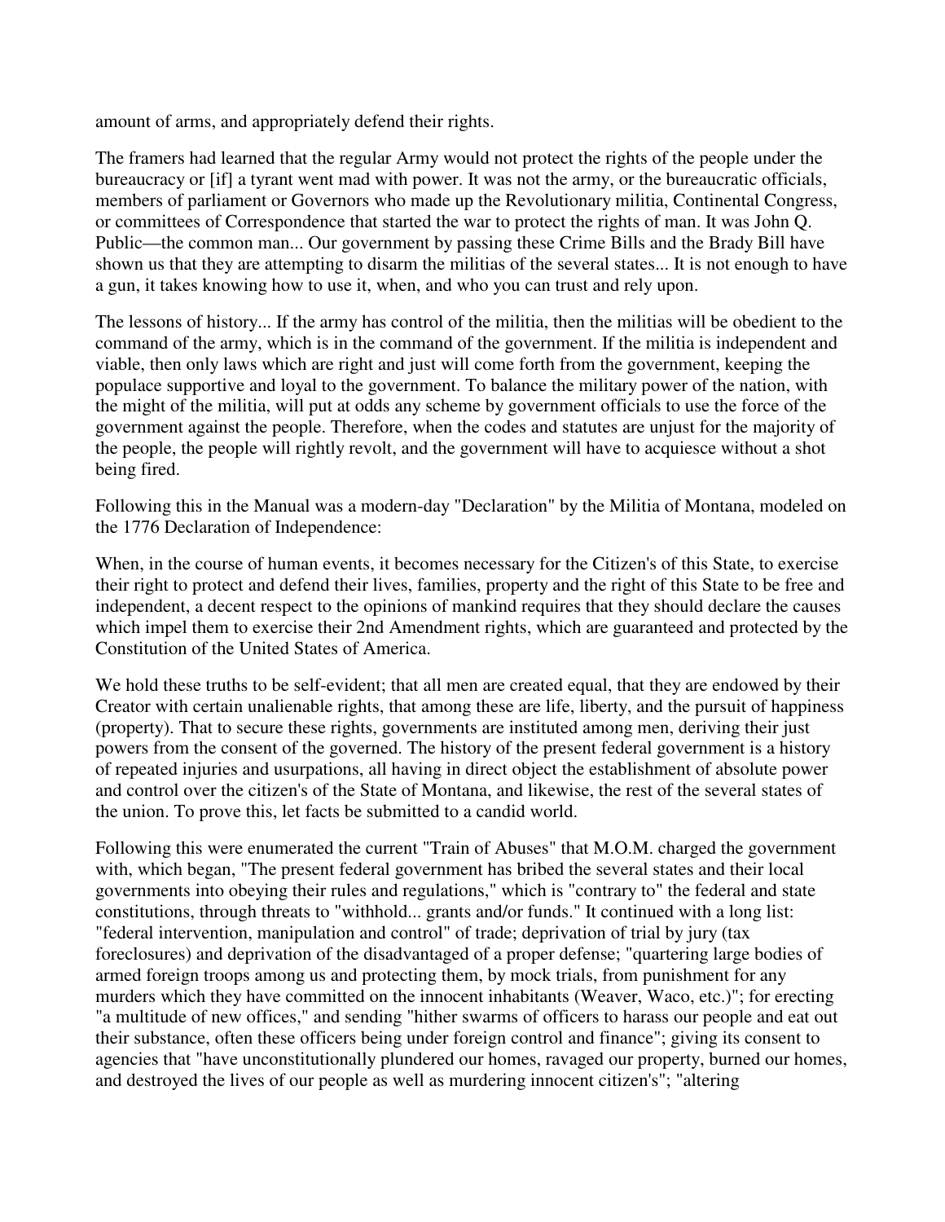amount of arms, and appropriately defend their rights.

The framers had learned that the regular Army would not protect the rights of the people under the bureaucracy or [if] a tyrant went mad with power. It was not the army, or the bureaucratic officials, members of parliament or Governors who made up the Revolutionary militia, Continental Congress, or committees of Correspondence that started the war to protect the rights of man. It was John Q. Public—the common man... Our government by passing these Crime Bills and the Brady Bill have shown us that they are attempting to disarm the militias of the several states... It is not enough to have a gun, it takes knowing how to use it, when, and who you can trust and rely upon.

The lessons of history... If the army has control of the militia, then the militias will be obedient to the command of the army, which is in the command of the government. If the militia is independent and viable, then only laws which are right and just will come forth from the government, keeping the populace supportive and loyal to the government. To balance the military power of the nation, with the might of the militia, will put at odds any scheme by government officials to use the force of the government against the people. Therefore, when the codes and statutes are unjust for the majority of the people, the people will rightly revolt, and the government will have to acquiesce without a shot being fired.

Following this in the Manual was a modern-day "Declaration" by the Militia of Montana, modeled on the 1776 Declaration of Independence:

When, in the course of human events, it becomes necessary for the Citizen's of this State, to exercise their right to protect and defend their lives, families, property and the right of this State to be free and independent, a decent respect to the opinions of mankind requires that they should declare the causes which impel them to exercise their 2nd Amendment rights, which are guaranteed and protected by the Constitution of the United States of America.

We hold these truths to be self-evident; that all men are created equal, that they are endowed by their Creator with certain unalienable rights, that among these are life, liberty, and the pursuit of happiness (property). That to secure these rights, governments are instituted among men, deriving their just powers from the consent of the governed. The history of the present federal government is a history of repeated injuries and usurpations, all having in direct object the establishment of absolute power and control over the citizen's of the State of Montana, and likewise, the rest of the several states of the union. To prove this, let facts be submitted to a candid world.

Following this were enumerated the current "Train of Abuses" that M.O.M. charged the government with, which began, "The present federal government has bribed the several states and their local governments into obeying their rules and regulations," which is "contrary to" the federal and state constitutions, through threats to "withhold... grants and/or funds." It continued with a long list: "federal intervention, manipulation and control" of trade; deprivation of trial by jury (tax foreclosures) and deprivation of the disadvantaged of a proper defense; "quartering large bodies of armed foreign troops among us and protecting them, by mock trials, from punishment for any murders which they have committed on the innocent inhabitants (Weaver, Waco, etc.)"; for erecting "a multitude of new offices," and sending "hither swarms of officers to harass our people and eat out their substance, often these officers being under foreign control and finance"; giving its consent to agencies that "have unconstitutionally plundered our homes, ravaged our property, burned our homes, and destroyed the lives of our people as well as murdering innocent citizen's"; "altering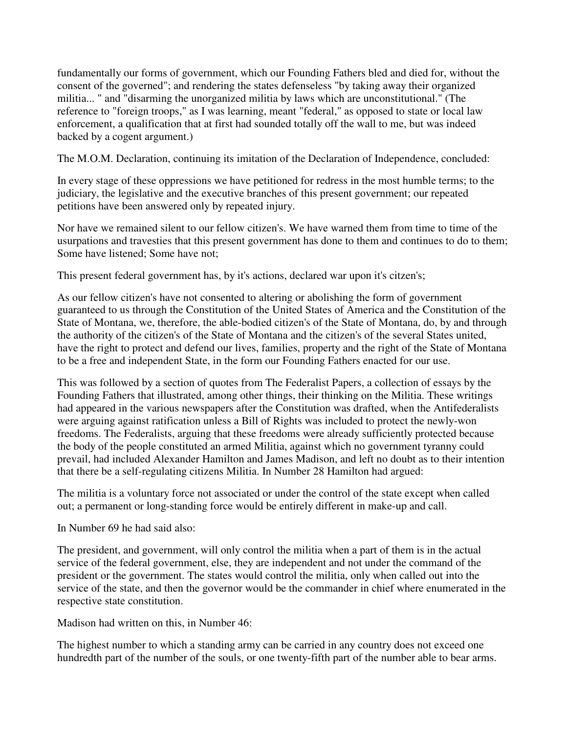fundamentally our forms of government, which our Founding Fathers bled and died for, without the consent of the governed"; and rendering the states defenseless "by taking away their organized militia... " and "disarming the unorganized militia by laws which are unconstitutional." (The reference to "foreign troops," as I was learning, meant "federal," as opposed to state or local law enforcement, a qualification that at first had sounded totally off the wall to me, but was indeed backed by a cogent argument.)

The M.O.M. Declaration, continuing its imitation of the Declaration of Independence, concluded:

In every stage of these oppressions we have petitioned for redress in the most humble terms; to the judiciary, the legislative and the executive branches of this present government; our repeated petitions have been answered only by repeated injury.

Nor have we remained silent to our fellow citizen's. We have warned them from time to time of the usurpations and travesties that this present government has done to them and continues to do to them; Some have listened; Some have not;

This present federal government has, by it's actions, declared war upon it's citzen's;

As our fellow citizen's have not consented to altering or abolishing the form of government guaranteed to us through the Constitution of the United States of America and the Constitution of the State of Montana, we, therefore, the able-bodied citizen's of the State of Montana, do, by and through the authority of the citizen's of the State of Montana and the citizen's of the several States united, have the right to protect and defend our lives, families, property and the right of the State of Montana to be a free and independent State, in the form our Founding Fathers enacted for our use.

This was followed by a section of quotes from The Federalist Papers, a collection of essays by the Founding Fathers that illustrated, among other things, their thinking on the Militia. These writings had appeared in the various newspapers after the Constitution was drafted, when the Antifederalists were arguing against ratification unless a Bill of Rights was included to protect the newly-won freedoms. The Federalists, arguing that these freedoms were already sufficiently protected because the body of the people constituted an armed Militia, against which no government tyranny could prevail, had included Alexander Hamilton and James Madison, and left no doubt as to their intention that there be a self-regulating citizens Militia. In Number 28 Hamilton had argued:

The militia is a voluntary force not associated or under the control of the state except when called out; a permanent or long-standing force would be entirely different in make-up and call.

In Number 69 he had said also:

The president, and government, will only control the militia when a part of them is in the actual service of the federal government, else, they are independent and not under the command of the president or the government. The states would control the militia, only when called out into the service of the state, and then the governor would be the commander in chief where enumerated in the respective state constitution.

Madison had written on this, in Number 46:

The highest number to which a standing army can be carried in any country does not exceed one hundredth part of the number of the souls, or one twenty-fifth part of the number able to bear arms.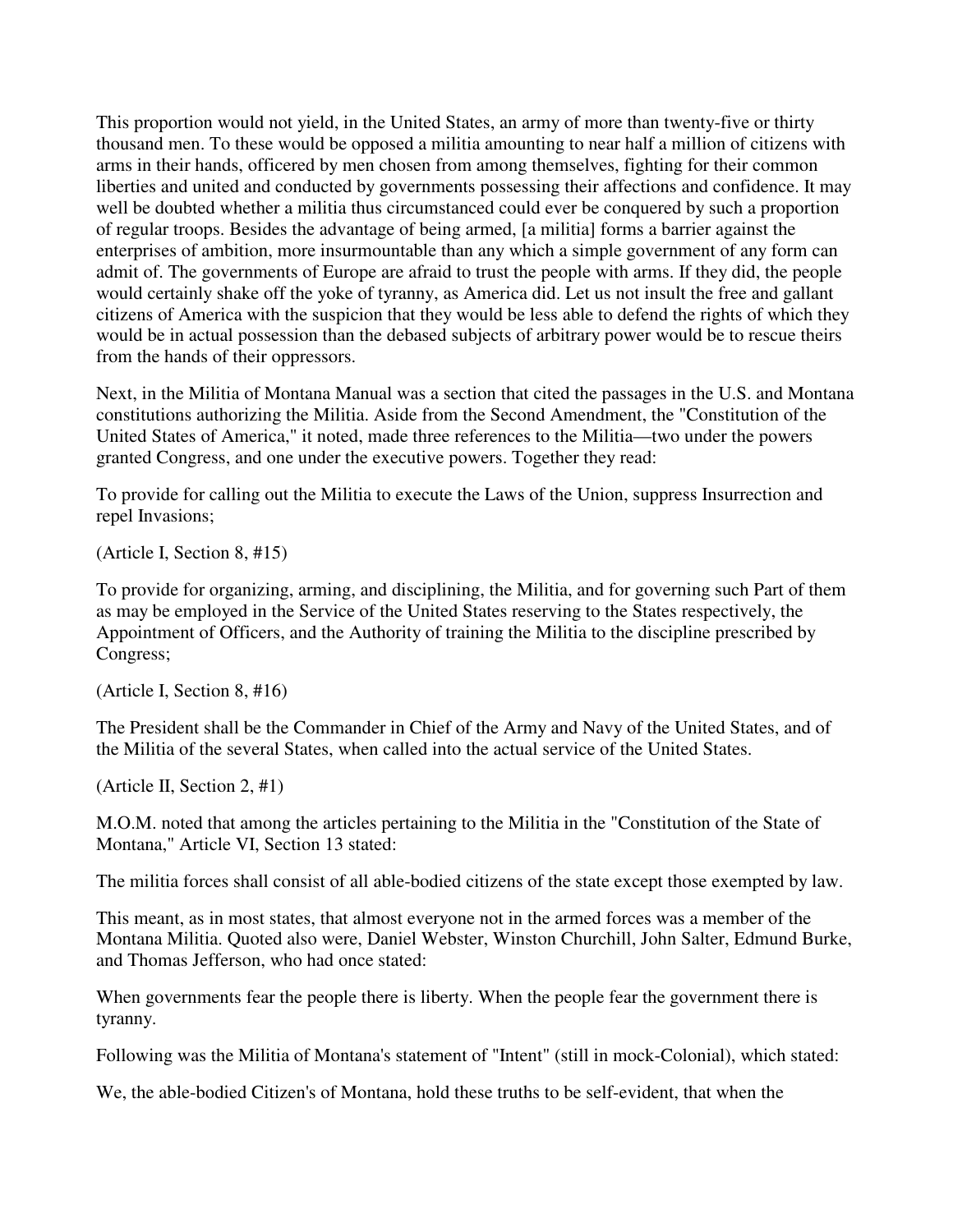This proportion would not yield, in the United States, an army of more than twenty-five or thirty thousand men. To these would be opposed a militia amounting to near half a million of citizens with arms in their hands, officered by men chosen from among themselves, fighting for their common liberties and united and conducted by governments possessing their affections and confidence. It may well be doubted whether a militia thus circumstanced could ever be conquered by such a proportion of regular troops. Besides the advantage of being armed, [a militia] forms a barrier against the enterprises of ambition, more insurmountable than any which a simple government of any form can admit of. The governments of Europe are afraid to trust the people with arms. If they did, the people would certainly shake off the yoke of tyranny, as America did. Let us not insult the free and gallant citizens of America with the suspicion that they would be less able to defend the rights of which they would be in actual possession than the debased subjects of arbitrary power would be to rescue theirs from the hands of their oppressors.

Next, in the Militia of Montana Manual was a section that cited the passages in the U.S. and Montana constitutions authorizing the Militia. Aside from the Second Amendment, the "Constitution of the United States of America," it noted, made three references to the Militia—two under the powers granted Congress, and one under the executive powers. Together they read:

To provide for calling out the Militia to execute the Laws of the Union, suppress Insurrection and repel Invasions;

(Article I, Section 8, #15)

To provide for organizing, arming, and disciplining, the Militia, and for governing such Part of them as may be employed in the Service of the United States reserving to the States respectively, the Appointment of Officers, and the Authority of training the Militia to the discipline prescribed by Congress;

(Article I, Section 8, #16)

The President shall be the Commander in Chief of the Army and Navy of the United States, and of the Militia of the several States, when called into the actual service of the United States.

(Article II, Section 2, #1)

M.O.M. noted that among the articles pertaining to the Militia in the "Constitution of the State of Montana," Article VI, Section 13 stated:

The militia forces shall consist of all able-bodied citizens of the state except those exempted by law.

This meant, as in most states, that almost everyone not in the armed forces was a member of the Montana Militia. Quoted also were, Daniel Webster, Winston Churchill, John Salter, Edmund Burke, and Thomas Jefferson, who had once stated:

When governments fear the people there is liberty. When the people fear the government there is tyranny.

Following was the Militia of Montana's statement of "Intent" (still in mock-Colonial), which stated:

We, the able-bodied Citizen's of Montana, hold these truths to be self-evident, that when the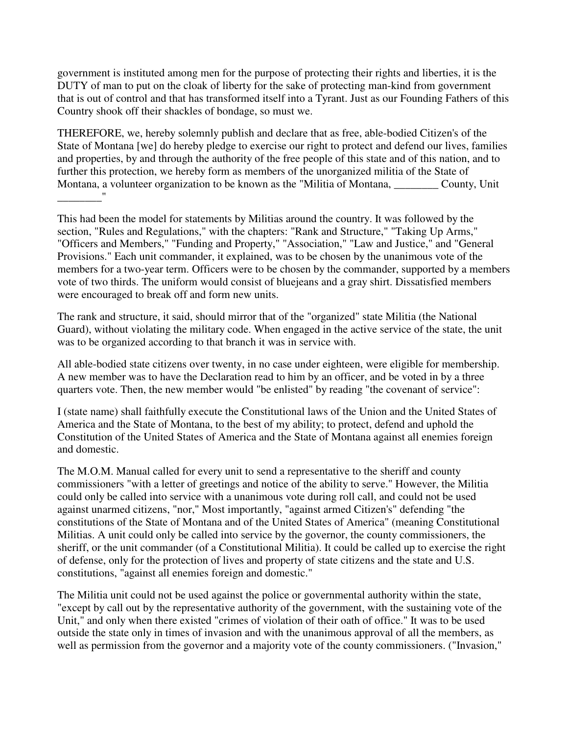government is instituted among men for the purpose of protecting their rights and liberties, it is the DUTY of man to put on the cloak of liberty for the sake of protecting man-kind from government that is out of control and that has transformed itself into a Tyrant. Just as our Founding Fathers of this Country shook off their shackles of bondage, so must we.

THEREFORE, we, hereby solemnly publish and declare that as free, able-bodied Citizen's of the State of Montana [we] do hereby pledge to exercise our right to protect and defend our lives, families and properties, by and through the authority of the free people of this state and of this nation, and to further this protection, we hereby form as members of the unorganized militia of the State of Montana, a volunteer organization to be known as the "Militia of Montana, ________ County, Unit ________"

This had been the model for statements by Militias around the country. It was followed by the section, "Rules and Regulations," with the chapters: "Rank and Structure," "Taking Up Arms," "Officers and Members," "Funding and Property," "Association," "Law and Justice," and "General Provisions." Each unit commander, it explained, was to be chosen by the unanimous vote of the members for a two-year term. Officers were to be chosen by the commander, supported by a members vote of two thirds. The uniform would consist of bluejeans and a gray shirt. Dissatisfied members were encouraged to break off and form new units.

The rank and structure, it said, should mirror that of the "organized" state Militia (the National Guard), without violating the military code. When engaged in the active service of the state, the unit was to be organized according to that branch it was in service with.

All able-bodied state citizens over twenty, in no case under eighteen, were eligible for membership. A new member was to have the Declaration read to him by an officer, and be voted in by a three quarters vote. Then, the new member would "be enlisted" by reading "the covenant of service":

I (state name) shall faithfully execute the Constitutional laws of the Union and the United States of America and the State of Montana, to the best of my ability; to protect, defend and uphold the Constitution of the United States of America and the State of Montana against all enemies foreign and domestic.

The M.O.M. Manual called for every unit to send a representative to the sheriff and county commissioners "with a letter of greetings and notice of the ability to serve." However, the Militia could only be called into service with a unanimous vote during roll call, and could not be used against unarmed citizens, "nor," Most importantly, "against armed Citizen's" defending "the constitutions of the State of Montana and of the United States of America" (meaning Constitutional Militias. A unit could only be called into service by the governor, the county commissioners, the sheriff, or the unit commander (of a Constitutional Militia). It could be called up to exercise the right of defense, only for the protection of lives and property of state citizens and the state and U.S. constitutions, "against all enemies foreign and domestic."

The Militia unit could not be used against the police or governmental authority within the state, "except by call out by the representative authority of the government, with the sustaining vote of the Unit," and only when there existed "crimes of violation of their oath of office." It was to be used outside the state only in times of invasion and with the unanimous approval of all the members, as well as permission from the governor and a majority vote of the county commissioners. ("Invasion,"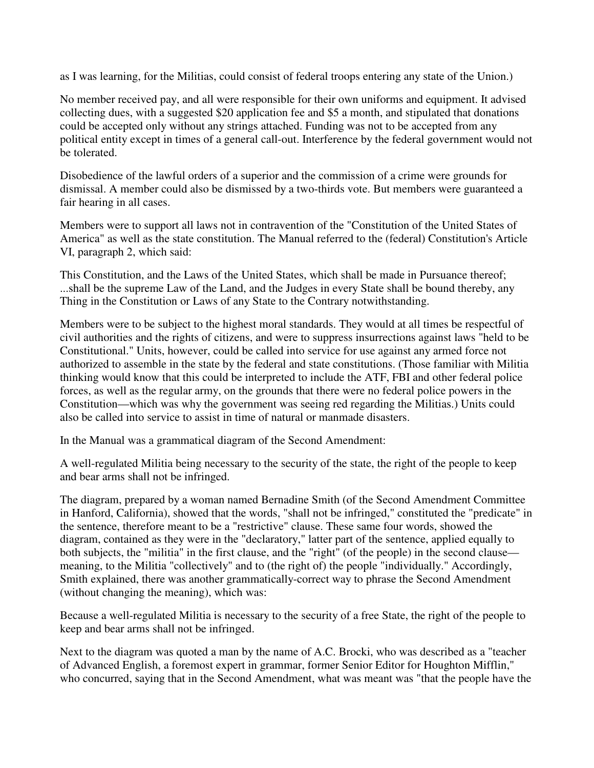as I was learning, for the Militias, could consist of federal troops entering any state of the Union.)

No member received pay, and all were responsible for their own uniforms and equipment. It advised collecting dues, with a suggested $20 application fee and $5 a month, and stipulated that donations could be accepted only without any strings attached. Funding was not to be accepted from any political entity except in times of a general call-out. Interference by the federal government would not be tolerated.

Disobedience of the lawful orders of a superior and the commission of a crime were grounds for dismissal. A member could also be dismissed by a two-thirds vote. But members were guaranteed a fair hearing in all cases.

Members were to support all laws not in contravention of the "Constitution of the United States of America" as well as the state constitution. The Manual referred to the (federal) Constitution's Article VI, paragraph 2, which said:

This Constitution, and the Laws of the United States, which shall be made in Pursuance thereof; ...shall be the supreme Law of the Land, and the Judges in every State shall be bound thereby, any Thing in the Constitution or Laws of any State to the Contrary notwithstanding.

Members were to be subject to the highest moral standards. They would at all times be respectful of civil authorities and the rights of citizens, and were to suppress insurrections against laws "held to be Constitutional." Units, however, could be called into service for use against any armed force not authorized to assemble in the state by the federal and state constitutions. (Those familiar with Militia thinking would know that this could be interpreted to include the ATF, FBI and other federal police forces, as well as the regular army, on the grounds that there were no federal police powers in the Constitution—which was why the government was seeing red regarding the Militias.) Units could also be called into service to assist in time of natural or manmade disasters.

In the Manual was a grammatical diagram of the Second Amendment:

A well-regulated Militia being necessary to the security of the state, the right of the people to keep and bear arms shall not be infringed.

The diagram, prepared by a woman named Bernadine Smith (of the Second Amendment Committee in Hanford, California), showed that the words, "shall not be infringed," constituted the "predicate" in the sentence, therefore meant to be a "restrictive" clause. These same four words, showed the diagram, contained as they were in the "declaratory," latter part of the sentence, applied equally to both subjects, the "militia" in the first clause, and the "right" (of the people) in the second clause—meaning, to the Militia "collectively" and to (the right of) the people "individually." Accordingly, Smith explained, there was another grammatically-correct way to phrase the Second Amendment (without changing the meaning), which was:

Because a well-regulated Militia is necessary to the security of a free State, the right of the people to keep and bear arms shall not be infringed.

Next to the diagram was quoted a man by the name of A.C. Brocki, who was described as a "teacher of Advanced English, a foremost expert in grammar, former Senior Editor for Houghton Mifflin," who concurred, saying that in the Second Amendment, what was meant was "that the people have the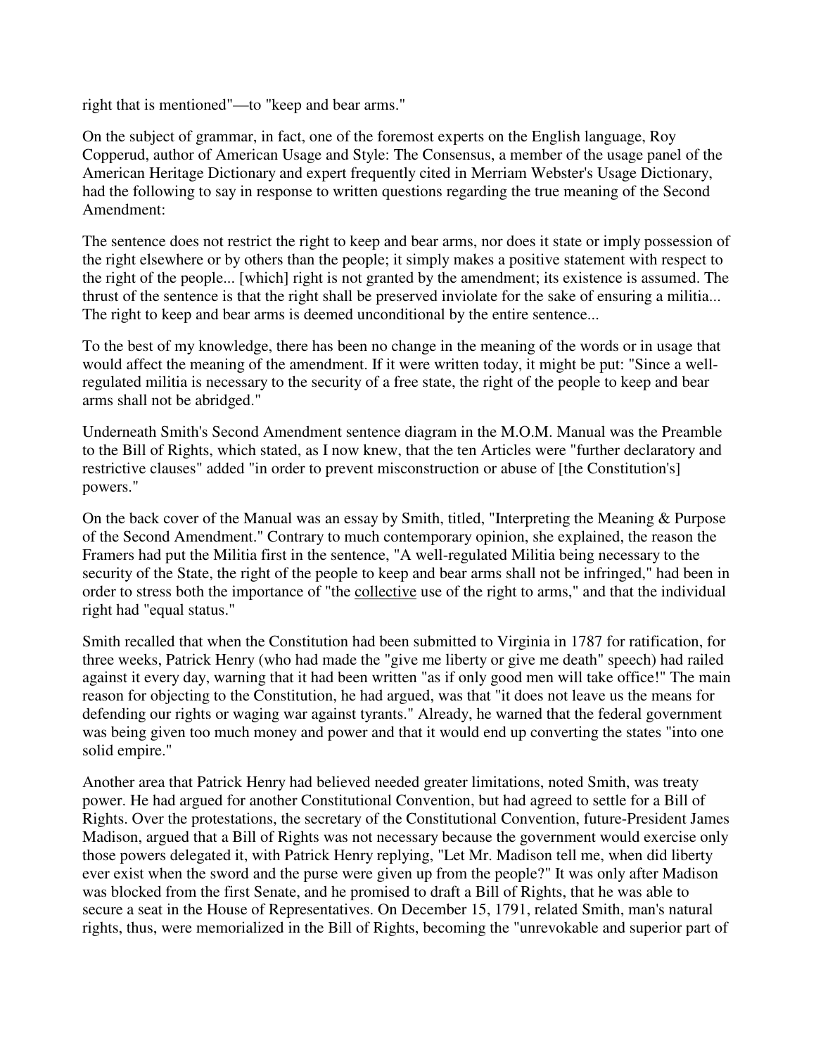right that is mentioned"—to "keep and bear arms."

On the subject of grammar, in fact, one of the foremost experts on the English language, Roy Copperud, author of American Usage and Style: The Consensus, a member of the usage panel of the American Heritage Dictionary and expert frequently cited in Merriam Webster's Usage Dictionary, had the following to say in response to written questions regarding the true meaning of the Second Amendment:

The sentence does not restrict the right to keep and bear arms, nor does it state or imply possession of the right elsewhere or by others than the people; it simply makes a positive statement with respect to the right of the people... [which] right is not granted by the amendment; its existence is assumed. The thrust of the sentence is that the right shall be preserved inviolate for the sake of ensuring a militia... The right to keep and bear arms is deemed unconditional by the entire sentence...

To the best of my knowledge, there has been no change in the meaning of the words or in usage that would affect the meaning of the amendment. If it were written today, it might be put: "Since a well-regulated militia is necessary to the security of a free state, the right of the people to keep and bear arms shall not be abridged."

Underneath Smith's Second Amendment sentence diagram in the M.O.M. Manual was the Preamble to the Bill of Rights, which stated, as I now knew, that the ten Articles were "further declaratory and restrictive clauses" added "in order to prevent misconstruction or abuse of [the Constitution's] powers."

On the back cover of the Manual was an essay by Smith, titled, "Interpreting the Meaning & Purpose of the Second Amendment." Contrary to much contemporary opinion, she explained, the reason the Framers had put the Militia first in the sentence, "A well-regulated Militia being necessary to the security of the State, the right of the people to keep and bear arms shall not be infringed," had been in order to stress both the importance of "the collective use of the right to arms," and that the individual right had "equal status."

Smith recalled that when the Constitution had been submitted to Virginia in 1787 for ratification, for three weeks, Patrick Henry (who had made the "give me liberty or give me death" speech) had railed against it every day, warning that it had been written "as if only good men will take office!" The main reason for objecting to the Constitution, he had argued, was that "it does not leave us the means for defending our rights or waging war against tyrants." Already, he warned that the federal government was being given too much money and power and that it would end up converting the states "into one solid empire."

Another area that Patrick Henry had believed needed greater limitations, noted Smith, was treaty power. He had argued for another Constitutional Convention, but had agreed to settle for a Bill of Rights. Over the protestations, the secretary of the Constitutional Convention, future-President James Madison, argued that a Bill of Rights was not necessary because the government would exercise only those powers delegated it, with Patrick Henry replying, "Let Mr. Madison tell me, when did liberty ever exist when the sword and the purse were given up from the people?" It was only after Madison was blocked from the first Senate, and he promised to draft a Bill of Rights, that he was able to secure a seat in the House of Representatives. On December 15, 1791, related Smith, man's natural rights, thus, were memorialized in the Bill of Rights, becoming the "unrevokable and superior part of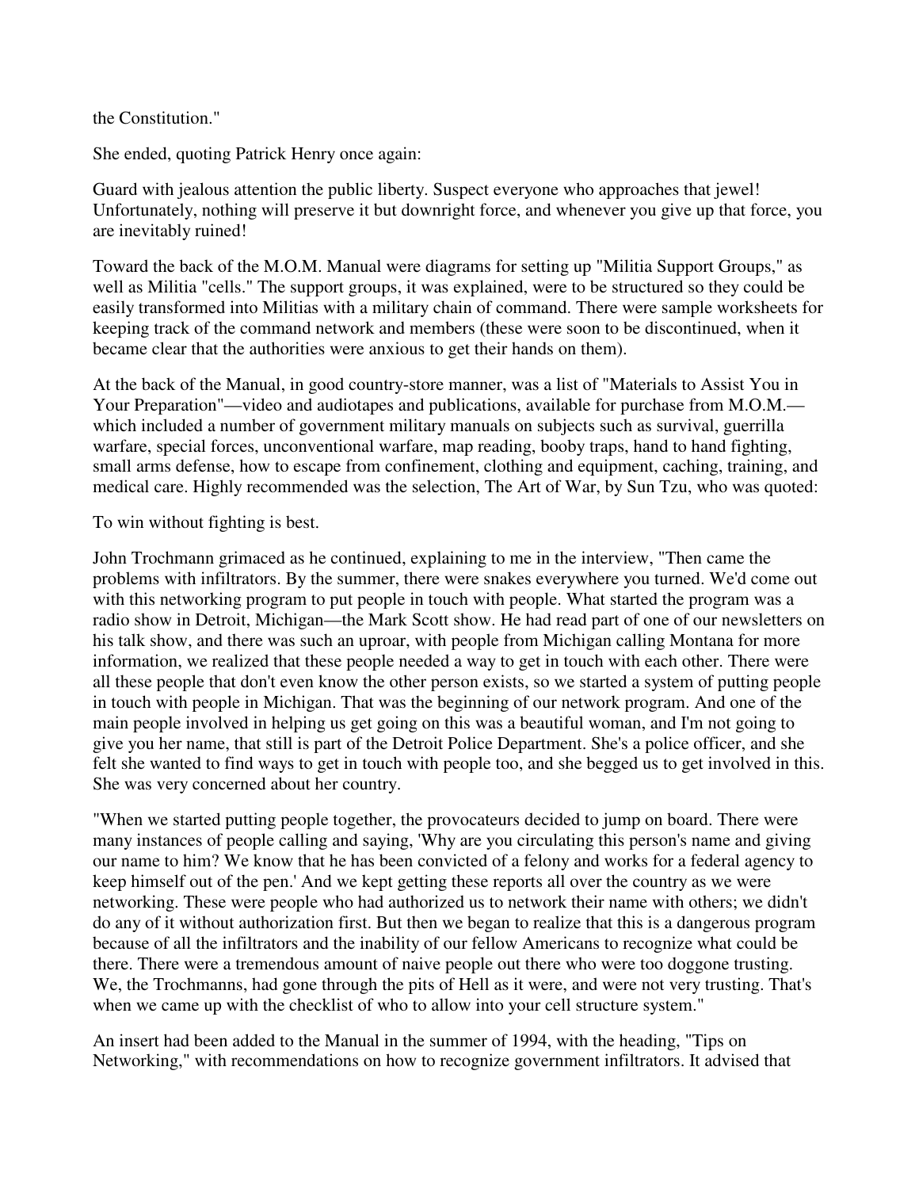the Constitution."

She ended, quoting Patrick Henry once again:

Guard with jealous attention the public liberty. Suspect everyone who approaches that jewel! Unfortunately, nothing will preserve it but downright force, and whenever you give up that force, you are inevitably ruined!

Toward the back of the M.O.M. Manual were diagrams for setting up "Militia Support Groups," as well as Militia "cells." The support groups, it was explained, were to be structured so they could be easily transformed into Militias with a military chain of command. There were sample worksheets for keeping track of the command network and members (these were soon to be discontinued, when it became clear that the authorities were anxious to get their hands on them).

At the back of the Manual, in good country-store manner, was a list of "Materials to Assist You in Your Preparation"—video and audiotapes and publications, available for purchase from M.O.M.—which included a number of government military manuals on subjects such as survival, guerrilla warfare, special forces, unconventional warfare, map reading, booby traps, hand to hand fighting, small arms defense, how to escape from confinement, clothing and equipment, caching, training, and medical care. Highly recommended was the selection, The Art of War, by Sun Tzu, who was quoted:

To win without fighting is best.

John Trochmann grimaced as he continued, explaining to me in the interview, "Then came the problems with infiltrators. By the summer, there were snakes everywhere you turned. We'd come out with this networking program to put people in touch with people. What started the program was a radio show in Detroit, Michigan—the Mark Scott show. He had read part of one of our newsletters on his talk show, and there was such an uproar, with people from Michigan calling Montana for more information, we realized that these people needed a way to get in touch with each other. There were all these people that don't even know the other person exists, so we started a system of putting people in touch with people in Michigan. That was the beginning of our network program. And one of the main people involved in helping us get going on this was a beautiful woman, and I'm not going to give you her name, that still is part of the Detroit Police Department. She's a police officer, and she felt she wanted to find ways to get in touch with people too, and she begged us to get involved in this. She was very concerned about her country.

"When we started putting people together, the provocateurs decided to jump on board. There were many instances of people calling and saying, 'Why are you circulating this person's name and giving our name to him? We know that he has been convicted of a felony and works for a federal agency to keep himself out of the pen.' And we kept getting these reports all over the country as we were networking. These were people who had authorized us to network their name with others; we didn't do any of it without authorization first. But then we began to realize that this is a dangerous program because of all the infiltrators and the inability of our fellow Americans to recognize what could be there. There were a tremendous amount of naive people out there who were too doggone trusting. We, the Trochmanns, had gone through the pits of Hell as it were, and were not very trusting. That's when we came up with the checklist of who to allow into your cell structure system."

An insert had been added to the Manual in the summer of 1994, with the heading, "Tips on Networking," with recommendations on how to recognize government infiltrators. It advised that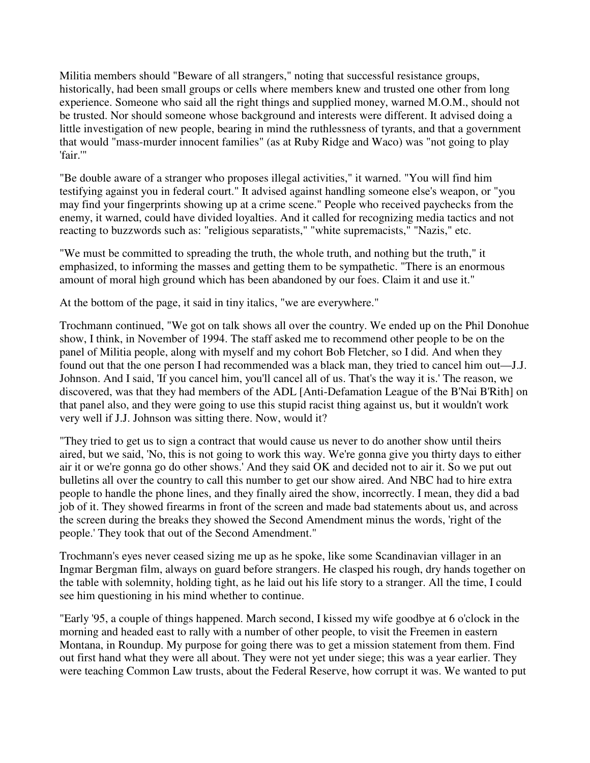Militia members should "Beware of all strangers," noting that successful resistance groups, historically, had been small groups or cells where members knew and trusted one other from long experience. Someone who said all the right things and supplied money, warned M.O.M., should not be trusted. Nor should someone whose background and interests were different. It advised doing a little investigation of new people, bearing in mind the ruthlessness of tyrants, and that a government that would "mass-murder innocent families" (as at Ruby Ridge and Waco) was "not going to play 'fair.'"

"Be double aware of a stranger who proposes illegal activities," it warned. "You will find him testifying against you in federal court." It advised against handling someone else's weapon, or "you may find your fingerprints showing up at a crime scene." People who received paychecks from the enemy, it warned, could have divided loyalties. And it called for recognizing media tactics and not reacting to buzzwords such as: "religious separatists," "white supremacists," "Nazis," etc.

"We must be committed to spreading the truth, the whole truth, and nothing but the truth," it emphasized, to informing the masses and getting them to be sympathetic. "There is an enormous amount of moral high ground which has been abandoned by our foes. Claim it and use it."

At the bottom of the page, it said in tiny italics, "*we are everywhere*."

Trochmann continued, "We got on talk shows all over the country. We ended up on the Phil Donohue show, I think, in November of 1994. The staff asked me to recommend other people to be on the panel of Militia people, along with myself and my cohort Bob Fletcher, so I did. And when they found out that the one person I had recommended was a black man, they tried to cancel him out—J.J. Johnson. And I said, 'If you cancel him, you'll cancel all of us. That's the way it is.' The reason, we discovered, was that they had members of the ADL [Anti-Defamation League of the B'Nai B'Rith] on that panel also, and they were going to use this stupid racist thing against us, but it wouldn't work very well if J.J. Johnson was sitting there. Now, would it?

"They tried to get us to sign a contract that would cause us never to do another show until theirs aired, but we said, 'No, this is not going to work this way. We're gonna give you thirty days to either air it or we're gonna go do other shows.' And they said OK and decided not to air it. So we put out bulletins all over the country to call this number to get our show aired. And NBC had to hire extra people to handle the phone lines, and they finally aired the show, incorrectly. I mean, they did a bad job of it. They showed firearms in front of the screen and made bad statements about us, and across the screen during the breaks they showed the Second Amendment minus the words, 'right of the people.' They took that out of the Second Amendment."

Trochmann's eyes never ceased sizing me up as he spoke, like some Scandinavian villager in an Ingmar Bergman film, always on guard before strangers. He clasped his rough, dry hands together on the table with solemnity, holding tight, as he laid out his life story to a stranger. All the time, I could see him questioning in his mind whether to continue.

"Early '95, a couple of things happened. March second, I kissed my wife goodbye at 6 o'clock in the morning and headed east to rally with a number of other people, to visit the Freemen in eastern Montana, in Roundup. My purpose for going there was to get a mission statement from them. Find out first hand what they were all about. They were not yet under siege; this was a year earlier. They were teaching Common Law trusts, about the Federal Reserve, how corrupt it was. We wanted to put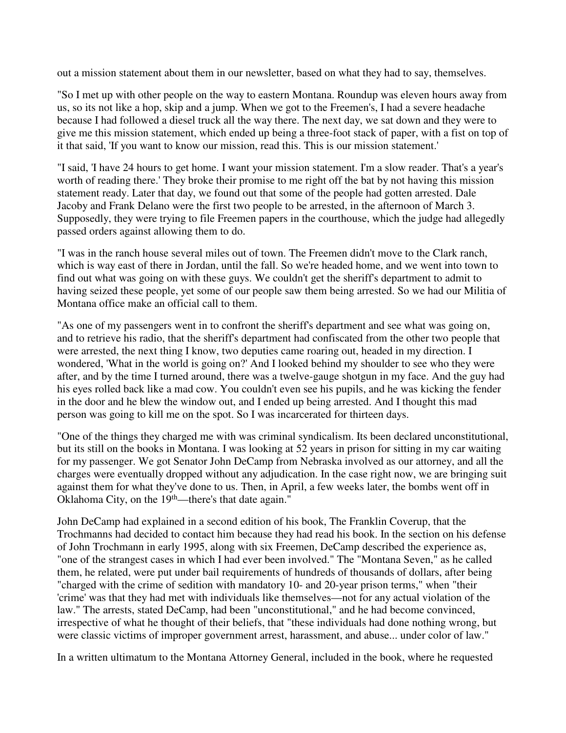out a mission statement about them in our newsletter, based on what they had to say, themselves.

"So I met up with other people on the way to eastern Montana. Roundup was eleven hours away from us, so its not like a hop, skip and a jump. When we got to the Freemen's, I had a severe headache because I had followed a diesel truck all the way there. The next day, we sat down and they were to give me this mission statement, which ended up being a three-foot stack of paper, with a fist on top of it that said, 'If you want to know our mission, read this. This is our mission statement.'

"I said, 'I have 24 hours to get home. I want your mission statement. I'm a slow reader. That's a year's worth of reading there.' They broke their promise to me right off the bat by not having this mission statement ready. Later that day, we found out that some of the people had gotten arrested. Dale Jacoby and Frank Delano were the first two people to be arrested, in the afternoon of March 3. Supposedly, they were trying to file Freemen papers in the courthouse, which the judge had allegedly passed orders against allowing them to do.

"I was in the ranch house several miles out of town. The Freemen didn't move to the Clark ranch, which is way east of there in Jordan, until the fall. So we're headed home, and we went into town to find out what was going on with these guys. We couldn't get the sheriff's department to admit to having seized these people, yet some of our people saw them being arrested. So we had our Militia of Montana office make an official call to them.

"As one of my passengers went in to confront the sheriff's department and see what was going on, and to retrieve his radio, that the sheriff's department had confiscated from the other two people that were arrested, the next thing I know, two deputies came roaring out, headed in my direction. I wondered, 'What in the world is going on?' And I looked behind my shoulder to see who they were after, and by the time I turned around, there was a twelve-gauge shotgun in my face. And the guy had his eyes rolled back like a mad cow. You couldn't even see his pupils, and he was kicking the fender in the door and he blew the window out, and I ended up being arrested. And I thought this mad person was going to kill me on the spot. So I was incarcerated for thirteen days.

"One of the things they charged me with was criminal syndicalism. Its been declared unconstitutional, but its still on the books in Montana. I was looking at 52 years in prison for sitting in my car waiting for my passenger. We got Senator John DeCamp from Nebraska involved as our attorney, and all the charges were eventually dropped without any adjudication. In the case right now, we are bringing suit against them for what they've done to us. Then, in April, a few weeks later, the bombs went off in Oklahoma City, on the 19th—there's that date again."

John DeCamp had explained in a second edition of his book, The Franklin Coverup, that the Trochmanns had decided to contact him because they had read his book. In the section on his defense of John Trochmann in early 1995, along with six Freemen, DeCamp described the experience as, "one of the strangest cases in which I had ever been involved." The "Montana Seven," as he called them, he related, were put under bail requirements of hundreds of thousands of dollars, after being "charged with the crime of sedition with mandatory 10- and 20-year prison terms," when "their 'crime' was that they had met with individuals like themselves—not for any actual violation of the law." The arrests, stated DeCamp, had been "unconstitutional," and he had become convinced, irrespective of what he thought of their beliefs, that "these individuals had done nothing wrong, but were classic victims of improper government arrest, harassment, and abuse... under color of law."

In a written ultimatum to the Montana Attorney General, included in the book, where he requested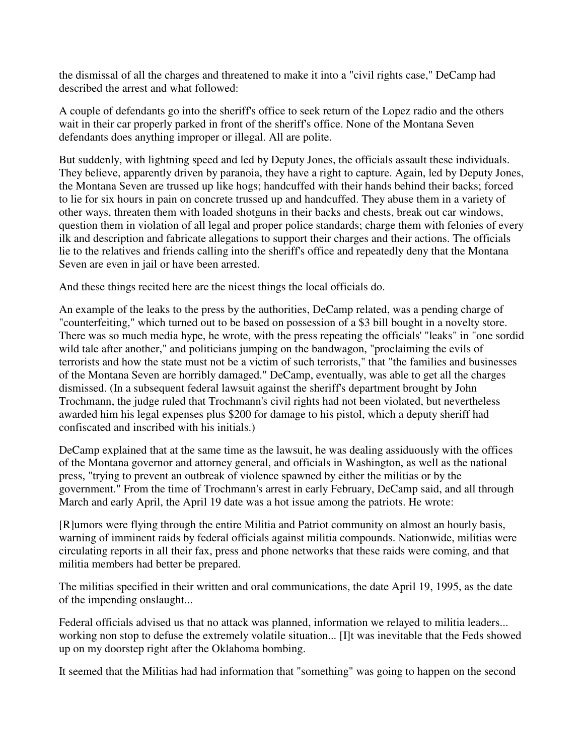the dismissal of all the charges and threatened to make it into a "civil rights case," DeCamp had described the arrest and what followed:

A couple of defendants go into the sheriff's office to seek return of the Lopez radio and the others wait in their car properly parked in front of the sheriff's office. None of the Montana Seven defendants does anything improper or illegal. All are polite.

But suddenly, with lightning speed and led by Deputy Jones, the officials assault these individuals. They believe, apparently driven by paranoia, they have a right to capture. Again, led by Deputy Jones, the Montana Seven are trussed up like hogs; handcuffed with their hands behind their backs; forced to lie for six hours in pain on concrete trussed up and handcuffed. They abuse them in a variety of other ways, threaten them with loaded shotguns in their backs and chests, break out car windows, question them in violation of all legal and proper police standards; charge them with felonies of every ilk and description and fabricate allegations to support their charges and their actions. The officials lie to the relatives and friends calling into the sheriff's office and repeatedly deny that the Montana Seven are even in jail or have been arrested.

And these things recited here are the nicest things the local officials do.

An example of the leaks to the press by the authorities, DeCamp related, was a pending charge of "counterfeiting," which turned out to be based on possession of a $3 bill bought in a novelty store. There was so much media hype, he wrote, with the press repeating the officials' "leaks" in "one sordid wild tale after another," and politicians jumping on the bandwagon, "proclaiming the evils of terrorists and how the state must not be a victim of such terrorists," that "the families and businesses of the Montana Seven are horribly damaged." DeCamp, eventually, was able to get all the charges dismissed. (In a subsequent federal lawsuit against the sheriff's department brought by John Trochmann, the judge ruled that Trochmann's civil rights had not been violated, but nevertheless awarded him his legal expenses plus $200 for damage to his pistol, which a deputy sheriff had confiscated and inscribed with his initials.)

DeCamp explained that at the same time as the lawsuit, he was dealing assiduously with the offices of the Montana governor and attorney general, and officials in Washington, as well as the national press, "trying to prevent an outbreak of violence spawned by either the militias or by the government." From the time of Trochmann's arrest in early February, DeCamp said, and all through March and early April, the April 19 date was a hot issue among the patriots. He wrote:

[R]umors were flying through the entire Militia and Patriot community on almost an hourly basis, warning of imminent raids by federal officials against militia compounds. Nationwide, militias were circulating reports in all their fax, press and phone networks that these raids were coming, and that militia members had better be prepared.

The militias specified in their written and oral communications, the date April 19, 1995, as the date of the impending onslaught...

Federal officials advised us that no attack was planned, information we relayed to militia leaders... working non stop to defuse the extremely volatile situation... [I]t was inevitable that the Feds showed up on my doorstep right after the Oklahoma bombing.

It seemed that the Militias had had information that "something" was going to happen on the second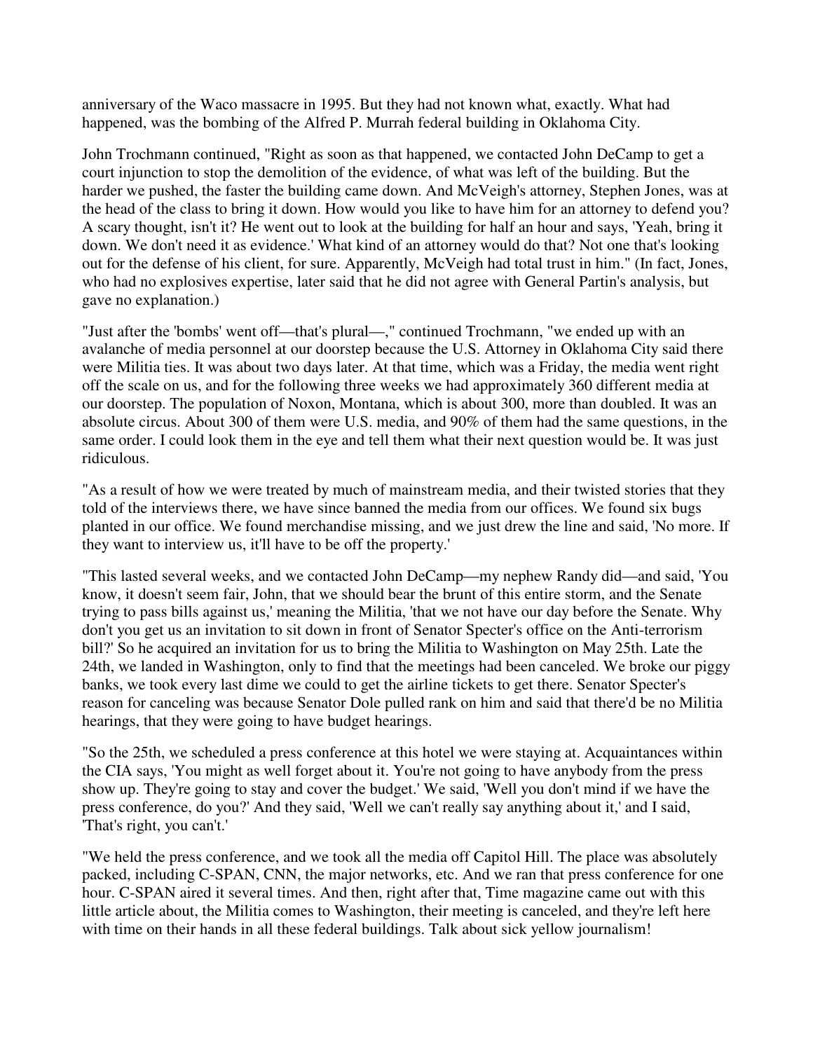anniversary of the Waco massacre in 1995. But they had not known what, exactly. What had happened, was the bombing of the Alfred P. Murrah federal building in Oklahoma City.

John Trochmann continued, "Right as soon as that happened, we contacted John DeCamp to get a court injunction to stop the demolition of the evidence, of what was left of the building. But the harder we pushed, the faster the building came down. And McVeigh's attorney, Stephen Jones, was at the head of the class to bring it down. How would you like to have him for an attorney to defend you? A scary thought, isn't it? He went out to look at the building for half an hour and says, 'Yeah, bring it down. We don't need it as evidence.' What kind of an attorney would do that? Not one that's looking out for the defense of his client, for sure. Apparently, McVeigh had total trust in him." (In fact, Jones, who had no explosives expertise, later said that he did not agree with General Partin's analysis, but gave no explanation.)

"Just after the 'bombs' went off—that's plural—," continued Trochmann, "we ended up with an avalanche of media personnel at our doorstep because the U.S. Attorney in Oklahoma City said there were Militia ties. It was about two days later. At that time, which was a Friday, the media went right off the scale on us, and for the following three weeks we had approximately 360 different media at our doorstep. The population of Noxon, Montana, which is about 300, more than doubled. It was an absolute circus. About 300 of them were U.S. media, and 90% of them had the same questions, in the same order. I could look them in the eye and tell them what their next question would be. It was just ridiculous.

"As a result of how we were treated by much of mainstream media, and their twisted stories that they told of the interviews there, we have since banned the media from our offices. We found six bugs planted in our office. We found merchandise missing, and we just drew the line and said, 'No more. If they want to interview us, it'll have to be off the property.'

"This lasted several weeks, and we contacted John DeCamp—my nephew Randy did—and said, 'You know, it doesn't seem fair, John, that we should bear the brunt of this entire storm, and the Senate trying to pass bills against us,' meaning the Militia, 'that we not have our day before the Senate. Why don't you get us an invitation to sit down in front of Senator Specter's office on the Anti-terrorism bill?' So he acquired an invitation for us to bring the Militia to Washington on May 25th. Late the 24th, we landed in Washington, only to find that the meetings had been canceled. We broke our piggy banks, we took every last dime we could to get the airline tickets to get there. Senator Specter's reason for canceling was because Senator Dole pulled rank on him and said that there'd be no Militia hearings, that they were going to have budget hearings.

"So the 25th, we scheduled a press conference at this hotel we were staying at. Acquaintances within the CIA says, 'You might as well forget about it. You're not going to have anybody from the press show up. They're going to stay and cover the budget.' We said, 'Well you don't mind if we have the press conference, do you?' And they said, 'Well we can't really say anything about it,' and I said, 'That's right, you can't.'

"We held the press conference, and we took all the media off Capitol Hill. The place was absolutely packed, including C-SPAN, CNN, the major networks, etc. And we ran that press conference for one hour. C-SPAN aired it several times. And then, right after that, Time magazine came out with this little article about, the Militia comes to Washington, their meeting is canceled, and they're left here with time on their hands in all these federal buildings. Talk about sick yellow journalism!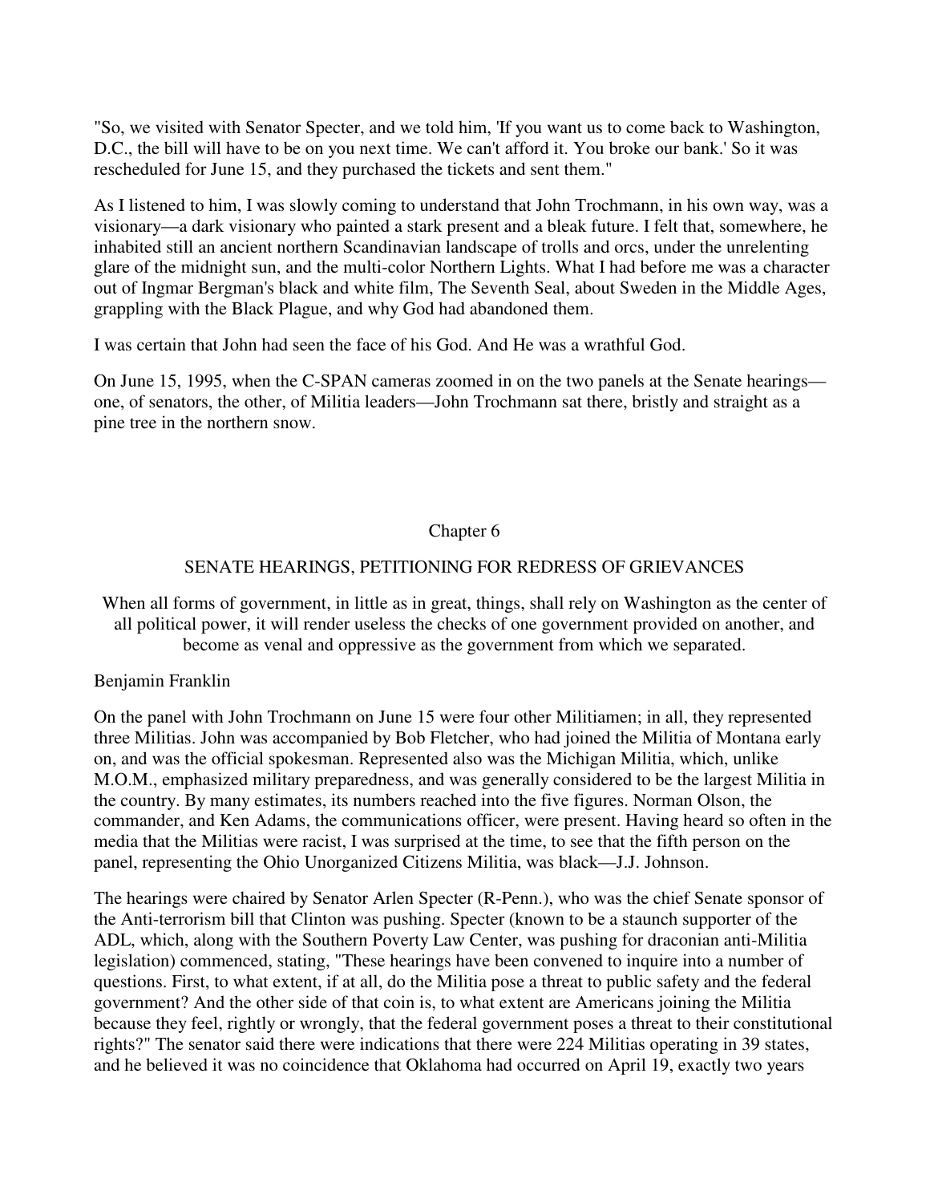"So, we visited with Senator Specter, and we told him, 'If you want us to come back to Washington, D.C., the bill will have to be on you next time. We can't afford it. You broke our bank.' So it was rescheduled for June 15, and they purchased the tickets and sent them."

As I listened to him, I was slowly coming to understand that John Trochmann, in his own way, was a visionary—a dark visionary who painted a stark present and a bleak future. I felt that, somewhere, he inhabited still an ancient northern Scandinavian landscape of trolls and orcs, under the unrelenting glare of the midnight sun, and the multi-color Northern Lights. What I had before me was a character out of Ingmar Bergman's black and white film, The Seventh Seal, about Sweden in the Middle Ages, grappling with the Black Plague, and why God had abandoned them.

I was certain that John had seen the face of his God. And He was a wrathful God.

On June 15, 1995, when the C-SPAN cameras zoomed in on the two panels at the Senate hearings—one, of senators, the other, of Militia leaders—John Trochmann sat there, bristly and straight as a pine tree in the northern snow.

## Chapter 6

## SENATE HEARINGS, PETITIONING FOR REDRESS OF GRIEVANCES

When all forms of government, in little as in great, things, shall rely on Washington as the center of all political power, it will render useless the checks of one government provided on another, and become as venal and oppressive as the government from which we separated.

Benjamin Franklin

On the panel with John Trochmann on June 15 were four other Militiamen; in all, they represented three Militias. John was accompanied by Bob Fletcher, who had joined the Militia of Montana early on, and was the official spokesman. Represented also was the Michigan Militia, which, unlike M.O.M., emphasized military preparedness, and was generally considered to be the largest Militia in the country. By many estimates, its numbers reached into the five figures. Norman Olson, the commander, and Ken Adams, the communications officer, were present. Having heard so often in the media that the Militias were racist, I was surprised at the time, to see that the fifth person on the panel, representing the Ohio Unorganized Citizens Militia, was black—J.J. Johnson.

The hearings were chaired by Senator Arlen Specter (R-Penn.), who was the chief Senate sponsor of the Anti-terrorism bill that Clinton was pushing. Specter (known to be a staunch supporter of the ADL, which, along with the Southern Poverty Law Center, was pushing for draconian anti-Militia legislation) commenced, stating, "These hearings have been convened to inquire into a number of questions. First, to what extent, if at all, do the Militia pose a threat to public safety and the federal government? And the other side of that coin is, to what extent are Americans joining the Militia because they feel, rightly or wrongly, that the federal government poses a threat to their constitutional rights?" The senator said there were indications that there were 224 Militias operating in 39 states, and he believed it was no coincidence that Oklahoma had occurred on April 19, exactly two years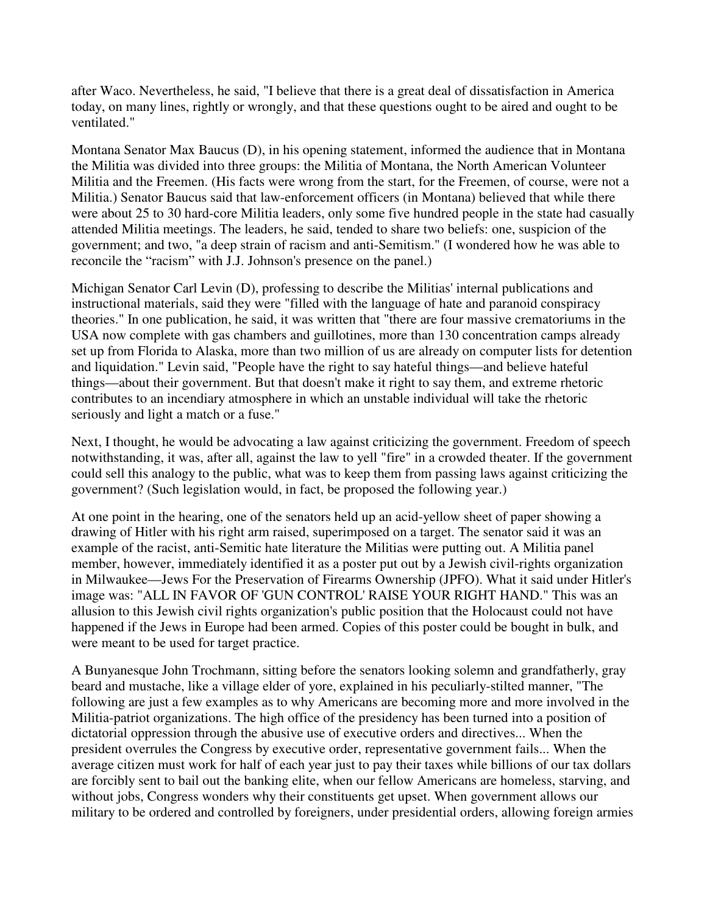after Waco. Nevertheless, he said, "I believe that there is a great deal of dissatisfaction in America today, on many lines, rightly or wrongly, and that these questions ought to be aired and ought to be ventilated."

Montana Senator Max Baucus (D), in his opening statement, informed the audience that in Montana the Militia was divided into three groups: the Militia of Montana, the North American Volunteer Militia and the Freemen. (His facts were wrong from the start, for the Freemen, of course, were not a Militia.) Senator Baucus said that law-enforcement officers (in Montana) believed that while there were about 25 to 30 hard-core Militia leaders, only some five hundred people in the state had casually attended Militia meetings. The leaders, he said, tended to share two beliefs: one, suspicion of the government; and two, "a deep strain of racism and anti-Semitism." (I wondered how he was able to reconcile the "racism" with J.J. Johnson's presence on the panel.)

Michigan Senator Carl Levin (D), professing to describe the Militias' internal publications and instructional materials, said they were "filled with the language of hate and paranoid conspiracy theories." In one publication, he said, it was written that "there are four massive crematoriums in the USA now complete with gas chambers and guillotines, more than 130 concentration camps already set up from Florida to Alaska, more than two million of us are already on computer lists for detention and liquidation." Levin said, "People have the right to say hateful things—and believe hateful things—about their government. But that doesn't make it right to say them, and extreme rhetoric contributes to an incendiary atmosphere in which an unstable individual will take the rhetoric seriously and light a match or a fuse."

Next, I thought, he would be advocating a law against criticizing the government. Freedom of speech notwithstanding, it was, after all, against the law to yell "fire" in a crowded theater. If the government could sell this analogy to the public, what was to keep them from passing laws against criticizing the government? (Such legislation would, in fact, be proposed the following year.)

At one point in the hearing, one of the senators held up an acid-yellow sheet of paper showing a drawing of Hitler with his right arm raised, superimposed on a target. The senator said it was an example of the racist, anti-Semitic hate literature the Militias were putting out. A Militia panel member, however, immediately identified it as a poster put out by a Jewish civil-rights organization in Milwaukee—Jews For the Preservation of Firearms Ownership (JPFO). What it said under Hitler's image was: "ALL IN FAVOR OF 'GUN CONTROL' RAISE YOUR RIGHT HAND." This was an allusion to this Jewish civil rights organization's public position that the Holocaust could not have happened if the Jews in Europe had been armed. Copies of this poster could be bought in bulk, and were meant to be used for target practice.

A Bunyanesque John Trochmann, sitting before the senators looking solemn and grandfatherly, gray beard and mustache, like a village elder of yore, explained in his peculiarly-stilted manner, "The following are just a few examples as to why Americans are becoming more and more involved in the Militia-patriot organizations. The high office of the presidency has been turned into a position of dictatorial oppression through the abusive use of executive orders and directives... When the president overrules the Congress by executive order, representative government fails... When the average citizen must work for half of each year just to pay their taxes while billions of our tax dollars are forcibly sent to bail out the banking elite, when our fellow Americans are homeless, starving, and without jobs, Congress wonders why their constituents get upset. When government allows our military to be ordered and controlled by foreigners, under presidential orders, allowing foreign armies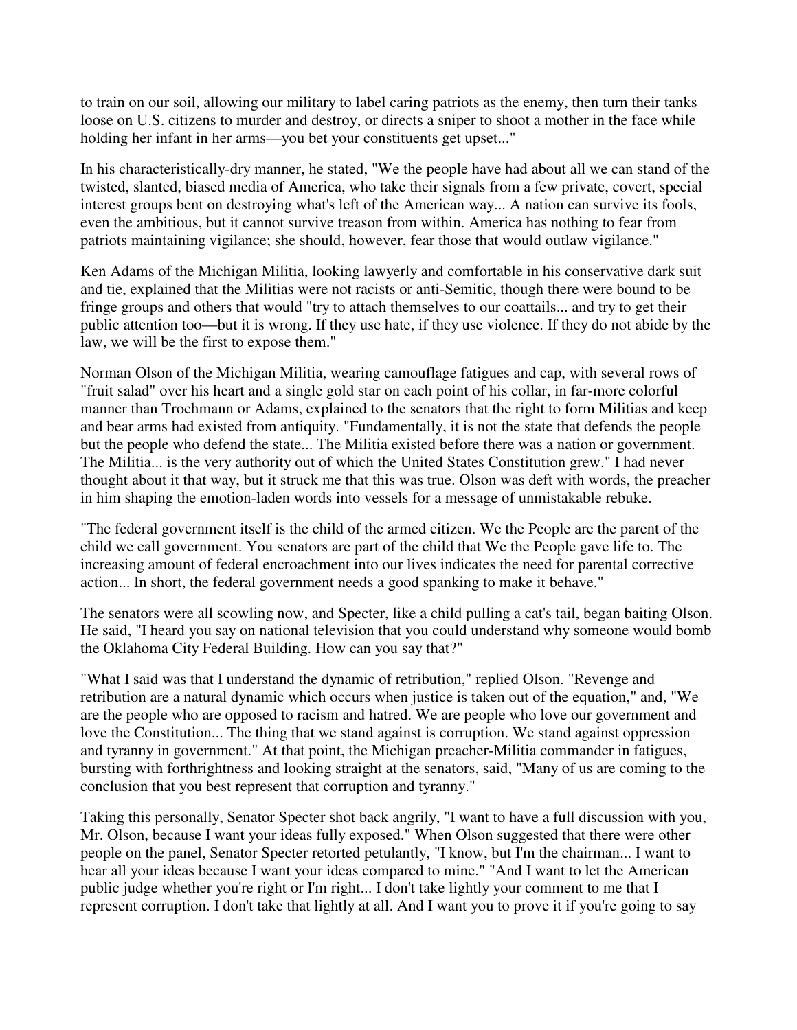to train on our soil, allowing our military to label caring patriots as the enemy, then turn their tanks loose on U.S. citizens to murder and destroy, or directs a sniper to shoot a mother in the face while holding her infant in her arms—you bet your constituents get upset..."

In his characteristically-dry manner, he stated, "We the people have had about all we can stand of the twisted, slanted, biased media of America, who take their signals from a few private, covert, special interest groups bent on destroying what's left of the American way... A nation can survive its fools, even the ambitious, but it cannot survive treason from within. America has nothing to fear from patriots maintaining vigilance; she should, however, fear those that would outlaw vigilance."

Ken Adams of the Michigan Militia, looking lawyerly and comfortable in his conservative dark suit and tie, explained that the Militias were not racists or anti-Semitic, though there were bound to be fringe groups and others that would "try to attach themselves to our coattails... and try to get their public attention too—but it is wrong. If they use hate, if they use violence. If they do not abide by the law, we will be the first to expose them."

Norman Olson of the Michigan Militia, wearing camouflage fatigues and cap, with several rows of "fruit salad" over his heart and a single gold star on each point of his collar, in far-more colorful manner than Trochmann or Adams, explained to the senators that the right to form Militias and keep and bear arms had existed from antiquity. "Fundamentally, it is not the state that defends the people but the people who defend the state... The Militia existed before there was a nation or government. The Militia... is the very authority out of which the United States Constitution grew." I had never thought about it that way, but it struck me that this was true. Olson was deft with words, the preacher in him shaping the emotion-laden words into vessels for a message of unmistakable rebuke.

"The federal government itself is the child of the armed citizen. We the People are the parent of the child we call government. You senators are part of the child that We the People gave life to. The increasing amount of federal encroachment into our lives indicates the need for parental corrective action... In short, the federal government needs a good spanking to make it behave."

The senators were all scowling now, and Specter, like a child pulling a cat's tail, began baiting Olson. He said, "I heard you say on national television that you could understand why someone would bomb the Oklahoma City Federal Building. How can you say that?"

"What I said was that I understand the dynamic of retribution," replied Olson. "Revenge and retribution are a natural dynamic which occurs when justice is taken out of the equation," and, "We are the people who are opposed to racism and hatred. We are people who love our government and love the Constitution... The thing that we stand against is corruption. We stand against oppression and tyranny in government." At that point, the Michigan preacher-Militia commander in fatigues, bursting with forthrightness and looking straight at the senators, said, "Many of us are coming to the conclusion that you best represent that corruption and tyranny."

Taking this personally, Senator Specter shot back angrily, "I want to have a full discussion with you, Mr. Olson, because I want your ideas fully exposed." When Olson suggested that there were other people on the panel, Senator Specter retorted petulantly, "I know, but I'm the chairman... I want to hear all your ideas because I want your ideas compared to mine." "And I want to let the American public judge whether you're right or I'm right... I don't take lightly your comment to me that I represent corruption. I don't take that lightly at all. And I want you to prove it if you're going to say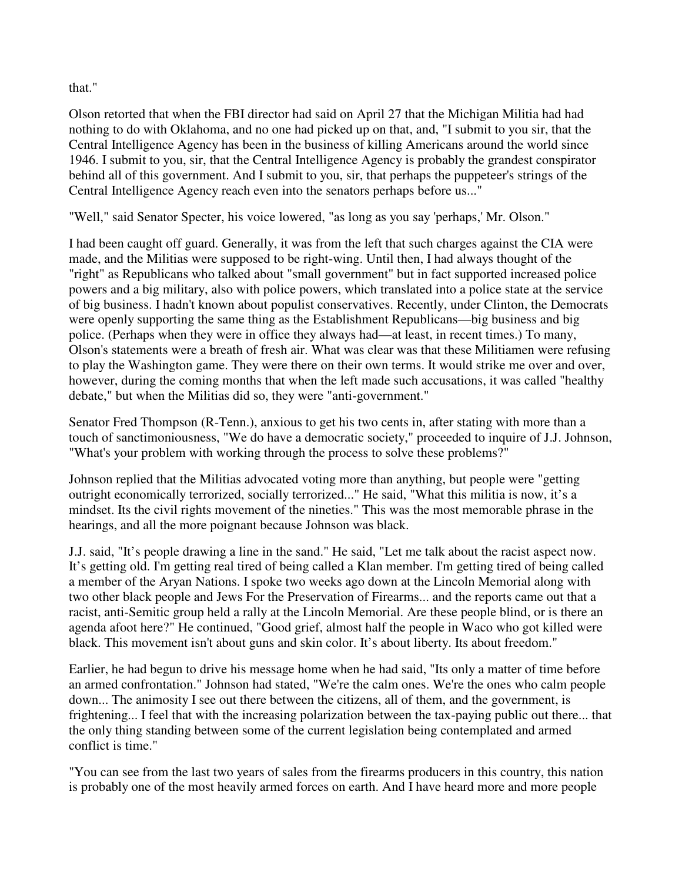that."

Olson retorted that when the FBI director had said on April 27 that the Michigan Militia had had nothing to do with Oklahoma, and no one had picked up on that, and, "I submit to you sir, that the Central Intelligence Agency has been in the business of killing Americans around the world since 1946. I submit to you, sir, that the Central Intelligence Agency is probably the grandest conspirator behind all of this government. And I submit to you, sir, that perhaps the puppeteer's strings of the Central Intelligence Agency reach even into the senators perhaps before us..."

"Well," said Senator Specter, his voice lowered, "as long as you say 'perhaps,' Mr. Olson."

I had been caught off guard. Generally, it was from the left that such charges against the CIA were made, and the Militias were supposed to be right-wing. Until then, I had always thought of the "right" as Republicans who talked about "small government" but in fact supported increased police powers and a big military, also with police powers, which translated into a police state at the service of big business. I hadn't known about populist conservatives. Recently, under Clinton, the Democrats were openly supporting the same thing as the Establishment Republicans—big business and big police. (Perhaps when they were in office they always had—at least, in recent times.) To many, Olson's statements were a breath of fresh air. What was clear was that these Militiamen were refusing to play the Washington game. They were there on their own terms. It would strike me over and over, however, during the coming months that when the left made such accusations, it was called "healthy debate," but when the Militias did so, they were "anti-government."

Senator Fred Thompson (R-Tenn.), anxious to get his two cents in, after stating with more than a touch of sanctimoniousness, "We do have a democratic society," proceeded to inquire of J.J. Johnson, "What's your problem with working through the process to solve these problems?"

Johnson replied that the Militias advocated voting more than anything, but people were "getting outright economically terrorized, socially terrorized..." He said, "What this militia is now, it's a mindset. Its the civil rights movement of the nineties." This was the most memorable phrase in the hearings, and all the more poignant because Johnson was black.

J.J. said, "It's people drawing a line in the sand." He said, "Let me talk about the racist aspect now. It's getting old. I'm getting real tired of being called a Klan member. I'm getting tired of being called a member of the Aryan Nations. I spoke two weeks ago down at the Lincoln Memorial along with two other black people and Jews For the Preservation of Firearms... and the reports came out that a racist, anti-Semitic group held a rally at the Lincoln Memorial. Are these people blind, or is there an agenda afoot here?" He continued, "Good grief, almost half the people in Waco who got killed were black. This movement isn't about guns and skin color. It's about liberty. Its about freedom."

Earlier, he had begun to drive his message home when he had said, "Its only a matter of time before an armed confrontation." Johnson had stated, "We're the calm ones. We're the ones who calm people down... The animosity I see out there between the citizens, all of them, and the government, is frightening... I feel that with the increasing polarization between the tax-paying public out there... that the only thing standing between some of the current legislation being contemplated and armed conflict is time."

"You can see from the last two years of sales from the firearms producers in this country, this nation is probably one of the most heavily armed forces on earth. And I have heard more and more people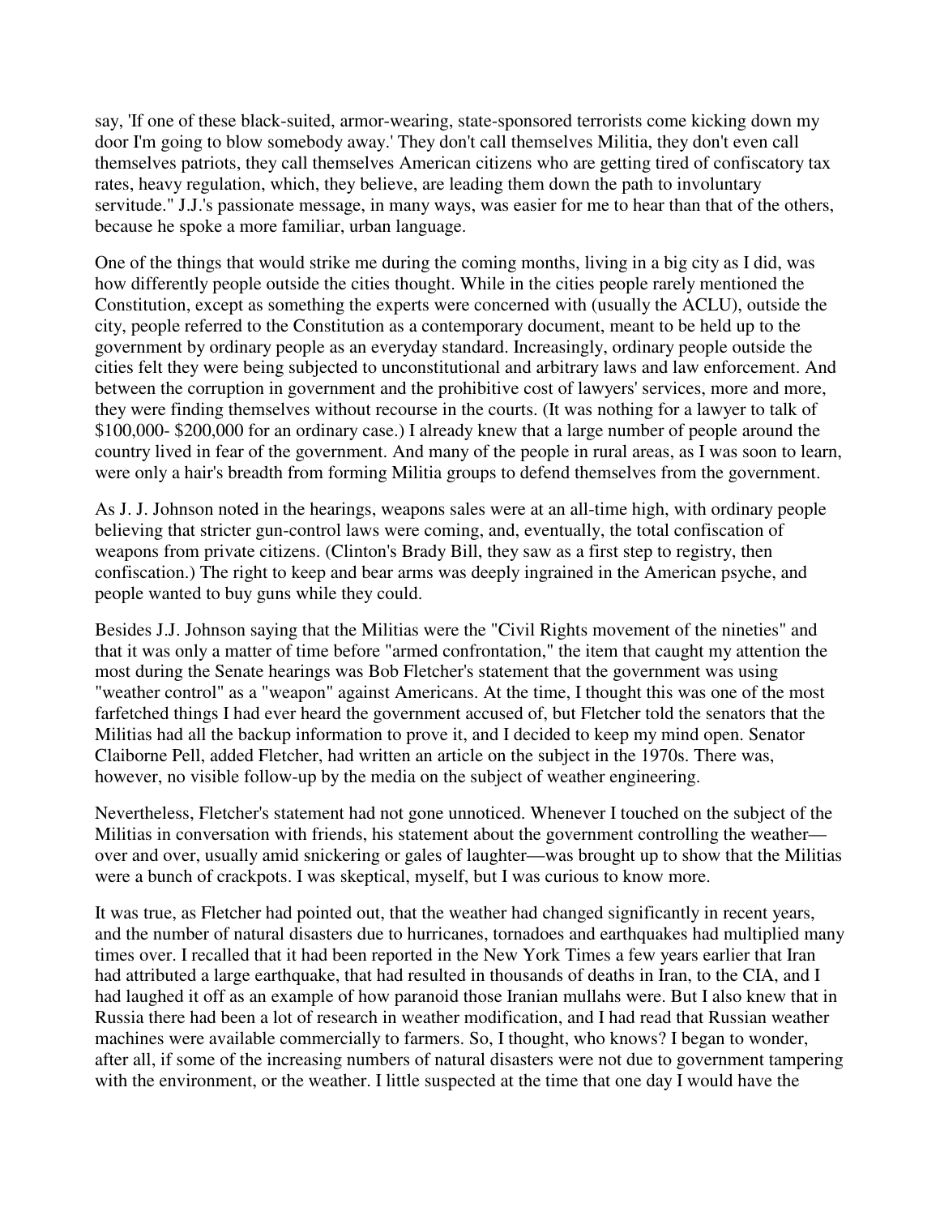say, 'If one of these black-suited, armor-wearing, state-sponsored terrorists come kicking down my door I'm going to blow somebody away.' They don't call themselves Militia, they don't even call themselves patriots, they call themselves American citizens who are getting tired of confiscatory tax rates, heavy regulation, which, they believe, are leading them down the path to involuntary servitude." J.J.'s passionate message, in many ways, was easier for me to hear than that of the others, because he spoke a more familiar, urban language.

One of the things that would strike me during the coming months, living in a big city as I did, was how differently people outside the cities thought. While in the cities people rarely mentioned the Constitution, except as something the experts were concerned with (usually the ACLU), outside the city, people referred to the Constitution as a contemporary document, meant to be held up to the government by ordinary people as an everyday standard. Increasingly, ordinary people outside the cities felt they were being subjected to unconstitutional and arbitrary laws and law enforcement. And between the corruption in government and the prohibitive cost of lawyers' services, more and more, they were finding themselves without recourse in the courts. (It was nothing for a lawyer to talk of $100,000- $200,000 for an ordinary case.) I already knew that a large number of people around the country lived in fear of the government. And many of the people in rural areas, as I was soon to learn, were only a hair's breadth from forming Militia groups to defend themselves from the government.

As J. J. Johnson noted in the hearings, weapons sales were at an all-time high, with ordinary people believing that stricter gun-control laws were coming, and, eventually, the total confiscation of weapons from private citizens. (Clinton's Brady Bill, they saw as a first step to registry, then confiscation.) The right to keep and bear arms was deeply ingrained in the American psyche, and people wanted to buy guns while they could.

Besides J.J. Johnson saying that the Militias were the "Civil Rights movement of the nineties" and that it was only a matter of time before "armed confrontation," the item that caught my attention the most during the Senate hearings was Bob Fletcher's statement that the government was using "weather control" as a "weapon" against Americans. At the time, I thought this was one of the most farfetched things I had ever heard the government accused of, but Fletcher told the senators that the Militias had all the backup information to prove it, and I decided to keep my mind open. Senator Claiborne Pell, added Fletcher, had written an article on the subject in the 1970s. There was, however, no visible follow-up by the media on the subject of weather engineering.

Nevertheless, Fletcher's statement had not gone unnoticed. Whenever I touched on the subject of the Militias in conversation with friends, his statement about the government controlling the weather—over and over, usually amid snickering or gales of laughter—was brought up to show that the Militias were a bunch of crackpots. I was skeptical, myself, but I was curious to know more.

It was true, as Fletcher had pointed out, that the weather had changed significantly in recent years, and the number of natural disasters due to hurricanes, tornadoes and earthquakes had multiplied many times over. I recalled that it had been reported in the New York Times a few years earlier that Iran had attributed a large earthquake, that had resulted in thousands of deaths in Iran, to the CIA, and I had laughed it off as an example of how paranoid those Iranian mullahs were. But I also knew that in Russia there had been a lot of research in weather modification, and I had read that Russian weather machines were available commercially to farmers. So, I thought, who knows? I began to wonder, after all, if some of the increasing numbers of natural disasters were not due to government tampering with the environment, or the weather. I little suspected at the time that one day I would have the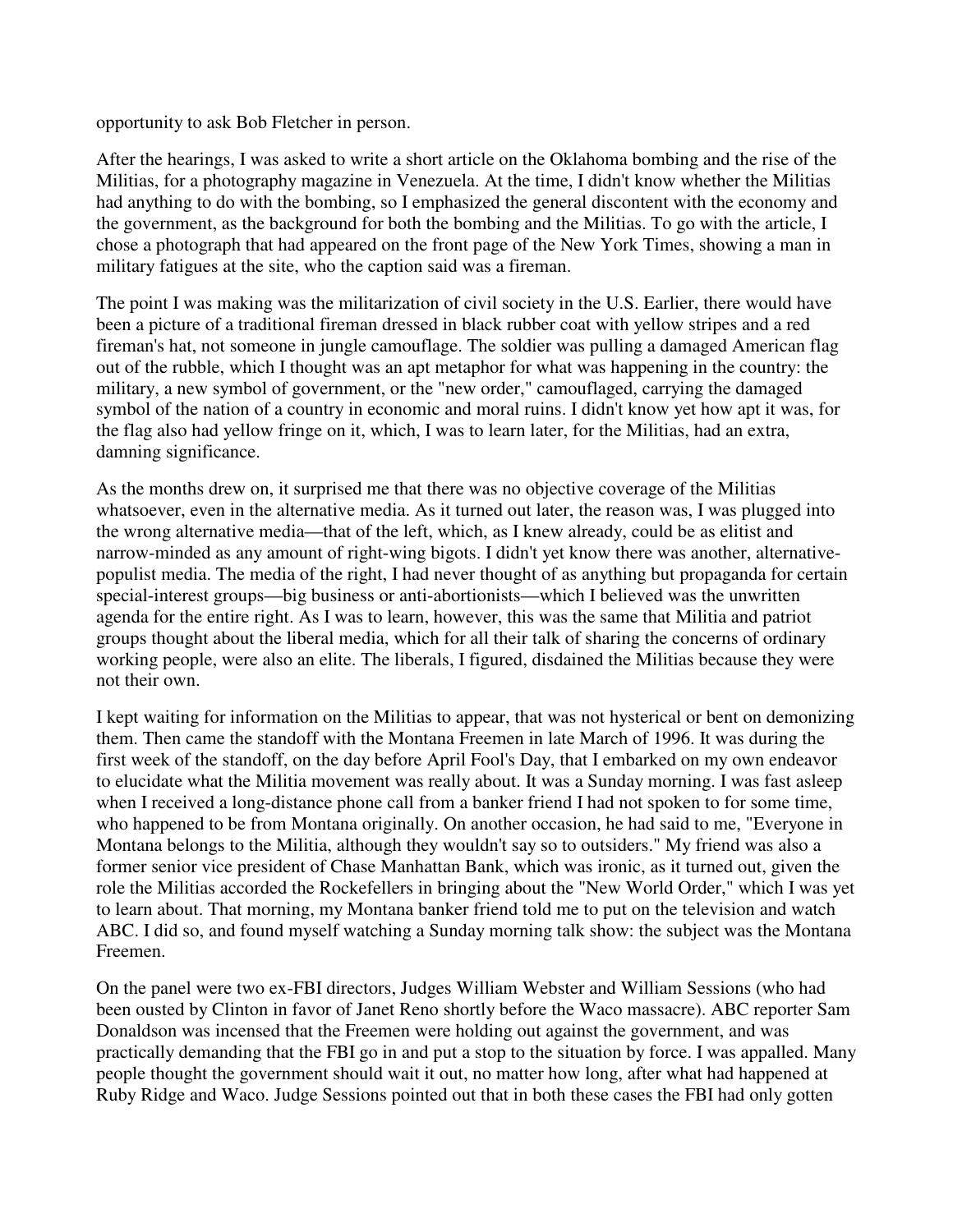opportunity to ask Bob Fletcher in person.

After the hearings, I was asked to write a short article on the Oklahoma bombing and the rise of the Militias, for a photography magazine in Venezuela. At the time, I didn't know whether the Militias had anything to do with the bombing, so I emphasized the general discontent with the economy and the government, as the background for both the bombing and the Militias. To go with the article, I chose a photograph that had appeared on the front page of the New York Times, showing a man in military fatigues at the site, who the caption said was a fireman.

The point I was making was the militarization of civil society in the U.S. Earlier, there would have been a picture of a traditional fireman dressed in black rubber coat with yellow stripes and a red fireman's hat, not someone in jungle camouflage. The soldier was pulling a damaged American flag out of the rubble, which I thought was an apt metaphor for what was happening in the country: the military, a new symbol of government, or the "new order," camouflaged, carrying the damaged symbol of the nation of a country in economic and moral ruins. I didn't know yet how apt it was, for the flag also had yellow fringe on it, which, I was to learn later, for the Militias, had an extra, damning significance.

As the months drew on, it surprised me that there was no objective coverage of the Militias whatsoever, even in the alternative media. As it turned out later, the reason was, I was plugged into the wrong alternative media—that of the left, which, as I knew already, could be as elitist and narrow-minded as any amount of right-wing bigots. I didn't yet know there was another, alternative-populist media. The media of the right, I had never thought of as anything but propaganda for certain special-interest groups—big business or anti-abortionists—which I believed was the unwritten agenda for the entire right. As I was to learn, however, this was the same that Militia and patriot groups thought about the liberal media, which for all their talk of sharing the concerns of ordinary working people, were also an elite. The liberals, I figured, disdained the Militias because they were not their own.

I kept waiting for information on the Militias to appear, that was not hysterical or bent on demonizing them. Then came the standoff with the Montana Freemen in late March of 1996. It was during the first week of the standoff, on the day before April Fool's Day, that I embarked on my own endeavor to elucidate what the Militia movement was really about. It was a Sunday morning. I was fast asleep when I received a long-distance phone call from a banker friend I had not spoken to for some time, who happened to be from Montana originally. On another occasion, he had said to me, "Everyone in Montana belongs to the Militia, although they wouldn't say so to outsiders." My friend was also a former senior vice president of Chase Manhattan Bank, which was ironic, as it turned out, given the role the Militias accorded the Rockefellers in bringing about the "New World Order," which I was yet to learn about. That morning, my Montana banker friend told me to put on the television and watch ABC. I did so, and found myself watching a Sunday morning talk show: the subject was the Montana Freemen.

On the panel were two ex-FBI directors, Judges William Webster and William Sessions (who had been ousted by Clinton in favor of Janet Reno shortly before the Waco massacre). ABC reporter Sam Donaldson was incensed that the Freemen were holding out against the government, and was practically demanding that the FBI go in and put a stop to the situation by force. I was appalled. Many people thought the government should wait it out, no matter how long, after what had happened at Ruby Ridge and Waco. Judge Sessions pointed out that in both these cases the FBI had only gotten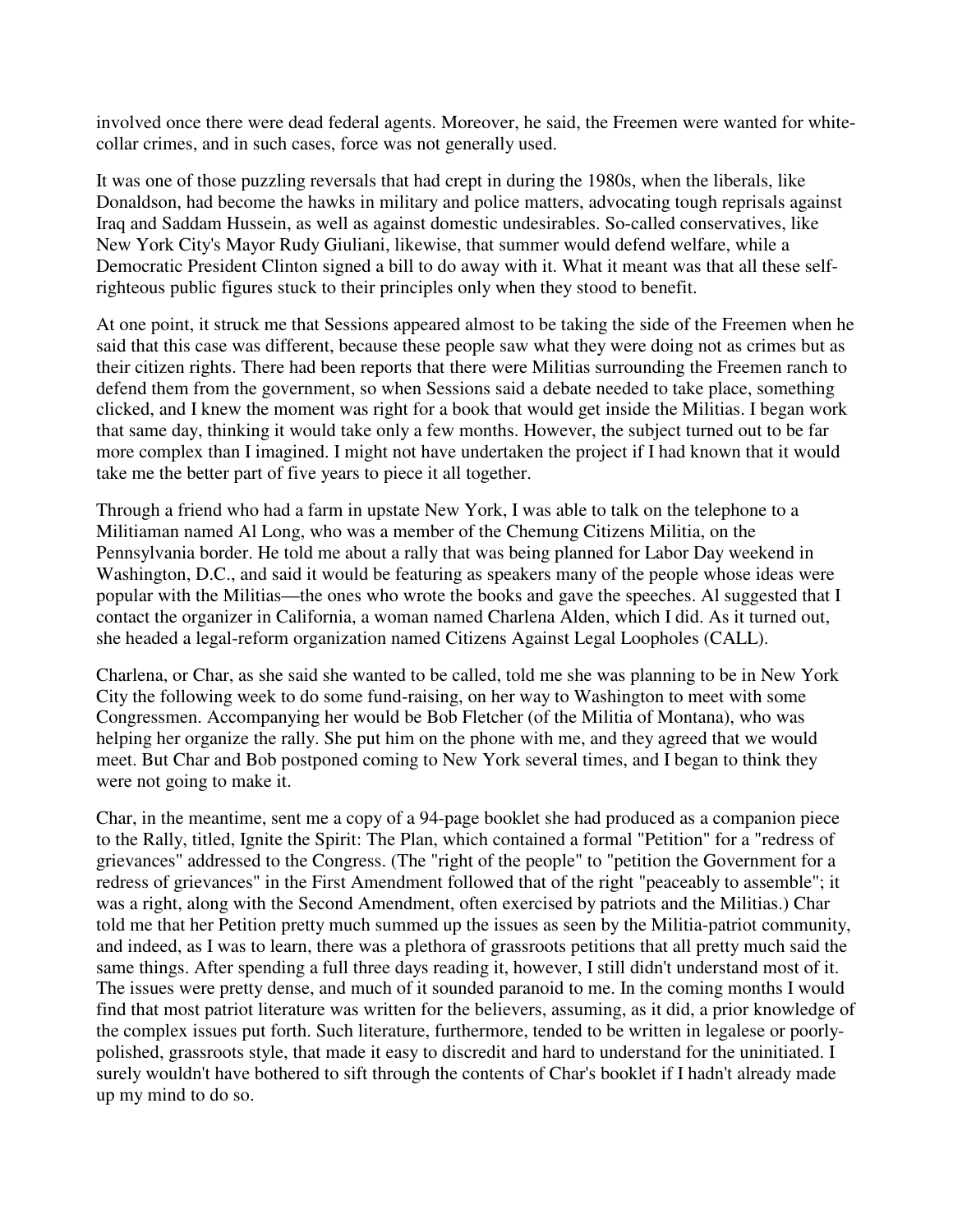involved once there were dead federal agents. Moreover, he said, the Freemen were wanted for white-collar crimes, and in such cases, force was not generally used.

It was one of those puzzling reversals that had crept in during the 1980s, when the liberals, like Donaldson, had become the hawks in military and police matters, advocating tough reprisals against Iraq and Saddam Hussein, as well as against domestic undesirables. So-called conservatives, like New York City's Mayor Rudy Giuliani, likewise, that summer would defend welfare, while a Democratic President Clinton signed a bill to do away with it. What it meant was that all these self-righteous public figures stuck to their principles only when they stood to benefit.

At one point, it struck me that Sessions appeared almost to be taking the side of the Freemen when he said that this case was different, because these people saw what they were doing not as crimes but as their citizen rights. There had been reports that there were Militias surrounding the Freemen ranch to defend them from the government, so when Sessions said a debate needed to take place, something clicked, and I knew the moment was right for a book that would get inside the Militias. I began work that same day, thinking it would take only a few months. However, the subject turned out to be far more complex than I imagined. I might not have undertaken the project if I had known that it would take me the better part of five years to piece it all together.

Through a friend who had a farm in upstate New York, I was able to talk on the telephone to a Militiaman named Al Long, who was a member of the Chemung Citizens Militia, on the Pennsylvania border. He told me about a rally that was being planned for Labor Day weekend in Washington, D.C., and said it would be featuring as speakers many of the people whose ideas were popular with the Militias—the ones who wrote the books and gave the speeches. Al suggested that I contact the organizer in California, a woman named Charlena Alden, which I did. As it turned out, she headed a legal-reform organization named Citizens Against Legal Loopholes (CALL).

Charlena, or Char, as she said she wanted to be called, told me she was planning to be in New York City the following week to do some fund-raising, on her way to Washington to meet with some Congressmen. Accompanying her would be Bob Fletcher (of the Militia of Montana), who was helping her organize the rally. She put him on the phone with me, and they agreed that we would meet. But Char and Bob postponed coming to New York several times, and I began to think they were not going to make it.

Char, in the meantime, sent me a copy of a 94-page booklet she had produced as a companion piece to the Rally, titled, Ignite the Spirit: The Plan, which contained a formal "Petition" for a "redress of grievances" addressed to the Congress. (The "right of the people" to "petition the Government for a redress of grievances" in the First Amendment followed that of the right "peaceably to assemble"; it was a right, along with the Second Amendment, often exercised by patriots and the Militias.) Char told me that her Petition pretty much summed up the issues as seen by the Militia-patriot community, and indeed, as I was to learn, there was a plethora of grassroots petitions that all pretty much said the same things. After spending a full three days reading it, however, I still didn't understand most of it. The issues were pretty dense, and much of it sounded paranoid to me. In the coming months I would find that most patriot literature was written for the believers, assuming, as it did, a prior knowledge of the complex issues put forth. Such literature, furthermore, tended to be written in legalese or poorly-polished, grassroots style, that made it easy to discredit and hard to understand for the uninitiated. I surely wouldn't have bothered to sift through the contents of Char's booklet if I hadn't already made up my mind to do so.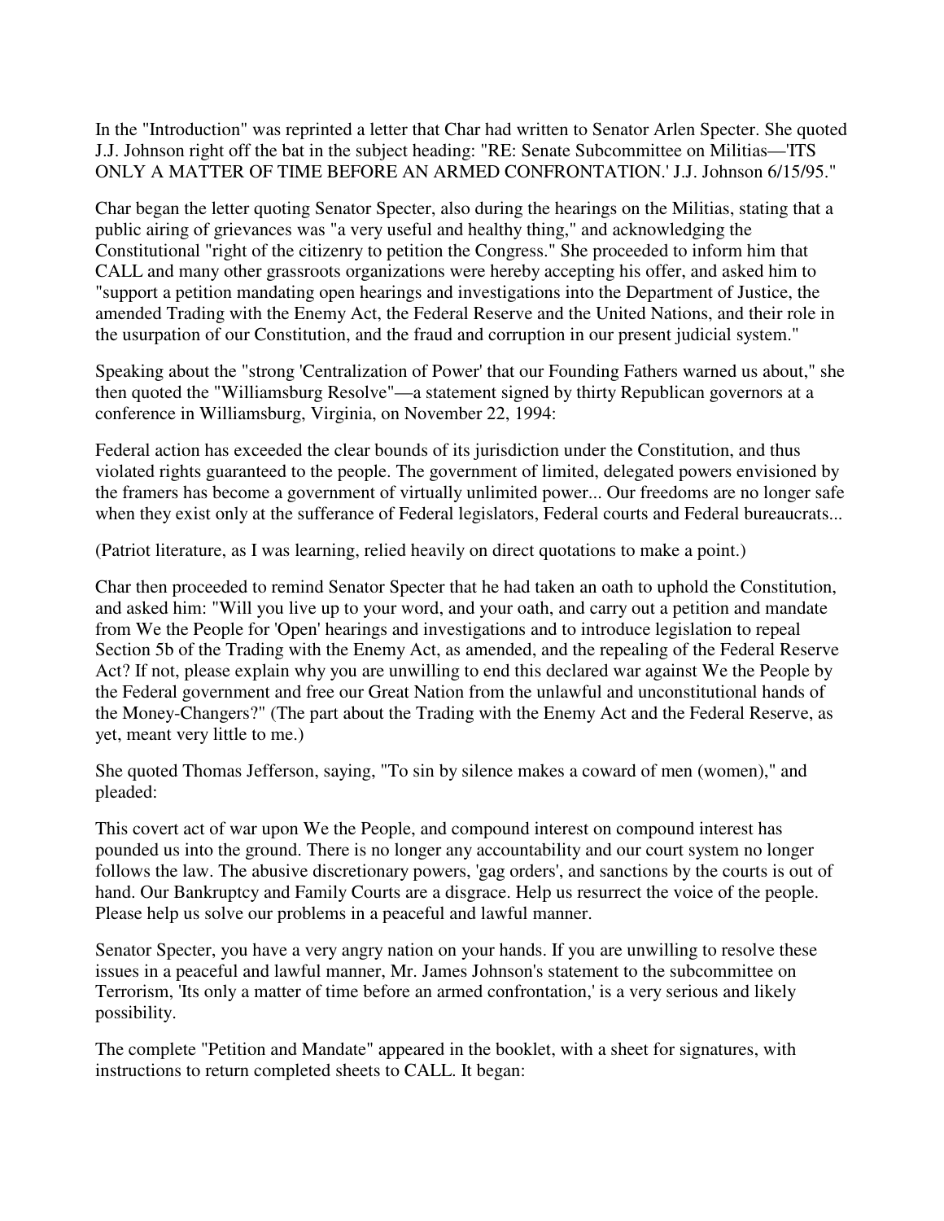In the "Introduction" was reprinted a letter that Char had written to Senator Arlen Specter. She quoted J.J. Johnson right off the bat in the subject heading: "RE: Senate Subcommittee on Militias—'ITS ONLY A MATTER OF TIME BEFORE AN ARMED CONFRONTATION.' J.J. Johnson 6/15/95."

Char began the letter quoting Senator Specter, also during the hearings on the Militias, stating that a public airing of grievances was "a very useful and healthy thing," and acknowledging the Constitutional "right of the citizenry to petition the Congress." She proceeded to inform him that CALL and many other grassroots organizations were hereby accepting his offer, and asked him to "support a petition mandating open hearings and investigations into the Department of Justice, the amended Trading with the Enemy Act, the Federal Reserve and the United Nations, and their role in the usurpation of our Constitution, and the fraud and corruption in our present judicial system."

Speaking about the "strong 'Centralization of Power' that our Founding Fathers warned us about," she then quoted the "Williamsburg Resolve"—a statement signed by thirty Republican governors at a conference in Williamsburg, Virginia, on November 22, 1994:

Federal action has exceeded the clear bounds of its jurisdiction under the Constitution, and thus violated rights guaranteed to the people. The government of limited, delegated powers envisioned by the framers has become a government of virtually unlimited power... Our freedoms are no longer safe when they exist only at the sufferance of Federal legislators, Federal courts and Federal bureaucrats...

(Patriot literature, as I was learning, relied heavily on direct quotations to make a point.)

Char then proceeded to remind Senator Specter that he had taken an oath to uphold the Constitution, and asked him: "Will you live up to your word, and your oath, and carry out a petition and mandate from We the People for 'Open' hearings and investigations and to introduce legislation to repeal Section 5b of the Trading with the Enemy Act, as amended, and the repealing of the Federal Reserve Act? If not, please explain why you are unwilling to end this declared war against We the People by the Federal government and free our Great Nation from the unlawful and unconstitutional hands of the Money-Changers?" (The part about the Trading with the Enemy Act and the Federal Reserve, as yet, meant very little to me.)

She quoted Thomas Jefferson, saying, "To sin by silence makes a coward of men (women)," and pleaded:

This covert act of war upon We the People, and compound interest on compound interest has pounded us into the ground. There is no longer any accountability and our court system no longer follows the law. The abusive discretionary powers, 'gag orders', and sanctions by the courts is out of hand. Our Bankruptcy and Family Courts are a disgrace. Help us resurrect the voice of the people. Please help us solve our problems in a peaceful and lawful manner.

Senator Specter, you have a very angry nation on your hands. If you are unwilling to resolve these issues in a peaceful and lawful manner, Mr. James Johnson's statement to the subcommittee on Terrorism, 'Its only a matter of time before an armed confrontation,' is a very serious and likely possibility.

The complete "Petition and Mandate" appeared in the booklet, with a sheet for signatures, with instructions to return completed sheets to CALL. It began: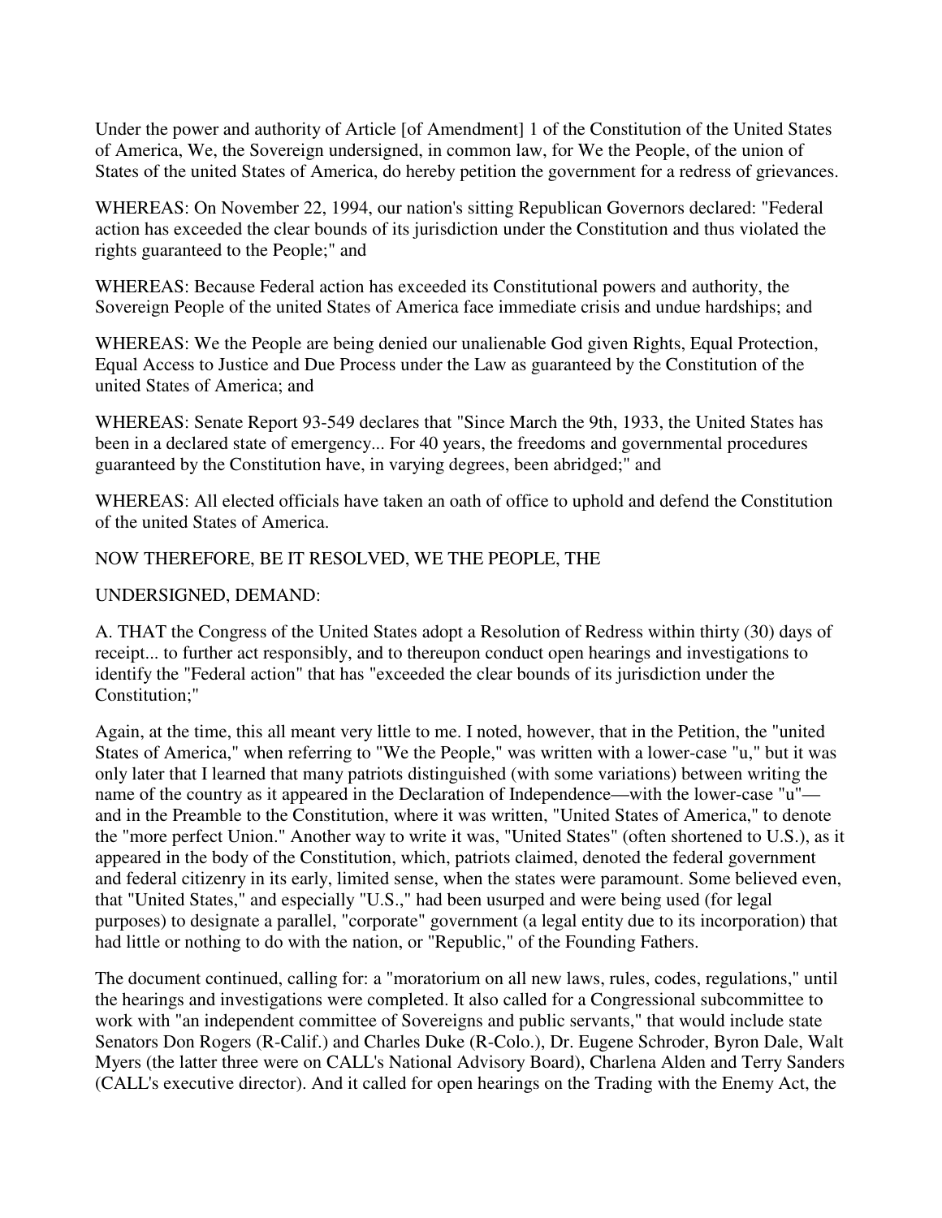Under the power and authority of Article [of Amendment] 1 of the Constitution of the United States of America, We, the Sovereign undersigned, in common law, for We the People, of the union of States of the united States of America, do hereby petition the government for a redress of grievances.

WHEREAS: On November 22, 1994, our nation's sitting Republican Governors declared: "Federal action has exceeded the clear bounds of its jurisdiction under the Constitution and thus violated the rights guaranteed to the People;" and

WHEREAS: Because Federal action has exceeded its Constitutional powers and authority, the Sovereign People of the united States of America face immediate crisis and undue hardships; and

WHEREAS: We the People are being denied our unalienable God given Rights, Equal Protection, Equal Access to Justice and Due Process under the Law as guaranteed by the Constitution of the united States of America; and

WHEREAS: Senate Report 93-549 declares that "Since March the 9th, 1933, the United States has been in a declared state of emergency... For 40 years, the freedoms and governmental procedures guaranteed by the Constitution have, in varying degrees, been abridged;" and

WHEREAS: All elected officials have taken an oath of office to uphold and defend the Constitution of the united States of America.

NOW THEREFORE, BE IT RESOLVED, WE THE PEOPLE, THE

UNDERSIGNED, DEMAND:

A. THAT the Congress of the United States adopt a Resolution of Redress within thirty (30) days of receipt... to further act responsibly, and to thereupon conduct open hearings and investigations to identify the "Federal action" that has "exceeded the clear bounds of its jurisdiction under the Constitution;"

Again, at the time, this all meant very little to me. I noted, however, that in the Petition, the "united States of America," when referring to "We the People," was written with a lower-case "u," but it was only later that I learned that many patriots distinguished (with some variations) between writing the name of the country as it appeared in the Declaration of Independence—with the lower-case "u"—and in the Preamble to the Constitution, where it was written, "United States of America," to denote the "more perfect Union." Another way to write it was, "United States" (often shortened to U.S.), as it appeared in the body of the Constitution, which, patriots claimed, denoted the federal government and federal citizenry in its early, limited sense, when the states were paramount. Some believed even, that "United States," and especially "U.S.," had been usurped and were being used (for legal purposes) to designate a parallel, "corporate" government (a legal entity due to its incorporation) that had little or nothing to do with the nation, or "Republic," of the Founding Fathers.

The document continued, calling for: a "moratorium on all new laws, rules, codes, regulations," until the hearings and investigations were completed. It also called for a Congressional subcommittee to work with "an independent committee of Sovereigns and public servants," that would include state Senators Don Rogers (R-Calif.) and Charles Duke (R-Colo.), Dr. Eugene Schroder, Byron Dale, Walt Myers (the latter three were on CALL's National Advisory Board), Charlena Alden and Terry Sanders (CALL's executive director). And it called for open hearings on the Trading with the Enemy Act, the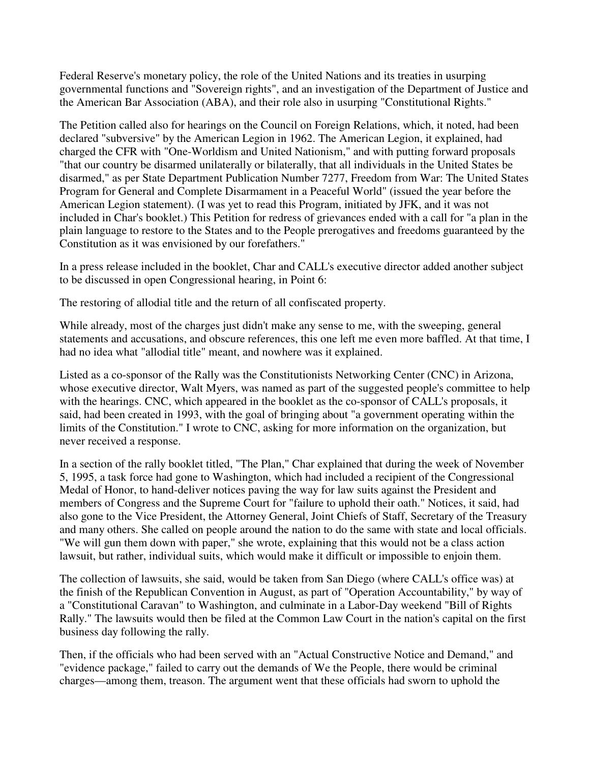Federal Reserve's monetary policy, the role of the United Nations and its treaties in usurping governmental functions and "Sovereign rights", and an investigation of the Department of Justice and the American Bar Association (ABA), and their role also in usurping "Constitutional Rights."

The Petition called also for hearings on the Council on Foreign Relations, which, it noted, had been declared "subversive" by the American Legion in 1962. The American Legion, it explained, had charged the CFR with "One-Worldism and United Nationism," and with putting forward proposals "that our country be disarmed unilaterally or bilaterally, that all individuals in the United States be disarmed," as per State Department Publication Number 7277, Freedom from War: The United States Program for General and Complete Disarmament in a Peaceful World" (issued the year before the American Legion statement). (I was yet to read this Program, initiated by JFK, and it was not included in Char's booklet.) This Petition for redress of grievances ended with a call for "a plan in the plain language to restore to the States and to the People prerogatives and freedoms guaranteed by the Constitution as it was envisioned by our forefathers."

In a press release included in the booklet, Char and CALL's executive director added another subject to be discussed in open Congressional hearing, in Point 6:

The restoring of allodial title and the return of all confiscated property.

While already, most of the charges just didn't make any sense to me, with the sweeping, general statements and accusations, and obscure references, this one left me even more baffled. At that time, I had no idea what "allodial title" meant, and nowhere was it explained.

Listed as a co-sponsor of the Rally was the Constitutionists Networking Center (CNC) in Arizona, whose executive director, Walt Myers, was named as part of the suggested people's committee to help with the hearings. CNC, which appeared in the booklet as the co-sponsor of CALL's proposals, it said, had been created in 1993, with the goal of bringing about "a government operating within the limits of the Constitution." I wrote to CNC, asking for more information on the organization, but never received a response.

In a section of the rally booklet titled, "The Plan," Char explained that during the week of November 5, 1995, a task force had gone to Washington, which had included a recipient of the Congressional Medal of Honor, to hand-deliver notices paving the way for law suits against the President and members of Congress and the Supreme Court for "failure to uphold their oath." Notices, it said, had also gone to the Vice President, the Attorney General, Joint Chiefs of Staff, Secretary of the Treasury and many others. She called on people around the nation to do the same with state and local officials. "We will gun them down with paper," she wrote, explaining that this would not be a class action lawsuit, but rather, individual suits, which would make it difficult or impossible to enjoin them.

The collection of lawsuits, she said, would be taken from San Diego (where CALL's office was) at the finish of the Republican Convention in August, as part of "Operation Accountability," by way of a "Constitutional Caravan" to Washington, and culminate in a Labor-Day weekend "Bill of Rights Rally." The lawsuits would then be filed at the Common Law Court in the nation's capital on the first business day following the rally.

Then, if the officials who had been served with an "Actual Constructive Notice and Demand," and "evidence package," failed to carry out the demands of We the People, there would be criminal charges—among them, treason. The argument went that these officials had sworn to uphold the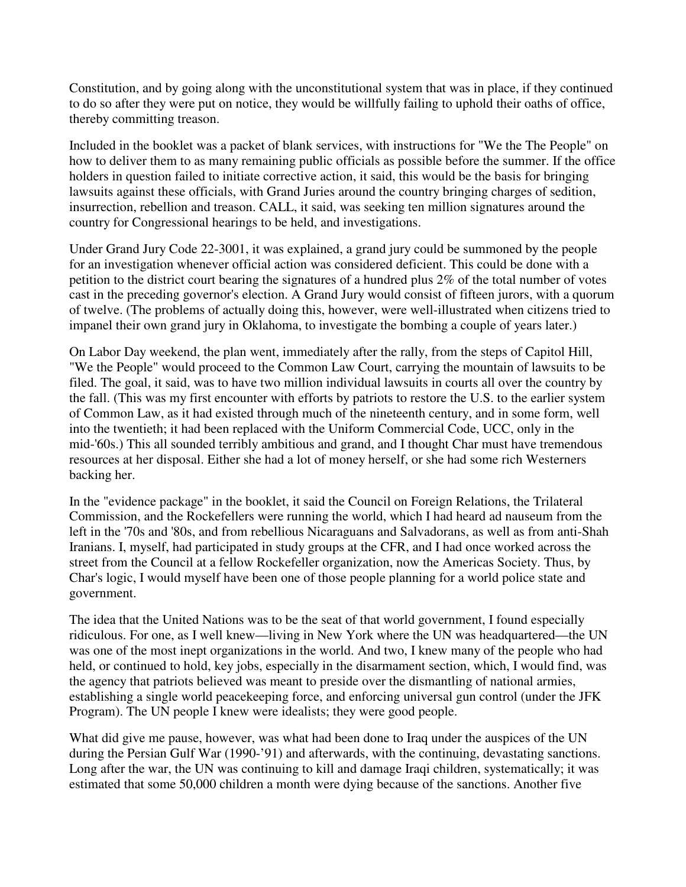Constitution, and by going along with the unconstitutional system that was in place, if they continued to do so after they were put on notice, they would be willfully failing to uphold their oaths of office, thereby committing treason.

Included in the booklet was a packet of blank services, with instructions for "We the The People" on how to deliver them to as many remaining public officials as possible before the summer. If the office holders in question failed to initiate corrective action, it said, this would be the basis for bringing lawsuits against these officials, with Grand Juries around the country bringing charges of sedition, insurrection, rebellion and treason. CALL, it said, was seeking ten million signatures around the country for Congressional hearings to be held, and investigations.

Under Grand Jury Code 22-3001, it was explained, a grand jury could be summoned by the people for an investigation whenever official action was considered deficient. This could be done with a petition to the district court bearing the signatures of a hundred plus 2% of the total number of votes cast in the preceding governor's election. A Grand Jury would consist of fifteen jurors, with a quorum of twelve. (The problems of actually doing this, however, were well-illustrated when citizens tried to impanel their own grand jury in Oklahoma, to investigate the bombing a couple of years later.)

On Labor Day weekend, the plan went, immediately after the rally, from the steps of Capitol Hill, "We the People" would proceed to the Common Law Court, carrying the mountain of lawsuits to be filed. The goal, it said, was to have two million individual lawsuits in courts all over the country by the fall. (This was my first encounter with efforts by patriots to restore the U.S. to the earlier system of Common Law, as it had existed through much of the nineteenth century, and in some form, well into the twentieth; it had been replaced with the Uniform Commercial Code, UCC, only in the mid-'60s.) This all sounded terribly ambitious and grand, and I thought Char must have tremendous resources at her disposal. Either she had a lot of money herself, or she had some rich Westerners backing her.

In the "evidence package" in the booklet, it said the Council on Foreign Relations, the Trilateral Commission, and the Rockefellers were running the world, which I had heard ad nauseum from the left in the '70s and '80s, and from rebellious Nicaraguans and Salvadorans, as well as from anti-Shah Iranians. I, myself, had participated in study groups at the CFR, and I had once worked across the street from the Council at a fellow Rockefeller organization, now the Americas Society. Thus, by Char's logic, I would myself have been one of those people planning for a world police state and government.

The idea that the United Nations was to be the seat of that world government, I found especially ridiculous. For one, as I well knew—living in New York where the UN was headquartered—the UN was one of the most inept organizations in the world. And two, I knew many of the people who had held, or continued to hold, key jobs, especially in the disarmament section, which, I would find, was the agency that patriots believed was meant to preside over the dismantling of national armies, establishing a single world peacekeeping force, and enforcing universal gun control (under the JFK Program). The UN people I knew were idealists; they were good people.

What did give me pause, however, was what had been done to Iraq under the auspices of the UN during the Persian Gulf War (1990-'91) and afterwards, with the continuing, devastating sanctions. Long after the war, the UN was continuing to kill and damage Iraqi children, systematically; it was estimated that some 50,000 children a month were dying because of the sanctions. Another five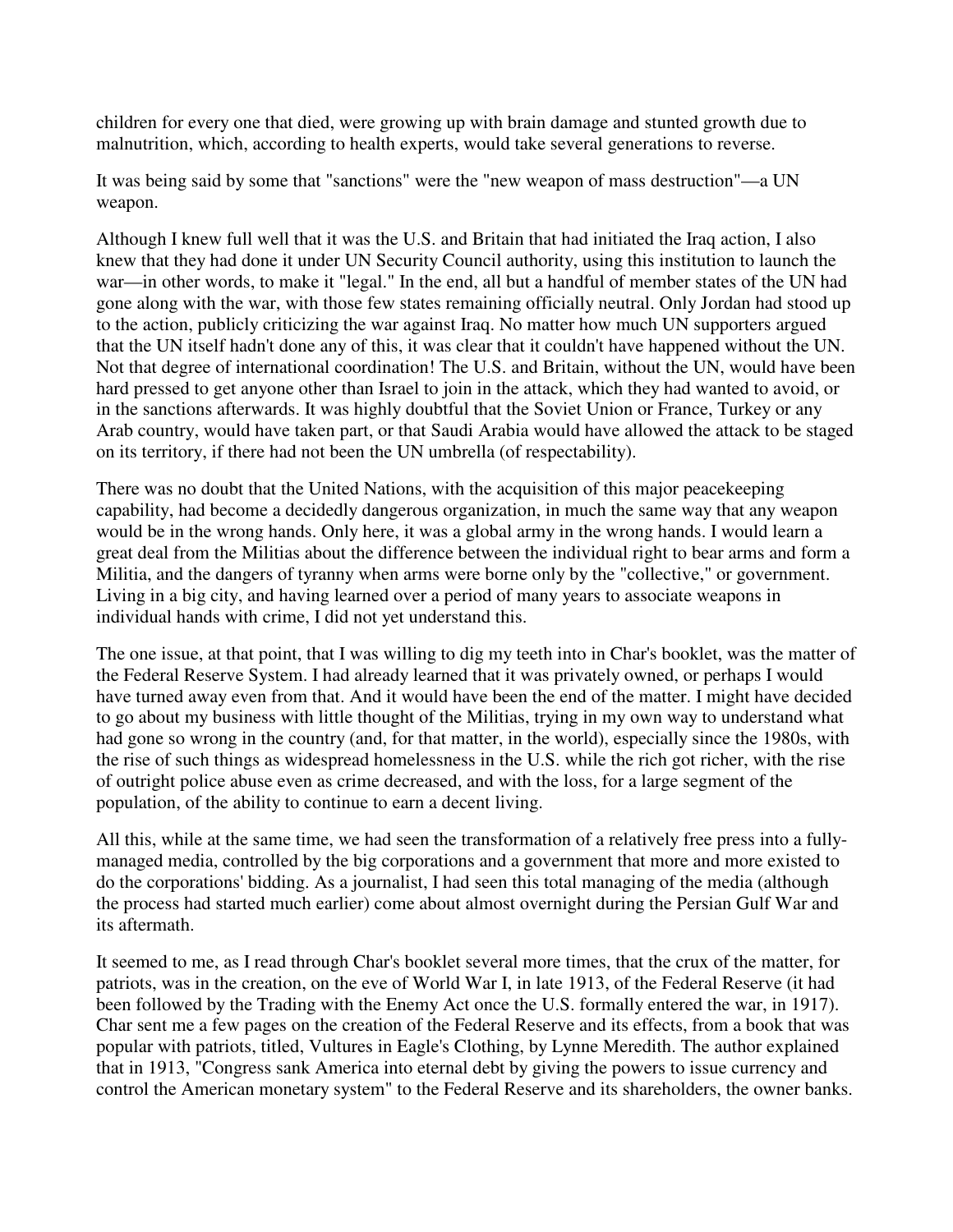children for every one that died, were growing up with brain damage and stunted growth due to malnutrition, which, according to health experts, would take several generations to reverse.

It was being said by some that "sanctions" were the "new weapon of mass destruction"—a UN weapon.

Although I knew full well that it was the U.S. and Britain that had initiated the Iraq action, I also knew that they had done it under UN Security Council authority, using this institution to launch the war—in other words, to make it "legal." In the end, all but a handful of member states of the UN had gone along with the war, with those few states remaining officially neutral. Only Jordan had stood up to the action, publicly criticizing the war against Iraq. No matter how much UN supporters argued that the UN itself hadn't done any of this, it was clear that it couldn't have happened without the UN. Not that degree of international coordination! The U.S. and Britain, without the UN, would have been hard pressed to get anyone other than Israel to join in the attack, which they had wanted to avoid, or in the sanctions afterwards. It was highly doubtful that the Soviet Union or France, Turkey or any Arab country, would have taken part, or that Saudi Arabia would have allowed the attack to be staged on its territory, if there had not been the UN umbrella (of respectability).

There was no doubt that the United Nations, with the acquisition of this major peacekeeping capability, had become a decidedly dangerous organization, in much the same way that any weapon would be in the wrong hands. Only here, it was a global army in the wrong hands. I would learn a great deal from the Militias about the difference between the individual right to bear arms and form a Militia, and the dangers of tyranny when arms were borne only by the "collective," or government. Living in a big city, and having learned over a period of many years to associate weapons in individual hands with crime, I did not yet understand this.

The one issue, at that point, that I was willing to dig my teeth into in Char's booklet, was the matter of the Federal Reserve System. I had already learned that it was privately owned, or perhaps I would have turned away even from that. And it would have been the end of the matter. I might have decided to go about my business with little thought of the Militias, trying in my own way to understand what had gone so wrong in the country (and, for that matter, in the world), especially since the 1980s, with the rise of such things as widespread homelessness in the U.S. while the rich got richer, with the rise of outright police abuse even as crime decreased, and with the loss, for a large segment of the population, of the ability to continue to earn a decent living.

All this, while at the same time, we had seen the transformation of a relatively free press into a fully-managed media, controlled by the big corporations and a government that more and more existed to do the corporations' bidding. As a journalist, I had seen this total managing of the media (although the process had started much earlier) come about almost overnight during the Persian Gulf War and its aftermath.

It seemed to me, as I read through Char's booklet several more times, that the crux of the matter, for patriots, was in the creation, on the eve of World War I, in late 1913, of the Federal Reserve (it had been followed by the Trading with the Enemy Act once the U.S. formally entered the war, in 1917). Char sent me a few pages on the creation of the Federal Reserve and its effects, from a book that was popular with patriots, titled, Vultures in Eagle's Clothing, by Lynne Meredith. The author explained that in 1913, "Congress sank America into eternal debt by giving the powers to issue currency and control the American monetary system" to the Federal Reserve and its shareholders, the owner banks.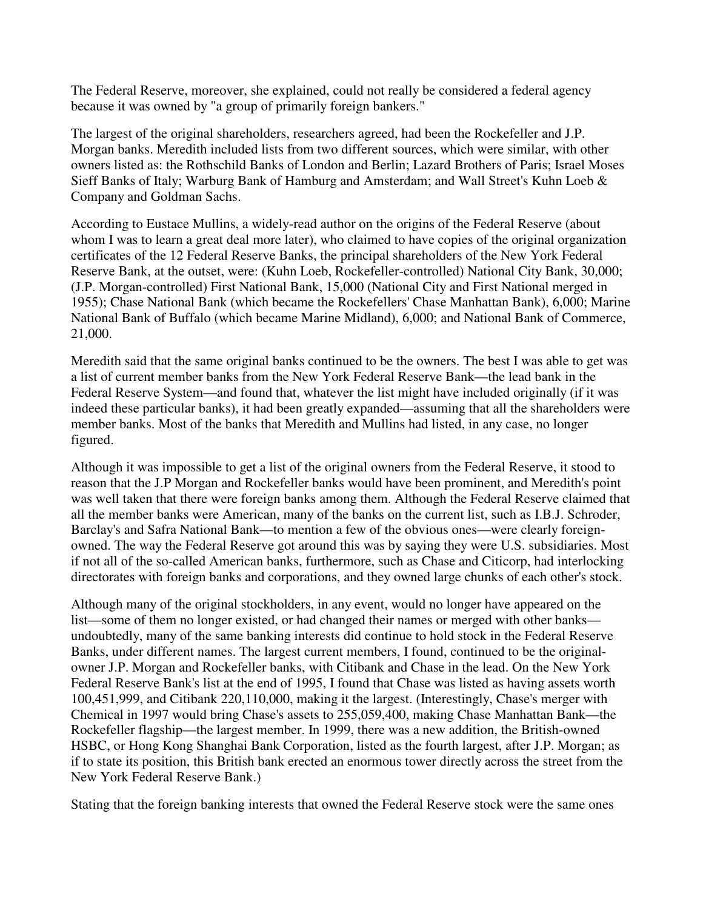The Federal Reserve, moreover, she explained, could not really be considered a federal agency because it was owned by "a group of primarily foreign bankers."

The largest of the original shareholders, researchers agreed, had been the Rockefeller and J.P. Morgan banks. Meredith included lists from two different sources, which were similar, with other owners listed as: the Rothschild Banks of London and Berlin; Lazard Brothers of Paris; Israel Moses Sieff Banks of Italy; Warburg Bank of Hamburg and Amsterdam; and Wall Street's Kuhn Loeb & Company and Goldman Sachs.

According to Eustace Mullins, a widely-read author on the origins of the Federal Reserve (about whom I was to learn a great deal more later), who claimed to have copies of the original organization certificates of the 12 Federal Reserve Banks, the principal shareholders of the New York Federal Reserve Bank, at the outset, were: (Kuhn Loeb, Rockefeller-controlled) National City Bank, 30,000; (J.P. Morgan-controlled) First National Bank, 15,000 (National City and First National merged in 1955); Chase National Bank (which became the Rockefellers' Chase Manhattan Bank), 6,000; Marine National Bank of Buffalo (which became Marine Midland), 6,000; and National Bank of Commerce, 21,000.

Meredith said that the same original banks continued to be the owners. The best I was able to get was a list of current member banks from the New York Federal Reserve Bank—the lead bank in the Federal Reserve System—and found that, whatever the list might have included originally (if it was indeed these particular banks), it had been greatly expanded—assuming that all the shareholders were member banks. Most of the banks that Meredith and Mullins had listed, in any case, no longer figured.

Although it was impossible to get a list of the original owners from the Federal Reserve, it stood to reason that the J.P Morgan and Rockefeller banks would have been prominent, and Meredith's point was well taken that there were foreign banks among them. Although the Federal Reserve claimed that all the member banks were American, many of the banks on the current list, such as I.B.J. Schroder, Barclay's and Safra National Bank—to mention a few of the obvious ones—were clearly foreign-owned. The way the Federal Reserve got around this was by saying they were U.S. subsidiaries. Most if not all of the so-called American banks, furthermore, such as Chase and Citicorp, had interlocking directorates with foreign banks and corporations, and they owned large chunks of each other's stock.

Although many of the original stockholders, in any event, would no longer have appeared on the list—some of them no longer existed, or had changed their names or merged with other banks—undoubtedly, many of the same banking interests did continue to hold stock in the Federal Reserve Banks, under different names. The largest current members, I found, continued to be the original-owner J.P. Morgan and Rockefeller banks, with Citibank and Chase in the lead. On the New York Federal Reserve Bank's list at the end of 1995, I found that Chase was listed as having assets worth 100,451,999, and Citibank 220,110,000, making it the largest. (Interestingly, Chase's merger with Chemical in 1997 would bring Chase's assets to 255,059,400, making Chase Manhattan Bank—the Rockefeller flagship—the largest member. In 1999, there was a new addition, the British-owned HSBC, or Hong Kong Shanghai Bank Corporation, listed as the fourth largest, after J.P. Morgan; as if to state its position, this British bank erected an enormous tower directly across the street from the New York Federal Reserve Bank.)

Stating that the foreign banking interests that owned the Federal Reserve stock were the same ones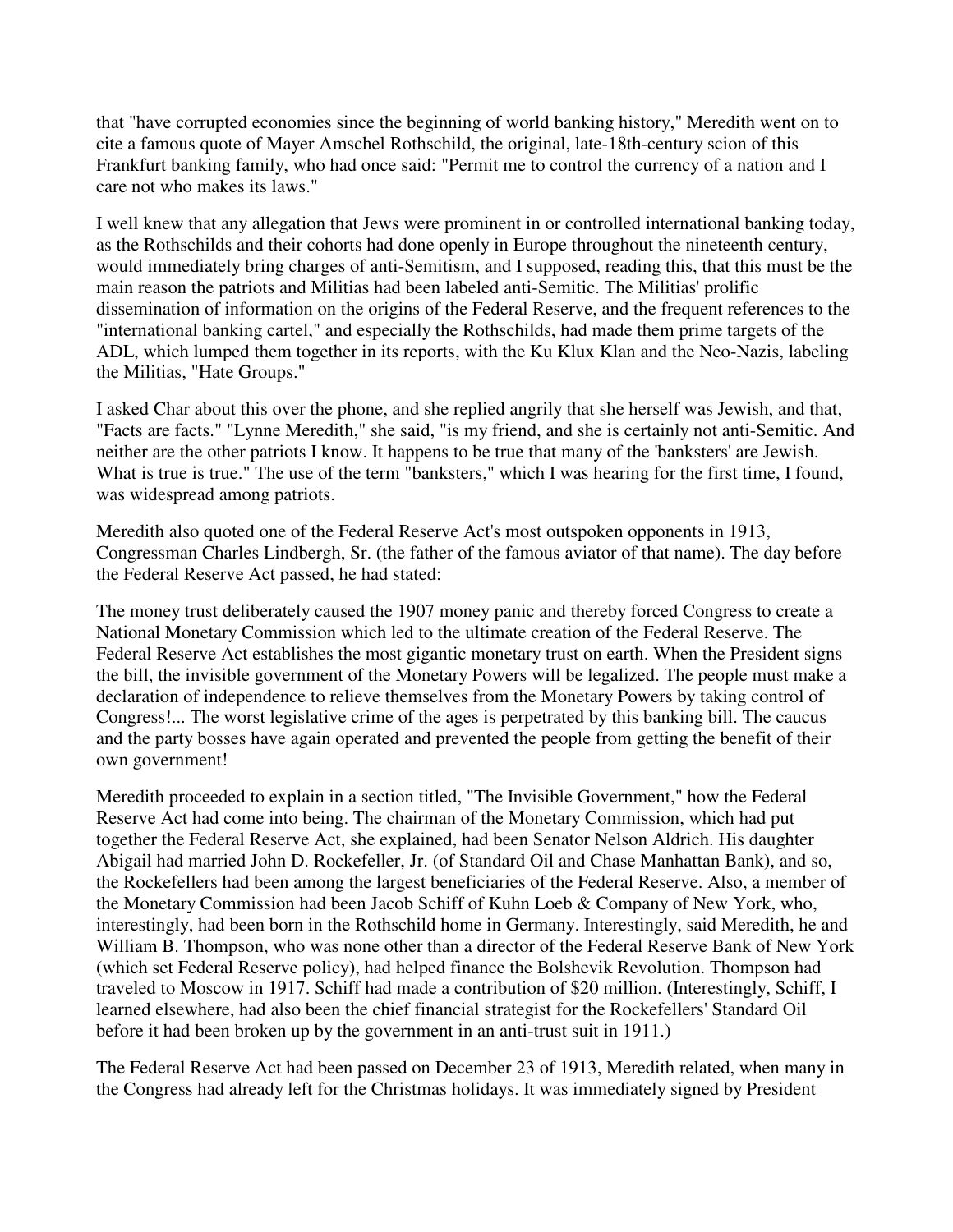that "have corrupted economies since the beginning of world banking history," Meredith went on to cite a famous quote of Mayer Amschel Rothschild, the original, late-18th-century scion of this Frankfurt banking family, who had once said: "Permit me to control the currency of a nation and I care not who makes its laws."

I well knew that any allegation that Jews were prominent in or controlled international banking today, as the Rothschilds and their cohorts had done openly in Europe throughout the nineteenth century, would immediately bring charges of anti-Semitism, and I supposed, reading this, that this must be the main reason the patriots and Militias had been labeled anti-Semitic. The Militias' prolific dissemination of information on the origins of the Federal Reserve, and the frequent references to the "international banking cartel," and especially the Rothschilds, had made them prime targets of the ADL, which lumped them together in its reports, with the Ku Klux Klan and the Neo-Nazis, labeling the Militias, "Hate Groups."

I asked Char about this over the phone, and she replied angrily that she herself was Jewish, and that, "Facts are facts." "Lynne Meredith," she said, "is my friend, and she is certainly not anti-Semitic. And neither are the other patriots I know. It happens to be true that many of the 'banksters' are Jewish. What is true is true." The use of the term "banksters," which I was hearing for the first time, I found, was widespread among patriots.

Meredith also quoted one of the Federal Reserve Act's most outspoken opponents in 1913, Congressman Charles Lindbergh, Sr. (the father of the famous aviator of that name). The day before the Federal Reserve Act passed, he had stated:

The money trust deliberately caused the 1907 money panic and thereby forced Congress to create a National Monetary Commission which led to the ultimate creation of the Federal Reserve. The Federal Reserve Act establishes the most gigantic monetary trust on earth. When the President signs the bill, the invisible government of the Monetary Powers will be legalized. The people must make a declaration of independence to relieve themselves from the Monetary Powers by taking control of Congress!... The worst legislative crime of the ages is perpetrated by this banking bill. The caucus and the party bosses have again operated and prevented the people from getting the benefit of their own government!

Meredith proceeded to explain in a section titled, "The Invisible Government," how the Federal Reserve Act had come into being. The chairman of the Monetary Commission, which had put together the Federal Reserve Act, she explained, had been Senator Nelson Aldrich. His daughter Abigail had married John D. Rockefeller, Jr. (of Standard Oil and Chase Manhattan Bank), and so, the Rockefellers had been among the largest beneficiaries of the Federal Reserve. Also, a member of the Monetary Commission had been Jacob Schiff of Kuhn Loeb & Company of New York, who, interestingly, had been born in the Rothschild home in Germany. Interestingly, said Meredith, he and William B. Thompson, who was none other than a director of the Federal Reserve Bank of New York (which set Federal Reserve policy), had helped finance the Bolshevik Revolution. Thompson had traveled to Moscow in 1917. Schiff had made a contribution of $20 million. (Interestingly, Schiff, I learned elsewhere, had also been the chief financial strategist for the Rockefellers' Standard Oil before it had been broken up by the government in an anti-trust suit in 1911.)

The Federal Reserve Act had been passed on December 23 of 1913, Meredith related, when many in the Congress had already left for the Christmas holidays. It was immediately signed by President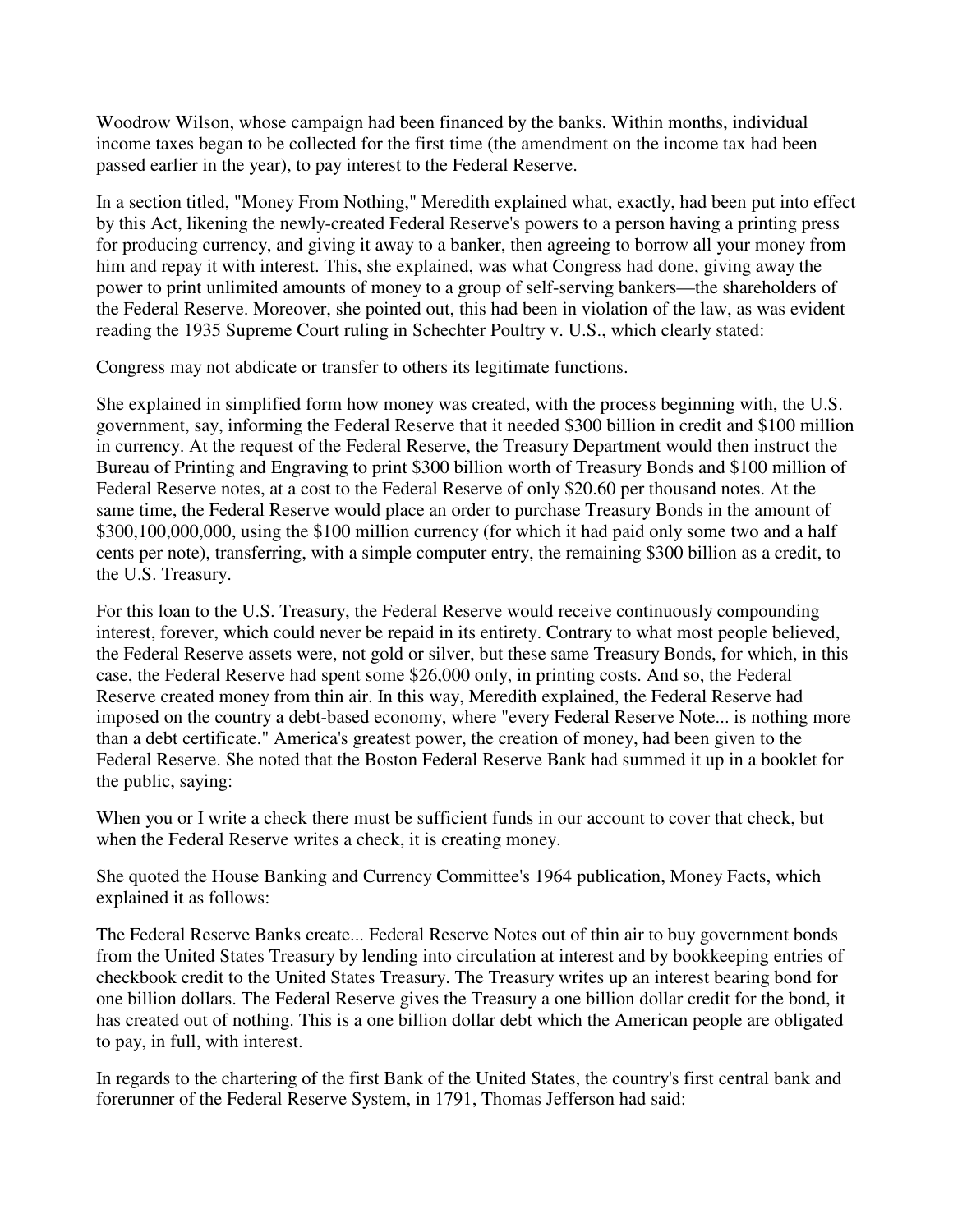Woodrow Wilson, whose campaign had been financed by the banks. Within months, individual income taxes began to be collected for the first time (the amendment on the income tax had been passed earlier in the year), to pay interest to the Federal Reserve.

In a section titled, "Money From Nothing," Meredith explained what, exactly, had been put into effect by this Act, likening the newly-created Federal Reserve's powers to a person having a printing press for producing currency, and giving it away to a banker, then agreeing to borrow all your money from him and repay it with interest. This, she explained, was what Congress had done, giving away the power to print unlimited amounts of money to a group of self-serving bankers—the shareholders of the Federal Reserve. Moreover, she pointed out, this had been in violation of the law, as was evident reading the 1935 Supreme Court ruling in Schechter Poultry v. U.S., which clearly stated:

Congress may not abdicate or transfer to others its legitimate functions.

She explained in simplified form how money was created, with the process beginning with, the U.S. government, say, informing the Federal Reserve that it needed $300 billion in credit and $100 million in currency. At the request of the Federal Reserve, the Treasury Department would then instruct the Bureau of Printing and Engraving to print $300 billion worth of Treasury Bonds and $100 million of Federal Reserve notes, at a cost to the Federal Reserve of only $20.60 per thousand notes. At the same time, the Federal Reserve would place an order to purchase Treasury Bonds in the amount of $300,100,000,000, using the $100 million currency (for which it had paid only some two and a half cents per note), transferring, with a simple computer entry, the remaining $300 billion as a credit, to the U.S. Treasury.

For this loan to the U.S. Treasury, the Federal Reserve would receive continuously compounding interest, forever, which could never be repaid in its entirety. Contrary to what most people believed, the Federal Reserve assets were, not gold or silver, but these same Treasury Bonds, for which, in this case, the Federal Reserve had spent some $26,000 only, in printing costs. And so, the Federal Reserve created money from thin air. In this way, Meredith explained, the Federal Reserve had imposed on the country a debt-based economy, where "every Federal Reserve Note... is nothing more than a debt certificate." America's greatest power, the creation of money, had been given to the Federal Reserve. She noted that the Boston Federal Reserve Bank had summed it up in a booklet for the public, saying:

When you or I write a check there must be sufficient funds in our account to cover that check, but when the Federal Reserve writes a check, it is creating money.

She quoted the House Banking and Currency Committee's 1964 publication, Money Facts, which explained it as follows:

The Federal Reserve Banks create... Federal Reserve Notes out of thin air to buy government bonds from the United States Treasury by lending into circulation at interest and by bookkeeping entries of checkbook credit to the United States Treasury. The Treasury writes up an interest bearing bond for one billion dollars. The Federal Reserve gives the Treasury a one billion dollar credit for the bond, it has created out of nothing. This is a one billion dollar debt which the American people are obligated to pay, in full, with interest.

In regards to the chartering of the first Bank of the United States, the country's first central bank and forerunner of the Federal Reserve System, in 1791, Thomas Jefferson had said: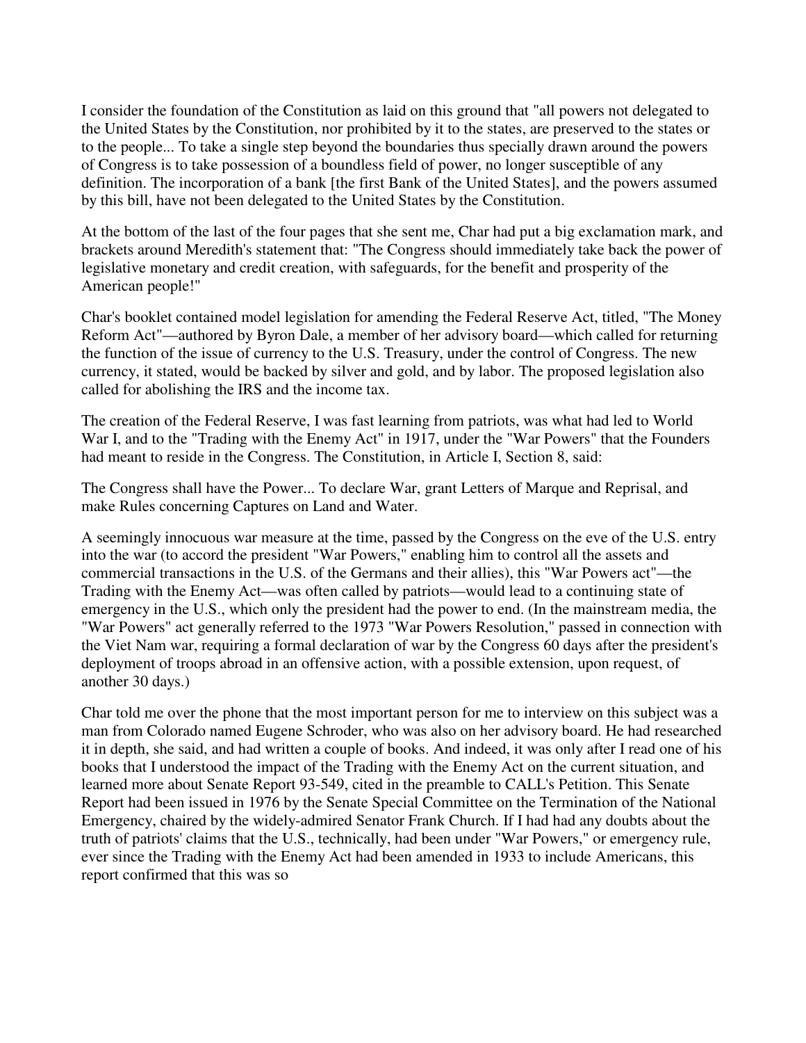I consider the foundation of the Constitution as laid on this ground that "all powers not delegated to the United States by the Constitution, nor prohibited by it to the states, are preserved to the states or to the people... To take a single step beyond the boundaries thus specially drawn around the powers of Congress is to take possession of a boundless field of power, no longer susceptible of any definition. The incorporation of a bank [the first Bank of the United States], and the powers assumed by this bill, have not been delegated to the United States by the Constitution.

At the bottom of the last of the four pages that she sent me, Char had put a big exclamation mark, and brackets around Meredith's statement that: "The Congress should immediately take back the power of legislative monetary and credit creation, with safeguards, for the benefit and prosperity of the American people!"

Char's booklet contained model legislation for amending the Federal Reserve Act, titled, "The Money Reform Act"—authored by Byron Dale, a member of her advisory board—which called for returning the function of the issue of currency to the U.S. Treasury, under the control of Congress. The new currency, it stated, would be backed by silver and gold, and by labor. The proposed legislation also called for abolishing the IRS and the income tax.

The creation of the Federal Reserve, I was fast learning from patriots, was what had led to World War I, and to the "Trading with the Enemy Act" in 1917, under the "War Powers" that the Founders had meant to reside in the Congress. The Constitution, in Article I, Section 8, said:

The Congress shall have the Power... To declare War, grant Letters of Marque and Reprisal, and make Rules concerning Captures on Land and Water.

A seemingly innocuous war measure at the time, passed by the Congress on the eve of the U.S. entry into the war (to accord the president "War Powers," enabling him to control all the assets and commercial transactions in the U.S. of the Germans and their allies), this "War Powers act"—the Trading with the Enemy Act—was often called by patriots—would lead to a continuing state of emergency in the U.S., which only the president had the power to end. (In the mainstream media, the "War Powers" act generally referred to the 1973 "War Powers Resolution," passed in connection with the Viet Nam war, requiring a formal declaration of war by the Congress 60 days after the president's deployment of troops abroad in an offensive action, with a possible extension, upon request, of another 30 days.)

Char told me over the phone that the most important person for me to interview on this subject was a man from Colorado named Eugene Schroder, who was also on her advisory board. He had researched it in depth, she said, and had written a couple of books. And indeed, it was only after I read one of his books that I understood the impact of the Trading with the Enemy Act on the current situation, and learned more about Senate Report 93-549, cited in the preamble to CALL's Petition. This Senate Report had been issued in 1976 by the Senate Special Committee on the Termination of the National Emergency, chaired by the widely-admired Senator Frank Church. If I had had any doubts about the truth of patriots' claims that the U.S., technically, had been under "War Powers," or emergency rule, ever since the Trading with the Enemy Act had been amended in 1933 to include Americans, this report confirmed that this was so